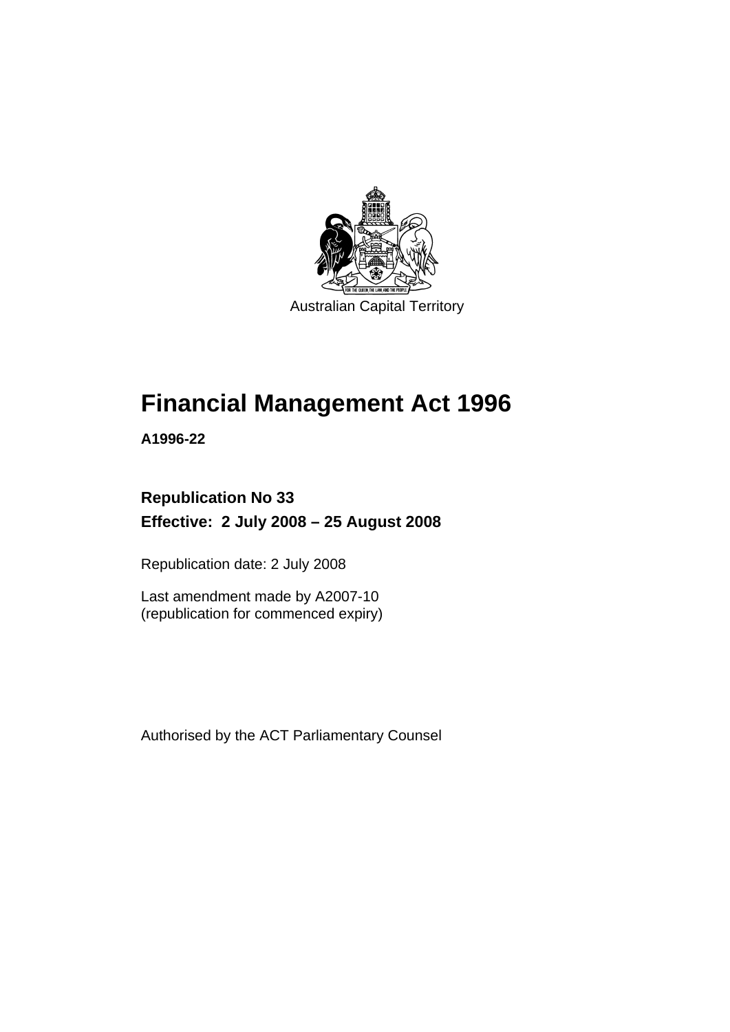Australian Capital Territory

# Financial Management Act 1996

**A1996-22**

**Republication No 33**

**Effective: 2 July 2008 – 25 August 2008**

Republication date: 2 July 2008

Last amendment made by A2007-10
(republication for commenced expiry)

Authorised by the ACT Parliamentary Counsel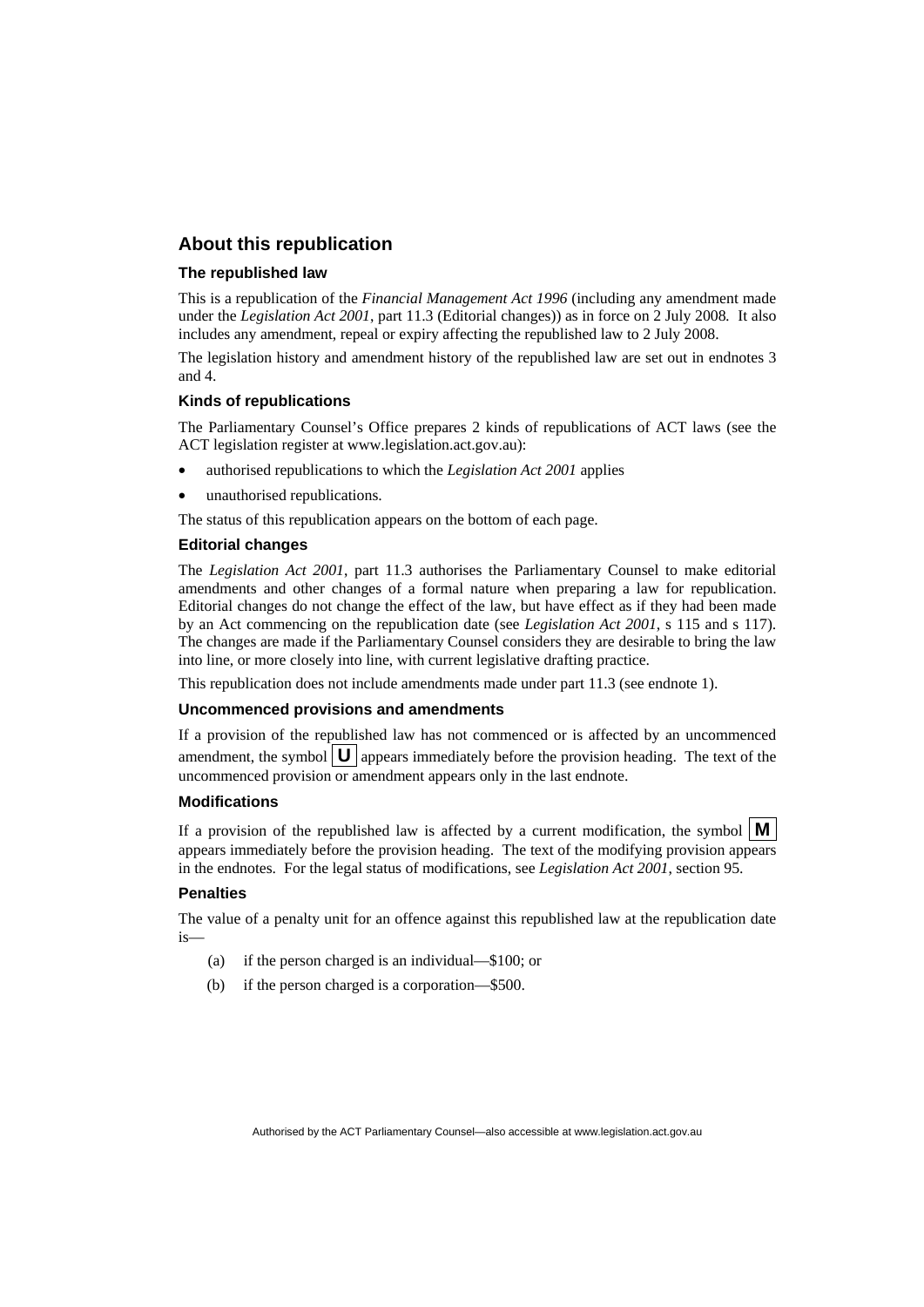## About this republication

### The republished law

This is a republication of the *Financial Management Act 1996* (including any amendment made under the *Legislation Act 2001*, part 11.3 (Editorial changes)) as in force on 2 July 2008*.* It also includes any amendment, repeal or expiry affecting the republished law to 2 July 2008.

The legislation history and amendment history of the republished law are set out in endnotes 3 and 4.

### Kinds of republications

The Parliamentary Counsel's Office prepares 2 kinds of republications of ACT laws (see the ACT legislation register at www.legislation.act.gov.au):

- authorised republications to which the *Legislation Act 2001* applies
- unauthorised republications.

The status of this republication appears on the bottom of each page.

### Editorial changes

The *Legislation Act 2001*, part 11.3 authorises the Parliamentary Counsel to make editorial amendments and other changes of a formal nature when preparing a law for republication. Editorial changes do not change the effect of the law, but have effect as if they had been made by an Act commencing on the republication date (see *Legislation Act 2001*, s 115 and s 117). The changes are made if the Parliamentary Counsel considers they are desirable to bring the law into line, or more closely into line, with current legislative drafting practice.

This republication does not include amendments made under part 11.3 (see endnote 1).

### Uncommenced provisions and amendments

If a provision of the republished law has not commenced or is affected by an uncommenced amendment, the symbol **U** appears immediately before the provision heading. The text of the uncommenced provision or amendment appears only in the last endnote.

### Modifications

If a provision of the republished law is affected by a current modification, the symbol **M** appears immediately before the provision heading. The text of the modifying provision appears in the endnotes. For the legal status of modifications, see *Legislation Act 2001*, section 95.

### Penalties

The value of a penalty unit for an offence against this republished law at the republication date is—

(a) if the person charged is an individual—$100; or

(b) if the person charged is a corporation—$500.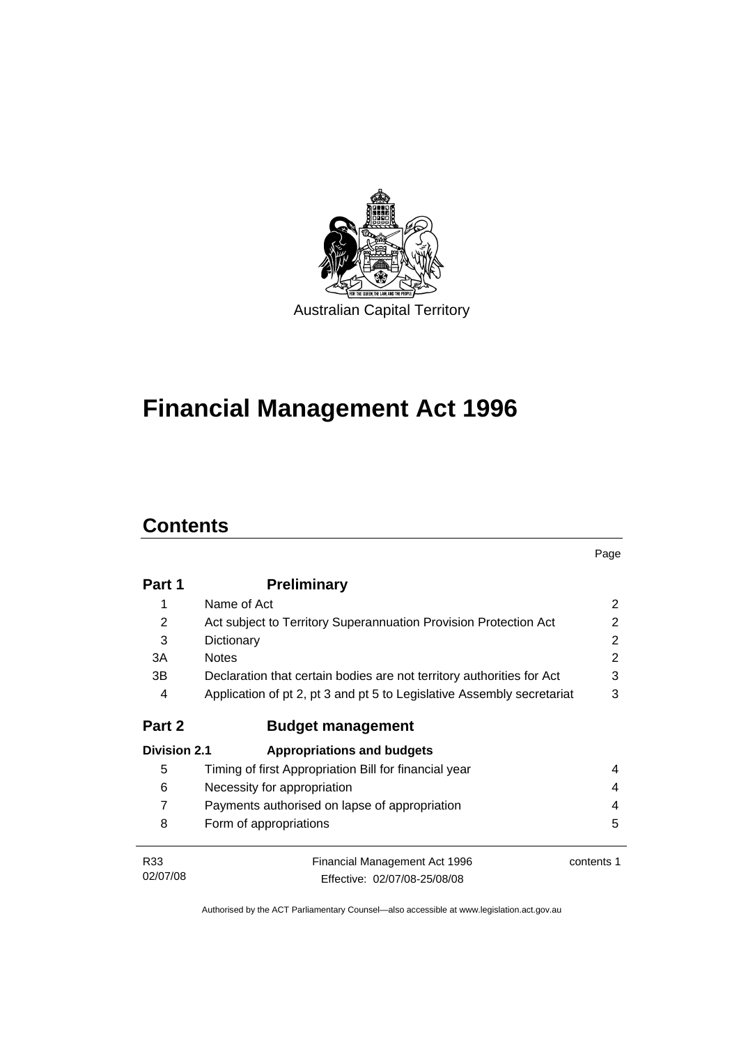Australian Capital Territory

# Financial Management Act 1996

## Contents

| | | Page |
|---|---|---|
| **Part 1** | **Preliminary** | |
| 1 | Name of Act | 2 |
| 2 | Act subject to Territory Superannuation Provision Protection Act | 2 |
| 3 | Dictionary | 2 |
| 3A | Notes | 2 |
| 3B | Declaration that certain bodies are not territory authorities for Act | 3 |
| 4 | Application of pt 2, pt 3 and pt 5 to Legislative Assembly secretariat | 3 |
| **Part 2** | **Budget management** | |
| **Division 2.1** | **Appropriations and budgets** | |
| 5 | Timing of first Appropriation Bill for financial year | 4 |
| 6 | Necessity for appropriation | 4 |
| 7 | Payments authorised on lapse of appropriation | 4 |
| 8 | Form of appropriations | 5 |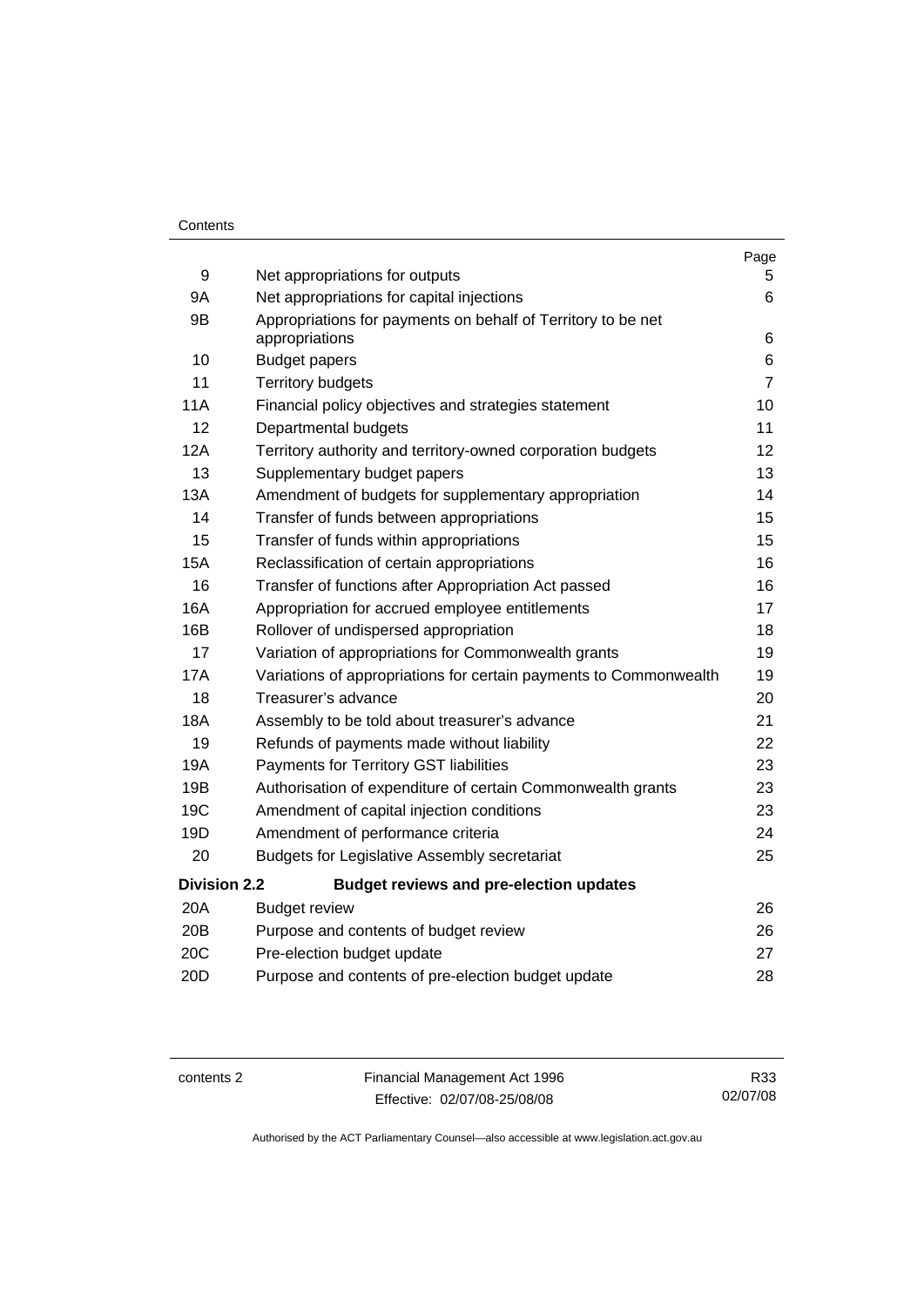| | | Page |
|---|---|---|
| 9 | Net appropriations for outputs | 5 |
| 9A | Net appropriations for capital injections | 6 |
| 9B | Appropriations for payments on behalf of Territory to be net appropriations | 6 |
| 10 | Budget papers | 6 |
| 11 | Territory budgets | 7 |
| 11A | Financial policy objectives and strategies statement | 10 |
| 12 | Departmental budgets | 11 |
| 12A | Territory authority and territory-owned corporation budgets | 12 |
| 13 | Supplementary budget papers | 13 |
| 13A | Amendment of budgets for supplementary appropriation | 14 |
| 14 | Transfer of funds between appropriations | 15 |
| 15 | Transfer of funds within appropriations | 15 |
| 15A | Reclassification of certain appropriations | 16 |
| 16 | Transfer of functions after Appropriation Act passed | 16 |
| 16A | Appropriation for accrued employee entitlements | 17 |
| 16B | Rollover of undispersed appropriation | 18 |
| 17 | Variation of appropriations for Commonwealth grants | 19 |
| 17A | Variations of appropriations for certain payments to Commonwealth | 19 |
| 18 | Treasurer's advance | 20 |
| 18A | Assembly to be told about treasurer's advance | 21 |
| 19 | Refunds of payments made without liability | 22 |
| 19A | Payments for Territory GST liabilities | 23 |
| 19B | Authorisation of expenditure of certain Commonwealth grants | 23 |
| 19C | Amendment of capital injection conditions | 23 |
| 19D | Amendment of performance criteria | 24 |
| 20 | Budgets for Legislative Assembly secretariat | 25 |
| **Division 2.2** | **Budget reviews and pre-election updates** | |
| 20A | Budget review | 26 |
| 20B | Purpose and contents of budget review | 26 |
| 20C | Pre-election budget update | 27 |
| 20D | Purpose and contents of pre-election budget update | 28 |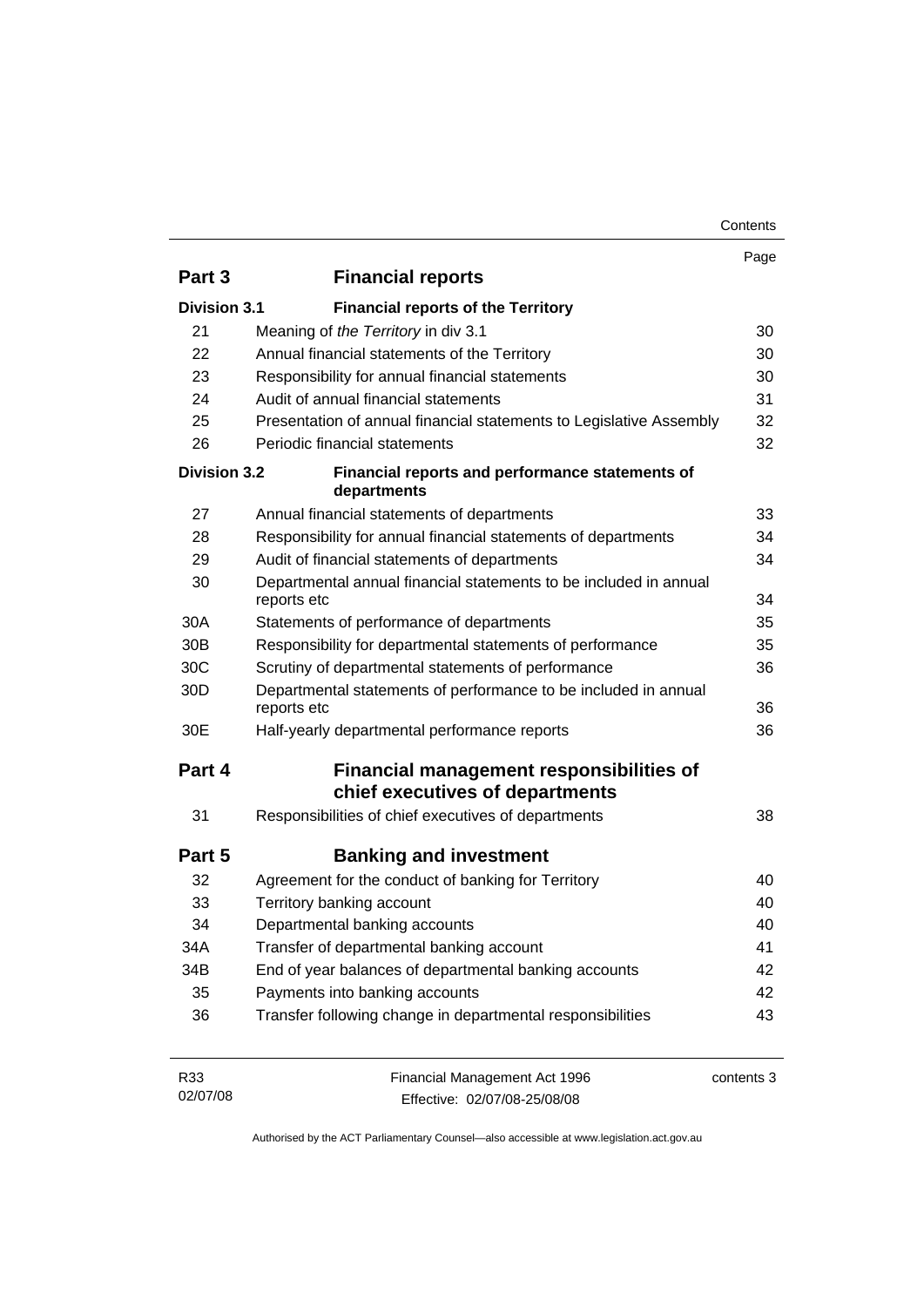| | | Page |
|---|---|---|
| **Part 3** | **Financial reports** | |
| **Division 3.1** | **Financial reports of the Territory** | |
| 21 | Meaning of *the Territory* in div 3.1 | 30 |
| 22 | Annual financial statements of the Territory | 30 |
| 23 | Responsibility for annual financial statements | 30 |
| 24 | Audit of annual financial statements | 31 |
| 25 | Presentation of annual financial statements to Legislative Assembly | 32 |
| 26 | Periodic financial statements | 32 |
| **Division 3.2** | **Financial reports and performance statements of departments** | |
| 27 | Annual financial statements of departments | 33 |
| 28 | Responsibility for annual financial statements of departments | 34 |
| 29 | Audit of financial statements of departments | 34 |
| 30 | Departmental annual financial statements to be included in annual reports etc | 34 |
| 30A | Statements of performance of departments | 35 |
| 30B | Responsibility for departmental statements of performance | 35 |
| 30C | Scrutiny of departmental statements of performance | 36 |
| 30D | Departmental statements of performance to be included in annual reports etc | 36 |
| 30E | Half-yearly departmental performance reports | 36 |
| **Part 4** | **Financial management responsibilities of chief executives of departments** | |
| 31 | Responsibilities of chief executives of departments | 38 |
| **Part 5** | **Banking and investment** | |
| 32 | Agreement for the conduct of banking for Territory | 40 |
| 33 | Territory banking account | 40 |
| 34 | Departmental banking accounts | 40 |
| 34A | Transfer of departmental banking account | 41 |
| 34B | End of year balances of departmental banking accounts | 42 |
| 35 | Payments into banking accounts | 42 |
| 36 | Transfer following change in departmental responsibilities | 43 |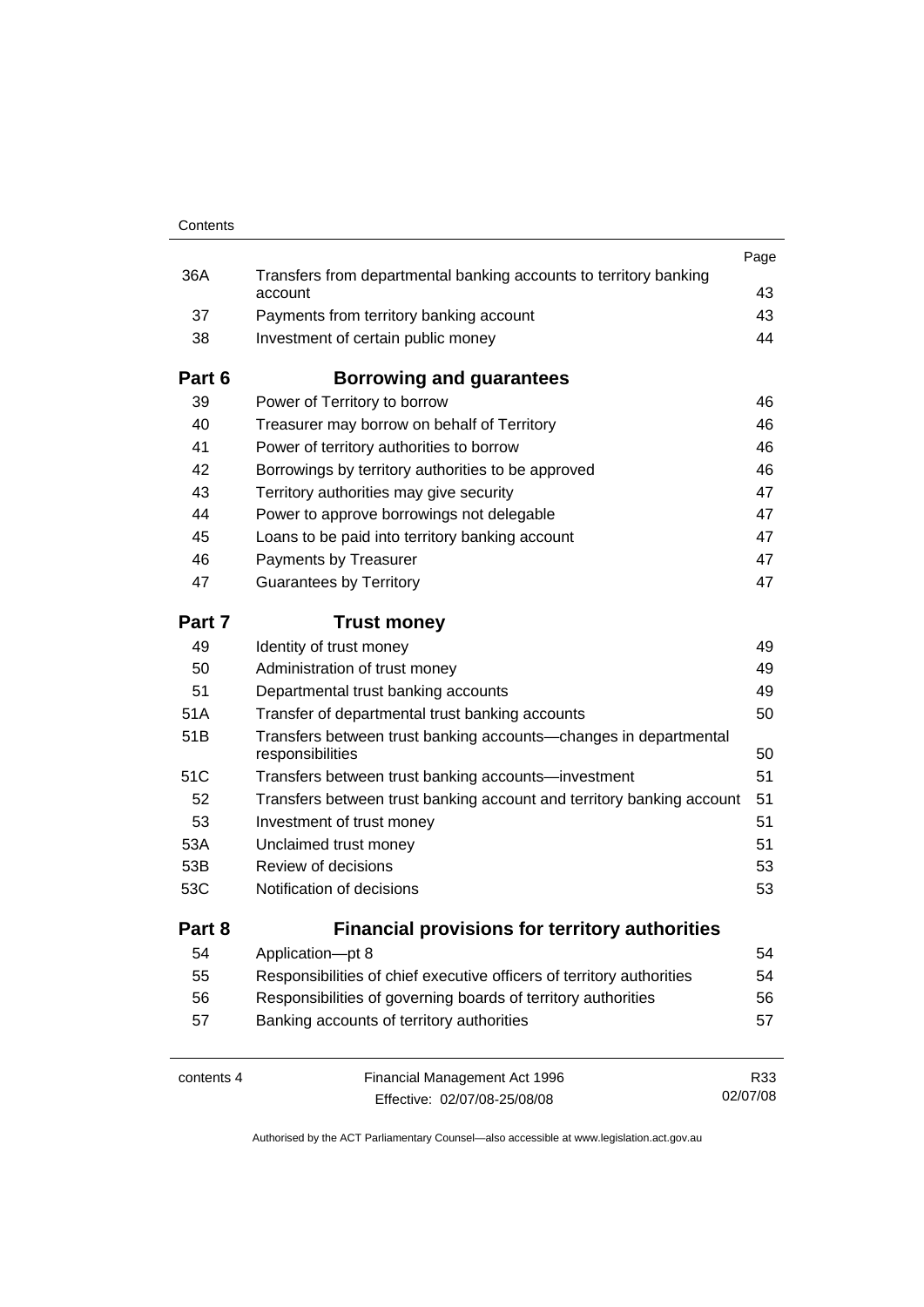| | | Page |
|---|---|---|
| 36A | Transfers from departmental banking accounts to territory banking account | 43 |
| 37 | Payments from territory banking account | 43 |
| 38 | Investment of certain public money | 44 |
| **Part 6** | **Borrowing and guarantees** | |
| 39 | Power of Territory to borrow | 46 |
| 40 | Treasurer may borrow on behalf of Territory | 46 |
| 41 | Power of territory authorities to borrow | 46 |
| 42 | Borrowings by territory authorities to be approved | 46 |
| 43 | Territory authorities may give security | 47 |
| 44 | Power to approve borrowings not delegable | 47 |
| 45 | Loans to be paid into territory banking account | 47 |
| 46 | Payments by Treasurer | 47 |
| 47 | Guarantees by Territory | 47 |
| **Part 7** | **Trust money** | |
| 49 | Identity of trust money | 49 |
| 50 | Administration of trust money | 49 |
| 51 | Departmental trust banking accounts | 49 |
| 51A | Transfer of departmental trust banking accounts | 50 |
| 51B | Transfers between trust banking accounts—changes in departmental responsibilities | 50 |
| 51C | Transfers between trust banking accounts—investment | 51 |
| 52 | Transfers between trust banking account and territory banking account | 51 |
| 53 | Investment of trust money | 51 |
| 53A | Unclaimed trust money | 51 |
| 53B | Review of decisions | 53 |
| 53C | Notification of decisions | 53 |
| **Part 8** | **Financial provisions for territory authorities** | |
| 54 | Application—pt 8 | 54 |
| 55 | Responsibilities of chief executive officers of territory authorities | 54 |
| 56 | Responsibilities of governing boards of territory authorities | 56 |
| 57 | Banking accounts of territory authorities | 57 |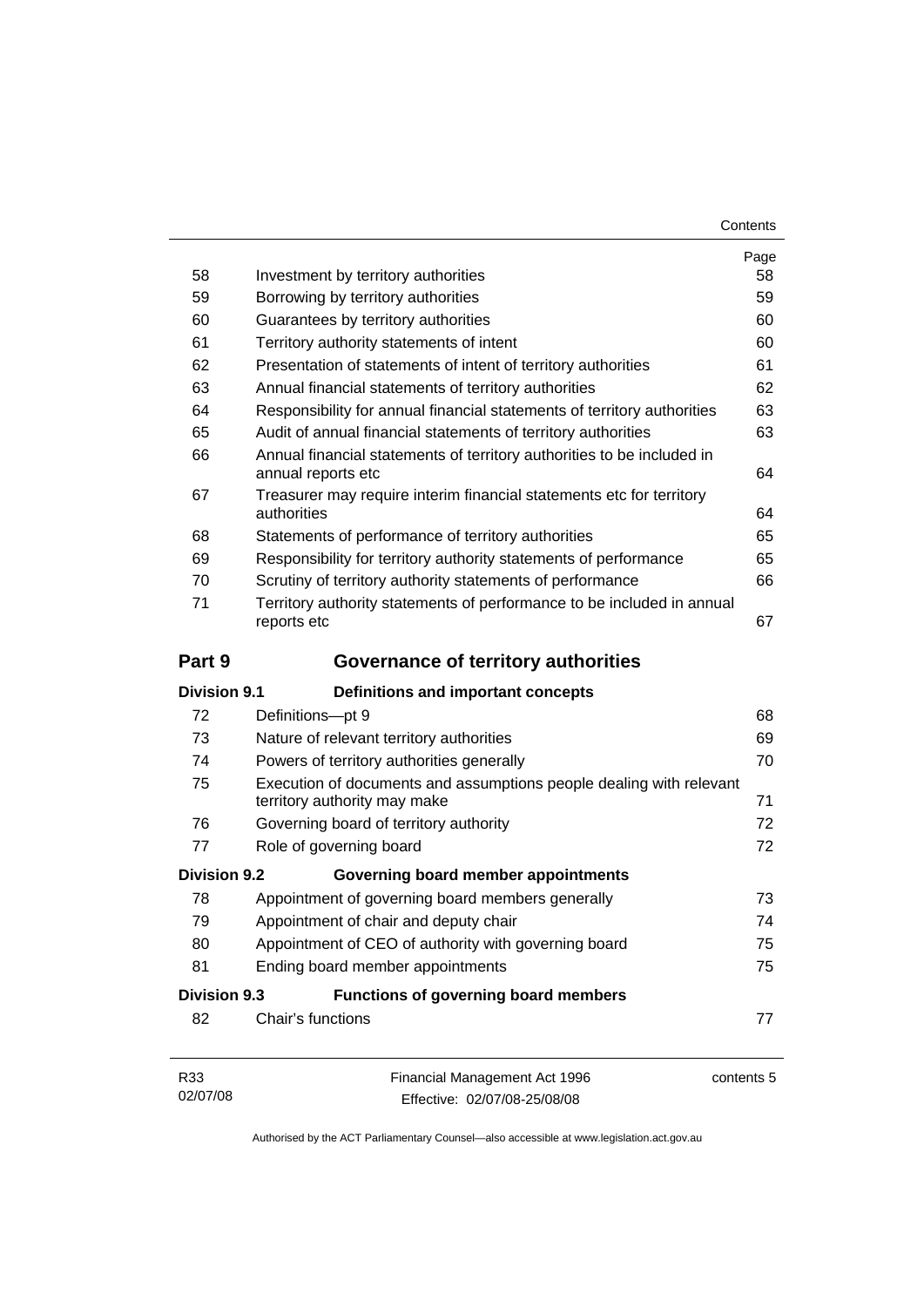| | | Page |
|---|---|---|
| 58 | Investment by territory authorities | 58 |
| 59 | Borrowing by territory authorities | 59 |
| 60 | Guarantees by territory authorities | 60 |
| 61 | Territory authority statements of intent | 60 |
| 62 | Presentation of statements of intent of territory authorities | 61 |
| 63 | Annual financial statements of territory authorities | 62 |
| 64 | Responsibility for annual financial statements of territory authorities | 63 |
| 65 | Audit of annual financial statements of territory authorities | 63 |
| 66 | Annual financial statements of territory authorities to be included in annual reports etc | 64 |
| 67 | Treasurer may require interim financial statements etc for territory authorities | 64 |
| 68 | Statements of performance of territory authorities | 65 |
| 69 | Responsibility for territory authority statements of performance | 65 |
| 70 | Scrutiny of territory authority statements of performance | 66 |
| 71 | Territory authority statements of performance to be included in annual reports etc | 67 |

## Part 9 Governance of territory authorities

### Division 9.1 Definitions and important concepts

| | | |
|---|---|---|
| 72 | Definitions—pt 9 | 68 |
| 73 | Nature of relevant territory authorities | 69 |
| 74 | Powers of territory authorities generally | 70 |
| 75 | Execution of documents and assumptions people dealing with relevant territory authority may make | 71 |
| 76 | Governing board of territory authority | 72 |
| 77 | Role of governing board | 72 |

### Division 9.2 Governing board member appointments

| | | |
|---|---|---|
| 78 | Appointment of governing board members generally | 73 |
| 79 | Appointment of chair and deputy chair | 74 |
| 80 | Appointment of CEO of authority with governing board | 75 |
| 81 | Ending board member appointments | 75 |

### Division 9.3 Functions of governing board members

| | | |
|---|---|---|
| 82 | Chair's functions | 77 |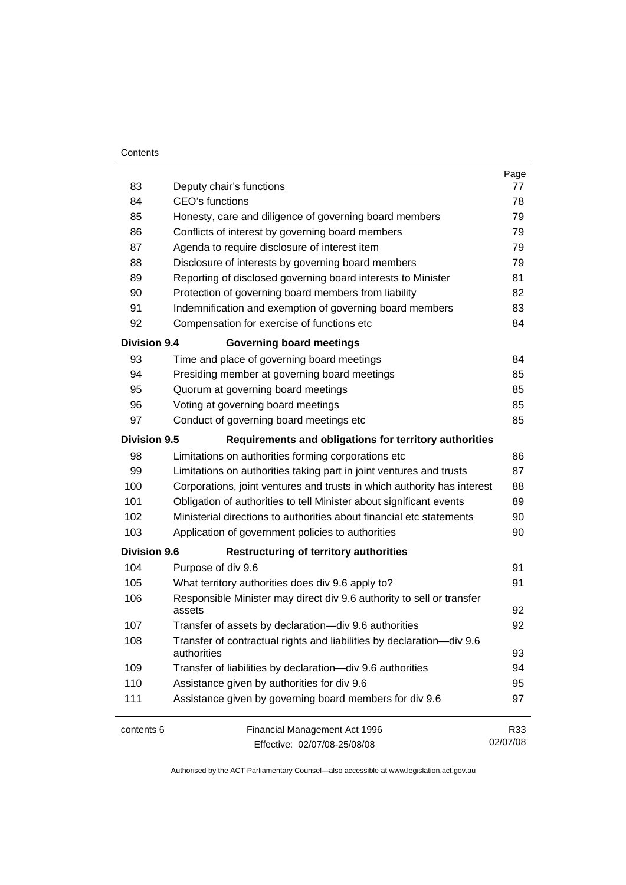| | | Page |
|---|---|---|
| 83 | Deputy chair's functions | 77 |
| 84 | CEO's functions | 78 |
| 85 | Honesty, care and diligence of governing board members | 79 |
| 86 | Conflicts of interest by governing board members | 79 |
| 87 | Agenda to require disclosure of interest item | 79 |
| 88 | Disclosure of interests by governing board members | 79 |
| 89 | Reporting of disclosed governing board interests to Minister | 81 |
| 90 | Protection of governing board members from liability | 82 |
| 91 | Indemnification and exemption of governing board members | 83 |
| 92 | Compensation for exercise of functions etc | 84 |
| **Division 9.4** | **Governing board meetings** | |
| 93 | Time and place of governing board meetings | 84 |
| 94 | Presiding member at governing board meetings | 85 |
| 95 | Quorum at governing board meetings | 85 |
| 96 | Voting at governing board meetings | 85 |
| 97 | Conduct of governing board meetings etc | 85 |
| **Division 9.5** | **Requirements and obligations for territory authorities** | |
| 98 | Limitations on authorities forming corporations etc | 86 |
| 99 | Limitations on authorities taking part in joint ventures and trusts | 87 |
| 100 | Corporations, joint ventures and trusts in which authority has interest | 88 |
| 101 | Obligation of authorities to tell Minister about significant events | 89 |
| 102 | Ministerial directions to authorities about financial etc statements | 90 |
| 103 | Application of government policies to authorities | 90 |
| **Division 9.6** | **Restructuring of territory authorities** | |
| 104 | Purpose of div 9.6 | 91 |
| 105 | What territory authorities does div 9.6 apply to? | 91 |
| 106 | Responsible Minister may direct div 9.6 authority to sell or transfer assets | 92 |
| 107 | Transfer of assets by declaration—div 9.6 authorities | 92 |
| 108 | Transfer of contractual rights and liabilities by declaration—div 9.6 authorities | 93 |
| 109 | Transfer of liabilities by declaration—div 9.6 authorities | 94 |
| 110 | Assistance given by authorities for div 9.6 | 95 |
| 111 | Assistance given by governing board members for div 9.6 | 97 |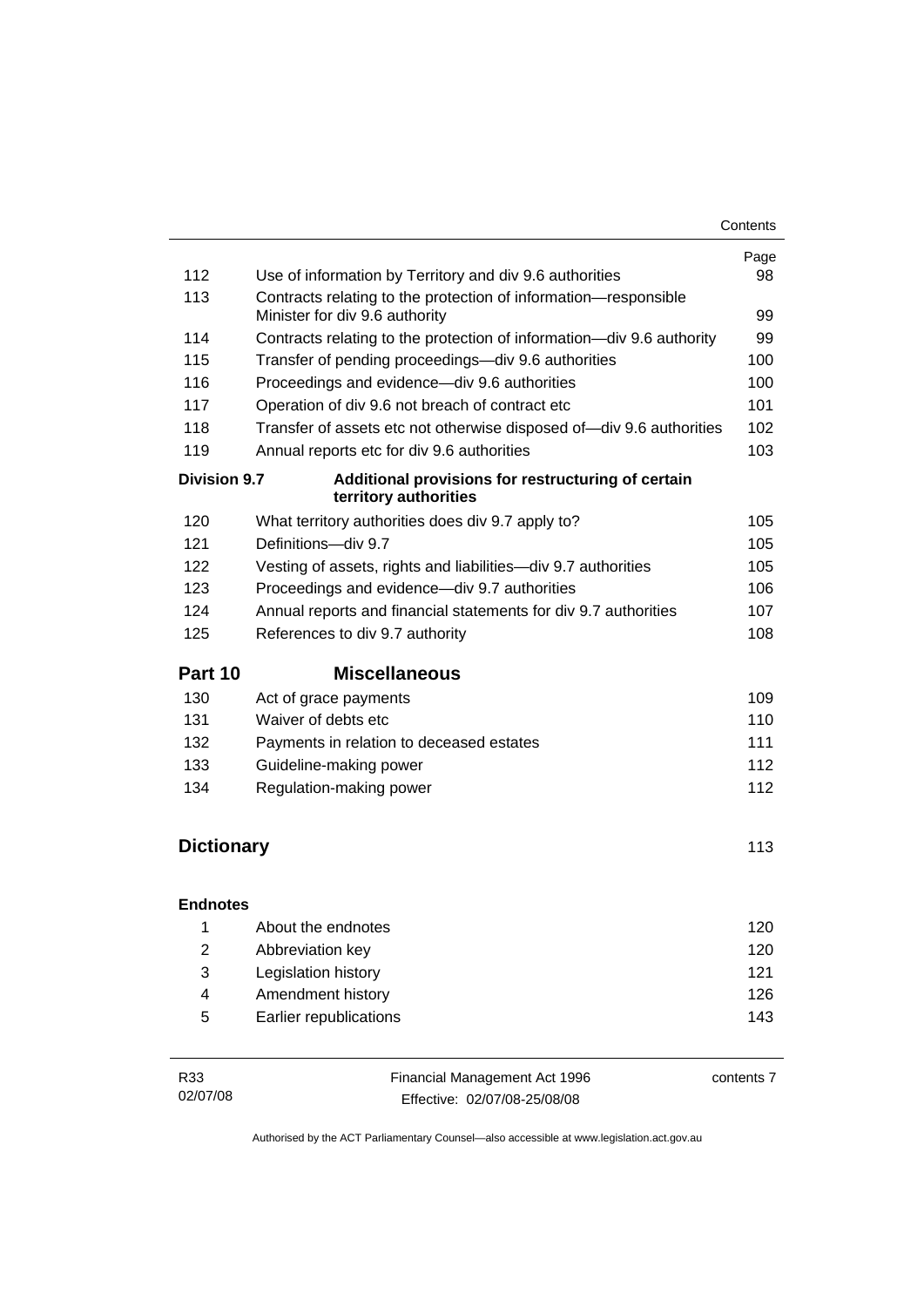| | | Page |
|---|---|---|
| 112 | Use of information by Territory and div 9.6 authorities | 98 |
| 113 | Contracts relating to the protection of information—responsible Minister for div 9.6 authority | 99 |
| 114 | Contracts relating to the protection of information—div 9.6 authority | 99 |
| 115 | Transfer of pending proceedings—div 9.6 authorities | 100 |
| 116 | Proceedings and evidence—div 9.6 authorities | 100 |
| 117 | Operation of div 9.6 not breach of contract etc | 101 |
| 118 | Transfer of assets etc not otherwise disposed of—div 9.6 authorities | 102 |
| 119 | Annual reports etc for div 9.6 authorities | 103 |
| **Division 9.7** | **Additional provisions for restructuring of certain territory authorities** | |
| 120 | What territory authorities does div 9.7 apply to? | 105 |
| 121 | Definitions—div 9.7 | 105 |
| 122 | Vesting of assets, rights and liabilities—div 9.7 authorities | 105 |
| 123 | Proceedings and evidence—div 9.7 authorities | 106 |
| 124 | Annual reports and financial statements for div 9.7 authorities | 107 |
| 125 | References to div 9.7 authority | 108 |
| **Part 10** | **Miscellaneous** | |
| 130 | Act of grace payments | 109 |
| 131 | Waiver of debts etc | 110 |
| 132 | Payments in relation to deceased estates | 111 |
| 133 | Guideline-making power | 112 |
| 134 | Regulation-making power | 112 |
| **Dictionary** | | 113 |
| **Endnotes** | | |
| 1 | About the endnotes | 120 |
| 2 | Abbreviation key | 120 |
| 3 | Legislation history | 121 |
| 4 | Amendment history | 126 |
| 5 | Earlier republications | 143 |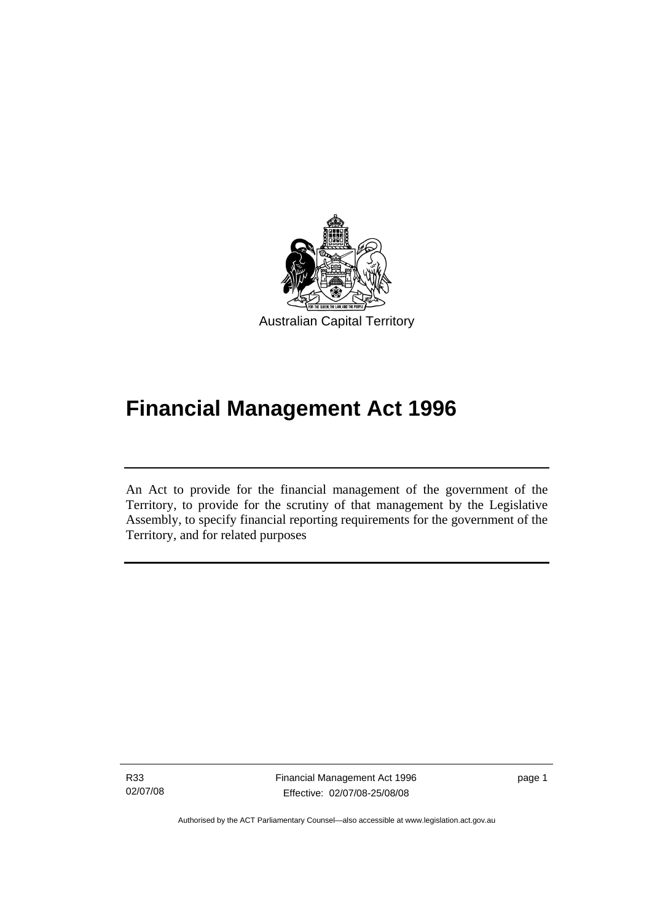Australian Capital Territory

# Financial Management Act 1996

An Act to provide for the financial management of the government of the Territory, to provide for the scrutiny of that management by the Legislative Assembly, to specify financial reporting requirements for the government of the Territory, and for related purposes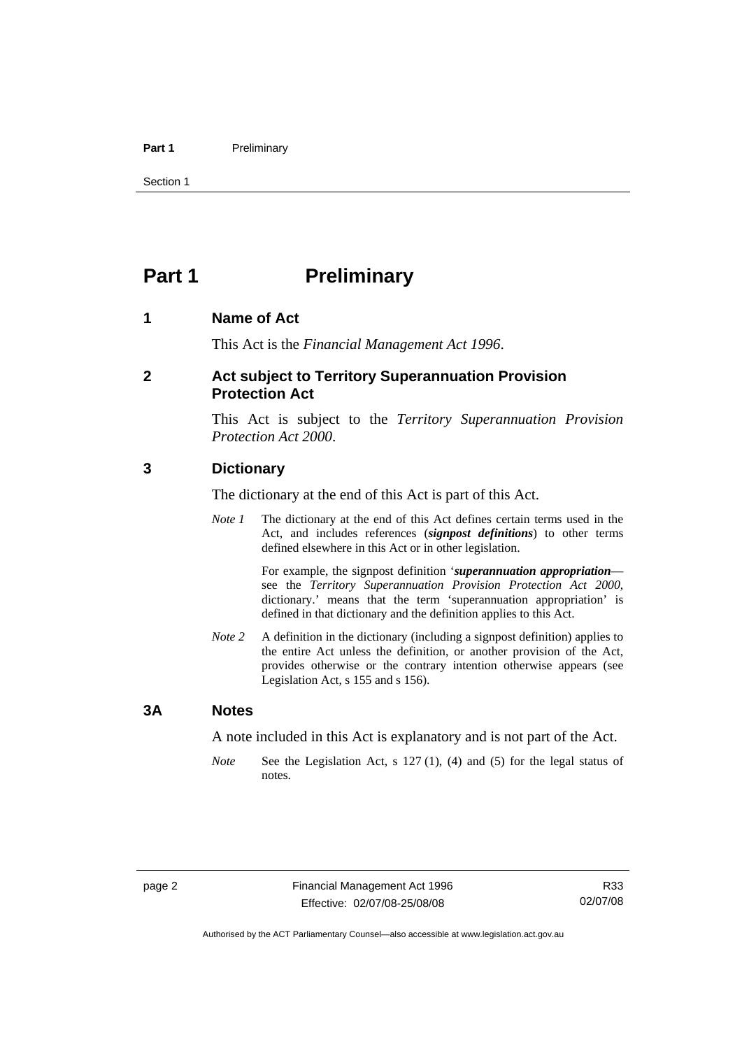# Part 1 Preliminary

## 1 Name of Act

This Act is the *Financial Management Act 1996*.

## 2 Act subject to Territory Superannuation Provision Protection Act

This Act is subject to the *Territory Superannuation Provision Protection Act 2000*.

## 3 Dictionary

The dictionary at the end of this Act is part of this Act.

*Note 1* The dictionary at the end of this Act defines certain terms used in the Act, and includes references (***signpost definitions***) to other terms defined elsewhere in this Act or in other legislation.

For example, the signpost definition '***superannuation appropriation***—see the *Territory Superannuation Provision Protection Act 2000*, dictionary.' means that the term 'superannuation appropriation' is defined in that dictionary and the definition applies to this Act.

*Note 2* A definition in the dictionary (including a signpost definition) applies to the entire Act unless the definition, or another provision of the Act, provides otherwise or the contrary intention otherwise appears (see Legislation Act, s 155 and s 156).

## 3A Notes

A note included in this Act is explanatory and is not part of the Act.

*Note* See the Legislation Act, s 127 (1), (4) and (5) for the legal status of notes.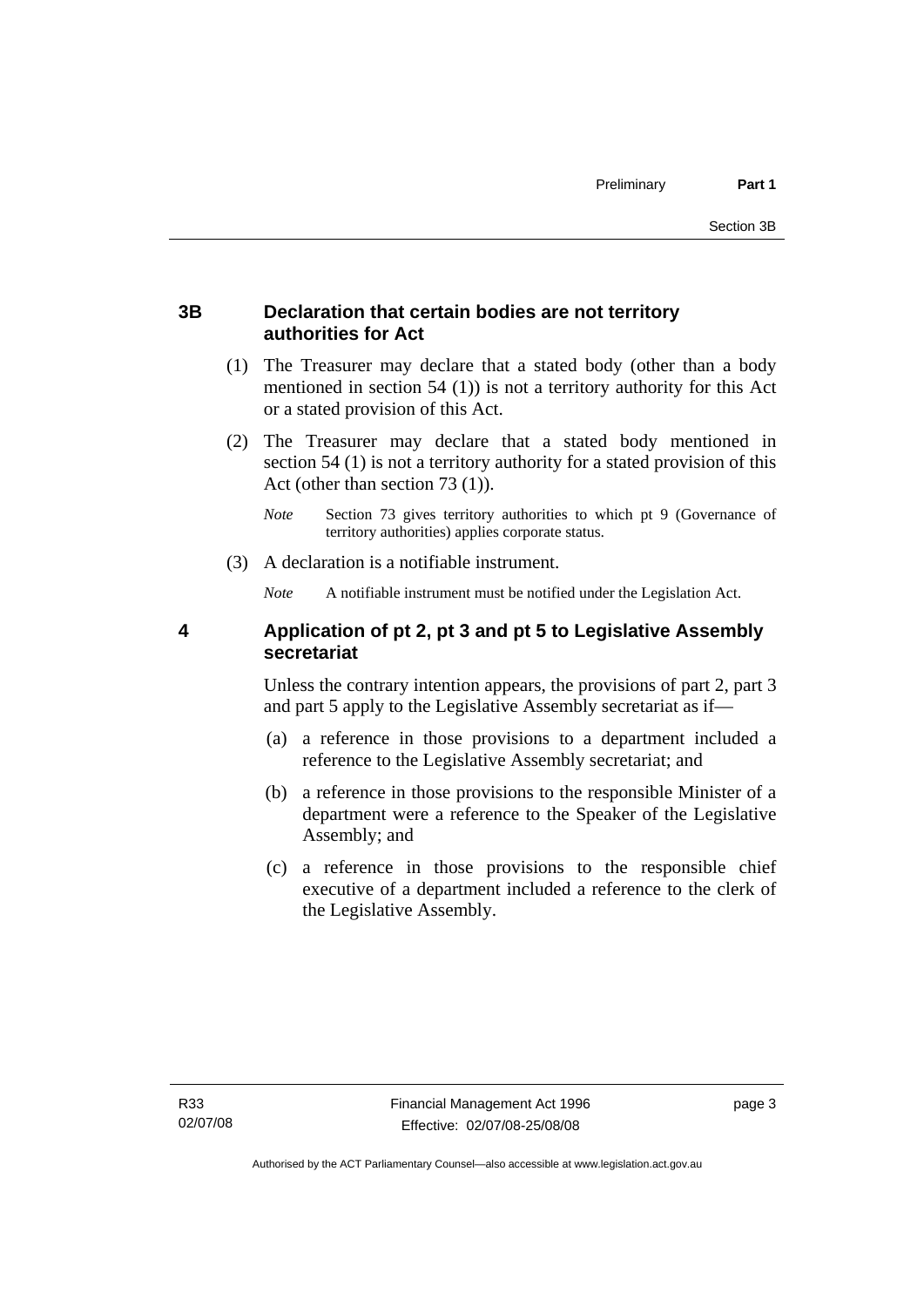## 3B Declaration that certain bodies are not territory authorities for Act

(1) The Treasurer may declare that a stated body (other than a body mentioned in section 54 (1)) is not a territory authority for this Act or a stated provision of this Act.

(2) The Treasurer may declare that a stated body mentioned in section 54 (1) is not a territory authority for a stated provision of this Act (other than section 73 (1)).

*Note* Section 73 gives territory authorities to which pt 9 (Governance of territory authorities) applies corporate status.

(3) A declaration is a notifiable instrument.

*Note* A notifiable instrument must be notified under the Legislation Act.

## 4 Application of pt 2, pt 3 and pt 5 to Legislative Assembly secretariat

Unless the contrary intention appears, the provisions of part 2, part 3 and part 5 apply to the Legislative Assembly secretariat as if—

(a) a reference in those provisions to a department included a reference to the Legislative Assembly secretariat; and

(b) a reference in those provisions to the responsible Minister of a department were a reference to the Speaker of the Legislative Assembly; and

(c) a reference in those provisions to the responsible chief executive of a department included a reference to the clerk of the Legislative Assembly.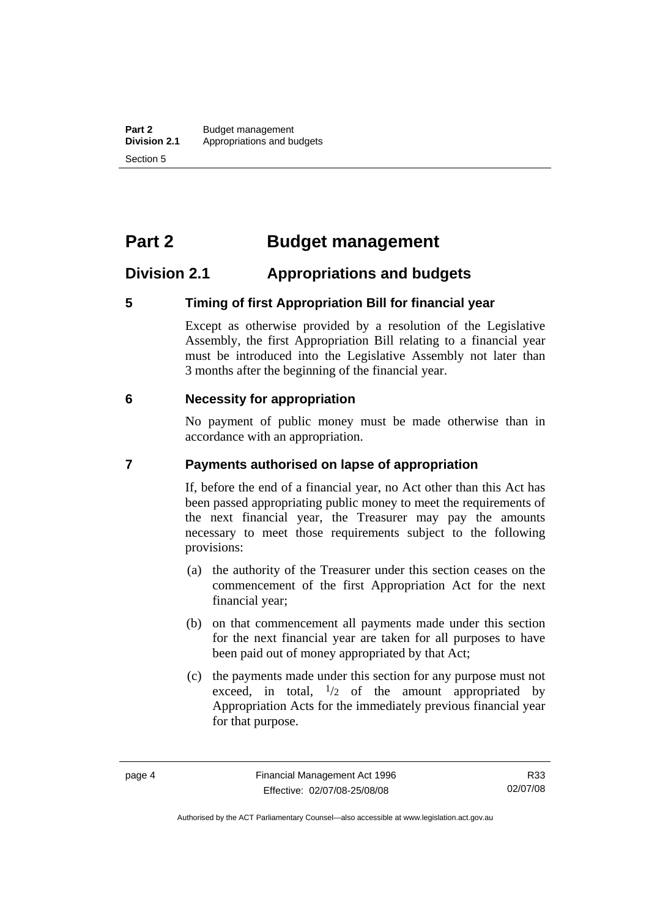# Part 2 Budget management

## Division 2.1 Appropriations and budgets

### 5 Timing of first Appropriation Bill for financial year

Except as otherwise provided by a resolution of the Legislative Assembly, the first Appropriation Bill relating to a financial year must be introduced into the Legislative Assembly not later than 3 months after the beginning of the financial year.

### 6 Necessity for appropriation

No payment of public money must be made otherwise than in accordance with an appropriation.

### 7 Payments authorised on lapse of appropriation

If, before the end of a financial year, no Act other than this Act has been passed appropriating public money to meet the requirements of the next financial year, the Treasurer may pay the amounts necessary to meet those requirements subject to the following provisions:

(a) the authority of the Treasurer under this section ceases on the commencement of the first Appropriation Act for the next financial year;

(b) on that commencement all payments made under this section for the next financial year are taken for all purposes to have been paid out of money appropriated by that Act;

(c) the payments made under this section for any purpose must not exceed, in total, $^1/_2$ of the amount appropriated by Appropriation Acts for the immediately previous financial year for that purpose.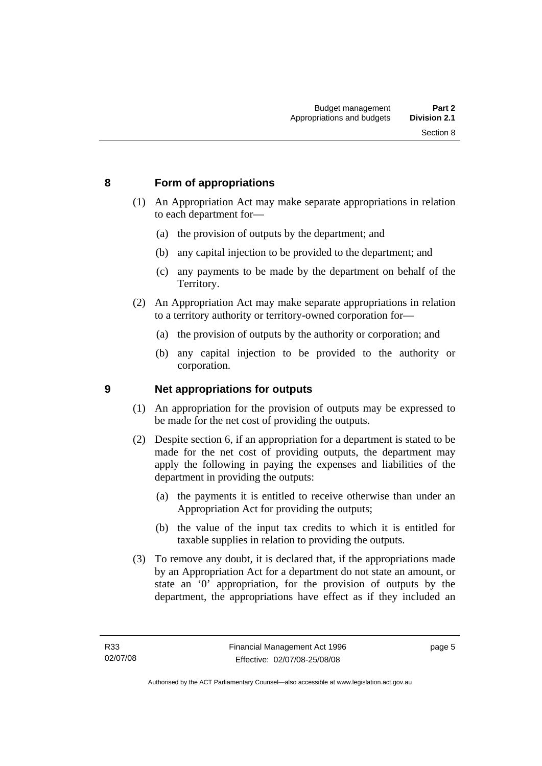## 8 Form of appropriations

(1) An Appropriation Act may make separate appropriations in relation to each department for—

(a) the provision of outputs by the department; and

(b) any capital injection to be provided to the department; and

(c) any payments to be made by the department on behalf of the Territory.

(2) An Appropriation Act may make separate appropriations in relation to a territory authority or territory-owned corporation for—

(a) the provision of outputs by the authority or corporation; and

(b) any capital injection to be provided to the authority or corporation.

## 9 Net appropriations for outputs

(1) An appropriation for the provision of outputs may be expressed to be made for the net cost of providing the outputs.

(2) Despite section 6, if an appropriation for a department is stated to be made for the net cost of providing outputs, the department may apply the following in paying the expenses and liabilities of the department in providing the outputs:

(a) the payments it is entitled to receive otherwise than under an Appropriation Act for providing the outputs;

(b) the value of the input tax credits to which it is entitled for taxable supplies in relation to providing the outputs.

(3) To remove any doubt, it is declared that, if the appropriations made by an Appropriation Act for a department do not state an amount, or state an '0' appropriation, for the provision of outputs by the department, the appropriations have effect as if they included an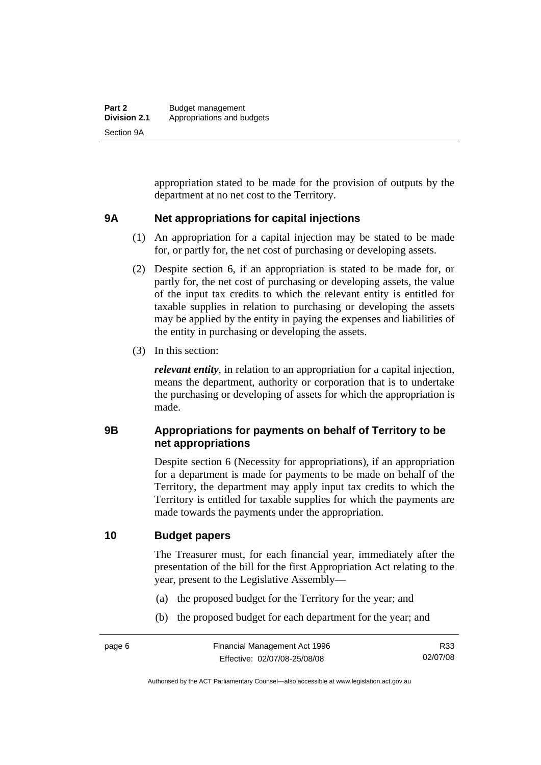appropriation stated to be made for the provision of outputs by the department at no net cost to the Territory.

### 9A Net appropriations for capital injections

(1) An appropriation for a capital injection may be stated to be made for, or partly for, the net cost of purchasing or developing assets.

(2) Despite section 6, if an appropriation is stated to be made for, or partly for, the net cost of purchasing or developing assets, the value of the input tax credits to which the relevant entity is entitled for taxable supplies in relation to purchasing or developing the assets may be applied by the entity in paying the expenses and liabilities of the entity in purchasing or developing the assets.

(3) In this section:

***relevant entity***, in relation to an appropriation for a capital injection, means the department, authority or corporation that is to undertake the purchasing or developing of assets for which the appropriation is made.

### 9B Appropriations for payments on behalf of Territory to be net appropriations

Despite section 6 (Necessity for appropriations), if an appropriation for a department is made for payments to be made on behalf of the Territory, the department may apply input tax credits to which the Territory is entitled for taxable supplies for which the payments are made towards the payments under the appropriation.

### 10 Budget papers

The Treasurer must, for each financial year, immediately after the presentation of the bill for the first Appropriation Act relating to the year, present to the Legislative Assembly—

(a) the proposed budget for the Territory for the year; and

(b) the proposed budget for each department for the year; and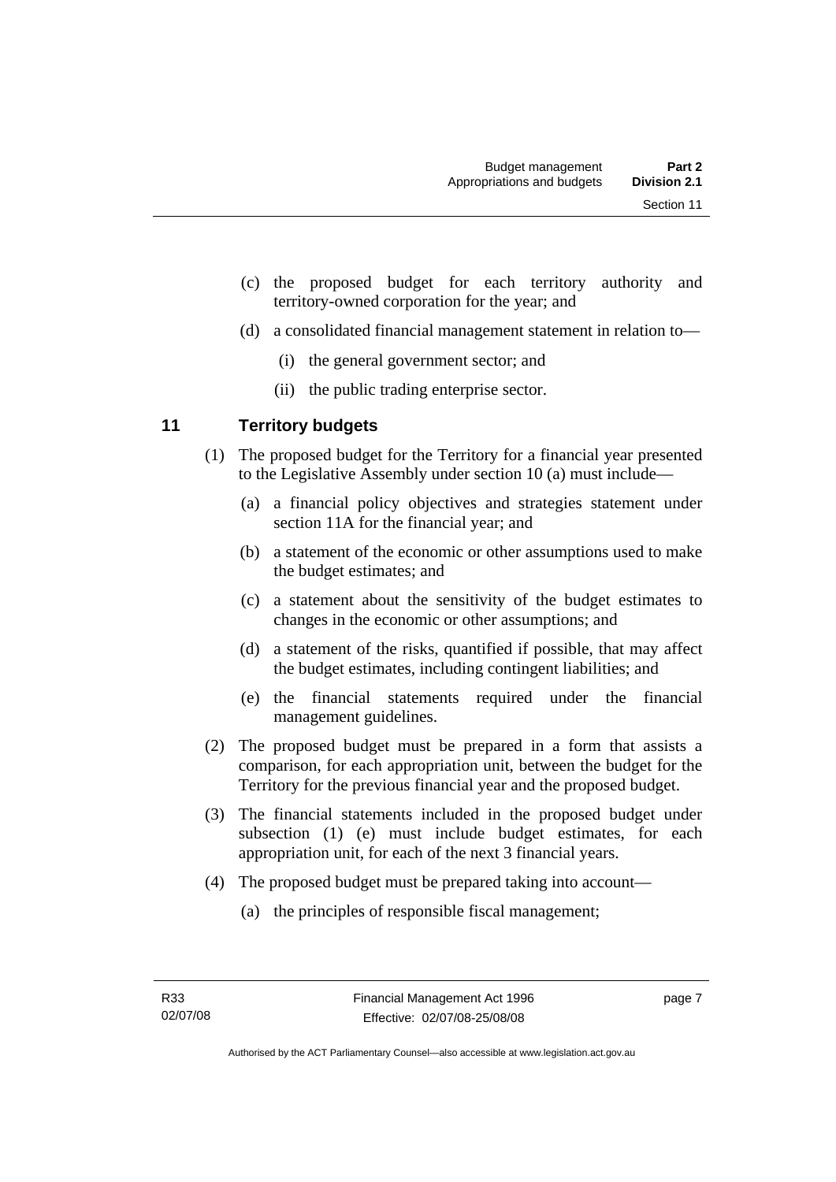(c) the proposed budget for each territory authority and territory-owned corporation for the year; and

(d) a consolidated financial management statement in relation to—

(i) the general government sector; and

(ii) the public trading enterprise sector.

## 11 Territory budgets

(1) The proposed budget for the Territory for a financial year presented to the Legislative Assembly under section 10 (a) must include—

(a) a financial policy objectives and strategies statement under section 11A for the financial year; and

(b) a statement of the economic or other assumptions used to make the budget estimates; and

(c) a statement about the sensitivity of the budget estimates to changes in the economic or other assumptions; and

(d) a statement of the risks, quantified if possible, that may affect the budget estimates, including contingent liabilities; and

(e) the financial statements required under the financial management guidelines.

(2) The proposed budget must be prepared in a form that assists a comparison, for each appropriation unit, between the budget for the Territory for the previous financial year and the proposed budget.

(3) The financial statements included in the proposed budget under subsection (1) (e) must include budget estimates, for each appropriation unit, for each of the next 3 financial years.

(4) The proposed budget must be prepared taking into account—

(a) the principles of responsible fiscal management;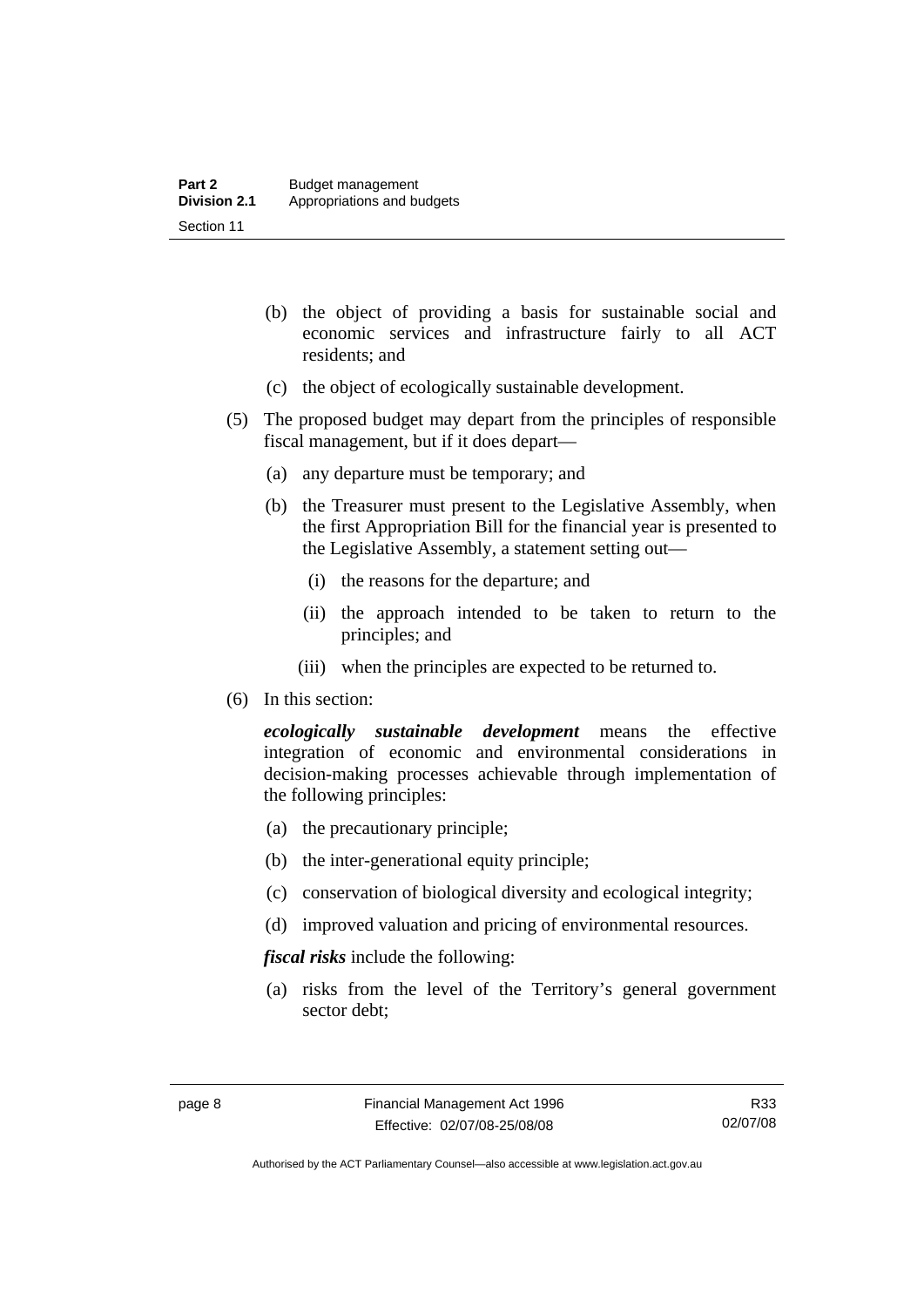(b) the object of providing a basis for sustainable social and economic services and infrastructure fairly to all ACT residents; and

(c) the object of ecologically sustainable development.

(5) The proposed budget may depart from the principles of responsible fiscal management, but if it does depart—

(a) any departure must be temporary; and

(b) the Treasurer must present to the Legislative Assembly, when the first Appropriation Bill for the financial year is presented to the Legislative Assembly, a statement setting out—

(i) the reasons for the departure; and

(ii) the approach intended to be taken to return to the principles; and

(iii) when the principles are expected to be returned to.

(6) In this section:

***ecologically sustainable development*** means the effective integration of economic and environmental considerations in decision-making processes achievable through implementation of the following principles:

(a) the precautionary principle;

(b) the inter-generational equity principle;

(c) conservation of biological diversity and ecological integrity;

(d) improved valuation and pricing of environmental resources.

***fiscal risks*** include the following:

(a) risks from the level of the Territory's general government sector debt;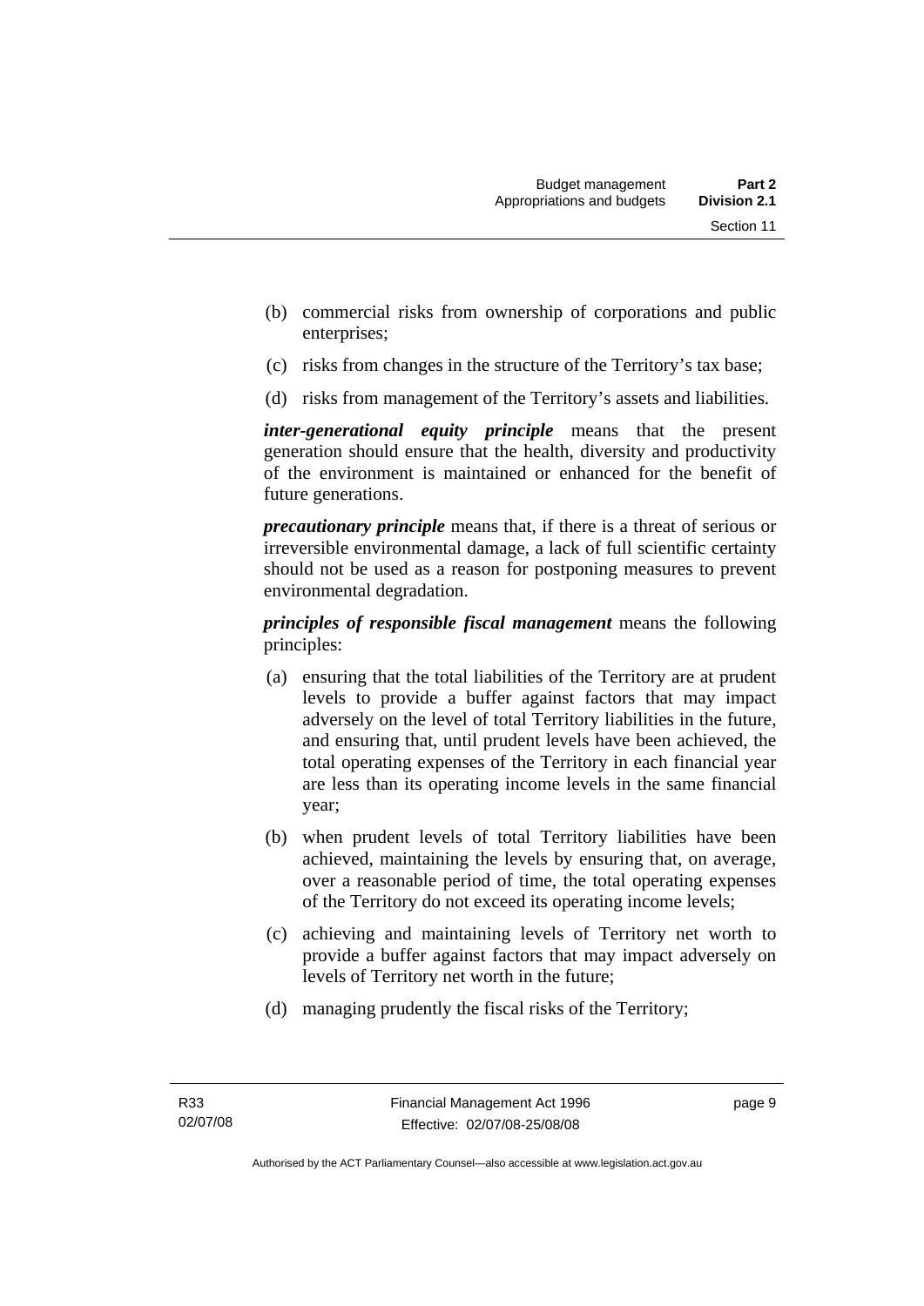(b) commercial risks from ownership of corporations and public enterprises;

(c) risks from changes in the structure of the Territory's tax base;

(d) risks from management of the Territory's assets and liabilities.

***inter-generational equity principle*** means that the present generation should ensure that the health, diversity and productivity of the environment is maintained or enhanced for the benefit of future generations.

***precautionary principle*** means that, if there is a threat of serious or irreversible environmental damage, a lack of full scientific certainty should not be used as a reason for postponing measures to prevent environmental degradation.

***principles of responsible fiscal management*** means the following principles:

(a) ensuring that the total liabilities of the Territory are at prudent levels to provide a buffer against factors that may impact adversely on the level of total Territory liabilities in the future, and ensuring that, until prudent levels have been achieved, the total operating expenses of the Territory in each financial year are less than its operating income levels in the same financial year;

(b) when prudent levels of total Territory liabilities have been achieved, maintaining the levels by ensuring that, on average, over a reasonable period of time, the total operating expenses of the Territory do not exceed its operating income levels;

(c) achieving and maintaining levels of Territory net worth to provide a buffer against factors that may impact adversely on levels of Territory net worth in the future;

(d) managing prudently the fiscal risks of the Territory;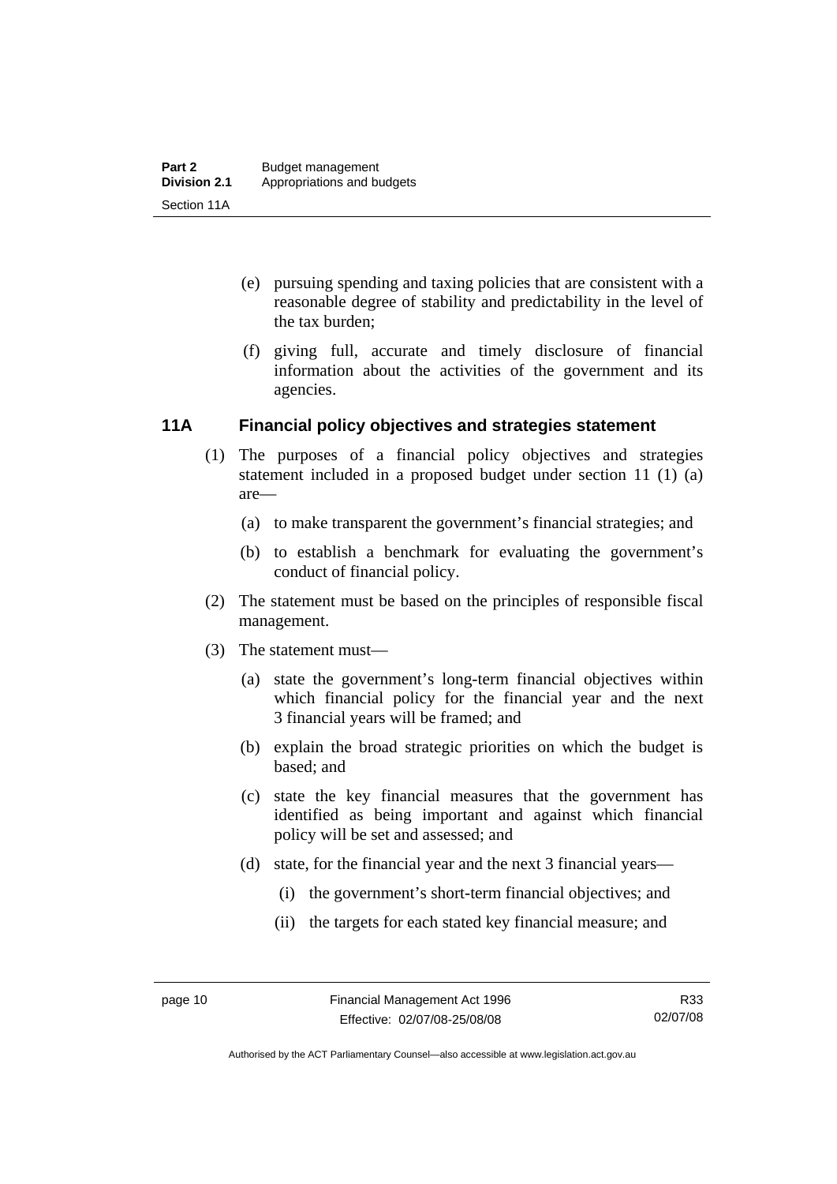(e) pursuing spending and taxing policies that are consistent with a reasonable degree of stability and predictability in the level of the tax burden;

(f) giving full, accurate and timely disclosure of financial information about the activities of the government and its agencies.

## 11A Financial policy objectives and strategies statement

(1) The purposes of a financial policy objectives and strategies statement included in a proposed budget under section 11 (1) (a) are—

(a) to make transparent the government's financial strategies; and

(b) to establish a benchmark for evaluating the government's conduct of financial policy.

(2) The statement must be based on the principles of responsible fiscal management.

(3) The statement must—

(a) state the government's long-term financial objectives within which financial policy for the financial year and the next 3 financial years will be framed; and

(b) explain the broad strategic priorities on which the budget is based; and

(c) state the key financial measures that the government has identified as being important and against which financial policy will be set and assessed; and

(d) state, for the financial year and the next 3 financial years—

(i) the government's short-term financial objectives; and

(ii) the targets for each stated key financial measure; and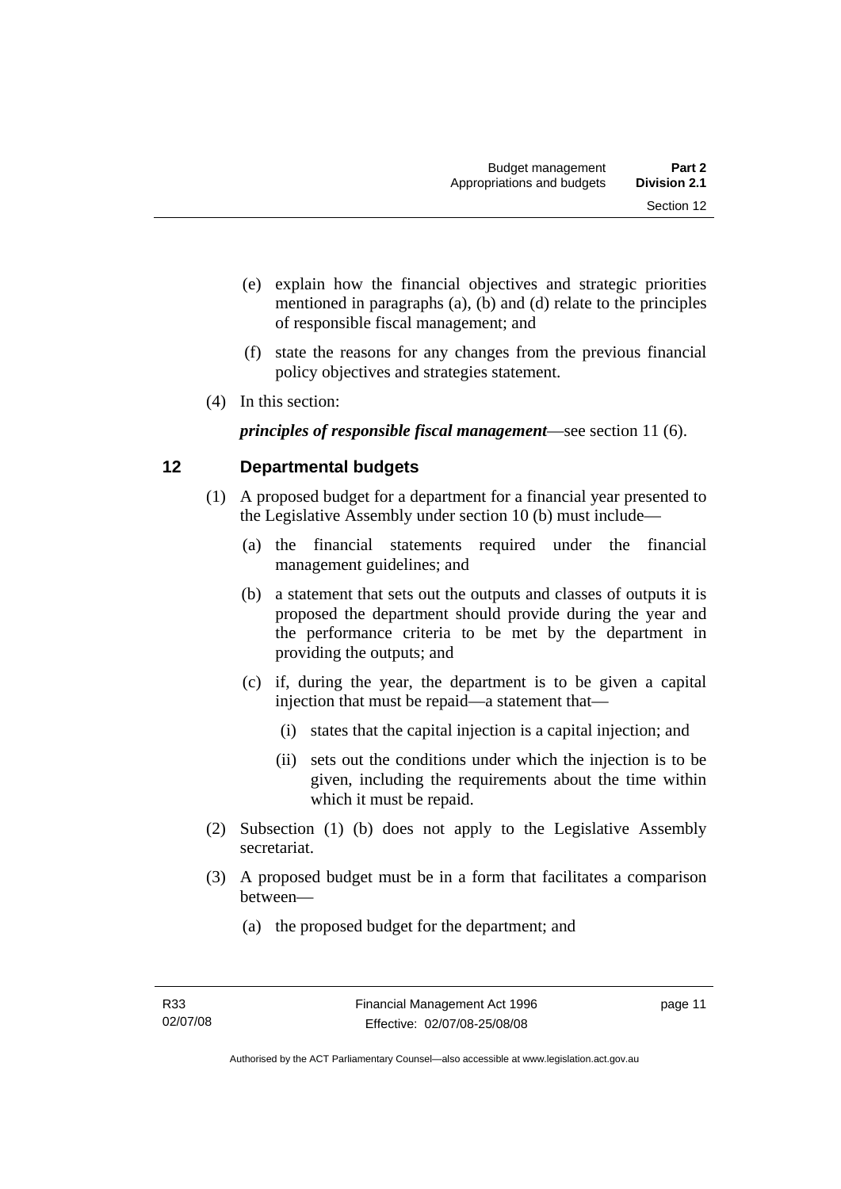(e) explain how the financial objectives and strategic priorities mentioned in paragraphs (a), (b) and (d) relate to the principles of responsible fiscal management; and

(f) state the reasons for any changes from the previous financial policy objectives and strategies statement.

(4) In this section:

***principles of responsible fiscal management***—see section 11 (6).

## 12 Departmental budgets

(1) A proposed budget for a department for a financial year presented to the Legislative Assembly under section 10 (b) must include—

(a) the financial statements required under the financial management guidelines; and

(b) a statement that sets out the outputs and classes of outputs it is proposed the department should provide during the year and the performance criteria to be met by the department in providing the outputs; and

(c) if, during the year, the department is to be given a capital injection that must be repaid—a statement that—

(i) states that the capital injection is a capital injection; and

(ii) sets out the conditions under which the injection is to be given, including the requirements about the time within which it must be repaid.

(2) Subsection (1) (b) does not apply to the Legislative Assembly secretariat.

(3) A proposed budget must be in a form that facilitates a comparison between—

(a) the proposed budget for the department; and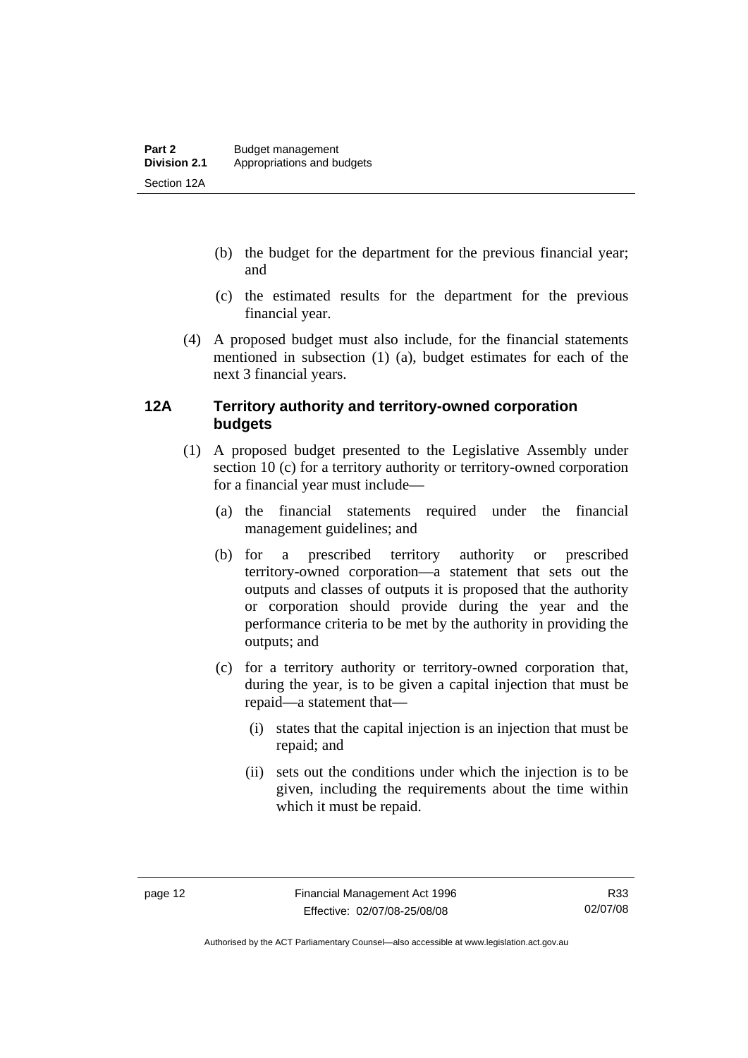(b) the budget for the department for the previous financial year; and

(c) the estimated results for the department for the previous financial year.

(4) A proposed budget must also include, for the financial statements mentioned in subsection (1) (a), budget estimates for each of the next 3 financial years.

## 12A Territory authority and territory-owned corporation budgets

(1) A proposed budget presented to the Legislative Assembly under section 10 (c) for a territory authority or territory-owned corporation for a financial year must include—

(a) the financial statements required under the financial management guidelines; and

(b) for a prescribed territory authority or prescribed territory-owned corporation—a statement that sets out the outputs and classes of outputs it is proposed that the authority or corporation should provide during the year and the performance criteria to be met by the authority in providing the outputs; and

(c) for a territory authority or territory-owned corporation that, during the year, is to be given a capital injection that must be repaid—a statement that—

(i) states that the capital injection is an injection that must be repaid; and

(ii) sets out the conditions under which the injection is to be given, including the requirements about the time within which it must be repaid.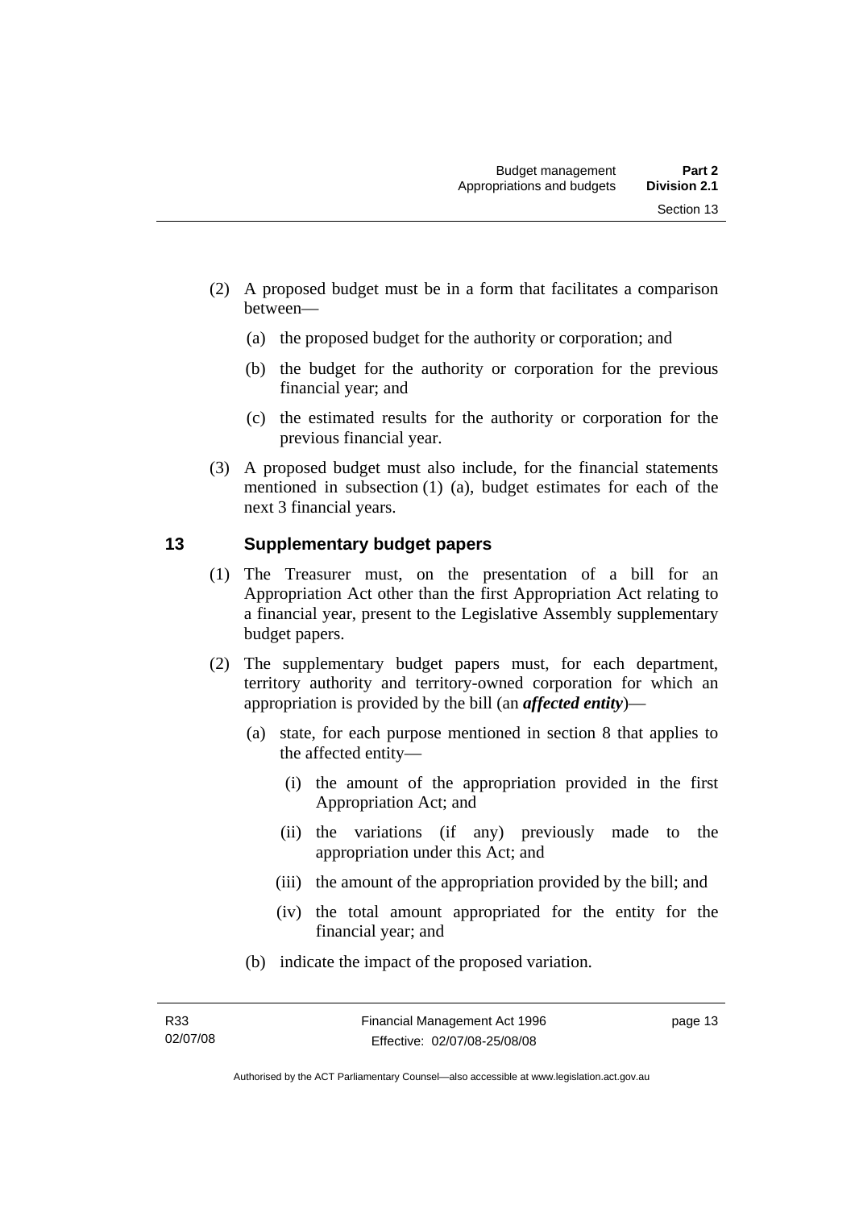(2) A proposed budget must be in a form that facilitates a comparison between—

(a) the proposed budget for the authority or corporation; and

(b) the budget for the authority or corporation for the previous financial year; and

(c) the estimated results for the authority or corporation for the previous financial year.

(3) A proposed budget must also include, for the financial statements mentioned in subsection (1) (a), budget estimates for each of the next 3 financial years.

## 13 Supplementary budget papers

(1) The Treasurer must, on the presentation of a bill for an Appropriation Act other than the first Appropriation Act relating to a financial year, present to the Legislative Assembly supplementary budget papers.

(2) The supplementary budget papers must, for each department, territory authority and territory-owned corporation for which an appropriation is provided by the bill (an ***affected entity***)—

(a) state, for each purpose mentioned in section 8 that applies to the affected entity—

(i) the amount of the appropriation provided in the first Appropriation Act; and

(ii) the variations (if any) previously made to the appropriation under this Act; and

(iii) the amount of the appropriation provided by the bill; and

(iv) the total amount appropriated for the entity for the financial year; and

(b) indicate the impact of the proposed variation.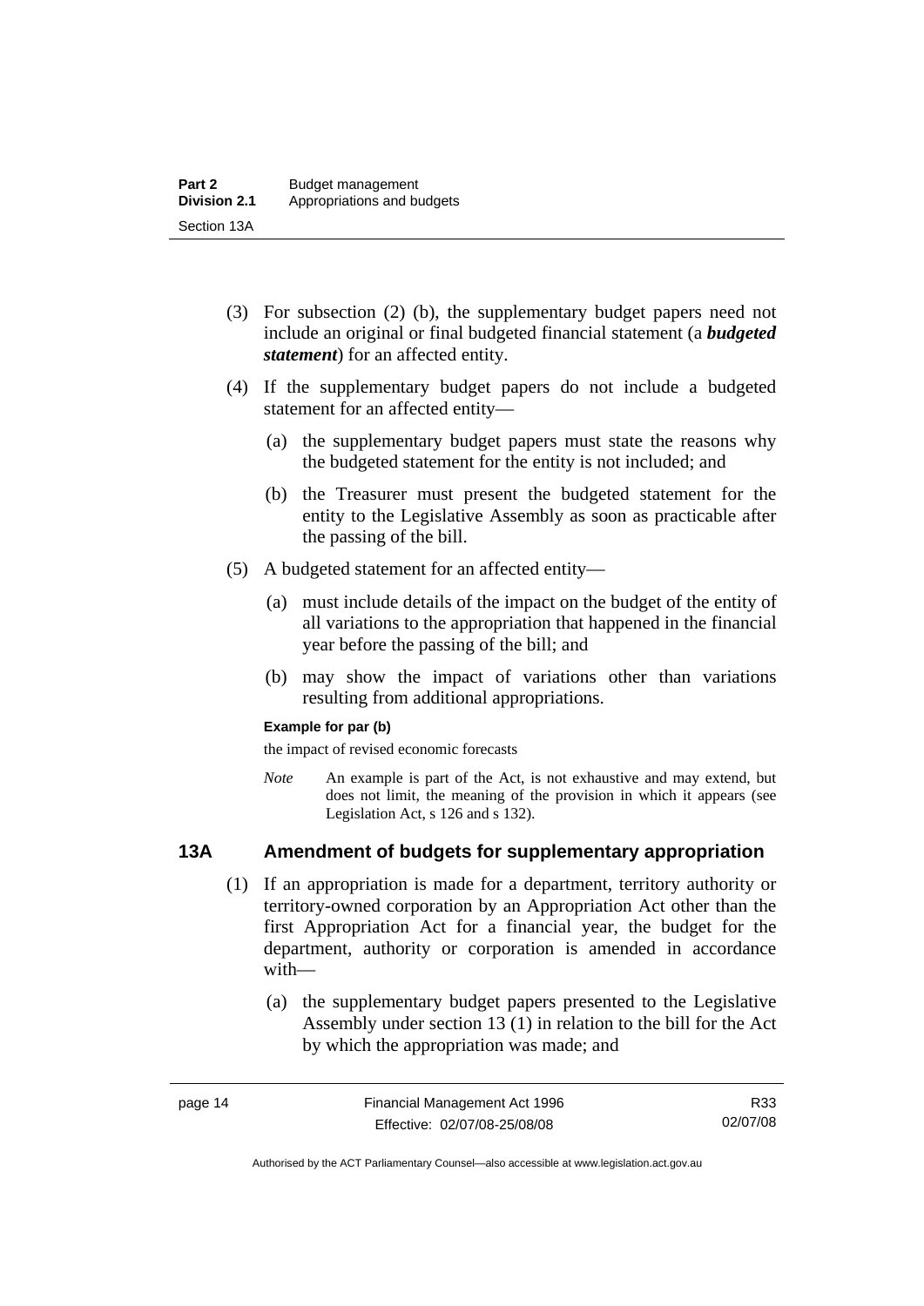(3) For subsection (2) (b), the supplementary budget papers need not include an original or final budgeted financial statement (a ***budgeted statement***) for an affected entity.

(4) If the supplementary budget papers do not include a budgeted statement for an affected entity—

(a) the supplementary budget papers must state the reasons why the budgeted statement for the entity is not included; and

(b) the Treasurer must present the budgeted statement for the entity to the Legislative Assembly as soon as practicable after the passing of the bill.

(5) A budgeted statement for an affected entity—

(a) must include details of the impact on the budget of the entity of all variations to the appropriation that happened in the financial year before the passing of the bill; and

(b) may show the impact of variations other than variations resulting from additional appropriations.

**Example for par (b)**

the impact of revised economic forecasts

*Note* An example is part of the Act, is not exhaustive and may extend, but does not limit, the meaning of the provision in which it appears (see Legislation Act, s 126 and s 132).

## 13A Amendment of budgets for supplementary appropriation

(1) If an appropriation is made for a department, territory authority or territory-owned corporation by an Appropriation Act other than the first Appropriation Act for a financial year, the budget for the department, authority or corporation is amended in accordance with—

(a) the supplementary budget papers presented to the Legislative Assembly under section 13 (1) in relation to the bill for the Act by which the appropriation was made; and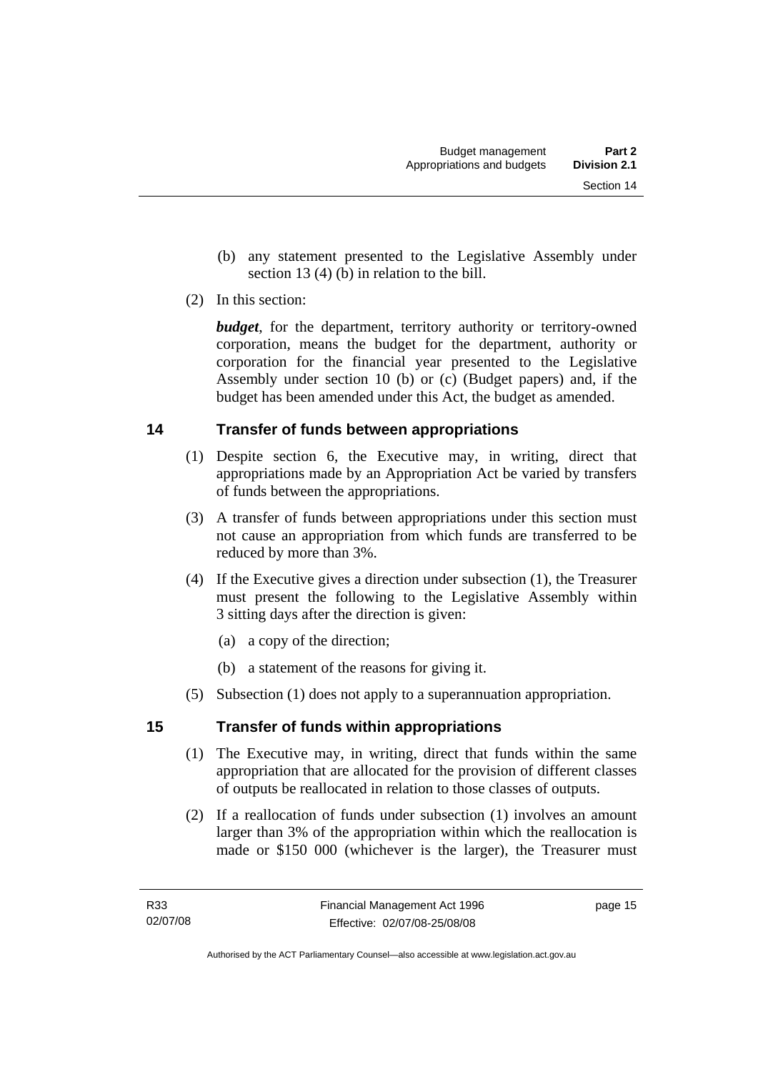(b) any statement presented to the Legislative Assembly under section 13 (4) (b) in relation to the bill.

(2) In this section:

***budget***, for the department, territory authority or territory-owned corporation, means the budget for the department, authority or corporation for the financial year presented to the Legislative Assembly under section 10 (b) or (c) (Budget papers) and, if the budget has been amended under this Act, the budget as amended.

## 14 Transfer of funds between appropriations

(1) Despite section 6, the Executive may, in writing, direct that appropriations made by an Appropriation Act be varied by transfers of funds between the appropriations.

(3) A transfer of funds between appropriations under this section must not cause an appropriation from which funds are transferred to be reduced by more than 3%.

(4) If the Executive gives a direction under subsection (1), the Treasurer must present the following to the Legislative Assembly within 3 sitting days after the direction is given:

(a) a copy of the direction;

(b) a statement of the reasons for giving it.

(5) Subsection (1) does not apply to a superannuation appropriation.

## 15 Transfer of funds within appropriations

(1) The Executive may, in writing, direct that funds within the same appropriation that are allocated for the provision of different classes of outputs be reallocated in relation to those classes of outputs.

(2) If a reallocation of funds under subsection (1) involves an amount larger than 3% of the appropriation within which the reallocation is made or $150 000 (whichever is the larger), the Treasurer must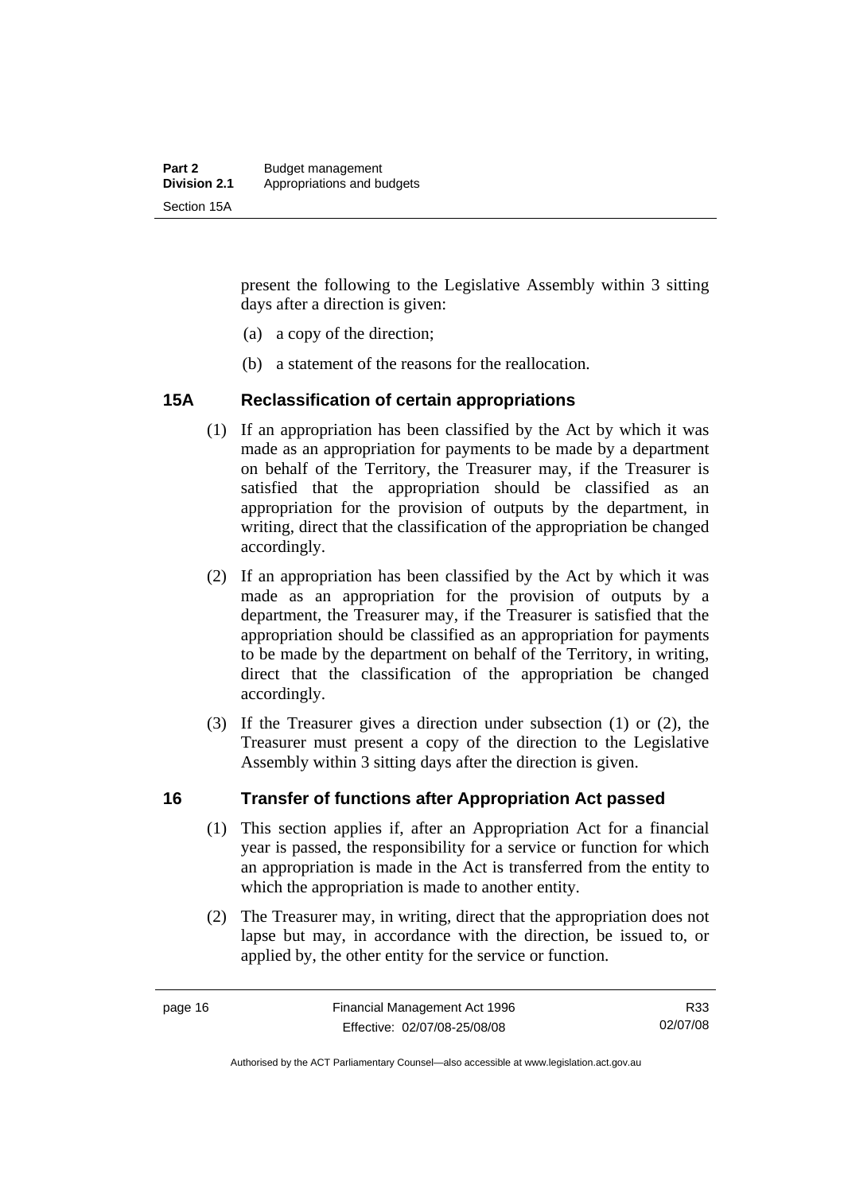present the following to the Legislative Assembly within 3 sitting days after a direction is given:

(a) a copy of the direction;

(b) a statement of the reasons for the reallocation.

## 15A Reclassification of certain appropriations

(1) If an appropriation has been classified by the Act by which it was made as an appropriation for payments to be made by a department on behalf of the Territory, the Treasurer may, if the Treasurer is satisfied that the appropriation should be classified as an appropriation for the provision of outputs by the department, in writing, direct that the classification of the appropriation be changed accordingly.

(2) If an appropriation has been classified by the Act by which it was made as an appropriation for the provision of outputs by a department, the Treasurer may, if the Treasurer is satisfied that the appropriation should be classified as an appropriation for payments to be made by the department on behalf of the Territory, in writing, direct that the classification of the appropriation be changed accordingly.

(3) If the Treasurer gives a direction under subsection (1) or (2), the Treasurer must present a copy of the direction to the Legislative Assembly within 3 sitting days after the direction is given.

## 16 Transfer of functions after Appropriation Act passed

(1) This section applies if, after an Appropriation Act for a financial year is passed, the responsibility for a service or function for which an appropriation is made in the Act is transferred from the entity to which the appropriation is made to another entity.

(2) The Treasurer may, in writing, direct that the appropriation does not lapse but may, in accordance with the direction, be issued to, or applied by, the other entity for the service or function.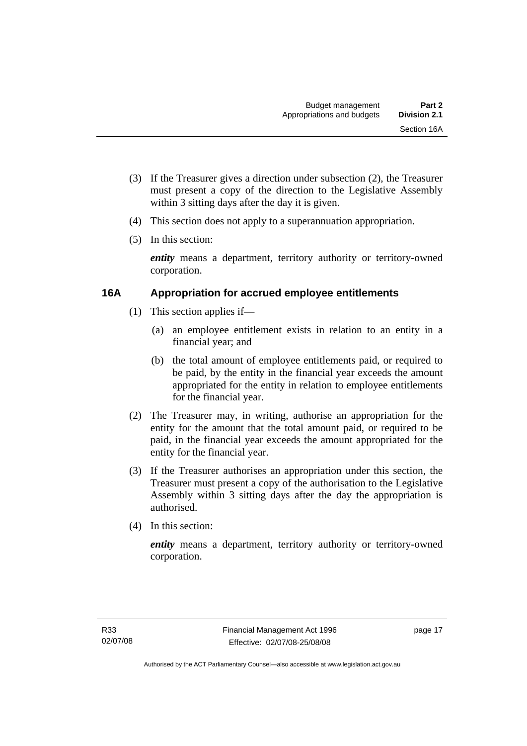(3) If the Treasurer gives a direction under subsection (2), the Treasurer must present a copy of the direction to the Legislative Assembly within 3 sitting days after the day it is given.

(4) This section does not apply to a superannuation appropriation.

(5) In this section:

***entity*** means a department, territory authority or territory-owned corporation.

## 16A Appropriation for accrued employee entitlements

(1) This section applies if—

(a) an employee entitlement exists in relation to an entity in a financial year; and

(b) the total amount of employee entitlements paid, or required to be paid, by the entity in the financial year exceeds the amount appropriated for the entity in relation to employee entitlements for the financial year.

(2) The Treasurer may, in writing, authorise an appropriation for the entity for the amount that the total amount paid, or required to be paid, in the financial year exceeds the amount appropriated for the entity for the financial year.

(3) If the Treasurer authorises an appropriation under this section, the Treasurer must present a copy of the authorisation to the Legislative Assembly within 3 sitting days after the day the appropriation is authorised.

(4) In this section:

***entity*** means a department, territory authority or territory-owned corporation.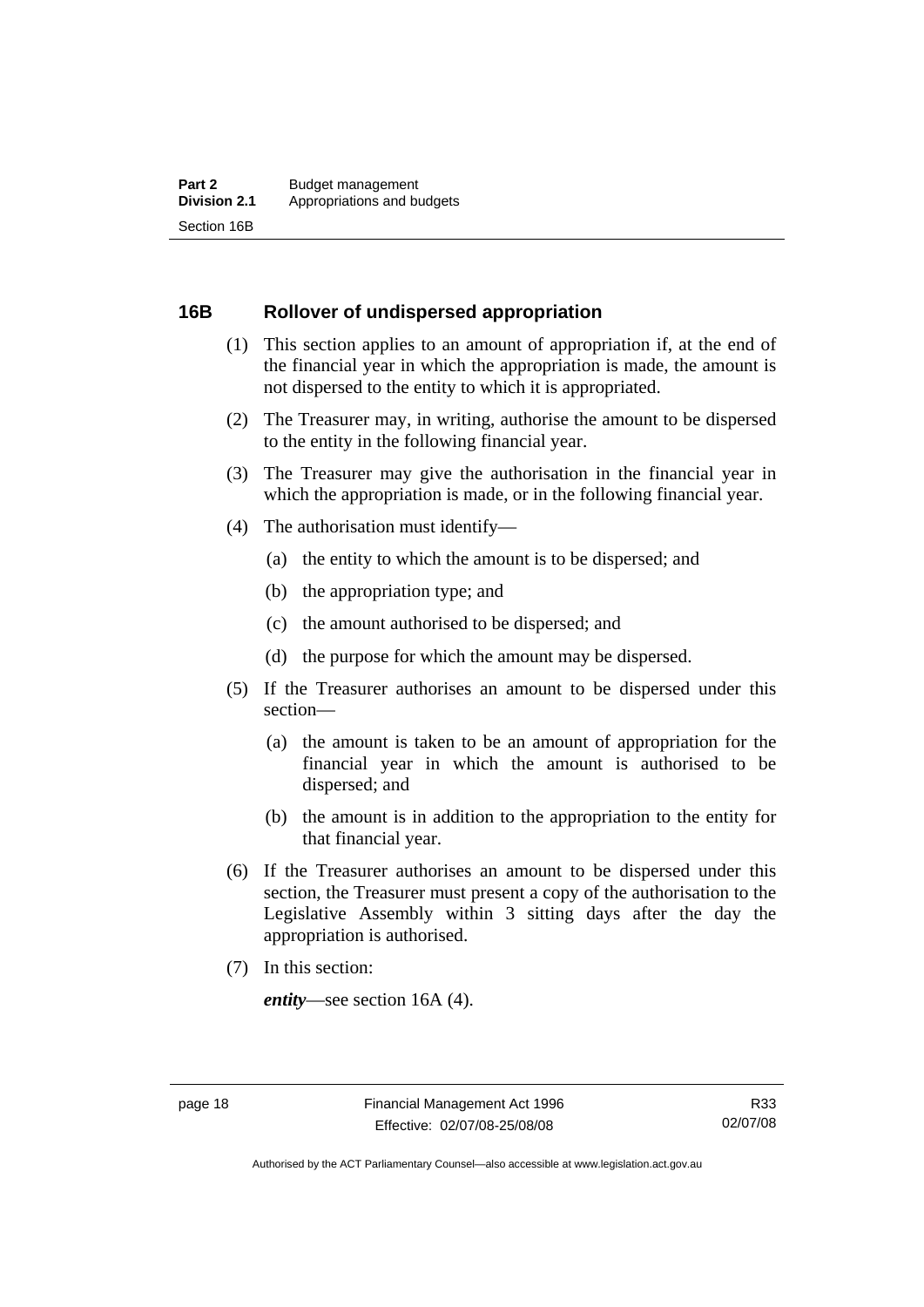## 16B Rollover of undispersed appropriation

(1) This section applies to an amount of appropriation if, at the end of the financial year in which the appropriation is made, the amount is not dispersed to the entity to which it is appropriated.

(2) The Treasurer may, in writing, authorise the amount to be dispersed to the entity in the following financial year.

(3) The Treasurer may give the authorisation in the financial year in which the appropriation is made, or in the following financial year.

(4) The authorisation must identify—

- (a) the entity to which the amount is to be dispersed; and
- (b) the appropriation type; and
- (c) the amount authorised to be dispersed; and
- (d) the purpose for which the amount may be dispersed.

(5) If the Treasurer authorises an amount to be dispersed under this section—

- (a) the amount is taken to be an amount of appropriation for the financial year in which the amount is authorised to be dispersed; and
- (b) the amount is in addition to the appropriation to the entity for that financial year.

(6) If the Treasurer authorises an amount to be dispersed under this section, the Treasurer must present a copy of the authorisation to the Legislative Assembly within 3 sitting days after the day the appropriation is authorised.

(7) In this section:

***entity***—see section 16A (4).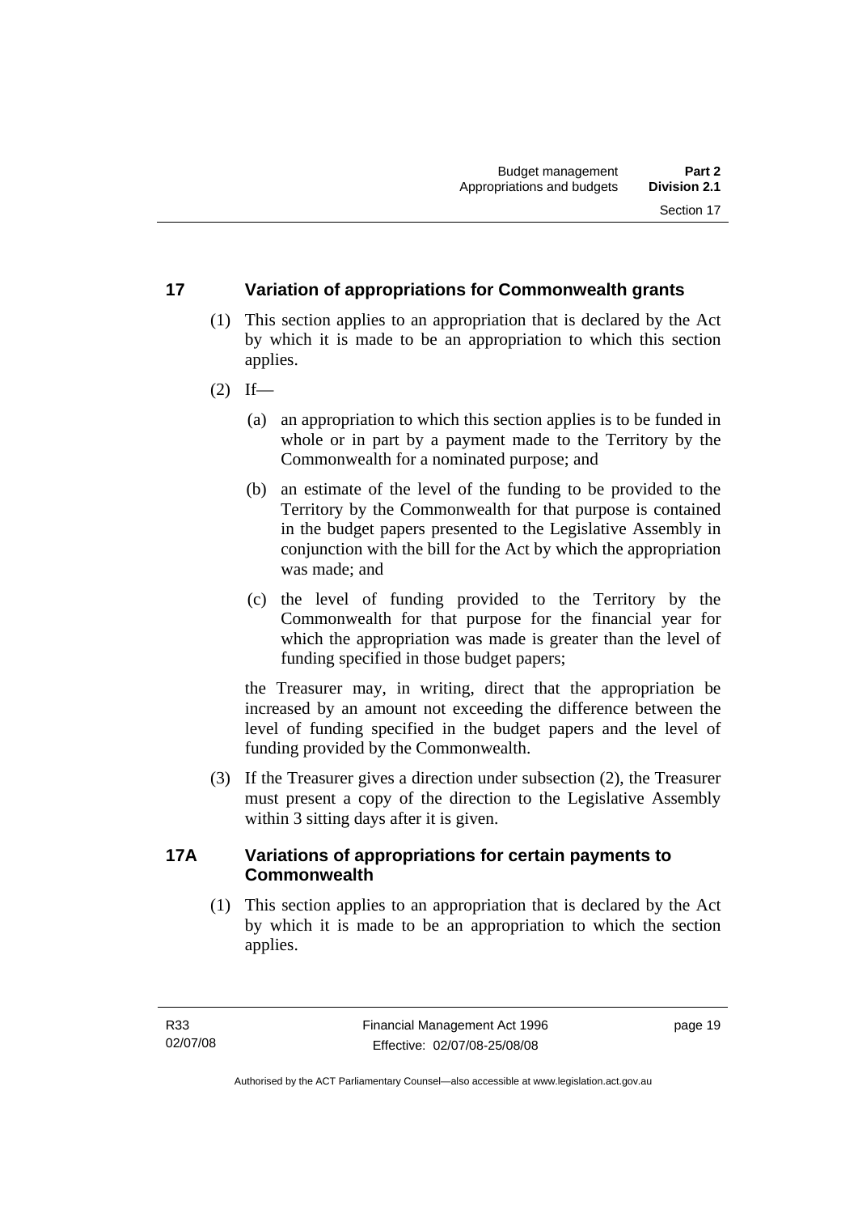## 17 Variation of appropriations for Commonwealth grants

(1) This section applies to an appropriation that is declared by the Act by which it is made to be an appropriation to which this section applies.

(2) If—

(a) an appropriation to which this section applies is to be funded in whole or in part by a payment made to the Territory by the Commonwealth for a nominated purpose; and

(b) an estimate of the level of the funding to be provided to the Territory by the Commonwealth for that purpose is contained in the budget papers presented to the Legislative Assembly in conjunction with the bill for the Act by which the appropriation was made; and

(c) the level of funding provided to the Territory by the Commonwealth for that purpose for the financial year for which the appropriation was made is greater than the level of funding specified in those budget papers;

the Treasurer may, in writing, direct that the appropriation be increased by an amount not exceeding the difference between the level of funding specified in the budget papers and the level of funding provided by the Commonwealth.

(3) If the Treasurer gives a direction under subsection (2), the Treasurer must present a copy of the direction to the Legislative Assembly within 3 sitting days after it is given.

## 17A Variations of appropriations for certain payments to Commonwealth

(1) This section applies to an appropriation that is declared by the Act by which it is made to be an appropriation to which the section applies.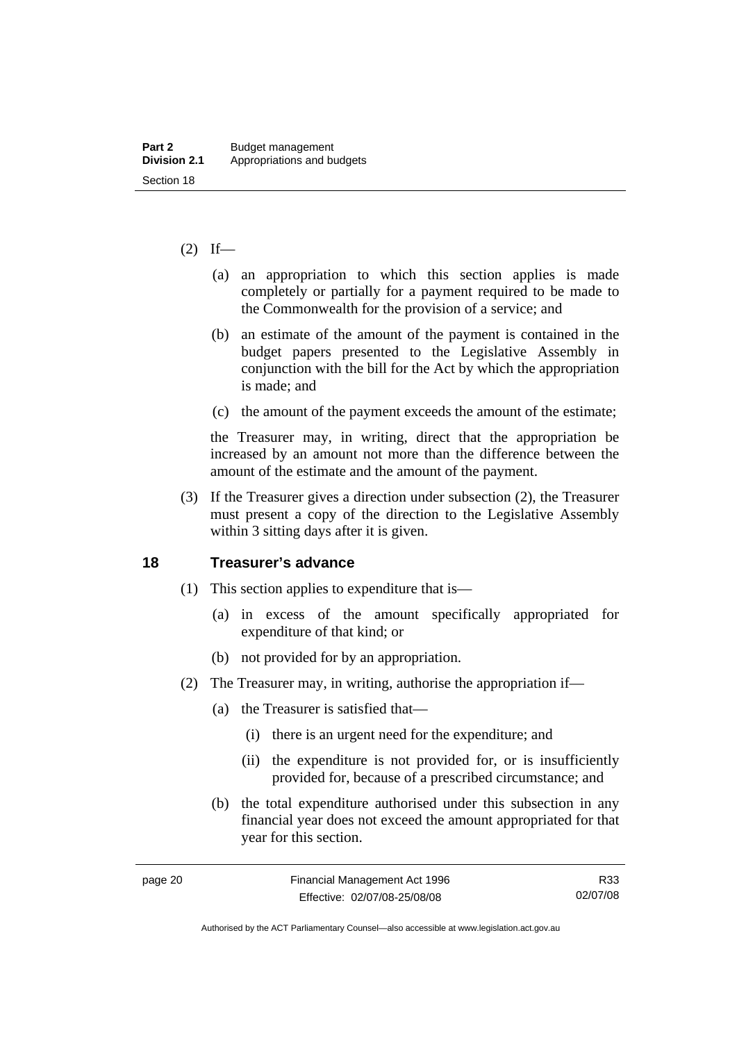(2) If—

   (a) an appropriation to which this section applies is made completely or partially for a payment required to be made to the Commonwealth for the provision of a service; and

   (b) an estimate of the amount of the payment is contained in the budget papers presented to the Legislative Assembly in conjunction with the bill for the Act by which the appropriation is made; and

   (c) the amount of the payment exceeds the amount of the estimate;

   the Treasurer may, in writing, direct that the appropriation be increased by an amount not more than the difference between the amount of the estimate and the amount of the payment.

(3) If the Treasurer gives a direction under subsection (2), the Treasurer must present a copy of the direction to the Legislative Assembly within 3 sitting days after it is given.

## 18 Treasurer's advance

(1) This section applies to expenditure that is—

   (a) in excess of the amount specifically appropriated for expenditure of that kind; or

   (b) not provided for by an appropriation.

(2) The Treasurer may, in writing, authorise the appropriation if—

   (a) the Treasurer is satisfied that—

      (i) there is an urgent need for the expenditure; and

      (ii) the expenditure is not provided for, or is insufficiently provided for, because of a prescribed circumstance; and

   (b) the total expenditure authorised under this subsection in any financial year does not exceed the amount appropriated for that year for this section.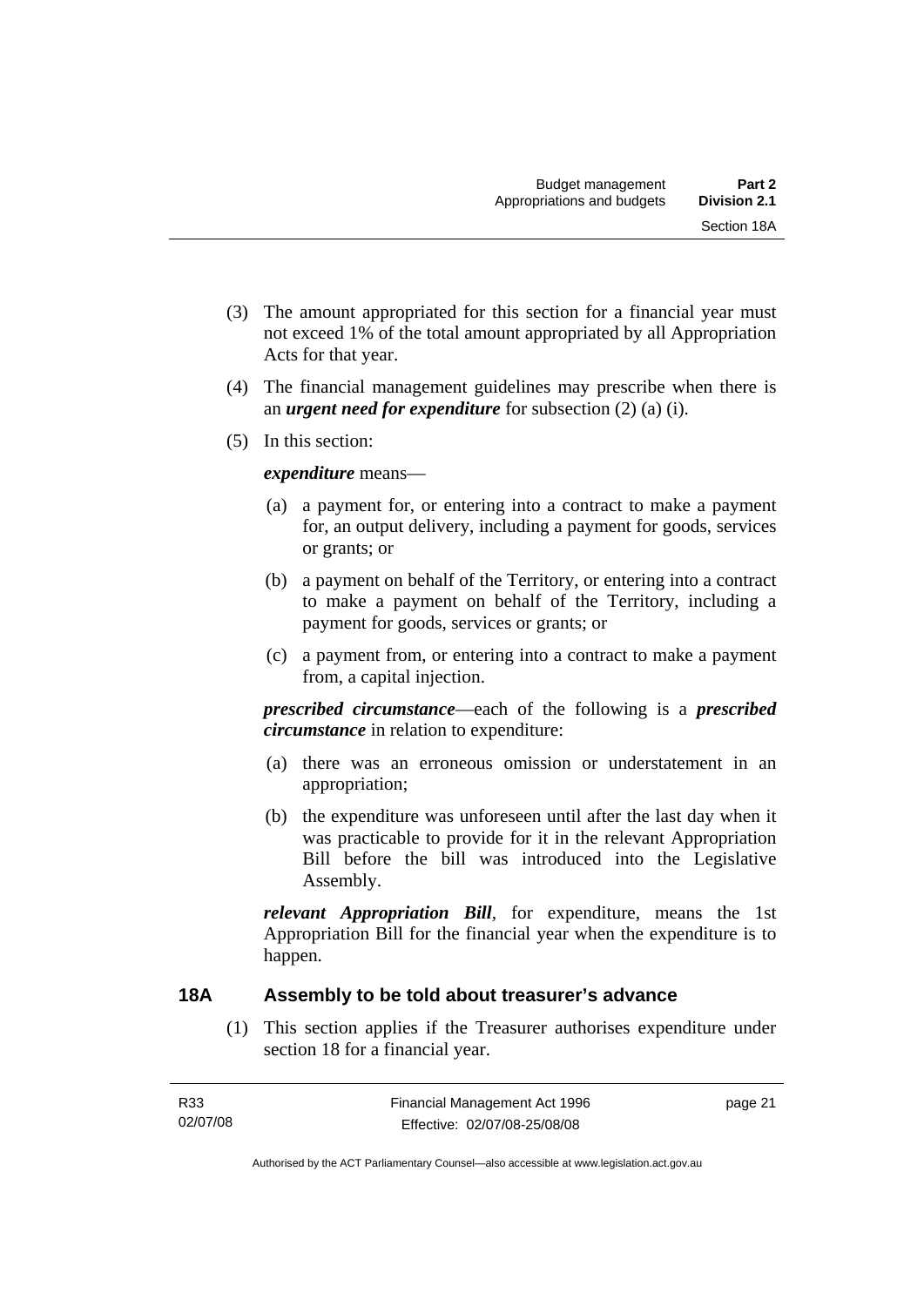(3) The amount appropriated for this section for a financial year must not exceed 1% of the total amount appropriated by all Appropriation Acts for that year.

(4) The financial management guidelines may prescribe when there is an ***urgent need for expenditure*** for subsection (2) (a) (i).

(5) In this section:

***expenditure*** means—

(a) a payment for, or entering into a contract to make a payment for, an output delivery, including a payment for goods, services or grants; or

(b) a payment on behalf of the Territory, or entering into a contract to make a payment on behalf of the Territory, including a payment for goods, services or grants; or

(c) a payment from, or entering into a contract to make a payment from, a capital injection.

***prescribed circumstance***—each of the following is a ***prescribed circumstance*** in relation to expenditure:

(a) there was an erroneous omission or understatement in an appropriation;

(b) the expenditure was unforeseen until after the last day when it was practicable to provide for it in the relevant Appropriation Bill before the bill was introduced into the Legislative Assembly.

***relevant Appropriation Bill***, for expenditure, means the 1st Appropriation Bill for the financial year when the expenditure is to happen.

## 18A Assembly to be told about treasurer's advance

(1) This section applies if the Treasurer authorises expenditure under section 18 for a financial year.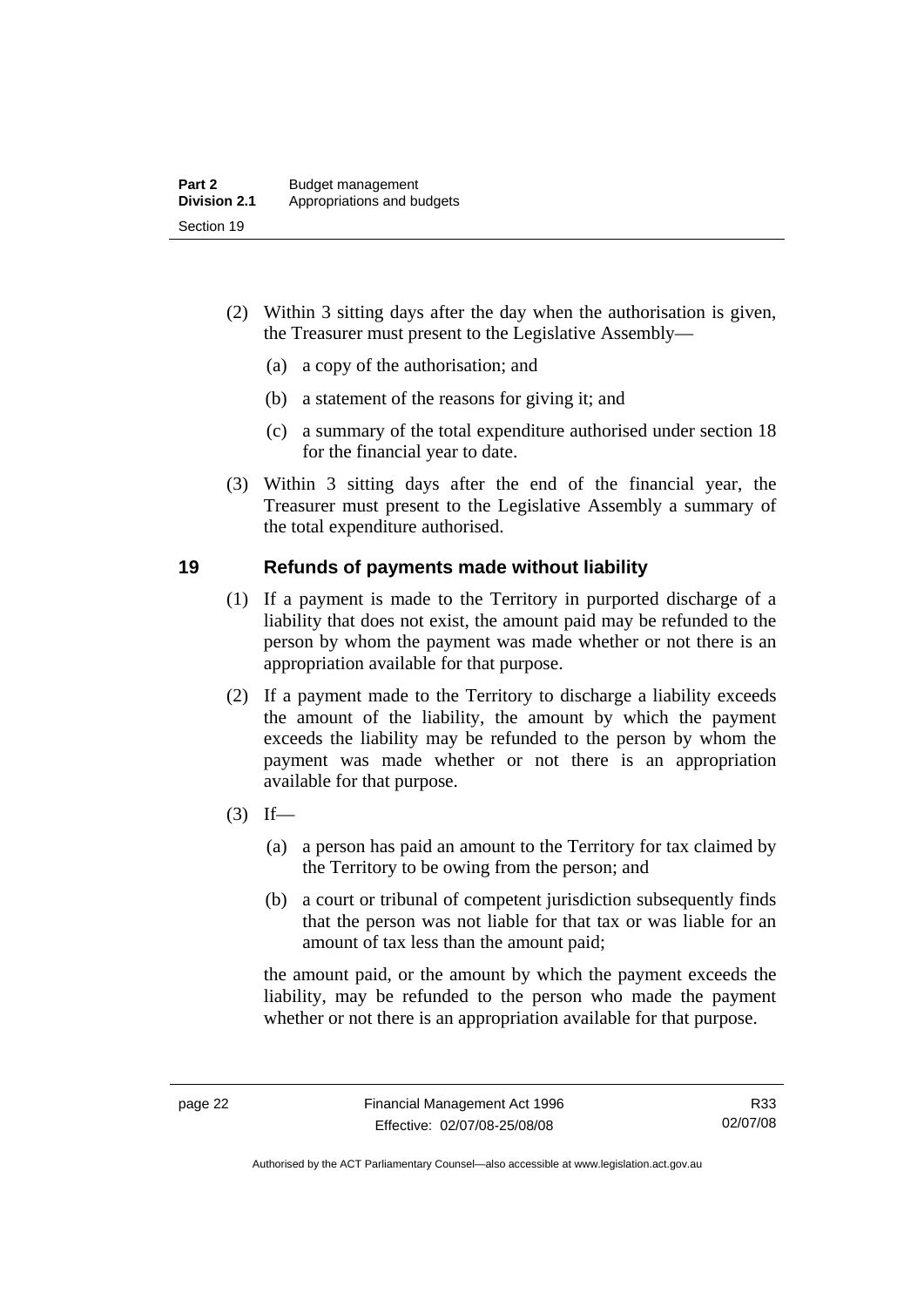(2) Within 3 sitting days after the day when the authorisation is given, the Treasurer must present to the Legislative Assembly—

(a) a copy of the authorisation; and

(b) a statement of the reasons for giving it; and

(c) a summary of the total expenditure authorised under section 18 for the financial year to date.

(3) Within 3 sitting days after the end of the financial year, the Treasurer must present to the Legislative Assembly a summary of the total expenditure authorised.

## 19 Refunds of payments made without liability

(1) If a payment is made to the Territory in purported discharge of a liability that does not exist, the amount paid may be refunded to the person by whom the payment was made whether or not there is an appropriation available for that purpose.

(2) If a payment made to the Territory to discharge a liability exceeds the amount of the liability, the amount by which the payment exceeds the liability may be refunded to the person by whom the payment was made whether or not there is an appropriation available for that purpose.

(3) If—

(a) a person has paid an amount to the Territory for tax claimed by the Territory to be owing from the person; and

(b) a court or tribunal of competent jurisdiction subsequently finds that the person was not liable for that tax or was liable for an amount of tax less than the amount paid;

the amount paid, or the amount by which the payment exceeds the liability, may be refunded to the person who made the payment whether or not there is an appropriation available for that purpose.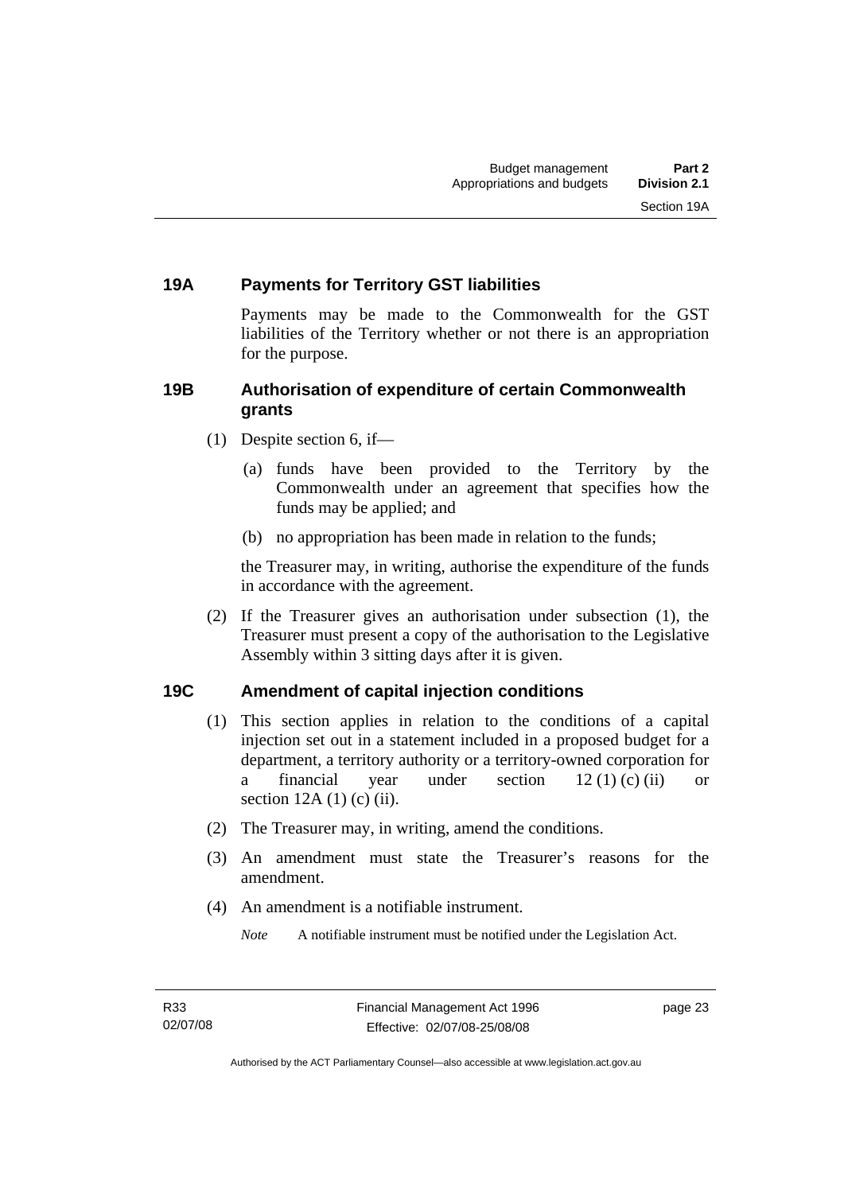### 19A Payments for Territory GST liabilities

Payments may be made to the Commonwealth for the GST liabilities of the Territory whether or not there is an appropriation for the purpose.

### 19B Authorisation of expenditure of certain Commonwealth grants

(1) Despite section 6, if—

(a) funds have been provided to the Territory by the Commonwealth under an agreement that specifies how the funds may be applied; and

(b) no appropriation has been made in relation to the funds;

the Treasurer may, in writing, authorise the expenditure of the funds in accordance with the agreement.

(2) If the Treasurer gives an authorisation under subsection (1), the Treasurer must present a copy of the authorisation to the Legislative Assembly within 3 sitting days after it is given.

### 19C Amendment of capital injection conditions

(1) This section applies in relation to the conditions of a capital injection set out in a statement included in a proposed budget for a department, a territory authority or a territory-owned corporation for a financial year under section 12 (1) (c) (ii) or section 12A (1) (c) (ii).

(2) The Treasurer may, in writing, amend the conditions.

(3) An amendment must state the Treasurer's reasons for the amendment.

(4) An amendment is a notifiable instrument.

*Note* A notifiable instrument must be notified under the Legislation Act.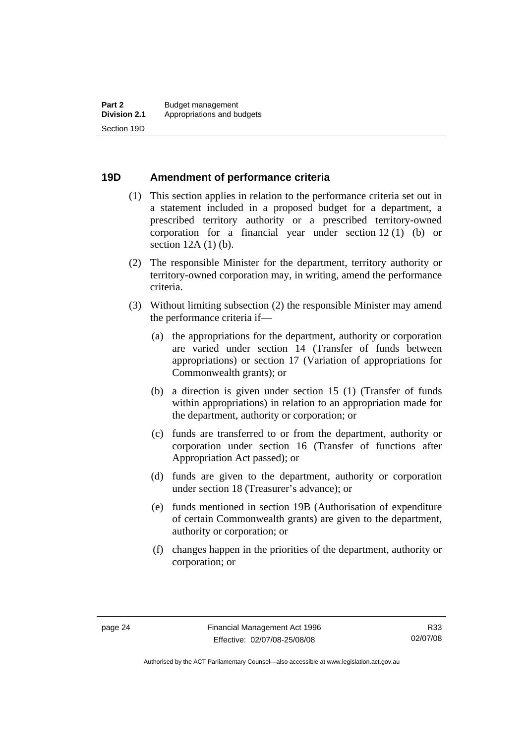## 19D Amendment of performance criteria

(1) This section applies in relation to the performance criteria set out in a statement included in a proposed budget for a department, a prescribed territory authority or a prescribed territory-owned corporation for a financial year under section 12 (1) (b) or section 12A (1) (b).

(2) The responsible Minister for the department, territory authority or territory-owned corporation may, in writing, amend the performance criteria.

(3) Without limiting subsection (2) the responsible Minister may amend the performance criteria if—

(a) the appropriations for the department, authority or corporation are varied under section 14 (Transfer of funds between appropriations) or section 17 (Variation of appropriations for Commonwealth grants); or

(b) a direction is given under section 15 (1) (Transfer of funds within appropriations) in relation to an appropriation made for the department, authority or corporation; or

(c) funds are transferred to or from the department, authority or corporation under section 16 (Transfer of functions after Appropriation Act passed); or

(d) funds are given to the department, authority or corporation under section 18 (Treasurer's advance); or

(e) funds mentioned in section 19B (Authorisation of expenditure of certain Commonwealth grants) are given to the department, authority or corporation; or

(f) changes happen in the priorities of the department, authority or corporation; or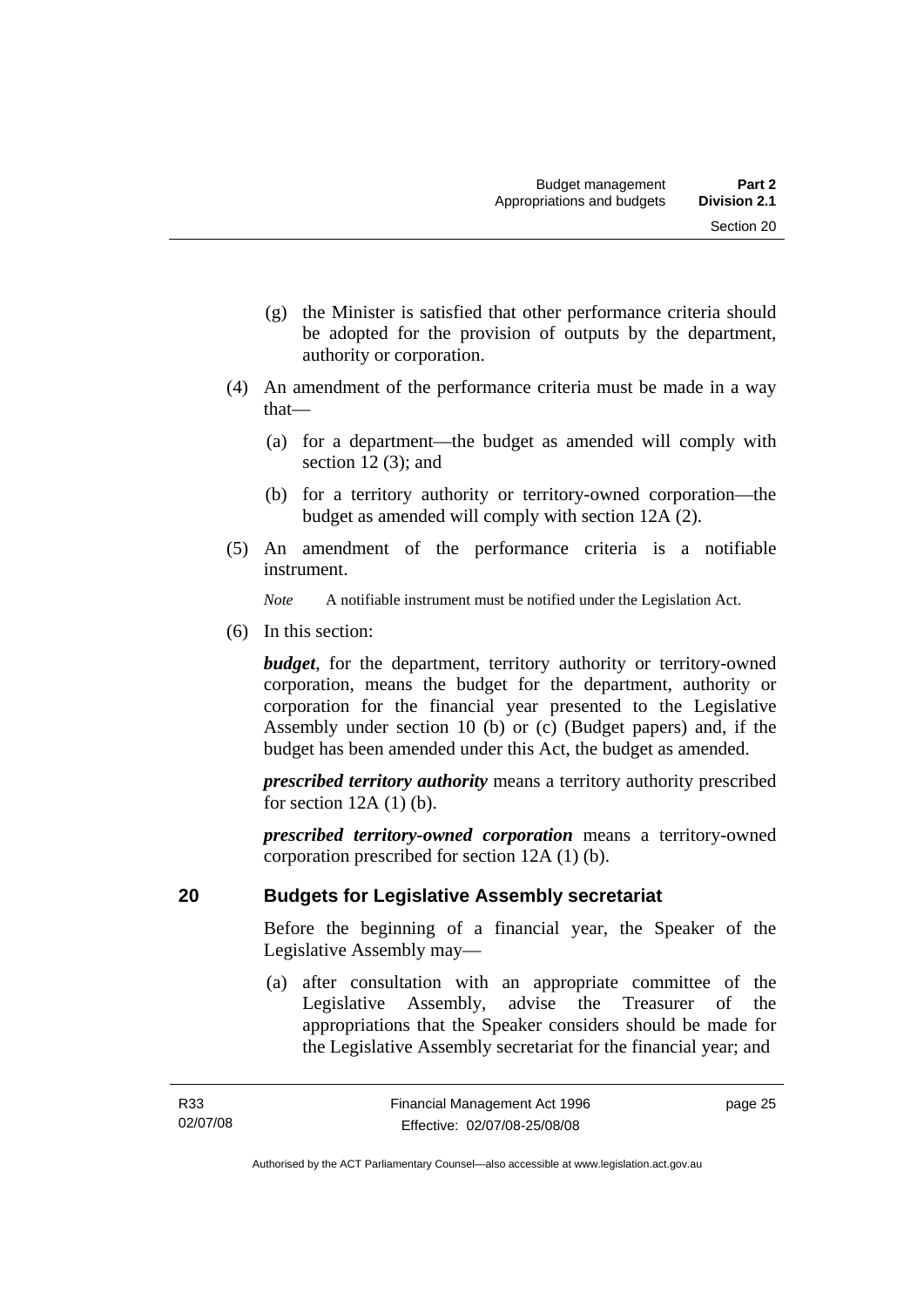(g) the Minister is satisfied that other performance criteria should be adopted for the provision of outputs by the department, authority or corporation.

(4) An amendment of the performance criteria must be made in a way that—

(a) for a department—the budget as amended will comply with section 12 (3); and

(b) for a territory authority or territory-owned corporation—the budget as amended will comply with section 12A (2).

(5) An amendment of the performance criteria is a notifiable instrument.

*Note* A notifiable instrument must be notified under the Legislation Act.

(6) In this section:

***budget***, for the department, territory authority or territory-owned corporation, means the budget for the department, authority or corporation for the financial year presented to the Legislative Assembly under section 10 (b) or (c) (Budget papers) and, if the budget has been amended under this Act, the budget as amended.

***prescribed territory authority*** means a territory authority prescribed for section 12A (1) (b).

***prescribed territory-owned corporation*** means a territory-owned corporation prescribed for section 12A (1) (b).

## 20 Budgets for Legislative Assembly secretariat

Before the beginning of a financial year, the Speaker of the Legislative Assembly may—

(a) after consultation with an appropriate committee of the Legislative Assembly, advise the Treasurer of the appropriations that the Speaker considers should be made for the Legislative Assembly secretariat for the financial year; and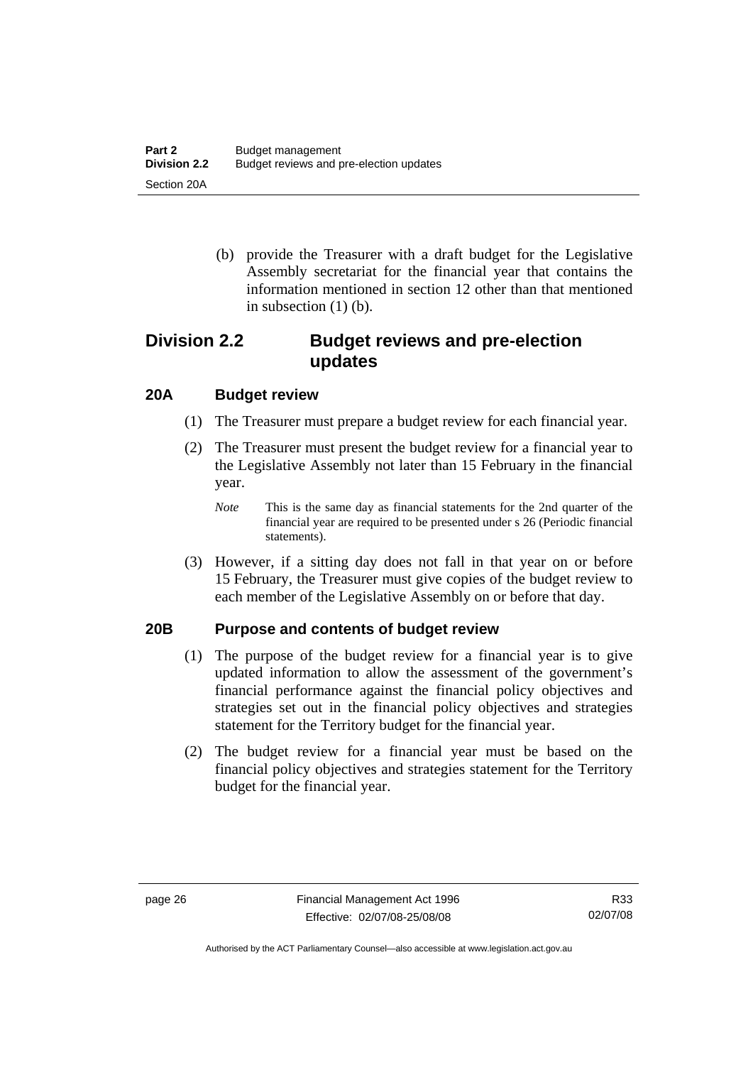(b) provide the Treasurer with a draft budget for the Legislative Assembly secretariat for the financial year that contains the information mentioned in section 12 other than that mentioned in subsection (1) (b).

## Division 2.2 Budget reviews and pre-election updates

### 20A Budget review

(1) The Treasurer must prepare a budget review for each financial year.

(2) The Treasurer must present the budget review for a financial year to the Legislative Assembly not later than 15 February in the financial year.

*Note* This is the same day as financial statements for the 2nd quarter of the financial year are required to be presented under s 26 (Periodic financial statements).

(3) However, if a sitting day does not fall in that year on or before 15 February, the Treasurer must give copies of the budget review to each member of the Legislative Assembly on or before that day.

### 20B Purpose and contents of budget review

(1) The purpose of the budget review for a financial year is to give updated information to allow the assessment of the government's financial performance against the financial policy objectives and strategies set out in the financial policy objectives and strategies statement for the Territory budget for the financial year.

(2) The budget review for a financial year must be based on the financial policy objectives and strategies statement for the Territory budget for the financial year.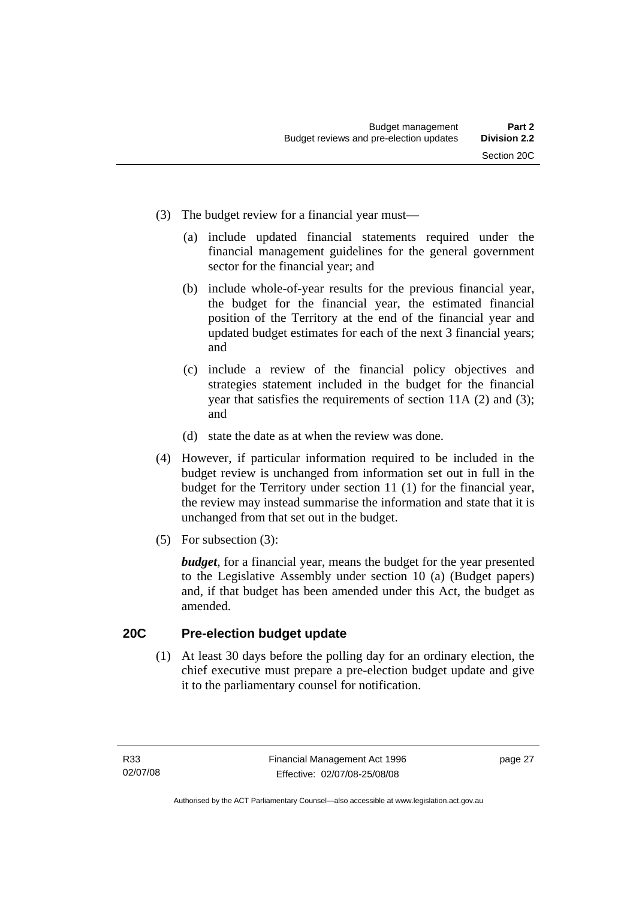(3) The budget review for a financial year must—

(a) include updated financial statements required under the financial management guidelines for the general government sector for the financial year; and

(b) include whole-of-year results for the previous financial year, the budget for the financial year, the estimated financial position of the Territory at the end of the financial year and updated budget estimates for each of the next 3 financial years; and

(c) include a review of the financial policy objectives and strategies statement included in the budget for the financial year that satisfies the requirements of section 11A (2) and (3); and

(d) state the date as at when the review was done.

(4) However, if particular information required to be included in the budget review is unchanged from information set out in full in the budget for the Territory under section 11 (1) for the financial year, the review may instead summarise the information and state that it is unchanged from that set out in the budget.

(5) For subsection (3):

***budget***, for a financial year, means the budget for the year presented to the Legislative Assembly under section 10 (a) (Budget papers) and, if that budget has been amended under this Act, the budget as amended.

## 20C Pre-election budget update

(1) At least 30 days before the polling day for an ordinary election, the chief executive must prepare a pre-election budget update and give it to the parliamentary counsel for notification.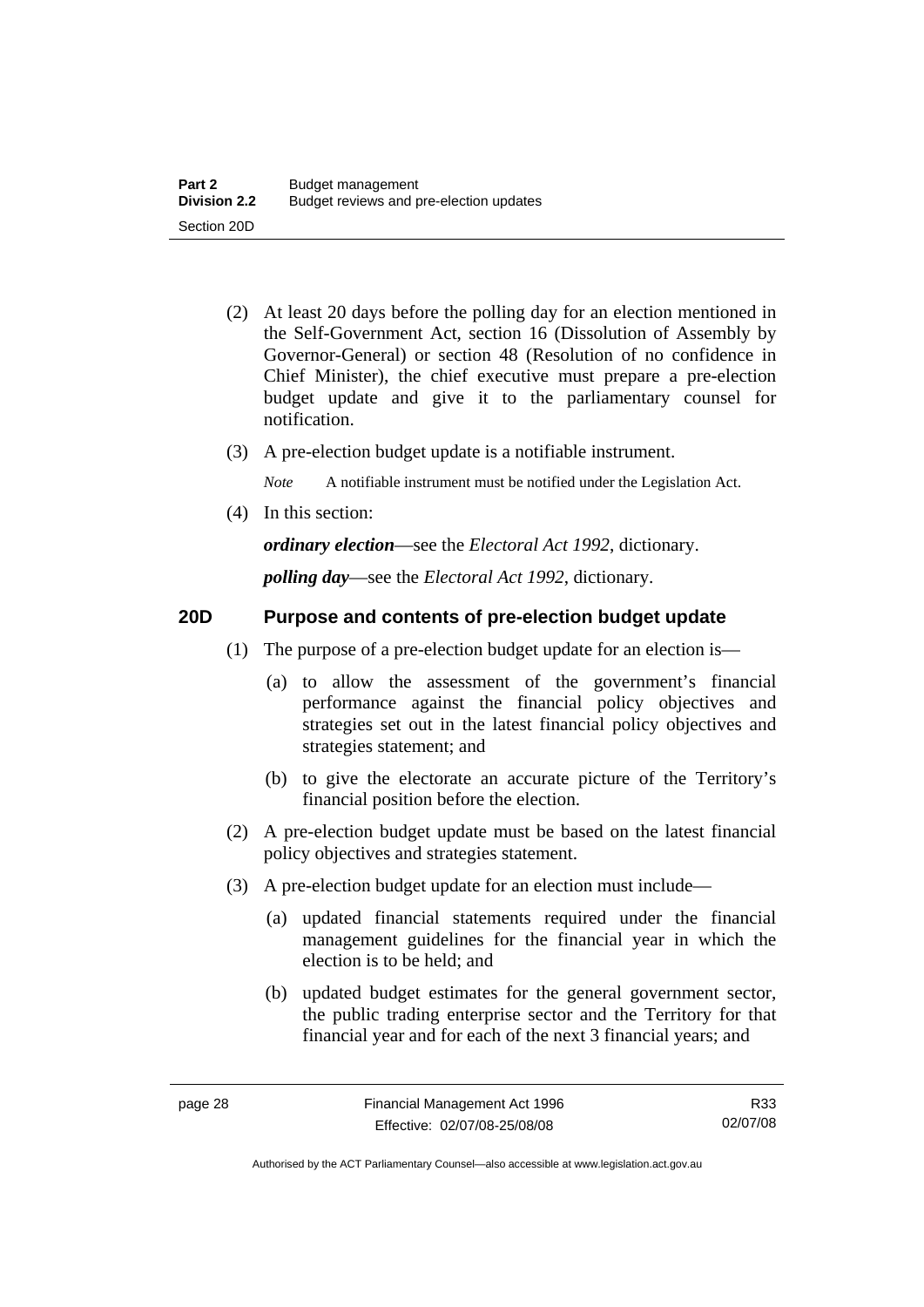(2) At least 20 days before the polling day for an election mentioned in the Self-Government Act, section 16 (Dissolution of Assembly by Governor-General) or section 48 (Resolution of no confidence in Chief Minister), the chief executive must prepare a pre-election budget update and give it to the parliamentary counsel for notification.

(3) A pre-election budget update is a notifiable instrument.

*Note* A notifiable instrument must be notified under the Legislation Act.

(4) In this section:

***ordinary election***—see the *Electoral Act 1992*, dictionary.

***polling day***—see the *Electoral Act 1992*, dictionary.

## 20D Purpose and contents of pre-election budget update

(1) The purpose of a pre-election budget update for an election is—

(a) to allow the assessment of the government's financial performance against the financial policy objectives and strategies set out in the latest financial policy objectives and strategies statement; and

(b) to give the electorate an accurate picture of the Territory's financial position before the election.

(2) A pre-election budget update must be based on the latest financial policy objectives and strategies statement.

(3) A pre-election budget update for an election must include—

(a) updated financial statements required under the financial management guidelines for the financial year in which the election is to be held; and

(b) updated budget estimates for the general government sector, the public trading enterprise sector and the Territory for that financial year and for each of the next 3 financial years; and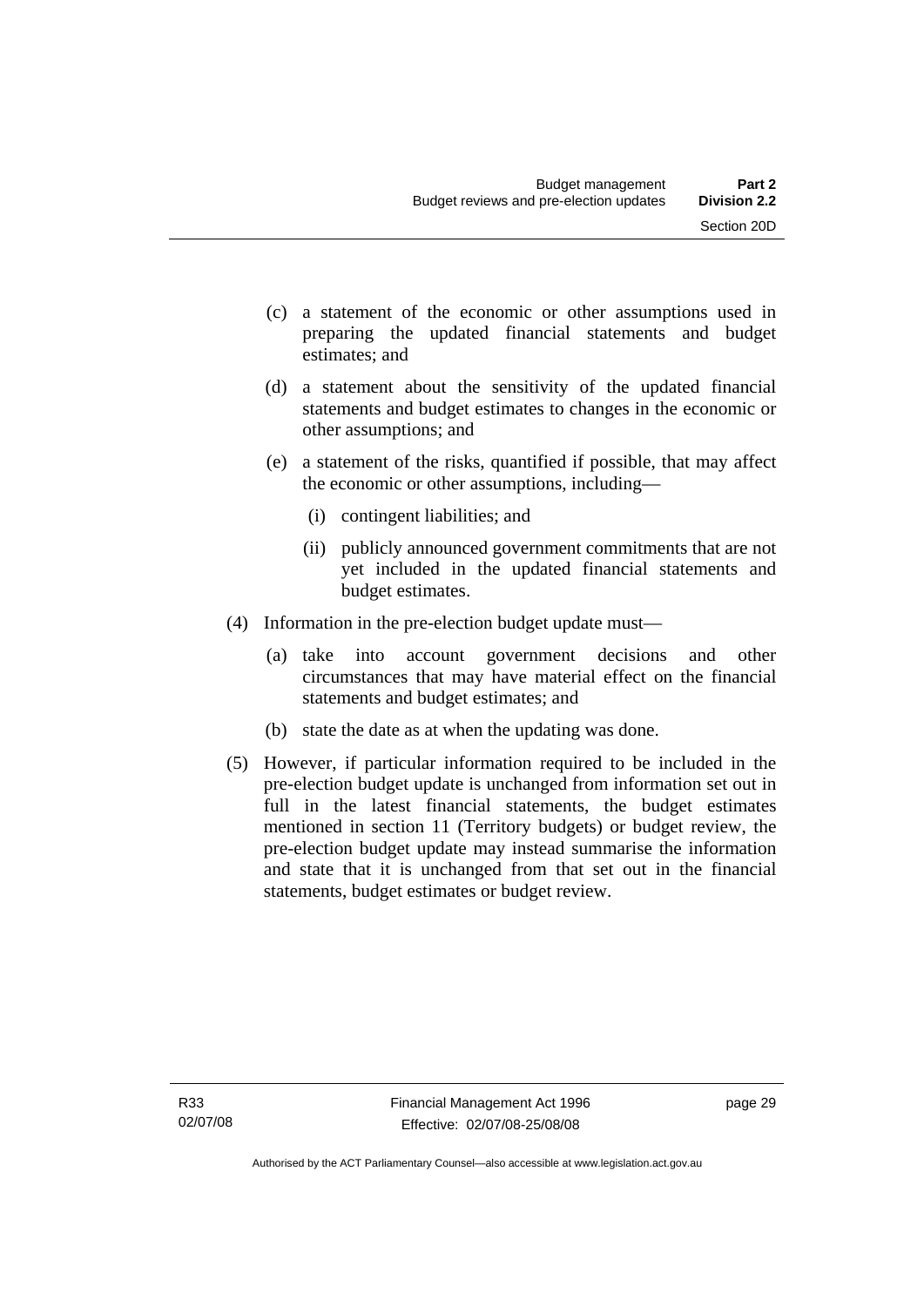(c) a statement of the economic or other assumptions used in preparing the updated financial statements and budget estimates; and

(d) a statement about the sensitivity of the updated financial statements and budget estimates to changes in the economic or other assumptions; and

(e) a statement of the risks, quantified if possible, that may affect the economic or other assumptions, including—

   (i) contingent liabilities; and

   (ii) publicly announced government commitments that are not yet included in the updated financial statements and budget estimates.

(4) Information in the pre-election budget update must—

   (a) take into account government decisions and other circumstances that may have material effect on the financial statements and budget estimates; and

   (b) state the date as at when the updating was done.

(5) However, if particular information required to be included in the pre-election budget update is unchanged from information set out in full in the latest financial statements, the budget estimates mentioned in section 11 (Territory budgets) or budget review, the pre-election budget update may instead summarise the information and state that it is unchanged from that set out in the financial statements, budget estimates or budget review.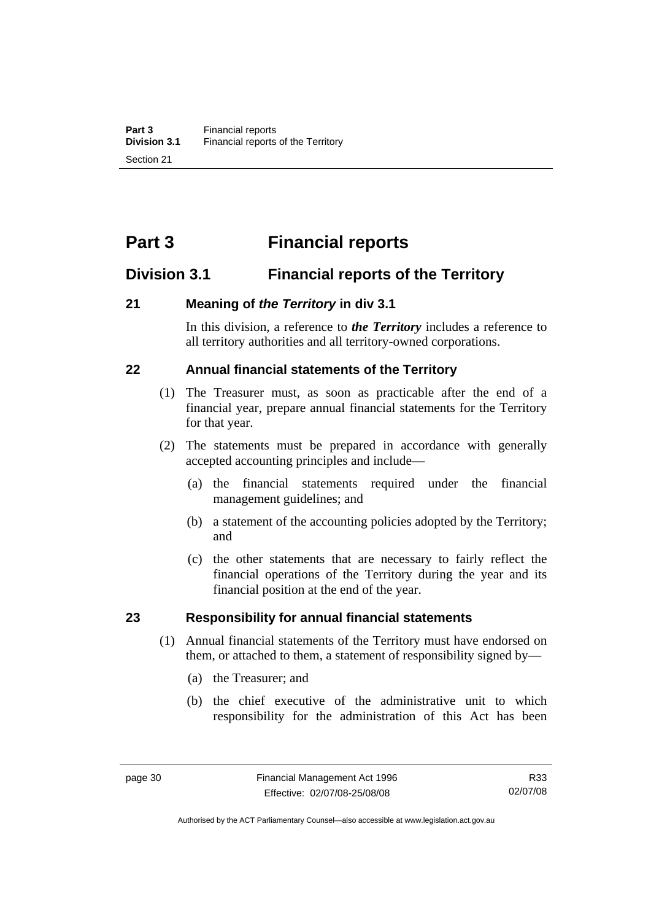# Part 3 Financial reports

## Division 3.1 Financial reports of the Territory

### 21 Meaning of *the Territory* in div 3.1

In this division, a reference to ***the Territory*** includes a reference to all territory authorities and all territory-owned corporations.

### 22 Annual financial statements of the Territory

(1) The Treasurer must, as soon as practicable after the end of a financial year, prepare annual financial statements for the Territory for that year.

(2) The statements must be prepared in accordance with generally accepted accounting principles and include—

(a) the financial statements required under the financial management guidelines; and

(b) a statement of the accounting policies adopted by the Territory; and

(c) the other statements that are necessary to fairly reflect the financial operations of the Territory during the year and its financial position at the end of the year.

### 23 Responsibility for annual financial statements

(1) Annual financial statements of the Territory must have endorsed on them, or attached to them, a statement of responsibility signed by—

(a) the Treasurer; and

(b) the chief executive of the administrative unit to which responsibility for the administration of this Act has been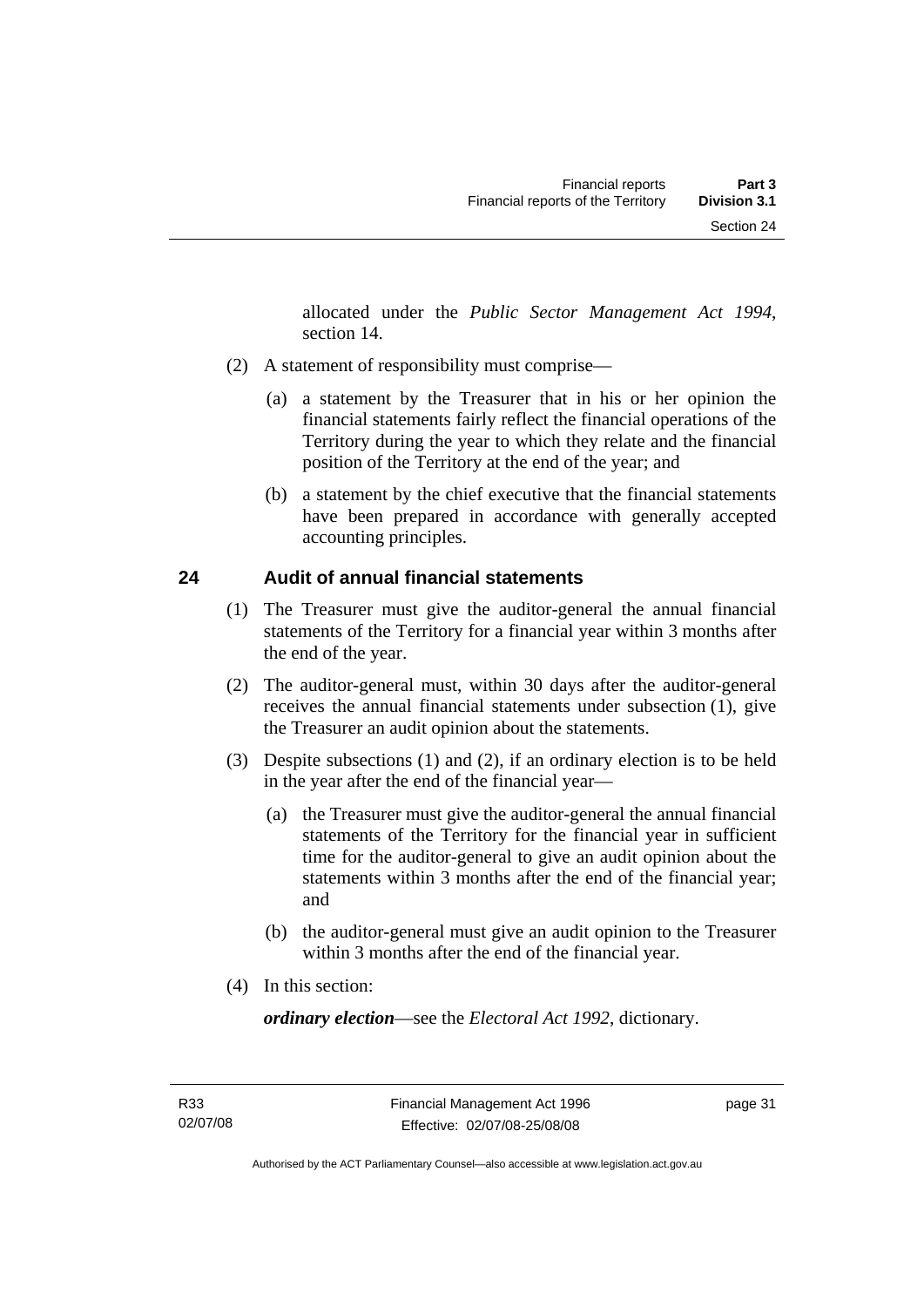allocated under the *Public Sector Management Act 1994*, section 14.

(2) A statement of responsibility must comprise—

(a) a statement by the Treasurer that in his or her opinion the financial statements fairly reflect the financial operations of the Territory during the year to which they relate and the financial position of the Territory at the end of the year; and

(b) a statement by the chief executive that the financial statements have been prepared in accordance with generally accepted accounting principles.

## 24 Audit of annual financial statements

(1) The Treasurer must give the auditor-general the annual financial statements of the Territory for a financial year within 3 months after the end of the year.

(2) The auditor-general must, within 30 days after the auditor-general receives the annual financial statements under subsection (1), give the Treasurer an audit opinion about the statements.

(3) Despite subsections (1) and (2), if an ordinary election is to be held in the year after the end of the financial year—

(a) the Treasurer must give the auditor-general the annual financial statements of the Territory for the financial year in sufficient time for the auditor-general to give an audit opinion about the statements within 3 months after the end of the financial year; and

(b) the auditor-general must give an audit opinion to the Treasurer within 3 months after the end of the financial year.

(4) In this section:

***ordinary election***—see the *Electoral Act 1992*, dictionary.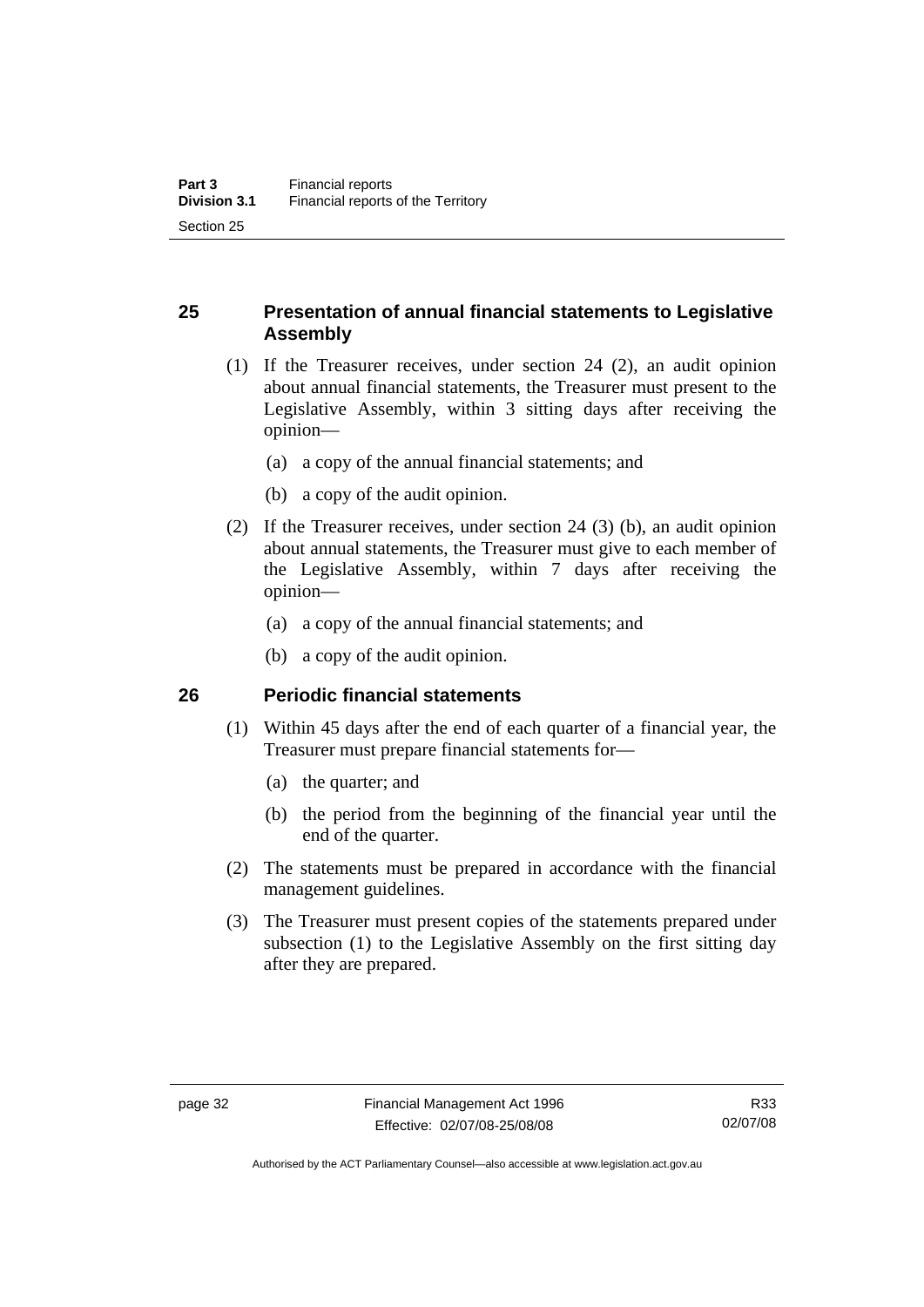## 25 Presentation of annual financial statements to Legislative Assembly

(1) If the Treasurer receives, under section 24 (2), an audit opinion about annual financial statements, the Treasurer must present to the Legislative Assembly, within 3 sitting days after receiving the opinion—

(a) a copy of the annual financial statements; and

(b) a copy of the audit opinion.

(2) If the Treasurer receives, under section 24 (3) (b), an audit opinion about annual statements, the Treasurer must give to each member of the Legislative Assembly, within 7 days after receiving the opinion—

(a) a copy of the annual financial statements; and

(b) a copy of the audit opinion.

## 26 Periodic financial statements

(1) Within 45 days after the end of each quarter of a financial year, the Treasurer must prepare financial statements for—

(a) the quarter; and

(b) the period from the beginning of the financial year until the end of the quarter.

(2) The statements must be prepared in accordance with the financial management guidelines.

(3) The Treasurer must present copies of the statements prepared under subsection (1) to the Legislative Assembly on the first sitting day after they are prepared.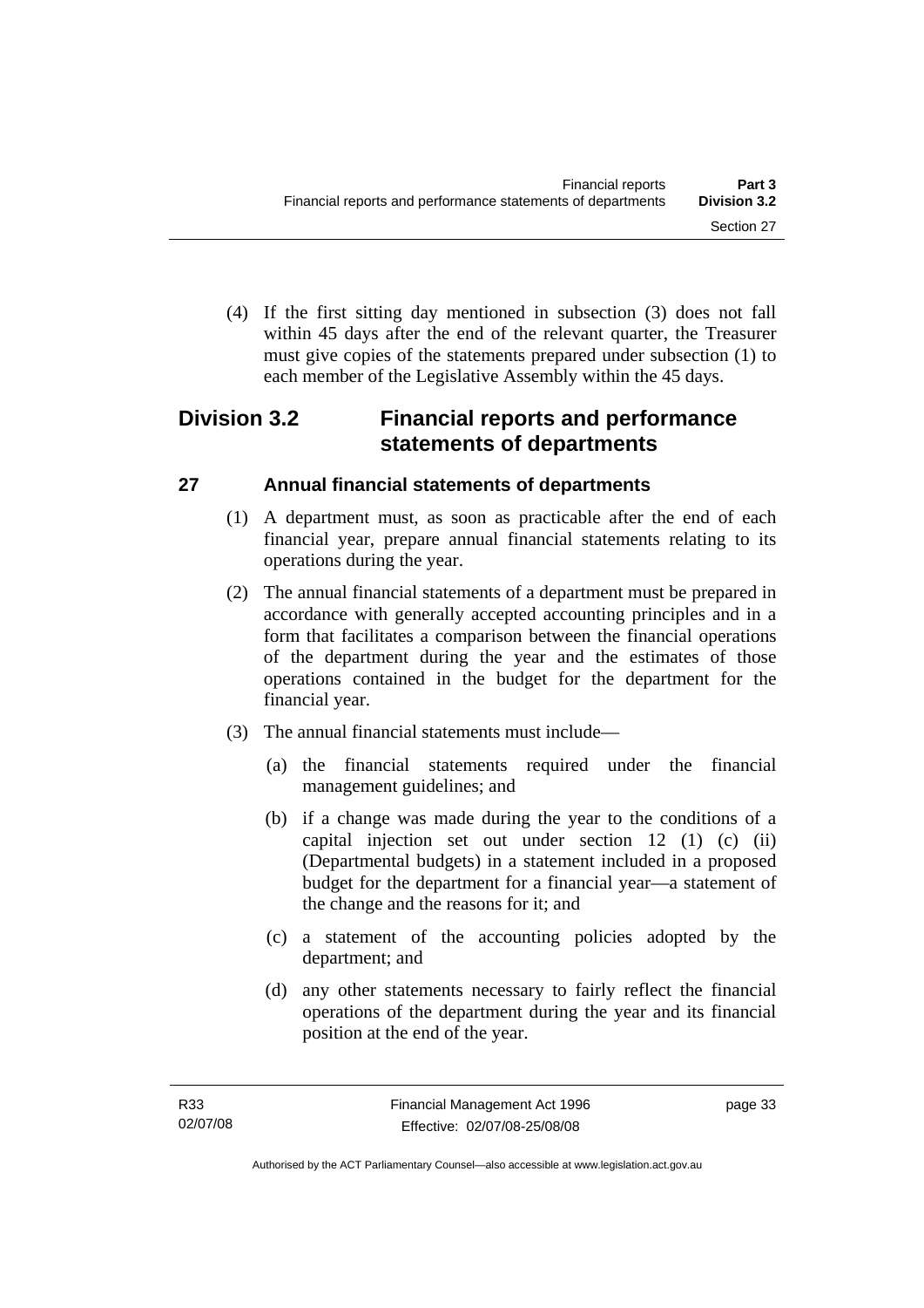(4) If the first sitting day mentioned in subsection (3) does not fall within 45 days after the end of the relevant quarter, the Treasurer must give copies of the statements prepared under subsection (1) to each member of the Legislative Assembly within the 45 days.

## Division 3.2 Financial reports and performance statements of departments

### 27 Annual financial statements of departments

(1) A department must, as soon as practicable after the end of each financial year, prepare annual financial statements relating to its operations during the year.

(2) The annual financial statements of a department must be prepared in accordance with generally accepted accounting principles and in a form that facilitates a comparison between the financial operations of the department during the year and the estimates of those operations contained in the budget for the department for the financial year.

(3) The annual financial statements must include—

(a) the financial statements required under the financial management guidelines; and

(b) if a change was made during the year to the conditions of a capital injection set out under section 12 (1) (c) (ii) (Departmental budgets) in a statement included in a proposed budget for the department for a financial year—a statement of the change and the reasons for it; and

(c) a statement of the accounting policies adopted by the department; and

(d) any other statements necessary to fairly reflect the financial operations of the department during the year and its financial position at the end of the year.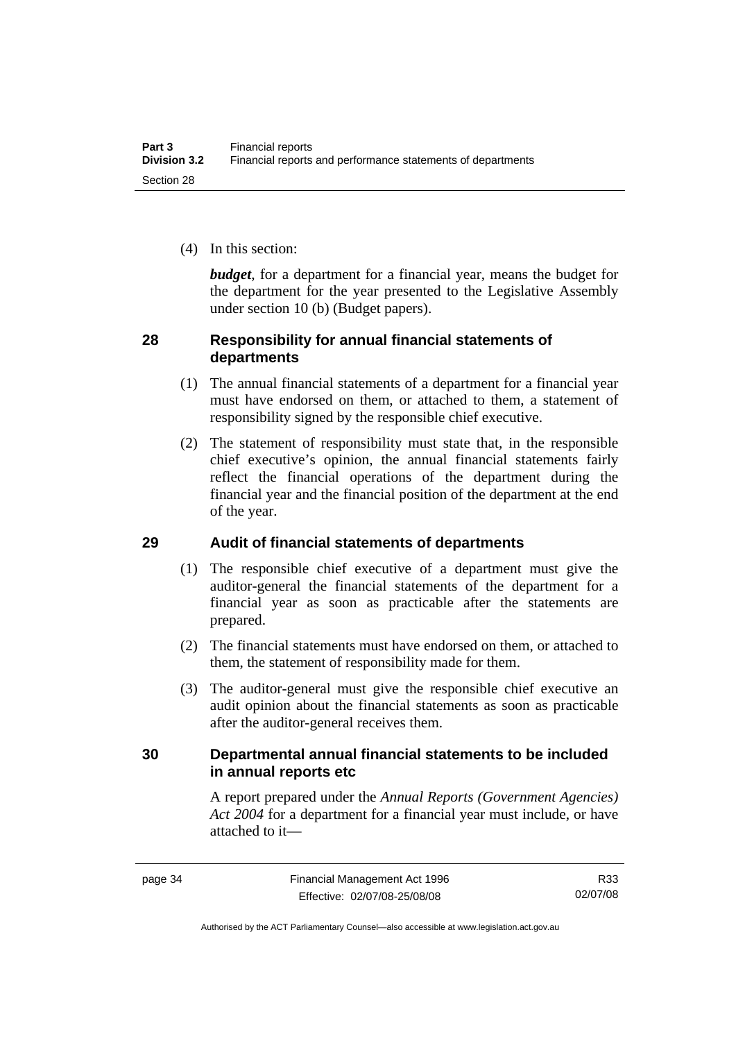(4) In this section:

***budget***, for a department for a financial year, means the budget for the department for the year presented to the Legislative Assembly under section 10 (b) (Budget papers).

## 28 Responsibility for annual financial statements of departments

(1) The annual financial statements of a department for a financial year must have endorsed on them, or attached to them, a statement of responsibility signed by the responsible chief executive.

(2) The statement of responsibility must state that, in the responsible chief executive's opinion, the annual financial statements fairly reflect the financial operations of the department during the financial year and the financial position of the department at the end of the year.

## 29 Audit of financial statements of departments

(1) The responsible chief executive of a department must give the auditor-general the financial statements of the department for a financial year as soon as practicable after the statements are prepared.

(2) The financial statements must have endorsed on them, or attached to them, the statement of responsibility made for them.

(3) The auditor-general must give the responsible chief executive an audit opinion about the financial statements as soon as practicable after the auditor-general receives them.

## 30 Departmental annual financial statements to be included in annual reports etc

A report prepared under the *Annual Reports (Government Agencies) Act 2004* for a department for a financial year must include, or have attached to it—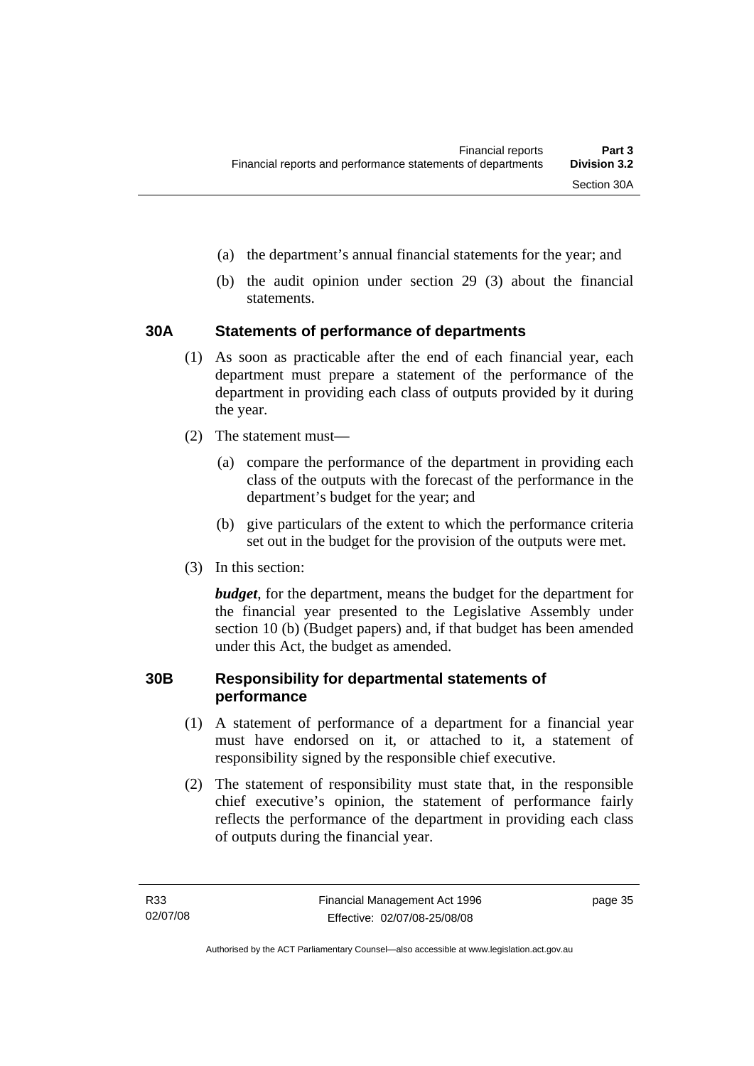(a) the department's annual financial statements for the year; and

(b) the audit opinion under section 29 (3) about the financial statements.

## 30A Statements of performance of departments

(1) As soon as practicable after the end of each financial year, each department must prepare a statement of the performance of the department in providing each class of outputs provided by it during the year.

(2) The statement must—

(a) compare the performance of the department in providing each class of the outputs with the forecast of the performance in the department's budget for the year; and

(b) give particulars of the extent to which the performance criteria set out in the budget for the provision of the outputs were met.

(3) In this section:

***budget***, for the department, means the budget for the department for the financial year presented to the Legislative Assembly under section 10 (b) (Budget papers) and, if that budget has been amended under this Act, the budget as amended.

## 30B Responsibility for departmental statements of performance

(1) A statement of performance of a department for a financial year must have endorsed on it, or attached to it, a statement of responsibility signed by the responsible chief executive.

(2) The statement of responsibility must state that, in the responsible chief executive's opinion, the statement of performance fairly reflects the performance of the department in providing each class of outputs during the financial year.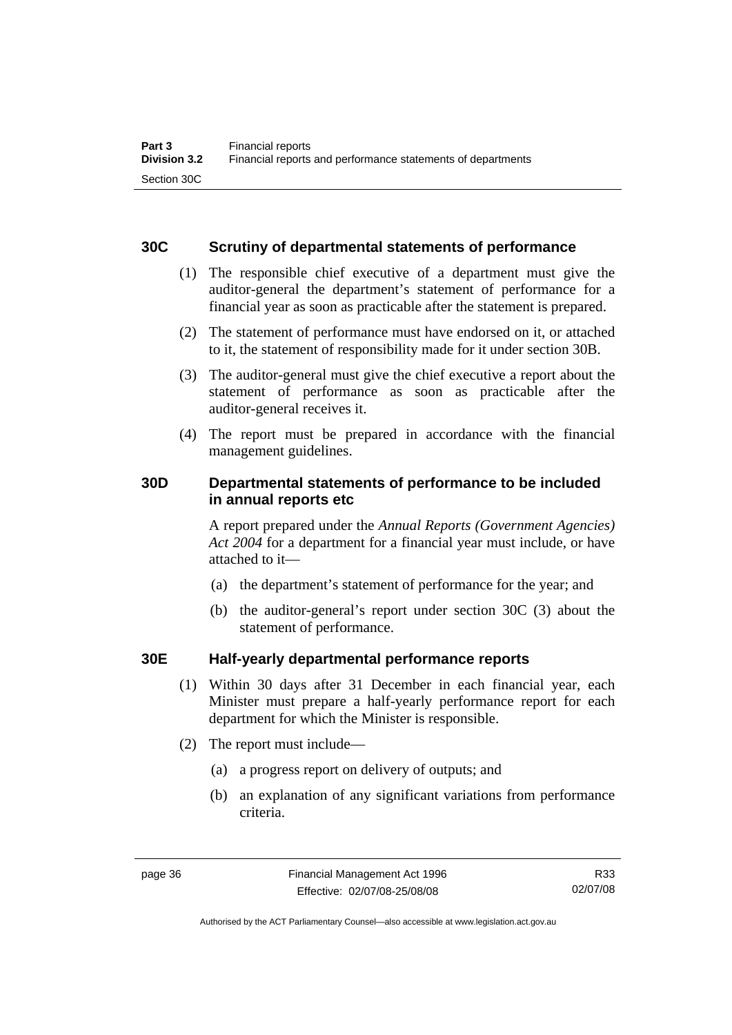## 30C Scrutiny of departmental statements of performance

(1) The responsible chief executive of a department must give the auditor-general the department's statement of performance for a financial year as soon as practicable after the statement is prepared.

(2) The statement of performance must have endorsed on it, or attached to it, the statement of responsibility made for it under section 30B.

(3) The auditor-general must give the chief executive a report about the statement of performance as soon as practicable after the auditor-general receives it.

(4) The report must be prepared in accordance with the financial management guidelines.

## 30D Departmental statements of performance to be included in annual reports etc

A report prepared under the *Annual Reports (Government Agencies) Act 2004* for a department for a financial year must include, or have attached to it—

(a) the department's statement of performance for the year; and

(b) the auditor-general's report under section 30C (3) about the statement of performance.

## 30E Half-yearly departmental performance reports

(1) Within 30 days after 31 December in each financial year, each Minister must prepare a half-yearly performance report for each department for which the Minister is responsible.

(2) The report must include—

(a) a progress report on delivery of outputs; and

(b) an explanation of any significant variations from performance criteria.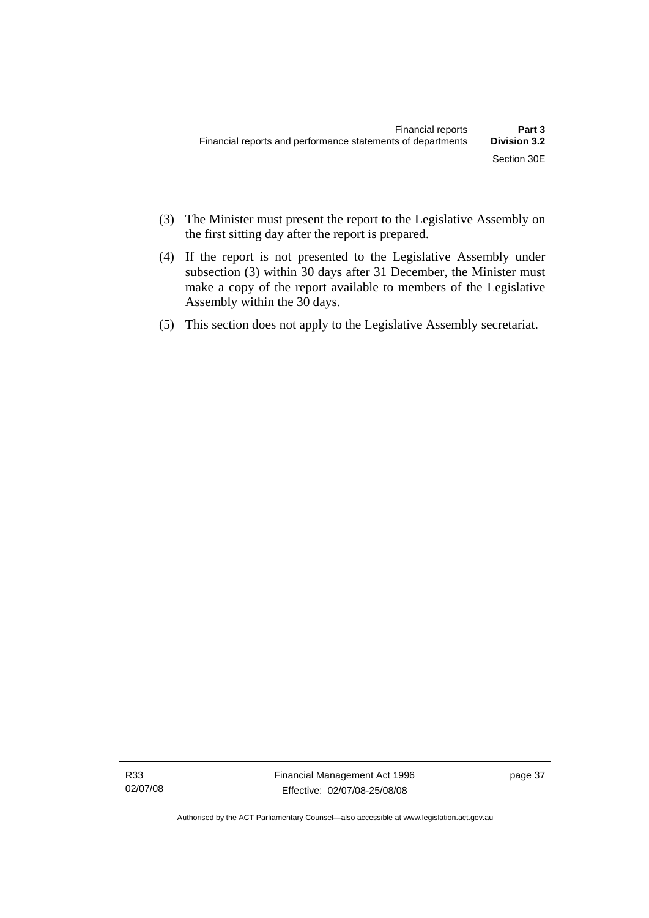(3) The Minister must present the report to the Legislative Assembly on the first sitting day after the report is prepared.

(4) If the report is not presented to the Legislative Assembly under subsection (3) within 30 days after 31 December, the Minister must make a copy of the report available to members of the Legislative Assembly within the 30 days.

(5) This section does not apply to the Legislative Assembly secretariat.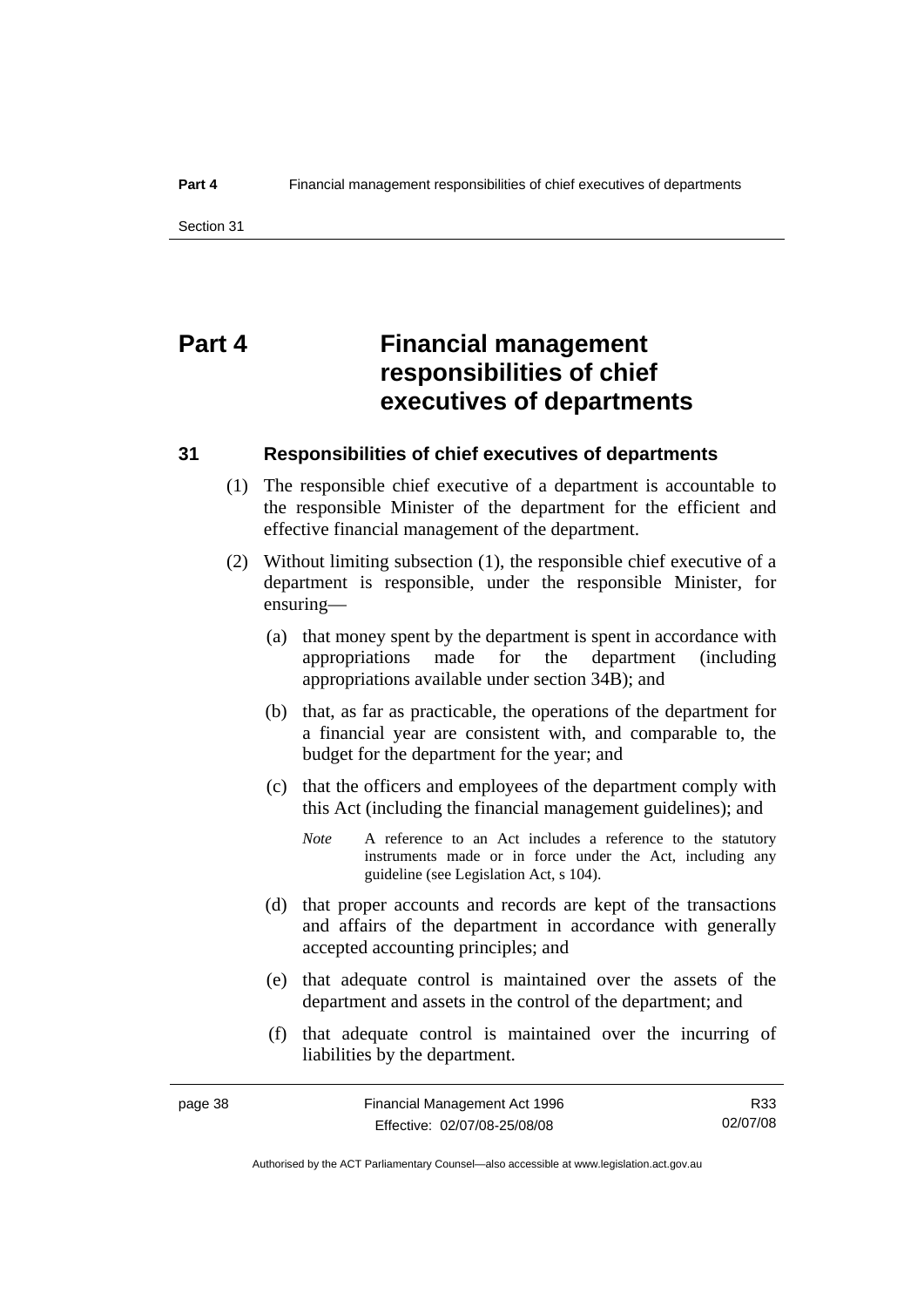# Part 4 Financial management responsibilities of chief executives of departments

## 31 Responsibilities of chief executives of departments

(1) The responsible chief executive of a department is accountable to the responsible Minister of the department for the efficient and effective financial management of the department.

(2) Without limiting subsection (1), the responsible chief executive of a department is responsible, under the responsible Minister, for ensuring—

(a) that money spent by the department is spent in accordance with appropriations made for the department (including appropriations available under section 34B); and

(b) that, as far as practicable, the operations of the department for a financial year are consistent with, and comparable to, the budget for the department for the year; and

(c) that the officers and employees of the department comply with this Act (including the financial management guidelines); and

*Note* A reference to an Act includes a reference to the statutory instruments made or in force under the Act, including any guideline (see Legislation Act, s 104).

(d) that proper accounts and records are kept of the transactions and affairs of the department in accordance with generally accepted accounting principles; and

(e) that adequate control is maintained over the assets of the department and assets in the control of the department; and

(f) that adequate control is maintained over the incurring of liabilities by the department.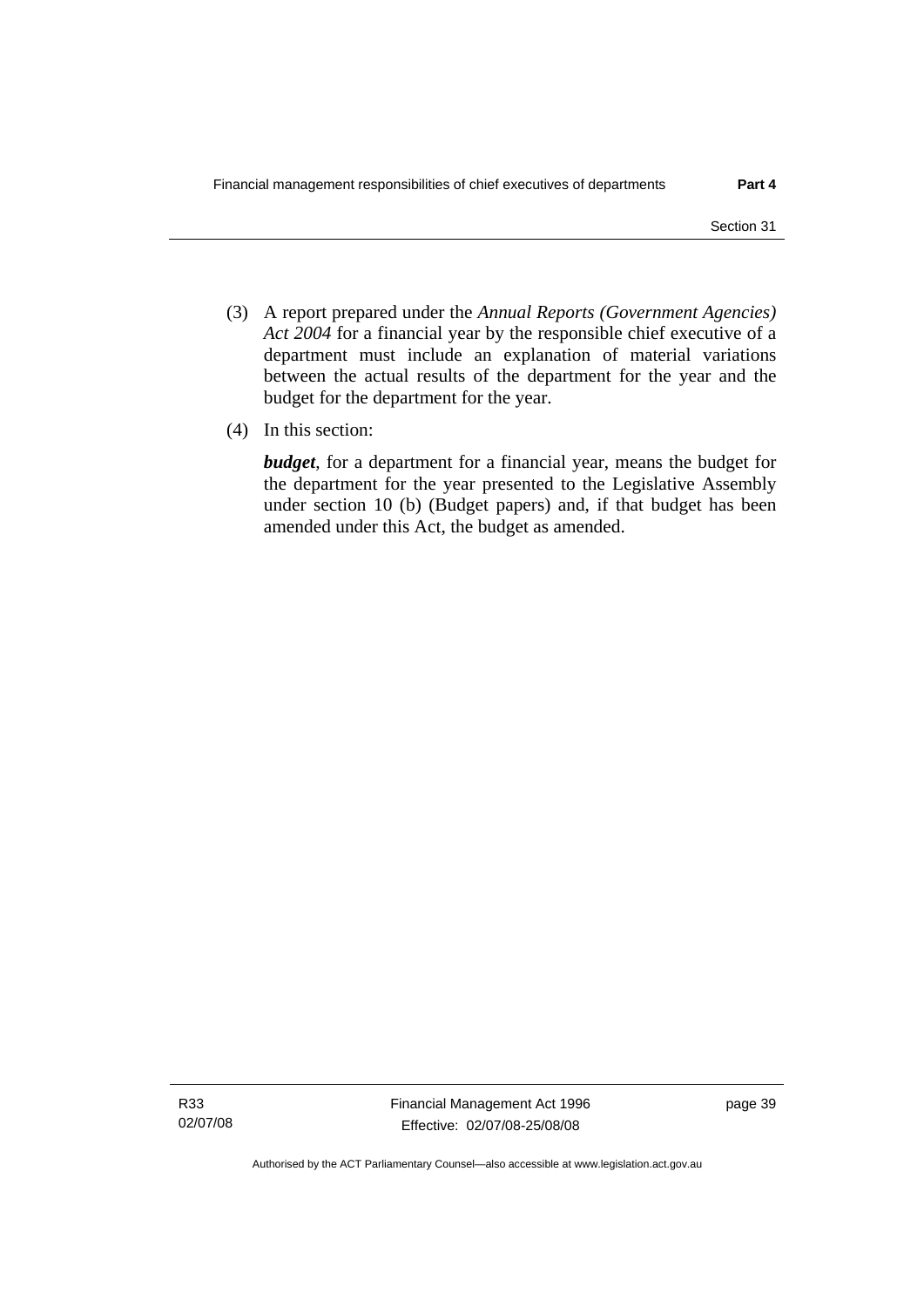(3) A report prepared under the *Annual Reports (Government Agencies) Act 2004* for a financial year by the responsible chief executive of a department must include an explanation of material variations between the actual results of the department for the year and the budget for the department for the year.

(4) In this section:

***budget***, for a department for a financial year, means the budget for the department for the year presented to the Legislative Assembly under section 10 (b) (Budget papers) and, if that budget has been amended under this Act, the budget as amended.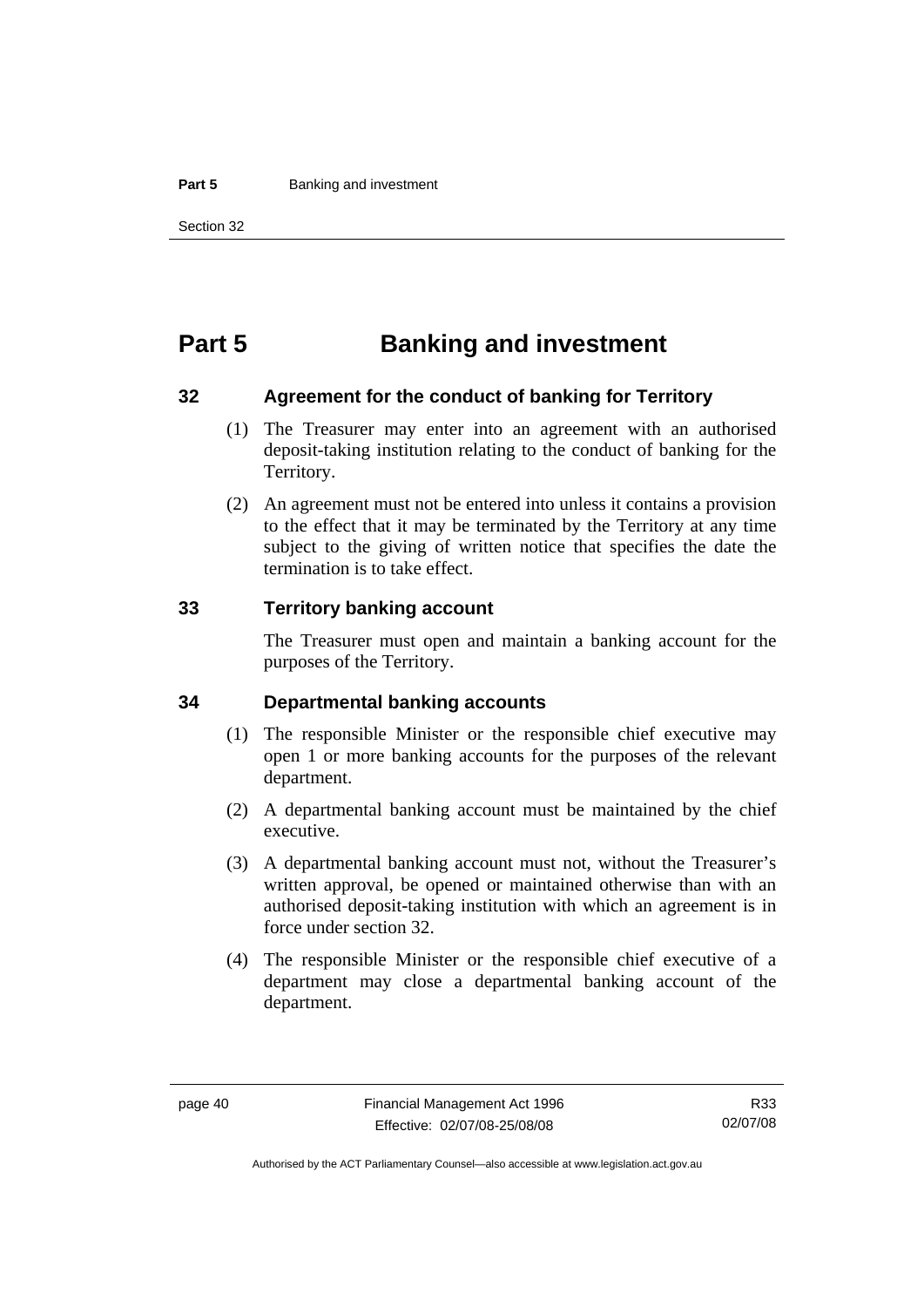# Part 5 Banking and investment

## 32 Agreement for the conduct of banking for Territory

(1) The Treasurer may enter into an agreement with an authorised deposit-taking institution relating to the conduct of banking for the Territory.

(2) An agreement must not be entered into unless it contains a provision to the effect that it may be terminated by the Territory at any time subject to the giving of written notice that specifies the date the termination is to take effect.

## 33 Territory banking account

The Treasurer must open and maintain a banking account for the purposes of the Territory.

## 34 Departmental banking accounts

(1) The responsible Minister or the responsible chief executive may open 1 or more banking accounts for the purposes of the relevant department.

(2) A departmental banking account must be maintained by the chief executive.

(3) A departmental banking account must not, without the Treasurer's written approval, be opened or maintained otherwise than with an authorised deposit-taking institution with which an agreement is in force under section 32.

(4) The responsible Minister or the responsible chief executive of a department may close a departmental banking account of the department.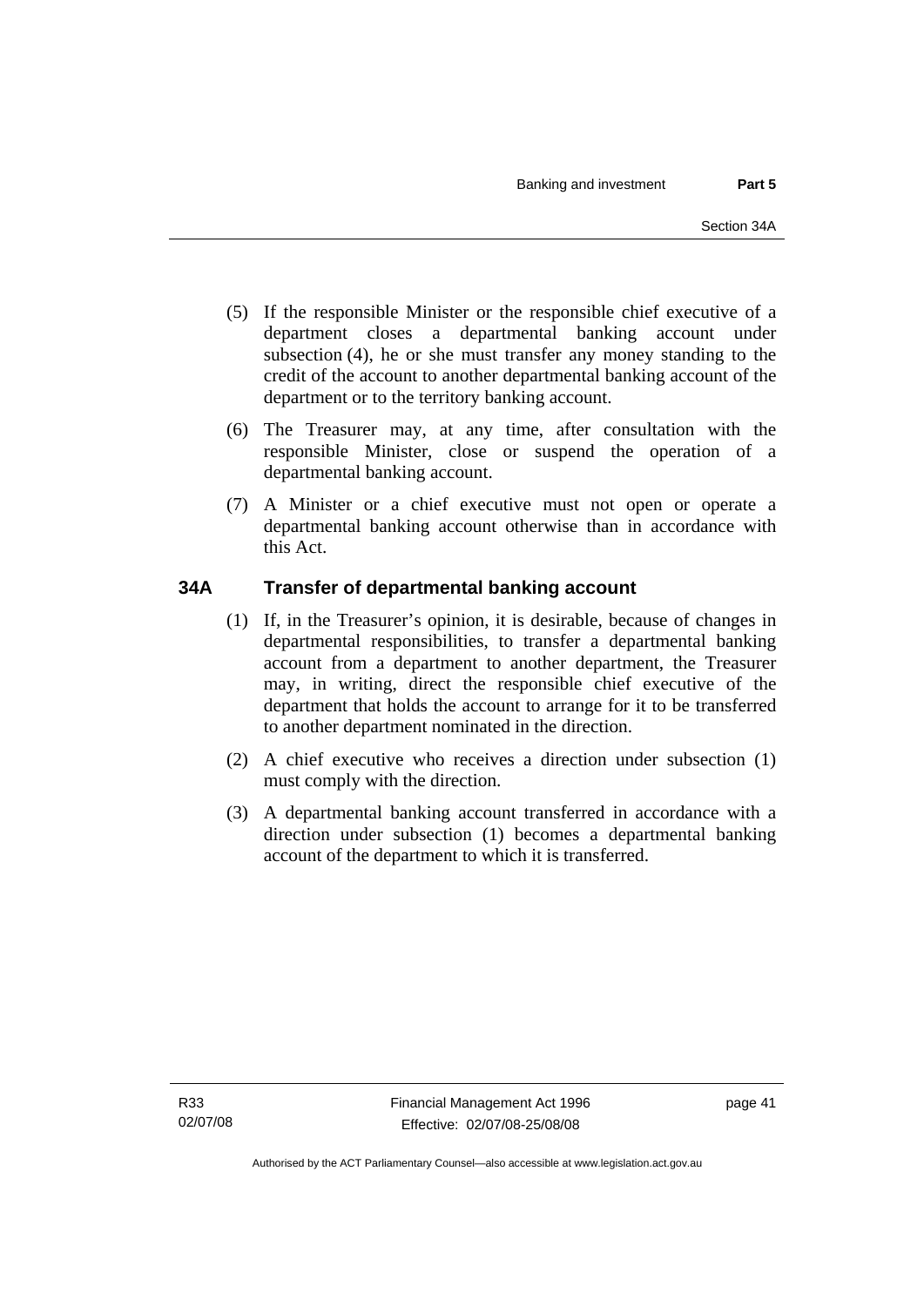(5) If the responsible Minister or the responsible chief executive of a department closes a departmental banking account under subsection (4), he or she must transfer any money standing to the credit of the account to another departmental banking account of the department or to the territory banking account.

(6) The Treasurer may, at any time, after consultation with the responsible Minister, close or suspend the operation of a departmental banking account.

(7) A Minister or a chief executive must not open or operate a departmental banking account otherwise than in accordance with this Act.

## 34A Transfer of departmental banking account

(1) If, in the Treasurer's opinion, it is desirable, because of changes in departmental responsibilities, to transfer a departmental banking account from a department to another department, the Treasurer may, in writing, direct the responsible chief executive of the department that holds the account to arrange for it to be transferred to another department nominated in the direction.

(2) A chief executive who receives a direction under subsection (1) must comply with the direction.

(3) A departmental banking account transferred in accordance with a direction under subsection (1) becomes a departmental banking account of the department to which it is transferred.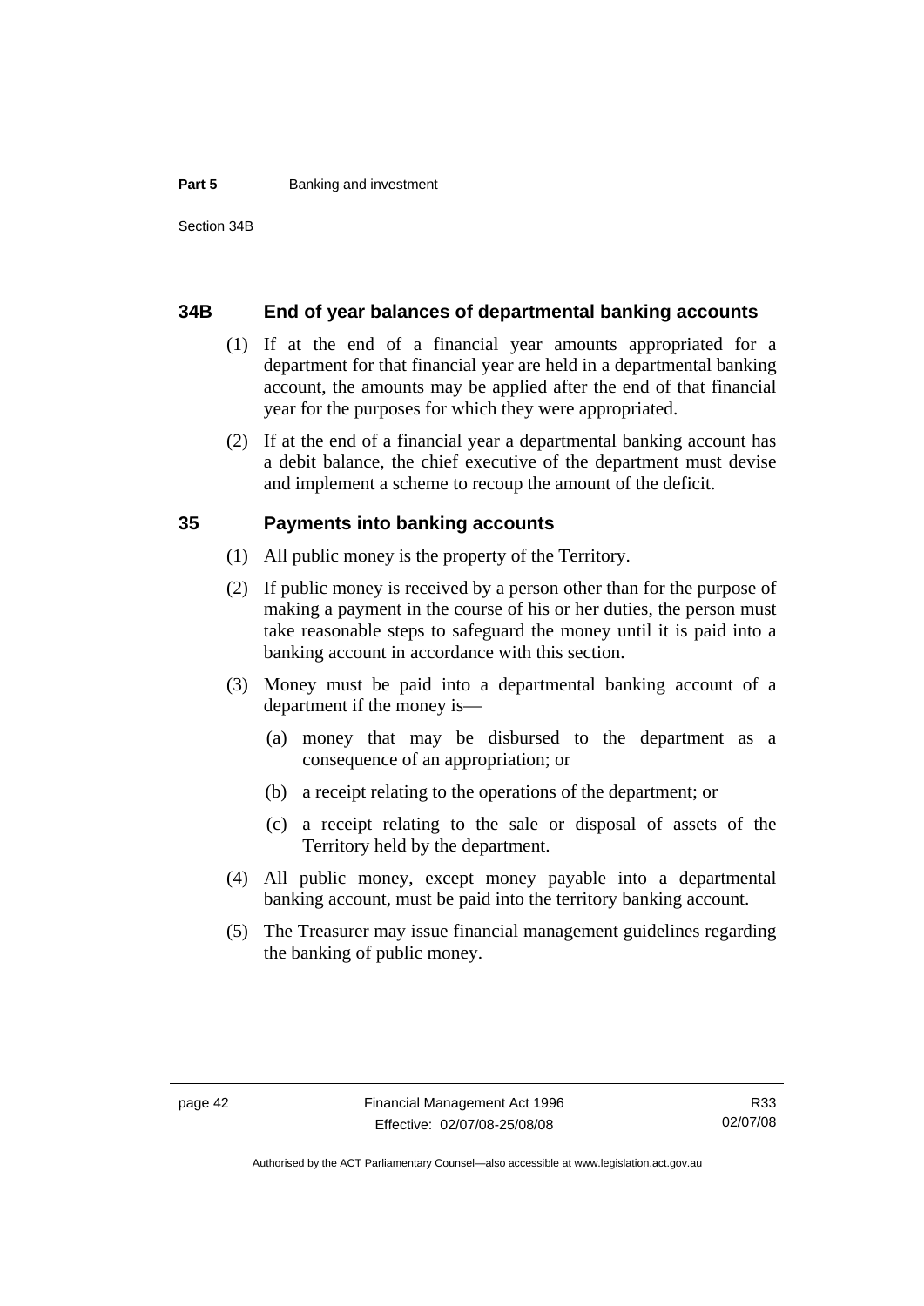## 34B End of year balances of departmental banking accounts

(1) If at the end of a financial year amounts appropriated for a department for that financial year are held in a departmental banking account, the amounts may be applied after the end of that financial year for the purposes for which they were appropriated.

(2) If at the end of a financial year a departmental banking account has a debit balance, the chief executive of the department must devise and implement a scheme to recoup the amount of the deficit.

## 35 Payments into banking accounts

(1) All public money is the property of the Territory.

(2) If public money is received by a person other than for the purpose of making a payment in the course of his or her duties, the person must take reasonable steps to safeguard the money until it is paid into a banking account in accordance with this section.

(3) Money must be paid into a departmental banking account of a department if the money is—

(a) money that may be disbursed to the department as a consequence of an appropriation; or

(b) a receipt relating to the operations of the department; or

(c) a receipt relating to the sale or disposal of assets of the Territory held by the department.

(4) All public money, except money payable into a departmental banking account, must be paid into the territory banking account.

(5) The Treasurer may issue financial management guidelines regarding the banking of public money.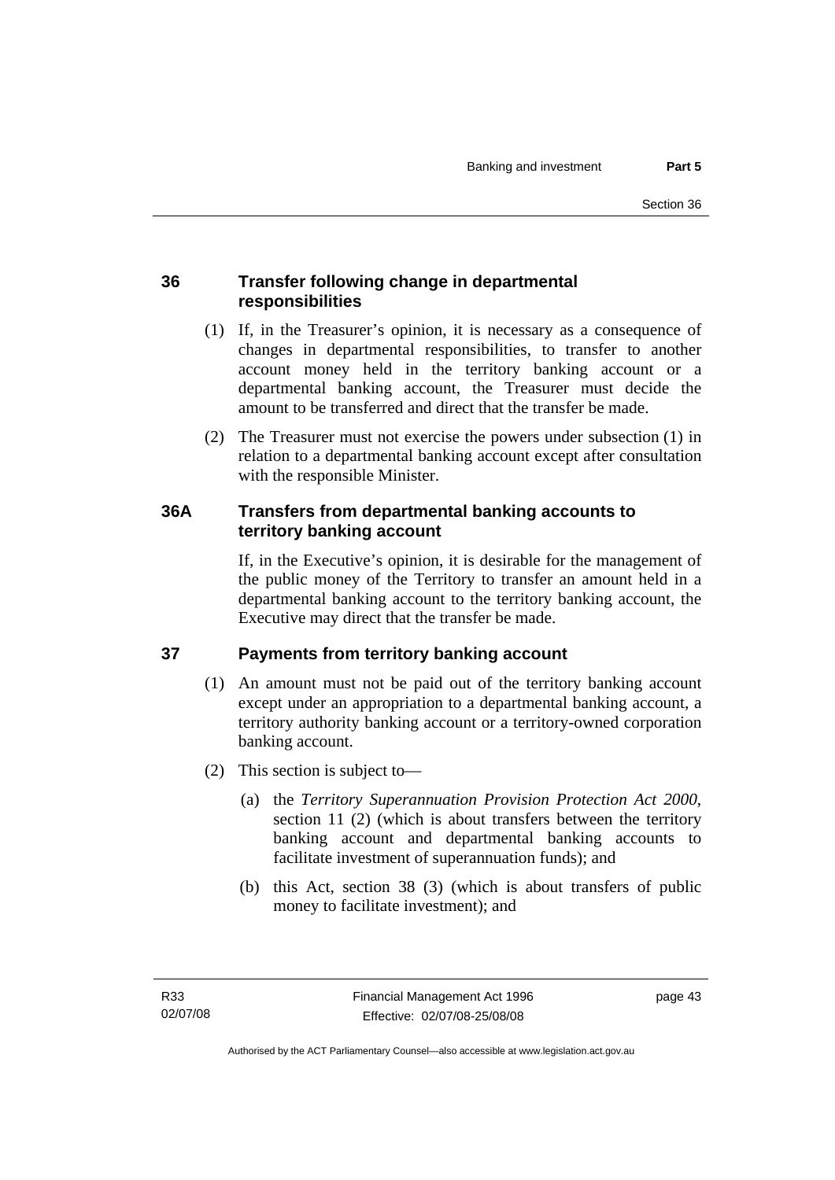## 36 Transfer following change in departmental responsibilities

(1) If, in the Treasurer's opinion, it is necessary as a consequence of changes in departmental responsibilities, to transfer to another account money held in the territory banking account or a departmental banking account, the Treasurer must decide the amount to be transferred and direct that the transfer be made.

(2) The Treasurer must not exercise the powers under subsection (1) in relation to a departmental banking account except after consultation with the responsible Minister.

## 36A Transfers from departmental banking accounts to territory banking account

If, in the Executive's opinion, it is desirable for the management of the public money of the Territory to transfer an amount held in a departmental banking account to the territory banking account, the Executive may direct that the transfer be made.

## 37 Payments from territory banking account

(1) An amount must not be paid out of the territory banking account except under an appropriation to a departmental banking account, a territory authority banking account or a territory-owned corporation banking account.

(2) This section is subject to—

(a) the *Territory Superannuation Provision Protection Act 2000*, section 11 (2) (which is about transfers between the territory banking account and departmental banking accounts to facilitate investment of superannuation funds); and

(b) this Act, section 38 (3) (which is about transfers of public money to facilitate investment); and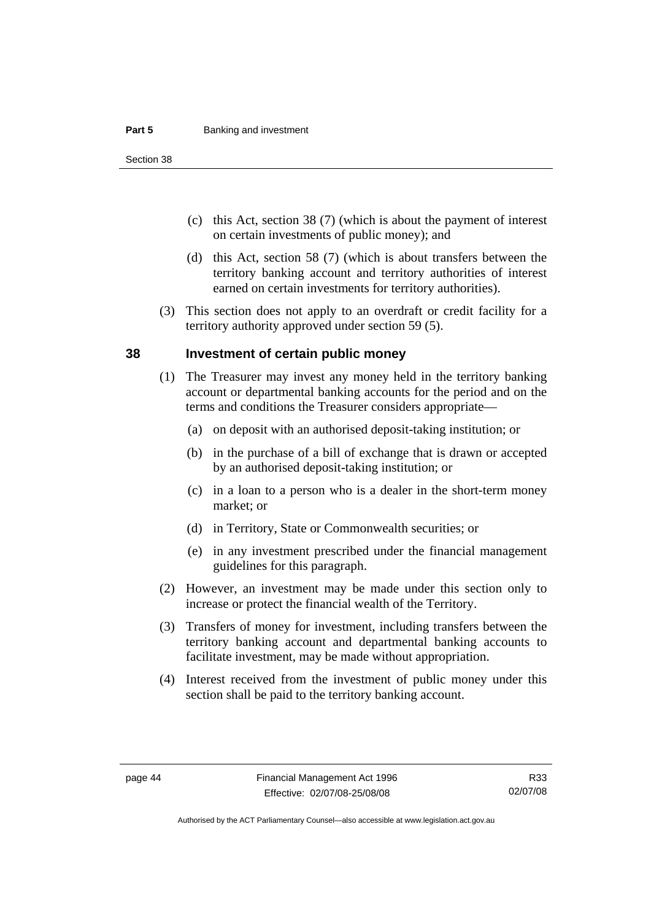(c) this Act, section 38 (7) (which is about the payment of interest on certain investments of public money); and

(d) this Act, section 58 (7) (which is about transfers between the territory banking account and territory authorities of interest earned on certain investments for territory authorities).

(3) This section does not apply to an overdraft or credit facility for a territory authority approved under section 59 (5).

## 38 Investment of certain public money

(1) The Treasurer may invest any money held in the territory banking account or departmental banking accounts for the period and on the terms and conditions the Treasurer considers appropriate—

(a) on deposit with an authorised deposit-taking institution; or

(b) in the purchase of a bill of exchange that is drawn or accepted by an authorised deposit-taking institution; or

(c) in a loan to a person who is a dealer in the short-term money market; or

(d) in Territory, State or Commonwealth securities; or

(e) in any investment prescribed under the financial management guidelines for this paragraph.

(2) However, an investment may be made under this section only to increase or protect the financial wealth of the Territory.

(3) Transfers of money for investment, including transfers between the territory banking account and departmental banking accounts to facilitate investment, may be made without appropriation.

(4) Interest received from the investment of public money under this section shall be paid to the territory banking account.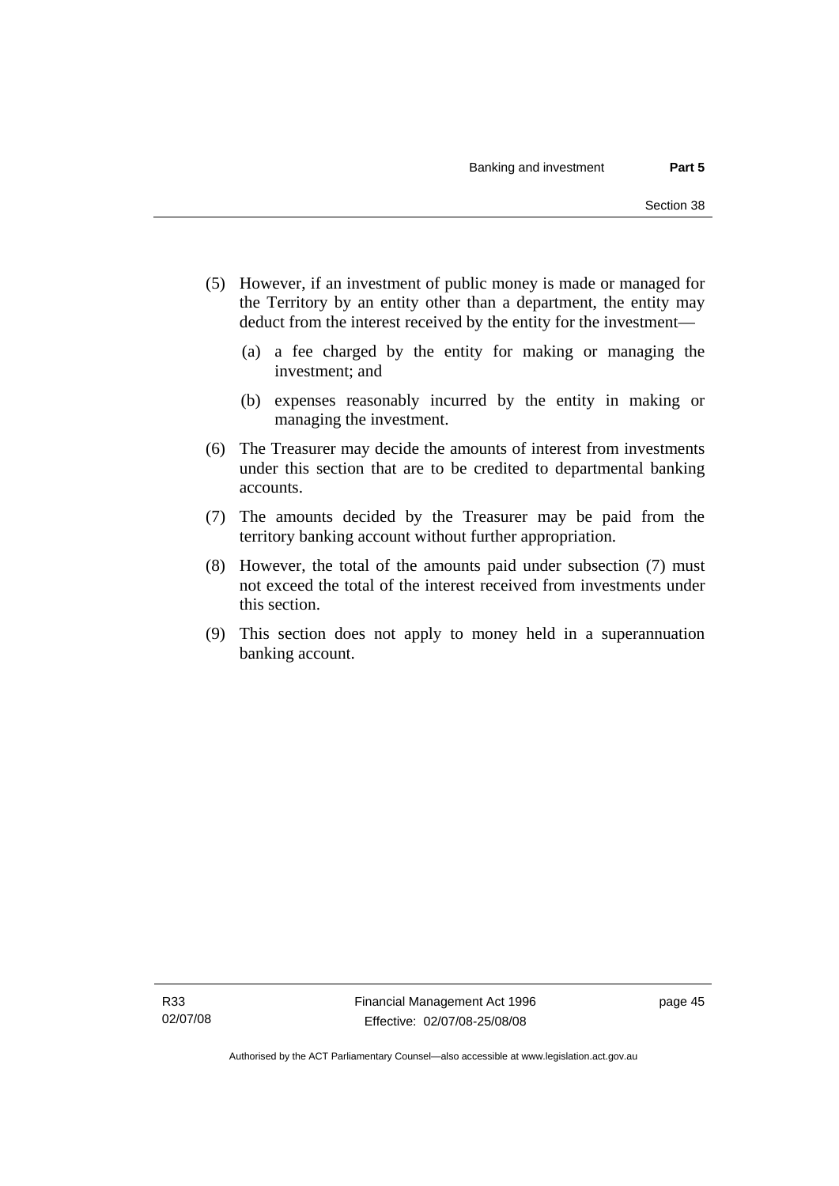(5) However, if an investment of public money is made or managed for the Territory by an entity other than a department, the entity may deduct from the interest received by the entity for the investment—

  (a) a fee charged by the entity for making or managing the investment; and

  (b) expenses reasonably incurred by the entity in making or managing the investment.

(6) The Treasurer may decide the amounts of interest from investments under this section that are to be credited to departmental banking accounts.

(7) The amounts decided by the Treasurer may be paid from the territory banking account without further appropriation.

(8) However, the total of the amounts paid under subsection (7) must not exceed the total of the interest received from investments under this section.

(9) This section does not apply to money held in a superannuation banking account.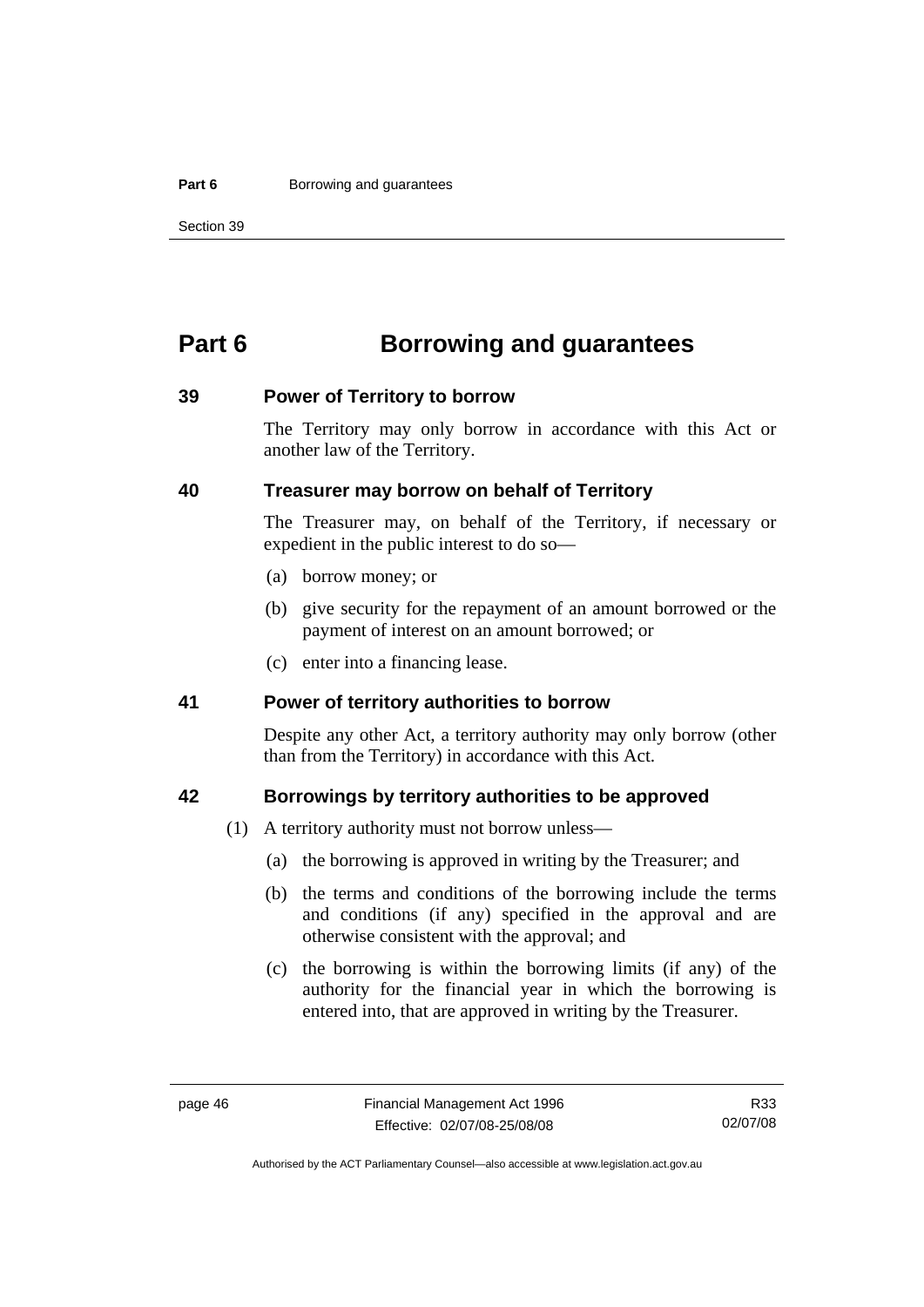# Part 6 Borrowing and guarantees

## 39 Power of Territory to borrow

The Territory may only borrow in accordance with this Act or another law of the Territory.

## 40 Treasurer may borrow on behalf of Territory

The Treasurer may, on behalf of the Territory, if necessary or expedient in the public interest to do so—

(a) borrow money; or

(b) give security for the repayment of an amount borrowed or the payment of interest on an amount borrowed; or

(c) enter into a financing lease.

## 41 Power of territory authorities to borrow

Despite any other Act, a territory authority may only borrow (other than from the Territory) in accordance with this Act.

## 42 Borrowings by territory authorities to be approved

(1) A territory authority must not borrow unless—

(a) the borrowing is approved in writing by the Treasurer; and

(b) the terms and conditions of the borrowing include the terms and conditions (if any) specified in the approval and are otherwise consistent with the approval; and

(c) the borrowing is within the borrowing limits (if any) of the authority for the financial year in which the borrowing is entered into, that are approved in writing by the Treasurer.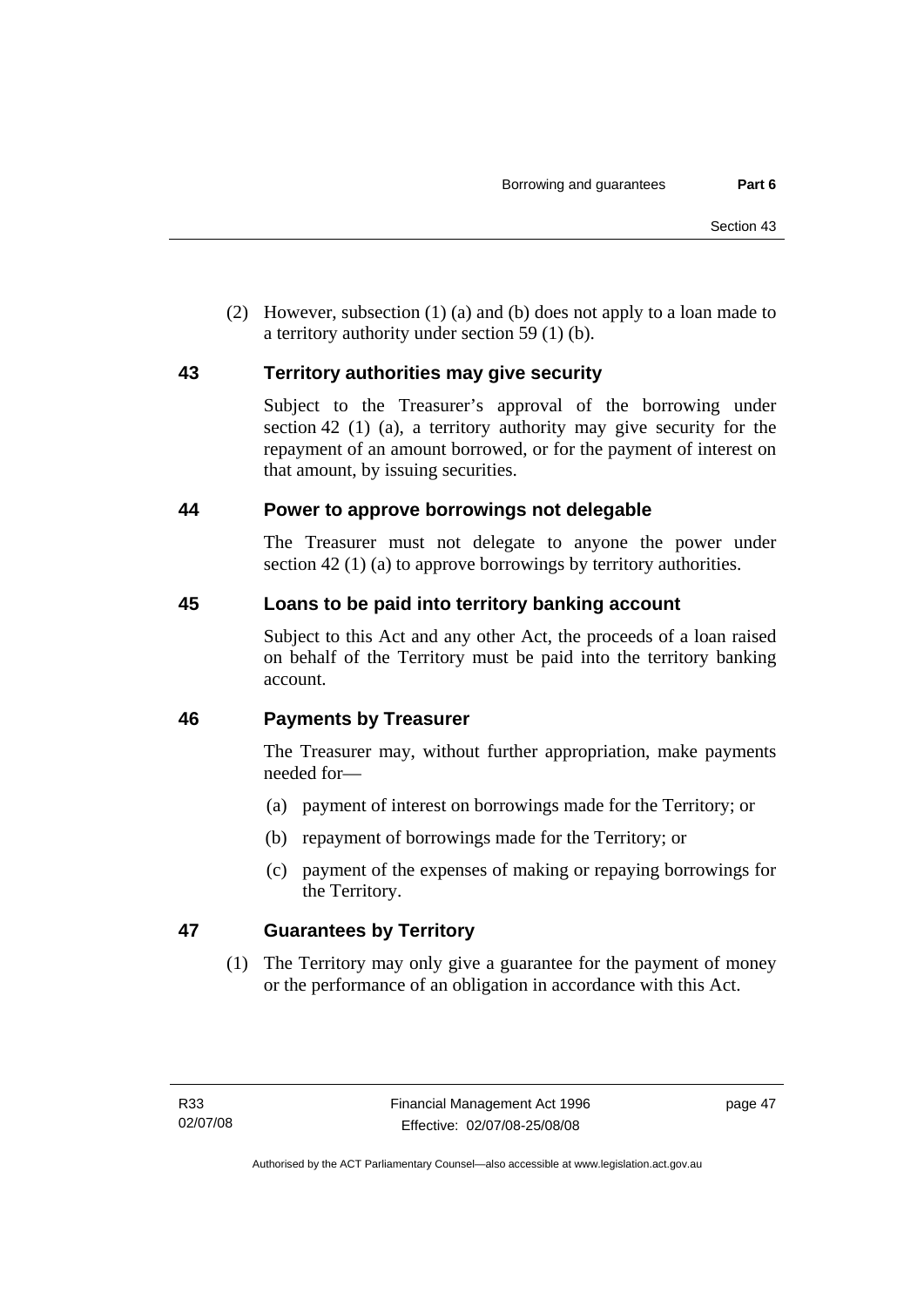(2) However, subsection (1) (a) and (b) does not apply to a loan made to a territory authority under section 59 (1) (b).

## 43 Territory authorities may give security

Subject to the Treasurer's approval of the borrowing under section 42 (1) (a), a territory authority may give security for the repayment of an amount borrowed, or for the payment of interest on that amount, by issuing securities.

## 44 Power to approve borrowings not delegable

The Treasurer must not delegate to anyone the power under section 42 (1) (a) to approve borrowings by territory authorities.

## 45 Loans to be paid into territory banking account

Subject to this Act and any other Act, the proceeds of a loan raised on behalf of the Territory must be paid into the territory banking account.

## 46 Payments by Treasurer

The Treasurer may, without further appropriation, make payments needed for—

(a) payment of interest on borrowings made for the Territory; or

(b) repayment of borrowings made for the Territory; or

(c) payment of the expenses of making or repaying borrowings for the Territory.

## 47 Guarantees by Territory

(1) The Territory may only give a guarantee for the payment of money or the performance of an obligation in accordance with this Act.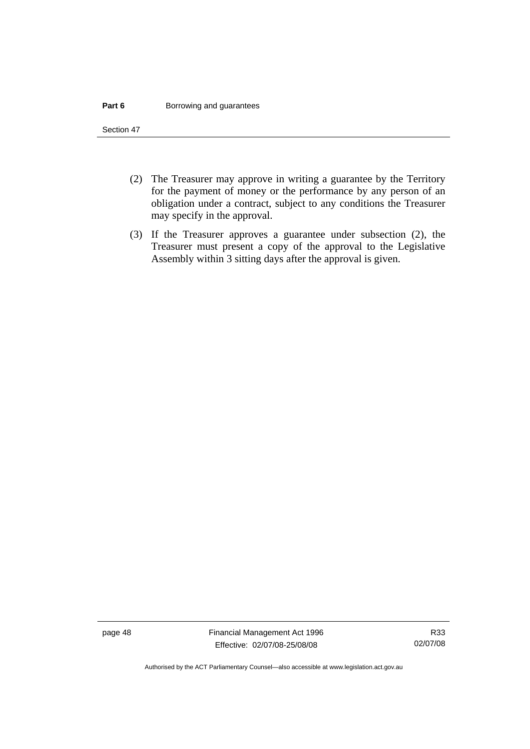(2) The Treasurer may approve in writing a guarantee by the Territory for the payment of money or the performance by any person of an obligation under a contract, subject to any conditions the Treasurer may specify in the approval.

(3) If the Treasurer approves a guarantee under subsection (2), the Treasurer must present a copy of the approval to the Legislative Assembly within 3 sitting days after the approval is given.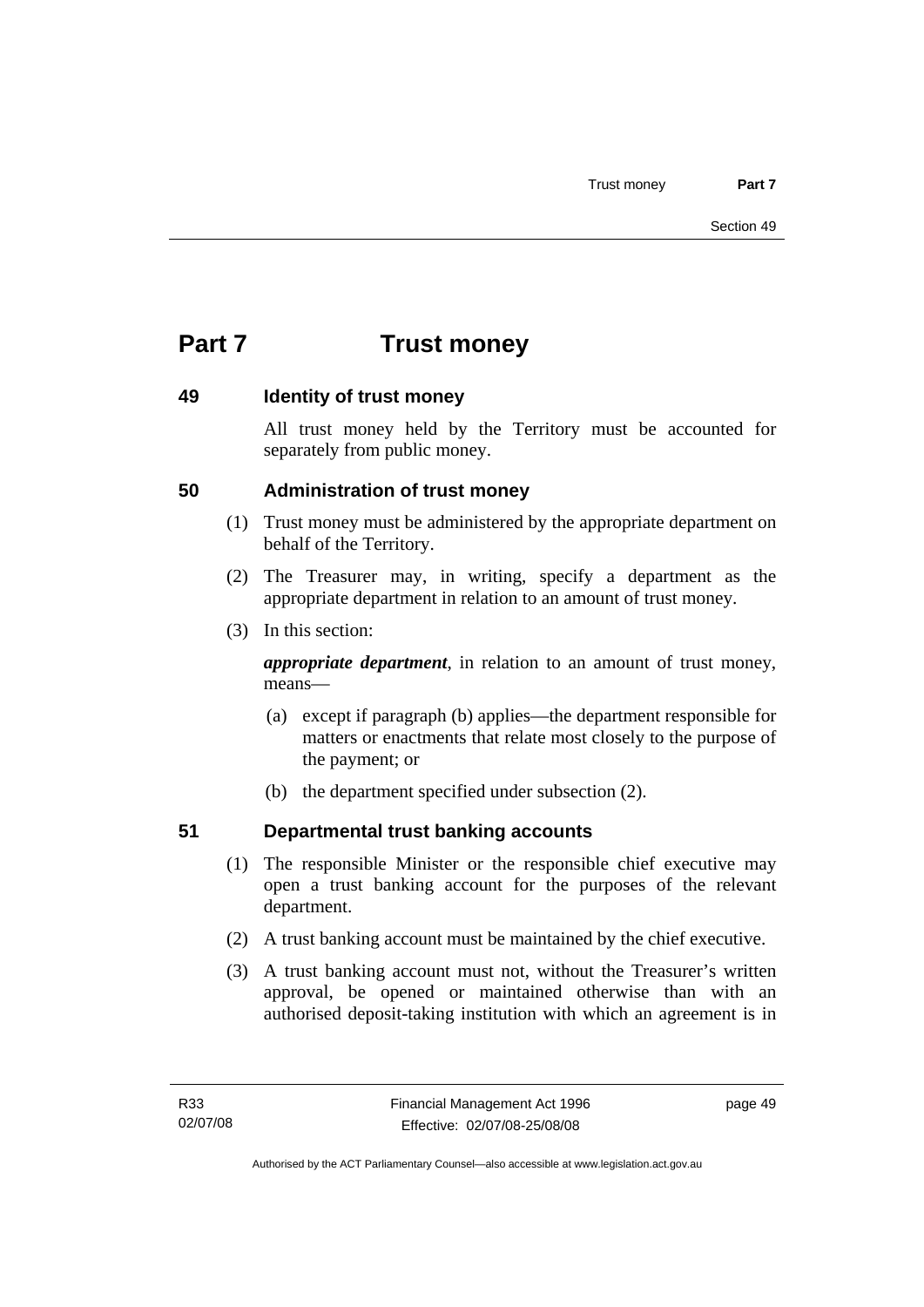# Part 7 Trust money

## 49 Identity of trust money

All trust money held by the Territory must be accounted for separately from public money.

## 50 Administration of trust money

(1) Trust money must be administered by the appropriate department on behalf of the Territory.

(2) The Treasurer may, in writing, specify a department as the appropriate department in relation to an amount of trust money.

(3) In this section:

***appropriate department***, in relation to an amount of trust money, means—

(a) except if paragraph (b) applies—the department responsible for matters or enactments that relate most closely to the purpose of the payment; or

(b) the department specified under subsection (2).

## 51 Departmental trust banking accounts

(1) The responsible Minister or the responsible chief executive may open a trust banking account for the purposes of the relevant department.

(2) A trust banking account must be maintained by the chief executive.

(3) A trust banking account must not, without the Treasurer's written approval, be opened or maintained otherwise than with an authorised deposit-taking institution with which an agreement is in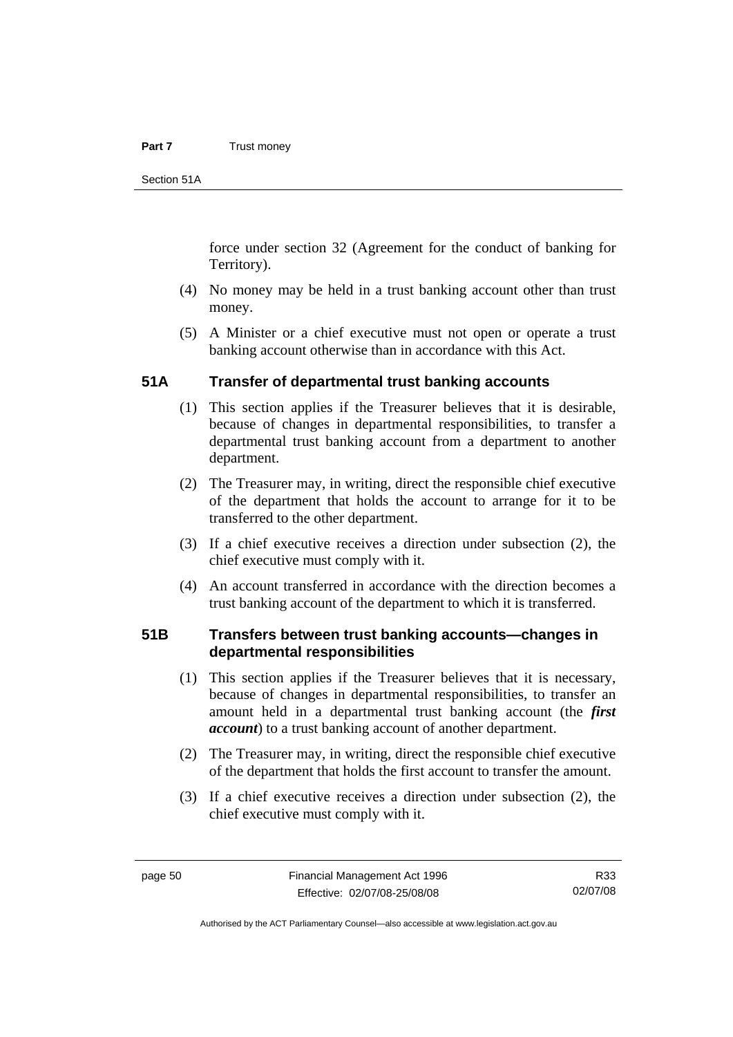force under section 32 (Agreement for the conduct of banking for Territory).

(4) No money may be held in a trust banking account other than trust money.

(5) A Minister or a chief executive must not open or operate a trust banking account otherwise than in accordance with this Act.

## 51A Transfer of departmental trust banking accounts

(1) This section applies if the Treasurer believes that it is desirable, because of changes in departmental responsibilities, to transfer a departmental trust banking account from a department to another department.

(2) The Treasurer may, in writing, direct the responsible chief executive of the department that holds the account to arrange for it to be transferred to the other department.

(3) If a chief executive receives a direction under subsection (2), the chief executive must comply with it.

(4) An account transferred in accordance with the direction becomes a trust banking account of the department to which it is transferred.

## 51B Transfers between trust banking accounts—changes in departmental responsibilities

(1) This section applies if the Treasurer believes that it is necessary, because of changes in departmental responsibilities, to transfer an amount held in a departmental trust banking account (the ***first account***) to a trust banking account of another department.

(2) The Treasurer may, in writing, direct the responsible chief executive of the department that holds the first account to transfer the amount.

(3) If a chief executive receives a direction under subsection (2), the chief executive must comply with it.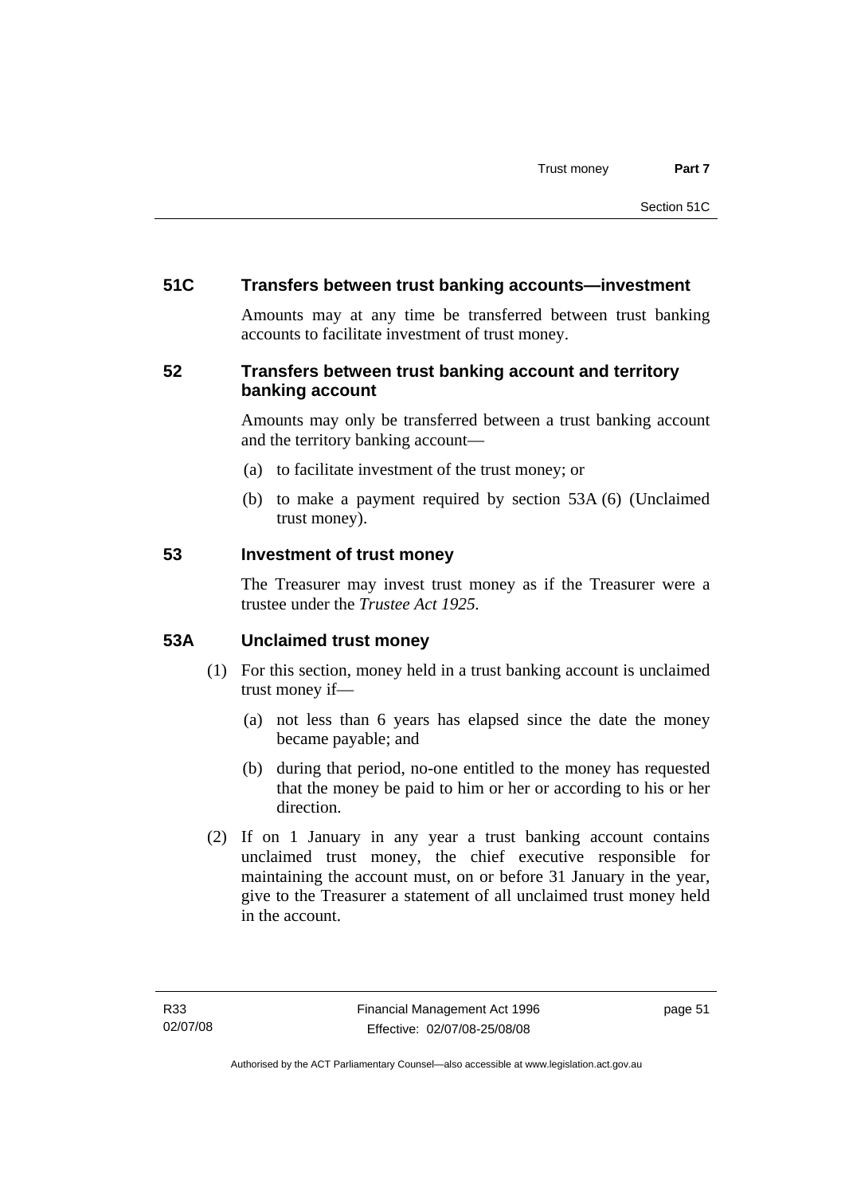### 51C Transfers between trust banking accounts—investment

Amounts may at any time be transferred between trust banking accounts to facilitate investment of trust money.

### 52 Transfers between trust banking account and territory banking account

Amounts may only be transferred between a trust banking account and the territory banking account—

(a) to facilitate investment of the trust money; or

(b) to make a payment required by section 53A (6) (Unclaimed trust money).

### 53 Investment of trust money

The Treasurer may invest trust money as if the Treasurer were a trustee under the *Trustee Act 1925*.

### 53A Unclaimed trust money

(1) For this section, money held in a trust banking account is unclaimed trust money if—

  (a) not less than 6 years has elapsed since the date the money became payable; and

  (b) during that period, no-one entitled to the money has requested that the money be paid to him or her or according to his or her direction.

(2) If on 1 January in any year a trust banking account contains unclaimed trust money, the chief executive responsible for maintaining the account must, on or before 31 January in the year, give to the Treasurer a statement of all unclaimed trust money held in the account.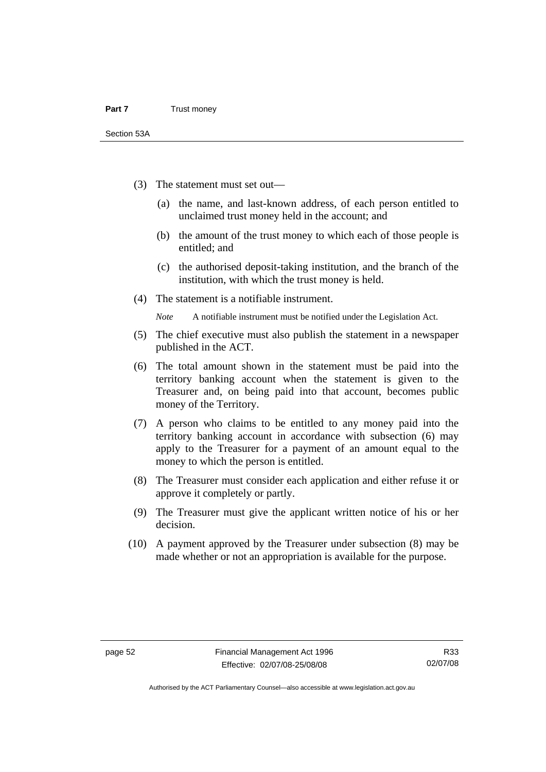(3) The statement must set out—

(a) the name, and last-known address, of each person entitled to unclaimed trust money held in the account; and

(b) the amount of the trust money to which each of those people is entitled; and

(c) the authorised deposit-taking institution, and the branch of the institution, with which the trust money is held.

(4) The statement is a notifiable instrument.

*Note* A notifiable instrument must be notified under the Legislation Act.

(5) The chief executive must also publish the statement in a newspaper published in the ACT.

(6) The total amount shown in the statement must be paid into the territory banking account when the statement is given to the Treasurer and, on being paid into that account, becomes public money of the Territory.

(7) A person who claims to be entitled to any money paid into the territory banking account in accordance with subsection (6) may apply to the Treasurer for a payment of an amount equal to the money to which the person is entitled.

(8) The Treasurer must consider each application and either refuse it or approve it completely or partly.

(9) The Treasurer must give the applicant written notice of his or her decision.

(10) A payment approved by the Treasurer under subsection (8) may be made whether or not an appropriation is available for the purpose.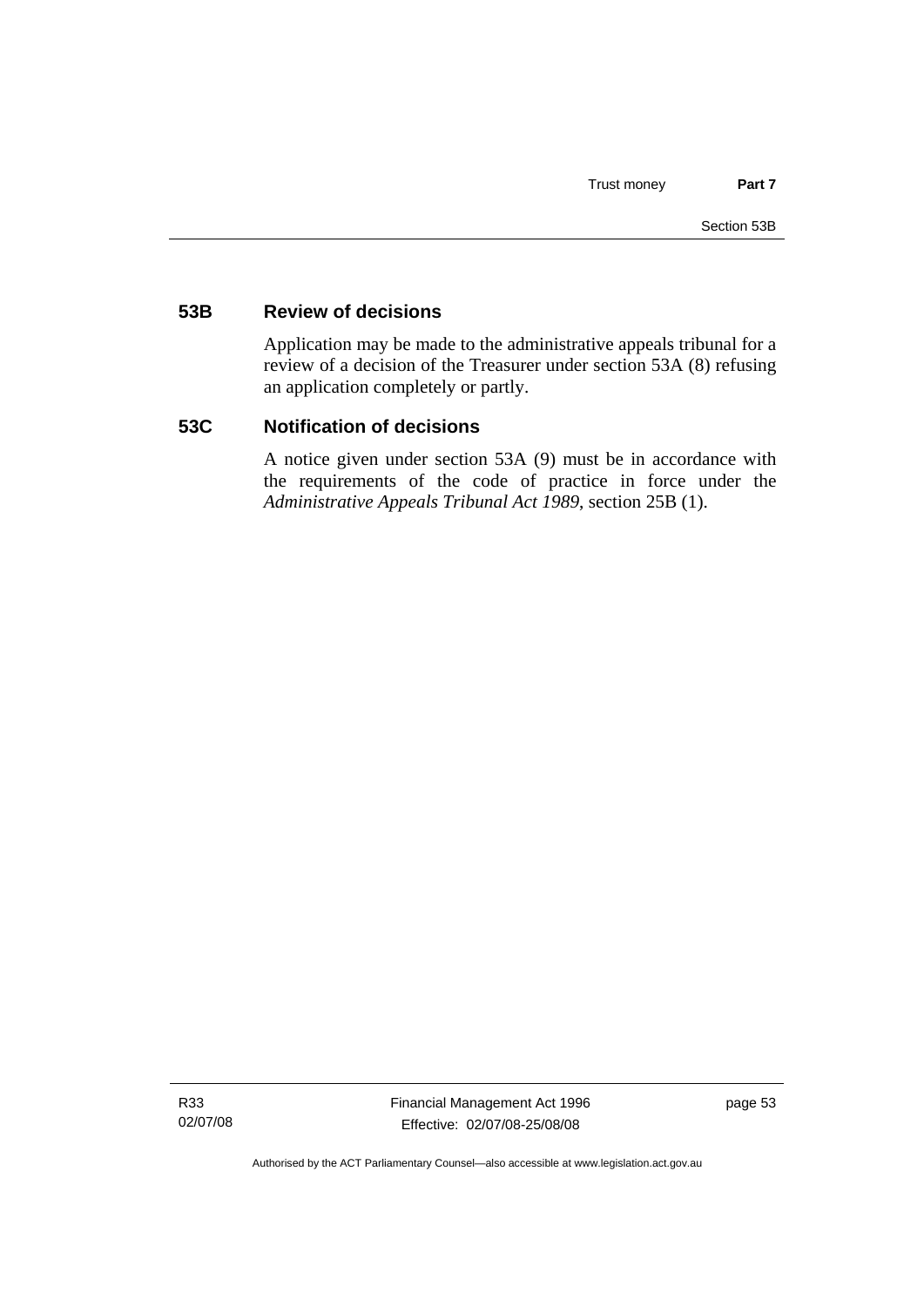## 53B Review of decisions

Application may be made to the administrative appeals tribunal for a review of a decision of the Treasurer under section 53A (8) refusing an application completely or partly.

## 53C Notification of decisions

A notice given under section 53A (9) must be in accordance with the requirements of the code of practice in force under the *Administrative Appeals Tribunal Act 1989*, section 25B (1).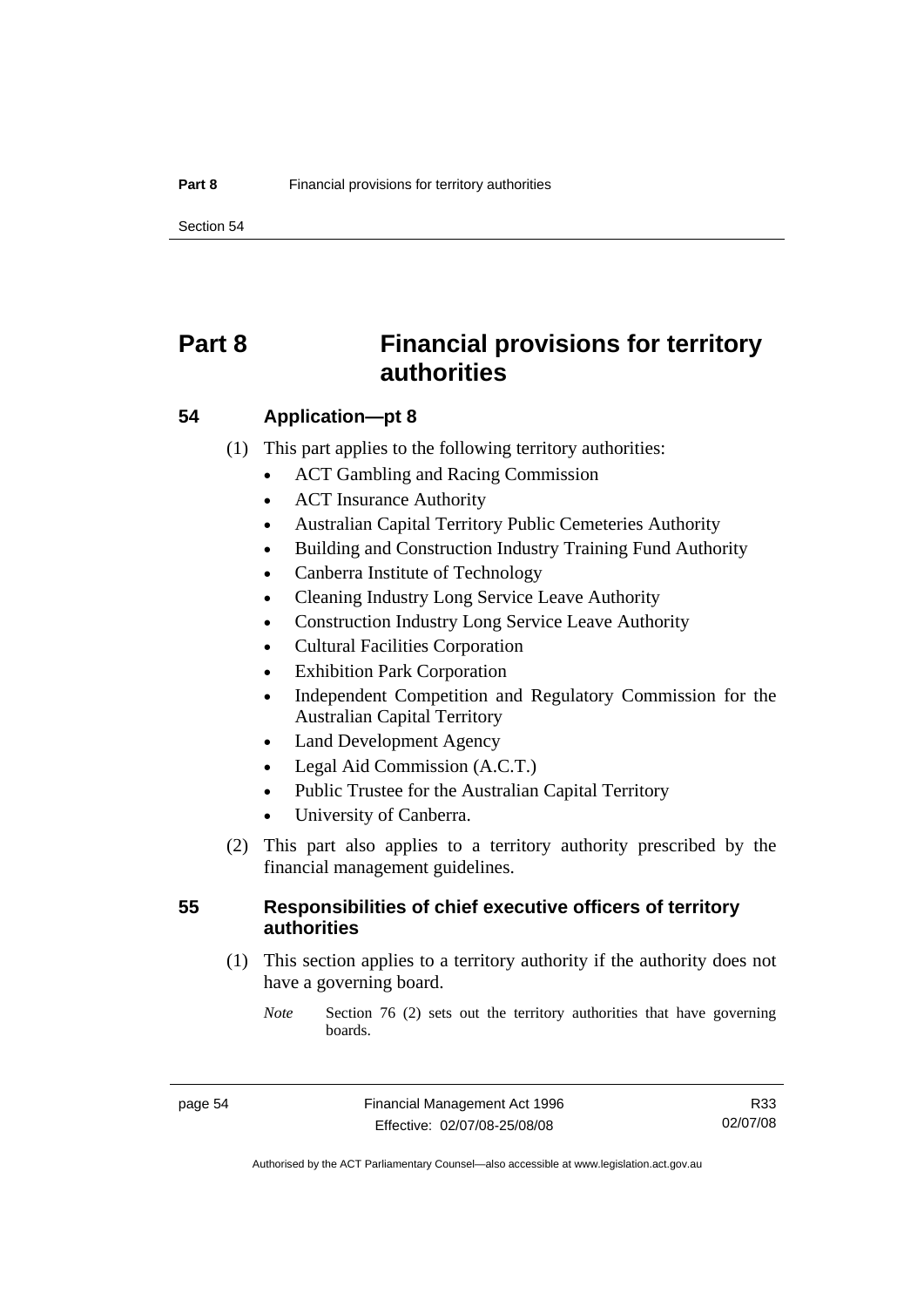# Part 8 Financial provisions for territory authorities

## 54 Application—pt 8

(1) This part applies to the following territory authorities:

- ACT Gambling and Racing Commission
- ACT Insurance Authority
- Australian Capital Territory Public Cemeteries Authority
- Building and Construction Industry Training Fund Authority
- Canberra Institute of Technology
- Cleaning Industry Long Service Leave Authority
- Construction Industry Long Service Leave Authority
- Cultural Facilities Corporation
- Exhibition Park Corporation
- Independent Competition and Regulatory Commission for the Australian Capital Territory
- Land Development Agency
- Legal Aid Commission (A.C.T.)
- Public Trustee for the Australian Capital Territory
- University of Canberra.

(2) This part also applies to a territory authority prescribed by the financial management guidelines.

## 55 Responsibilities of chief executive officers of territory authorities

(1) This section applies to a territory authority if the authority does not have a governing board.

*Note* Section 76 (2) sets out the territory authorities that have governing boards.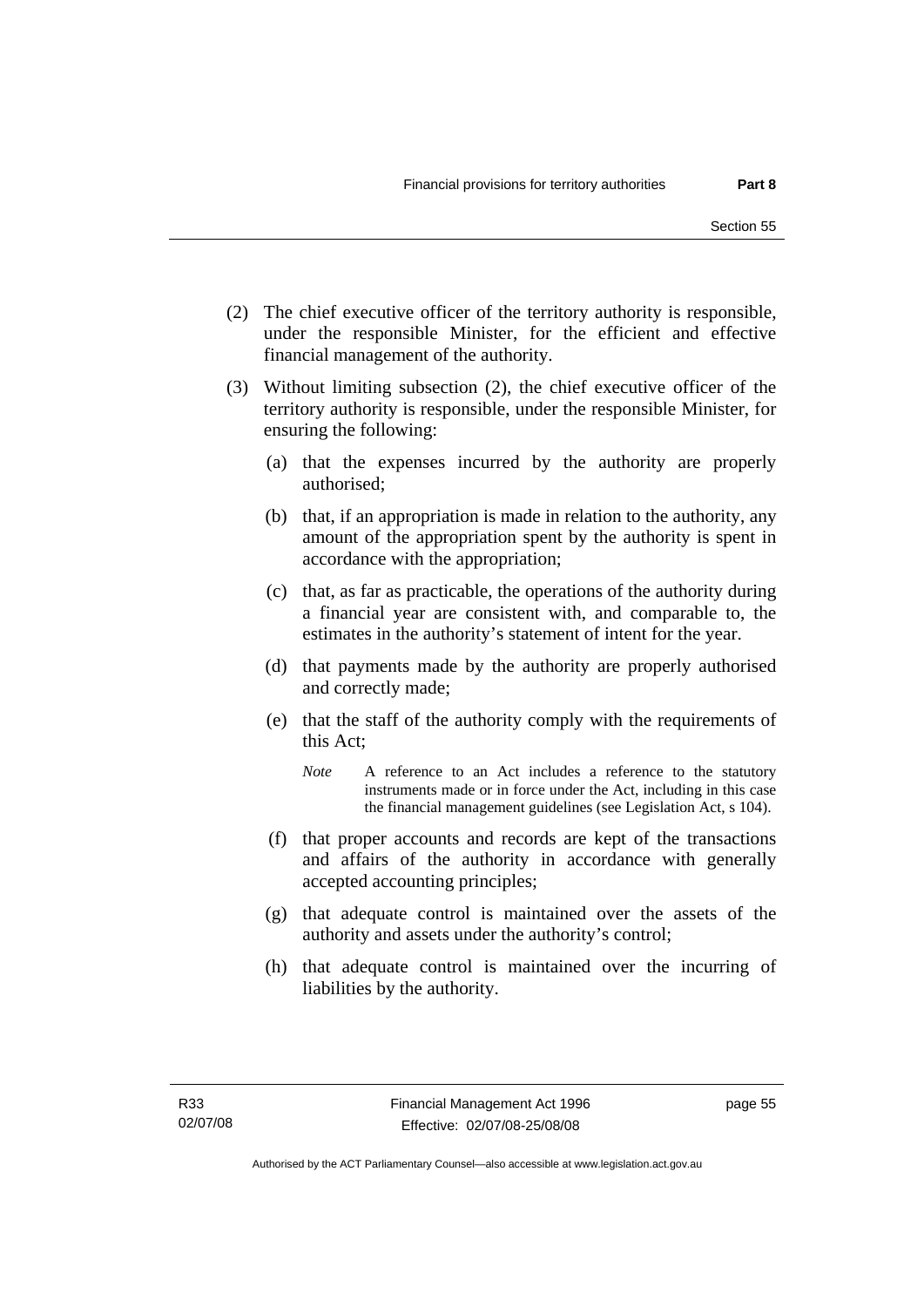(2) The chief executive officer of the territory authority is responsible, under the responsible Minister, for the efficient and effective financial management of the authority.

(3) Without limiting subsection (2), the chief executive officer of the territory authority is responsible, under the responsible Minister, for ensuring the following:

(a) that the expenses incurred by the authority are properly authorised;

(b) that, if an appropriation is made in relation to the authority, any amount of the appropriation spent by the authority is spent in accordance with the appropriation;

(c) that, as far as practicable, the operations of the authority during a financial year are consistent with, and comparable to, the estimates in the authority's statement of intent for the year.

(d) that payments made by the authority are properly authorised and correctly made;

(e) that the staff of the authority comply with the requirements of this Act;

*Note* A reference to an Act includes a reference to the statutory instruments made or in force under the Act, including in this case the financial management guidelines (see Legislation Act, s 104).

(f) that proper accounts and records are kept of the transactions and affairs of the authority in accordance with generally accepted accounting principles;

(g) that adequate control is maintained over the assets of the authority and assets under the authority's control;

(h) that adequate control is maintained over the incurring of liabilities by the authority.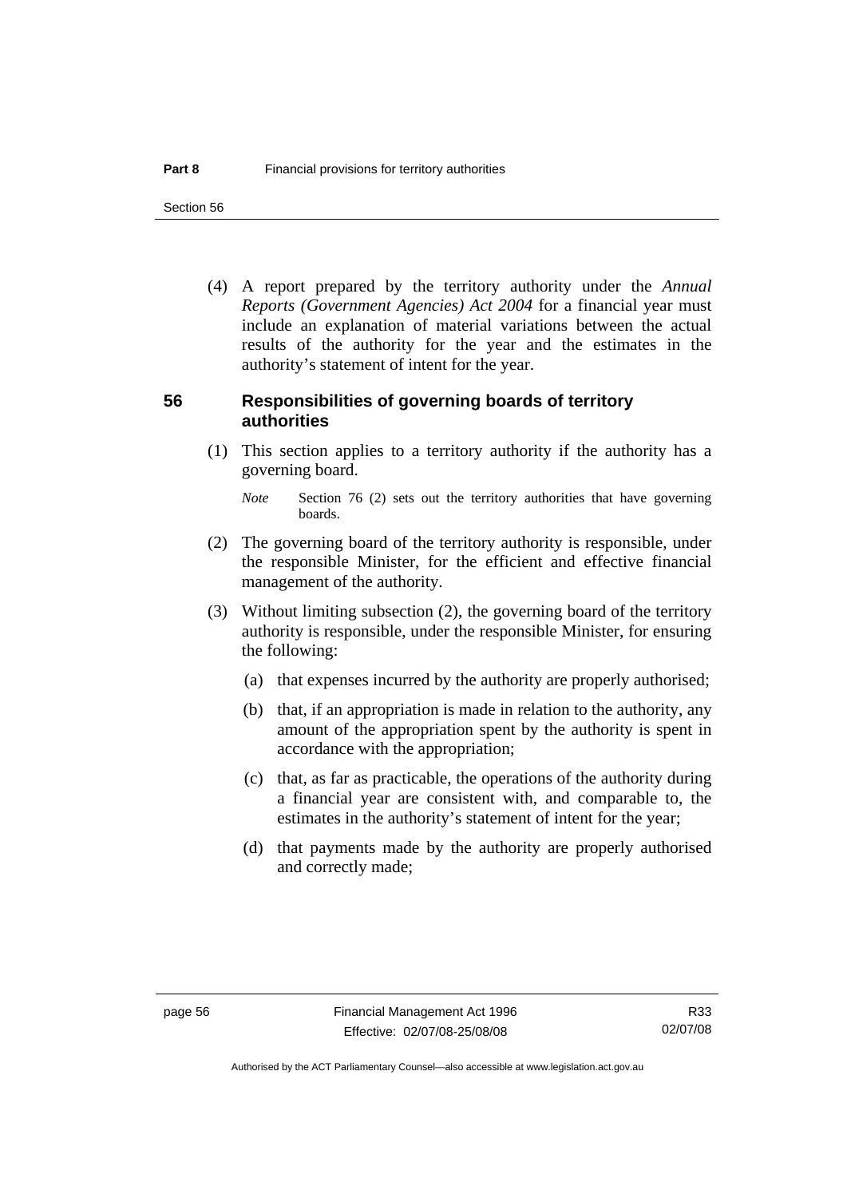(4) A report prepared by the territory authority under the *Annual Reports (Government Agencies) Act 2004* for a financial year must include an explanation of material variations between the actual results of the authority for the year and the estimates in the authority's statement of intent for the year.

## 56 Responsibilities of governing boards of territory authorities

(1) This section applies to a territory authority if the authority has a governing board.

*Note* Section 76 (2) sets out the territory authorities that have governing boards.

(2) The governing board of the territory authority is responsible, under the responsible Minister, for the efficient and effective financial management of the authority.

(3) Without limiting subsection (2), the governing board of the territory authority is responsible, under the responsible Minister, for ensuring the following:

(a) that expenses incurred by the authority are properly authorised;

(b) that, if an appropriation is made in relation to the authority, any amount of the appropriation spent by the authority is spent in accordance with the appropriation;

(c) that, as far as practicable, the operations of the authority during a financial year are consistent with, and comparable to, the estimates in the authority's statement of intent for the year;

(d) that payments made by the authority are properly authorised and correctly made;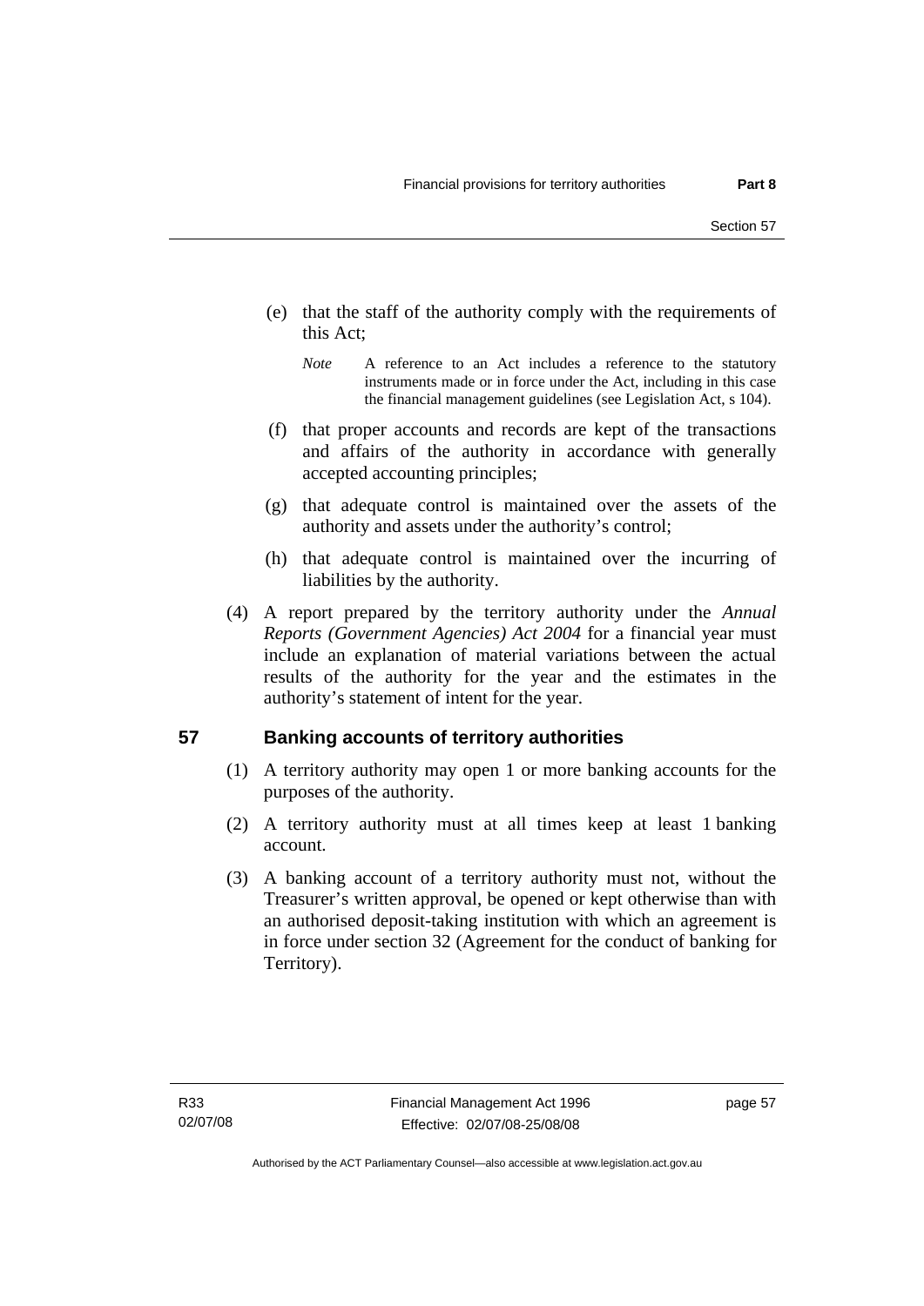(e) that the staff of the authority comply with the requirements of this Act;

*Note* A reference to an Act includes a reference to the statutory instruments made or in force under the Act, including in this case the financial management guidelines (see Legislation Act, s 104).

(f) that proper accounts and records are kept of the transactions and affairs of the authority in accordance with generally accepted accounting principles;

(g) that adequate control is maintained over the assets of the authority and assets under the authority's control;

(h) that adequate control is maintained over the incurring of liabilities by the authority.

(4) A report prepared by the territory authority under the *Annual Reports (Government Agencies) Act 2004* for a financial year must include an explanation of material variations between the actual results of the authority for the year and the estimates in the authority's statement of intent for the year.

## 57 Banking accounts of territory authorities

(1) A territory authority may open 1 or more banking accounts for the purposes of the authority.

(2) A territory authority must at all times keep at least 1 banking account.

(3) A banking account of a territory authority must not, without the Treasurer's written approval, be opened or kept otherwise than with an authorised deposit-taking institution with which an agreement is in force under section 32 (Agreement for the conduct of banking for Territory).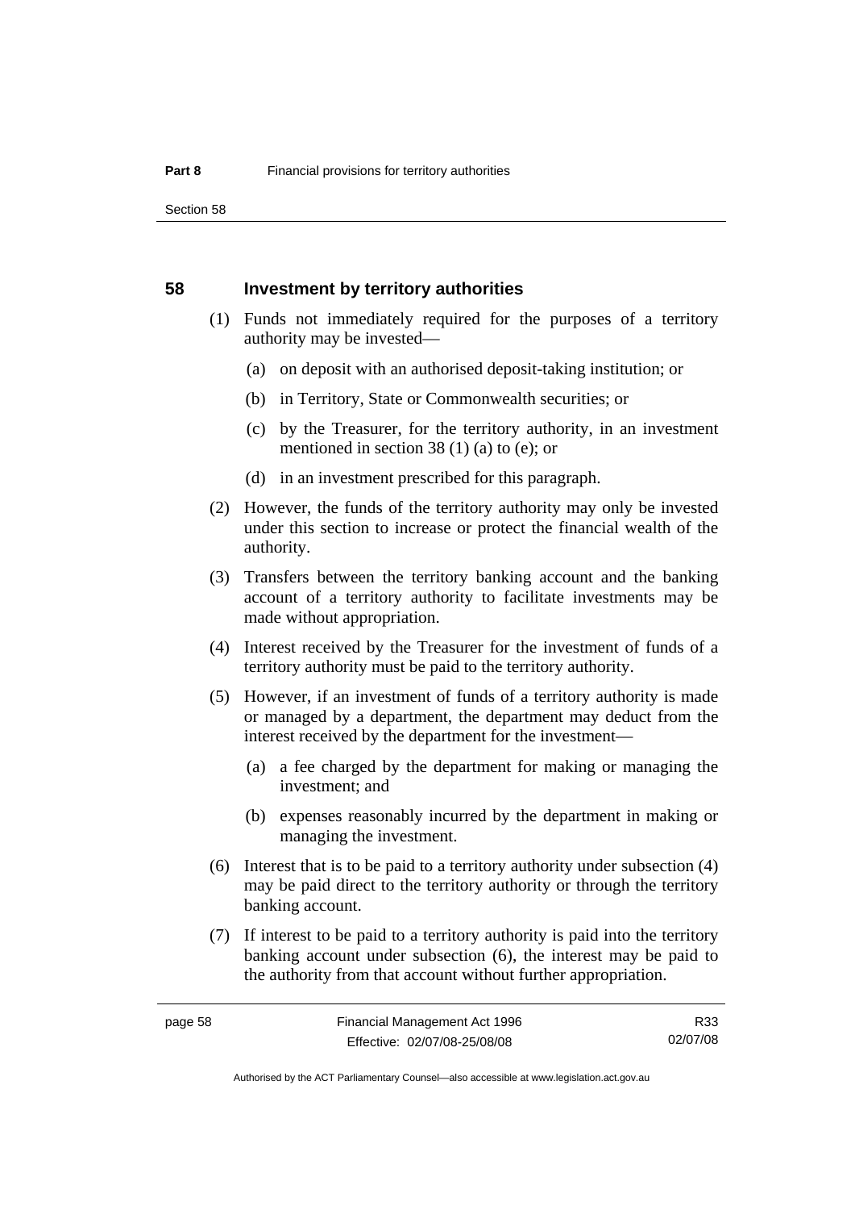## 58 Investment by territory authorities

(1) Funds not immediately required for the purposes of a territory authority may be invested—

(a) on deposit with an authorised deposit-taking institution; or

(b) in Territory, State or Commonwealth securities; or

(c) by the Treasurer, for the territory authority, in an investment mentioned in section 38 (1) (a) to (e); or

(d) in an investment prescribed for this paragraph.

(2) However, the funds of the territory authority may only be invested under this section to increase or protect the financial wealth of the authority.

(3) Transfers between the territory banking account and the banking account of a territory authority to facilitate investments may be made without appropriation.

(4) Interest received by the Treasurer for the investment of funds of a territory authority must be paid to the territory authority.

(5) However, if an investment of funds of a territory authority is made or managed by a department, the department may deduct from the interest received by the department for the investment—

(a) a fee charged by the department for making or managing the investment; and

(b) expenses reasonably incurred by the department in making or managing the investment.

(6) Interest that is to be paid to a territory authority under subsection (4) may be paid direct to the territory authority or through the territory banking account.

(7) If interest to be paid to a territory authority is paid into the territory banking account under subsection (6), the interest may be paid to the authority from that account without further appropriation.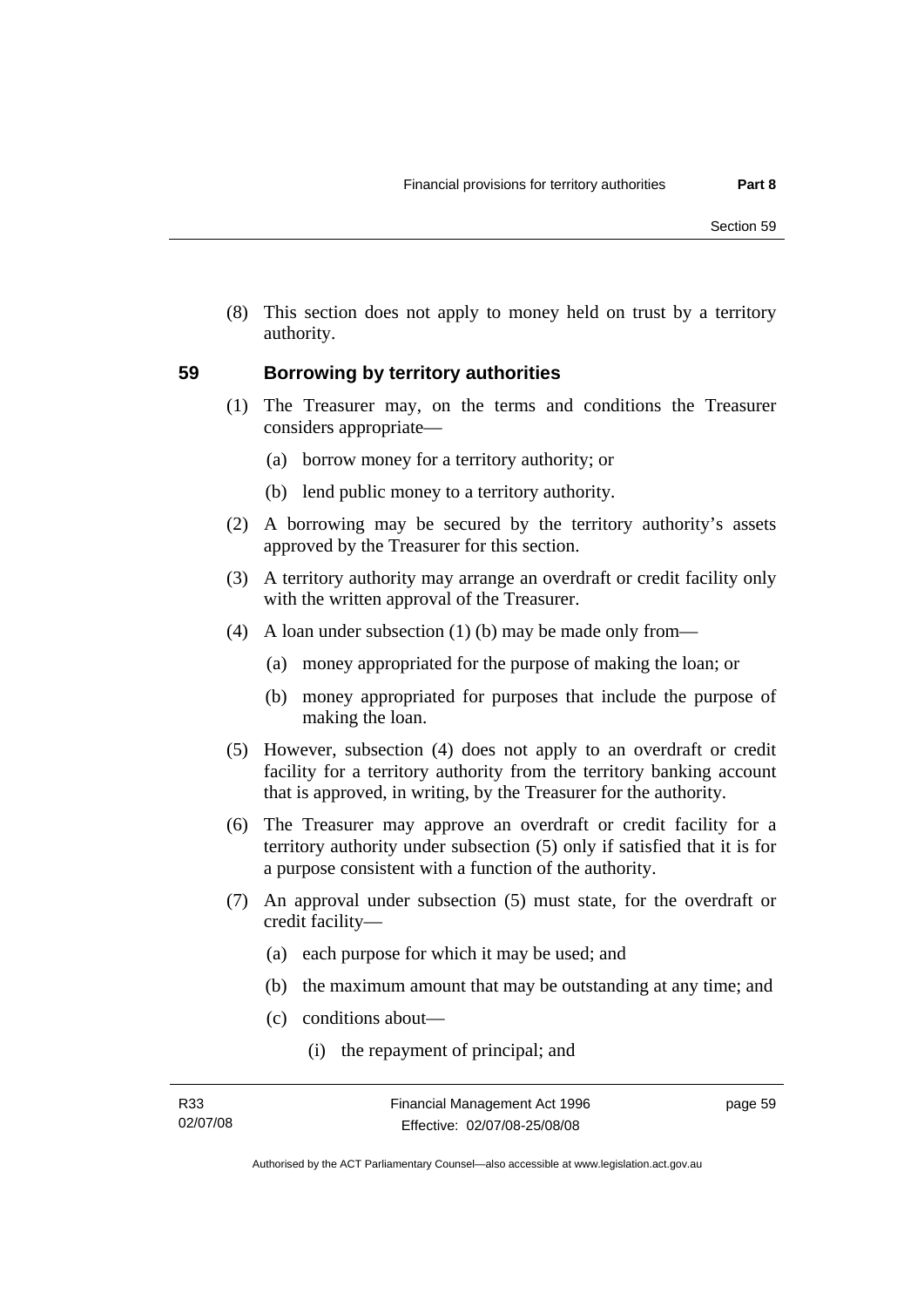(8) This section does not apply to money held on trust by a territory authority.

## 59 Borrowing by territory authorities

(1) The Treasurer may, on the terms and conditions the Treasurer considers appropriate—

(a) borrow money for a territory authority; or

(b) lend public money to a territory authority.

(2) A borrowing may be secured by the territory authority's assets approved by the Treasurer for this section.

(3) A territory authority may arrange an overdraft or credit facility only with the written approval of the Treasurer.

(4) A loan under subsection (1) (b) may be made only from—

(a) money appropriated for the purpose of making the loan; or

(b) money appropriated for purposes that include the purpose of making the loan.

(5) However, subsection (4) does not apply to an overdraft or credit facility for a territory authority from the territory banking account that is approved, in writing, by the Treasurer for the authority.

(6) The Treasurer may approve an overdraft or credit facility for a territory authority under subsection (5) only if satisfied that it is for a purpose consistent with a function of the authority.

(7) An approval under subsection (5) must state, for the overdraft or credit facility—

(a) each purpose for which it may be used; and

(b) the maximum amount that may be outstanding at any time; and

(c) conditions about—

(i) the repayment of principal; and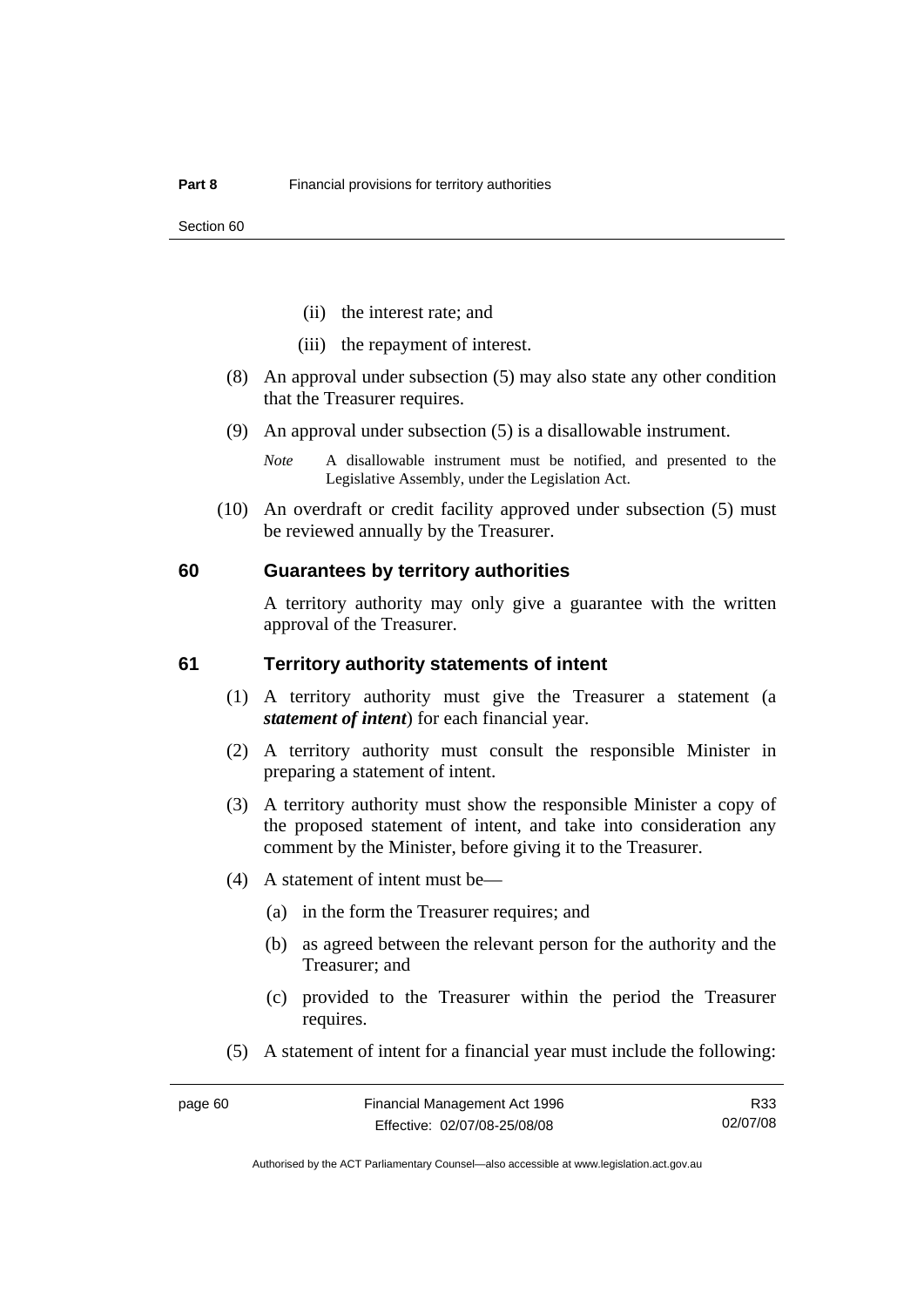(ii) the interest rate; and

(iii) the repayment of interest.

(8) An approval under subsection (5) may also state any other condition that the Treasurer requires.

(9) An approval under subsection (5) is a disallowable instrument.

*Note* A disallowable instrument must be notified, and presented to the Legislative Assembly, under the Legislation Act.

(10) An overdraft or credit facility approved under subsection (5) must be reviewed annually by the Treasurer.

## 60 Guarantees by territory authorities

A territory authority may only give a guarantee with the written approval of the Treasurer.

## 61 Territory authority statements of intent

(1) A territory authority must give the Treasurer a statement (a ***statement of intent***) for each financial year.

(2) A territory authority must consult the responsible Minister in preparing a statement of intent.

(3) A territory authority must show the responsible Minister a copy of the proposed statement of intent, and take into consideration any comment by the Minister, before giving it to the Treasurer.

(4) A statement of intent must be—

(a) in the form the Treasurer requires; and

(b) as agreed between the relevant person for the authority and the Treasurer; and

(c) provided to the Treasurer within the period the Treasurer requires.

(5) A statement of intent for a financial year must include the following: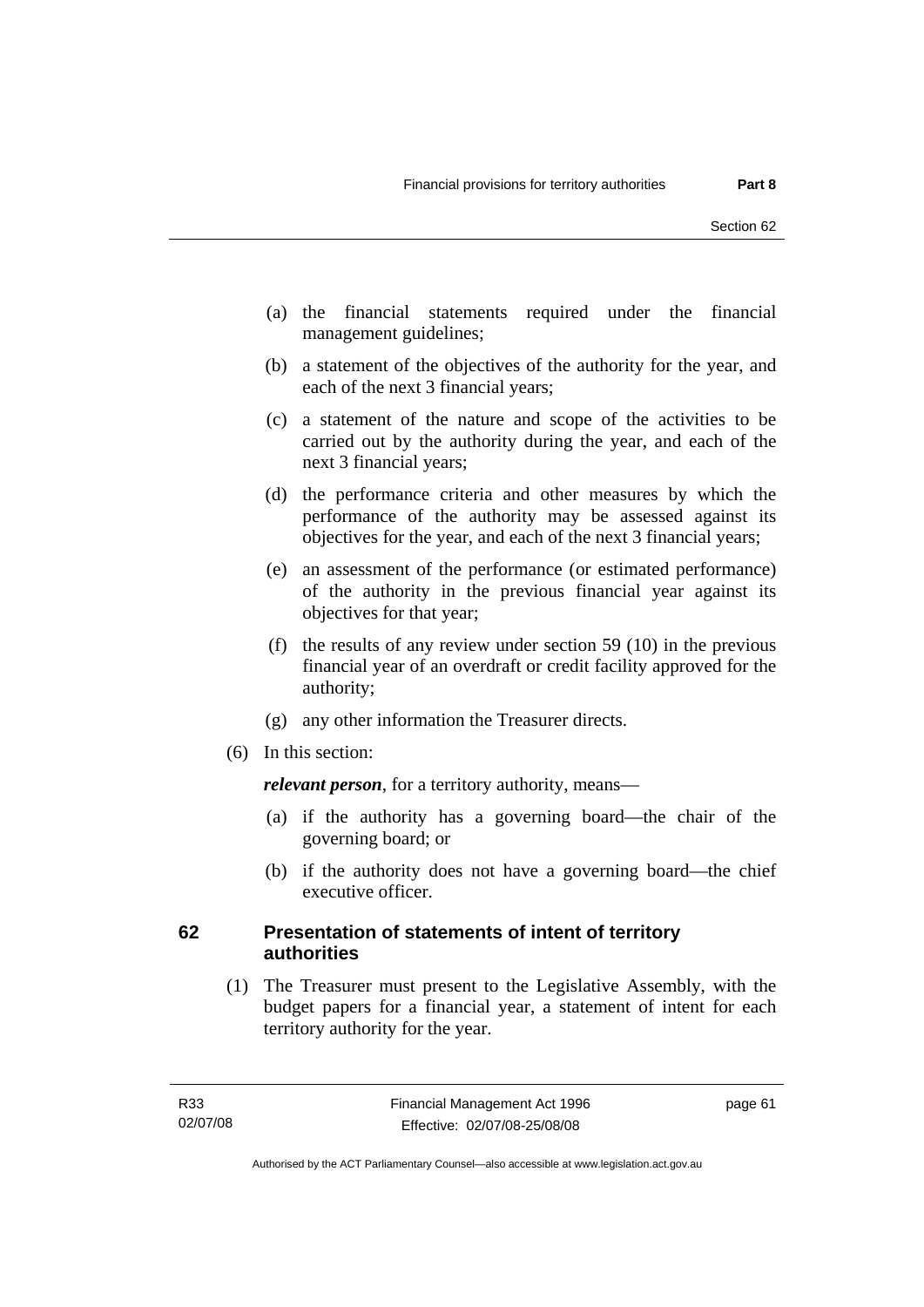(a) the financial statements required under the financial management guidelines;

(b) a statement of the objectives of the authority for the year, and each of the next 3 financial years;

(c) a statement of the nature and scope of the activities to be carried out by the authority during the year, and each of the next 3 financial years;

(d) the performance criteria and other measures by which the performance of the authority may be assessed against its objectives for the year, and each of the next 3 financial years;

(e) an assessment of the performance (or estimated performance) of the authority in the previous financial year against its objectives for that year;

(f) the results of any review under section 59 (10) in the previous financial year of an overdraft or credit facility approved for the authority;

(g) any other information the Treasurer directs.

(6) In this section:

***relevant person***, for a territory authority, means—

(a) if the authority has a governing board—the chair of the governing board; or

(b) if the authority does not have a governing board—the chief executive officer.

## 62 Presentation of statements of intent of territory authorities

(1) The Treasurer must present to the Legislative Assembly, with the budget papers for a financial year, a statement of intent for each territory authority for the year.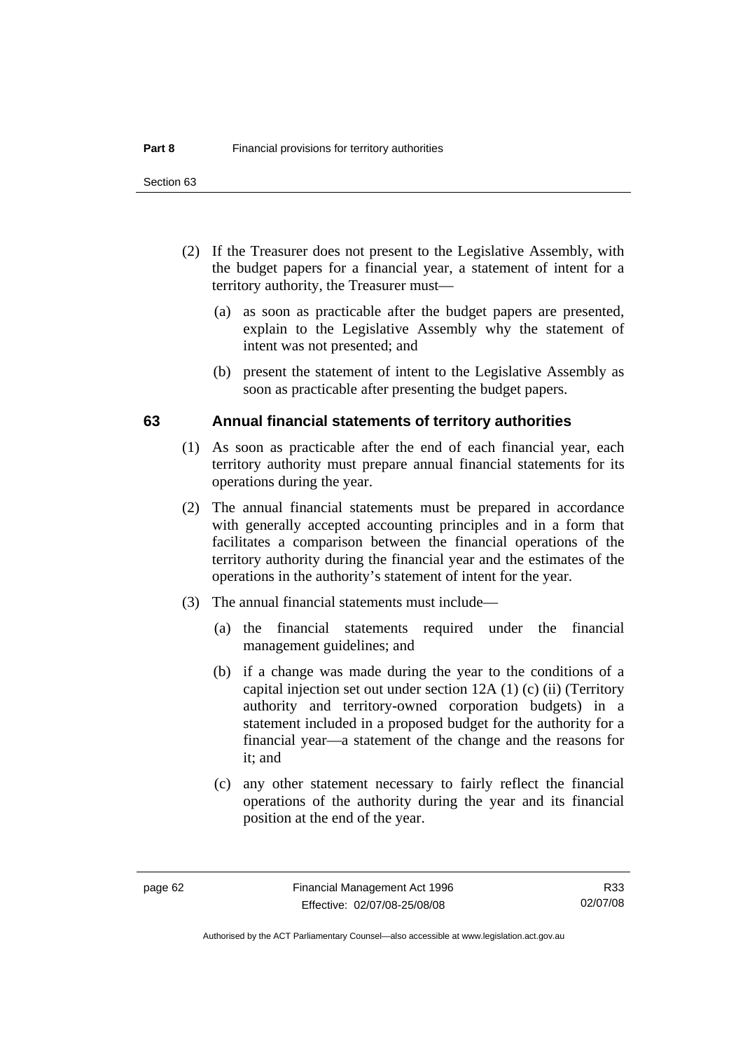(2) If the Treasurer does not present to the Legislative Assembly, with the budget papers for a financial year, a statement of intent for a territory authority, the Treasurer must—

(a) as soon as practicable after the budget papers are presented, explain to the Legislative Assembly why the statement of intent was not presented; and

(b) present the statement of intent to the Legislative Assembly as soon as practicable after presenting the budget papers.

### 63 Annual financial statements of territory authorities

(1) As soon as practicable after the end of each financial year, each territory authority must prepare annual financial statements for its operations during the year.

(2) The annual financial statements must be prepared in accordance with generally accepted accounting principles and in a form that facilitates a comparison between the financial operations of the territory authority during the financial year and the estimates of the operations in the authority's statement of intent for the year.

(3) The annual financial statements must include—

(a) the financial statements required under the financial management guidelines; and

(b) if a change was made during the year to the conditions of a capital injection set out under section 12A (1) (c) (ii) (Territory authority and territory-owned corporation budgets) in a statement included in a proposed budget for the authority for a financial year—a statement of the change and the reasons for it; and

(c) any other statement necessary to fairly reflect the financial operations of the authority during the year and its financial position at the end of the year.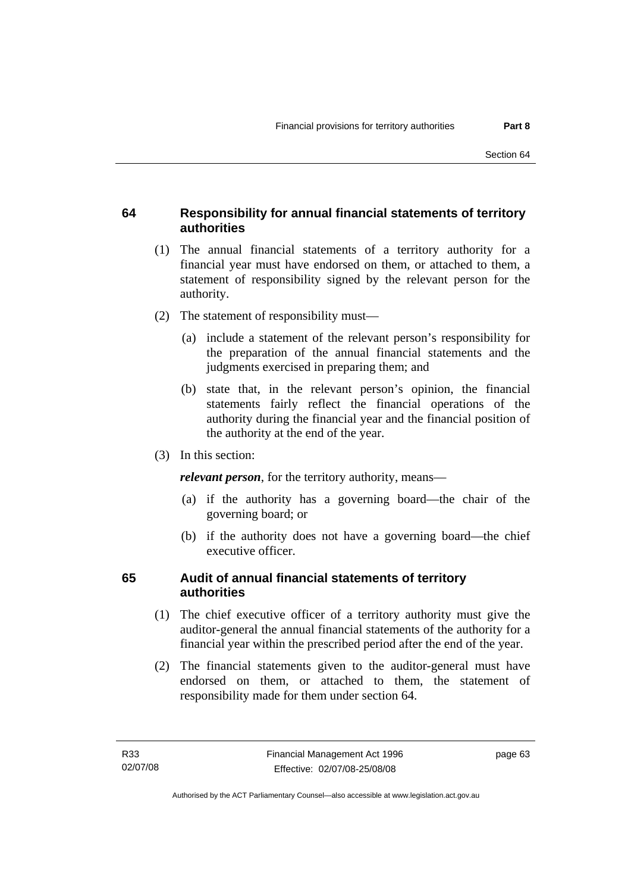## 64 Responsibility for annual financial statements of territory authorities

(1) The annual financial statements of a territory authority for a financial year must have endorsed on them, or attached to them, a statement of responsibility signed by the relevant person for the authority.

(2) The statement of responsibility must—

(a) include a statement of the relevant person's responsibility for the preparation of the annual financial statements and the judgments exercised in preparing them; and

(b) state that, in the relevant person's opinion, the financial statements fairly reflect the financial operations of the authority during the financial year and the financial position of the authority at the end of the year.

(3) In this section:

***relevant person***, for the territory authority, means—

(a) if the authority has a governing board—the chair of the governing board; or

(b) if the authority does not have a governing board—the chief executive officer.

## 65 Audit of annual financial statements of territory authorities

(1) The chief executive officer of a territory authority must give the auditor-general the annual financial statements of the authority for a financial year within the prescribed period after the end of the year.

(2) The financial statements given to the auditor-general must have endorsed on them, or attached to them, the statement of responsibility made for them under section 64.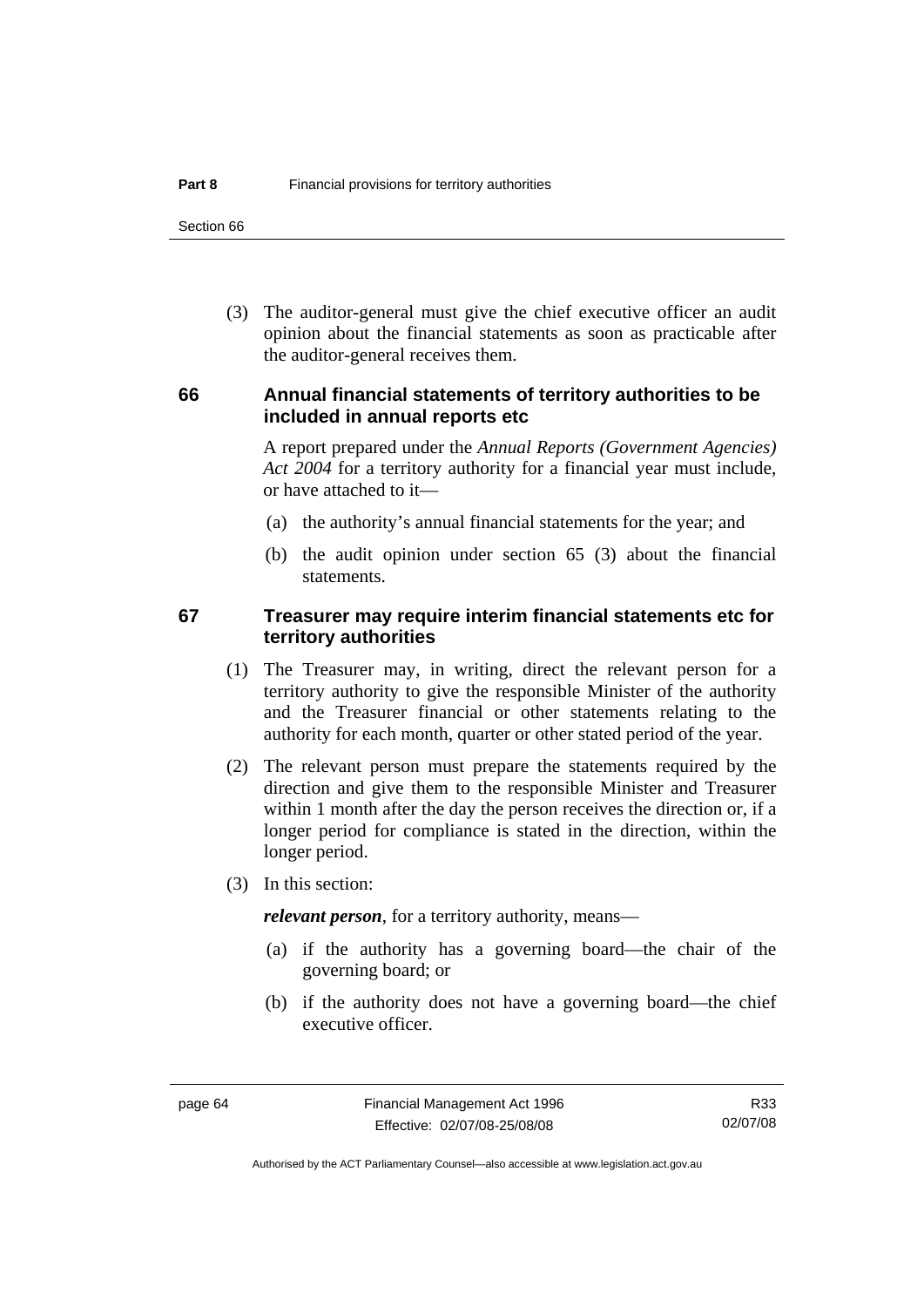(3) The auditor-general must give the chief executive officer an audit opinion about the financial statements as soon as practicable after the auditor-general receives them.

### 66 Annual financial statements of territory authorities to be included in annual reports etc

A report prepared under the *Annual Reports (Government Agencies) Act 2004* for a territory authority for a financial year must include, or have attached to it—

(a) the authority's annual financial statements for the year; and

(b) the audit opinion under section 65 (3) about the financial statements.

### 67 Treasurer may require interim financial statements etc for territory authorities

(1) The Treasurer may, in writing, direct the relevant person for a territory authority to give the responsible Minister of the authority and the Treasurer financial or other statements relating to the authority for each month, quarter or other stated period of the year.

(2) The relevant person must prepare the statements required by the direction and give them to the responsible Minister and Treasurer within 1 month after the day the person receives the direction or, if a longer period for compliance is stated in the direction, within the longer period.

(3) In this section:

***relevant person***, for a territory authority, means—

(a) if the authority has a governing board—the chair of the governing board; or

(b) if the authority does not have a governing board—the chief executive officer.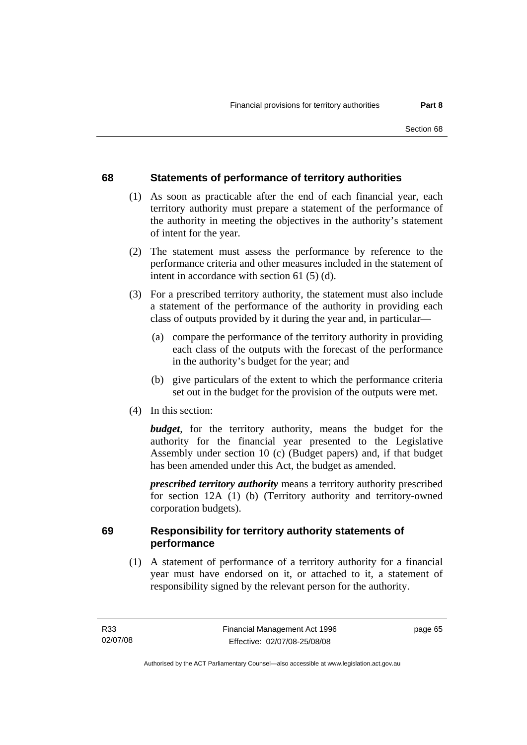## 68 Statements of performance of territory authorities

(1) As soon as practicable after the end of each financial year, each territory authority must prepare a statement of the performance of the authority in meeting the objectives in the authority's statement of intent for the year.

(2) The statement must assess the performance by reference to the performance criteria and other measures included in the statement of intent in accordance with section 61 (5) (d).

(3) For a prescribed territory authority, the statement must also include a statement of the performance of the authority in providing each class of outputs provided by it during the year and, in particular—

(a) compare the performance of the territory authority in providing each class of the outputs with the forecast of the performance in the authority's budget for the year; and

(b) give particulars of the extent to which the performance criteria set out in the budget for the provision of the outputs were met.

(4) In this section:

***budget***, for the territory authority, means the budget for the authority for the financial year presented to the Legislative Assembly under section 10 (c) (Budget papers) and, if that budget has been amended under this Act, the budget as amended.

***prescribed territory authority*** means a territory authority prescribed for section 12A (1) (b) (Territory authority and territory-owned corporation budgets).

## 69 Responsibility for territory authority statements of performance

(1) A statement of performance of a territory authority for a financial year must have endorsed on it, or attached to it, a statement of responsibility signed by the relevant person for the authority.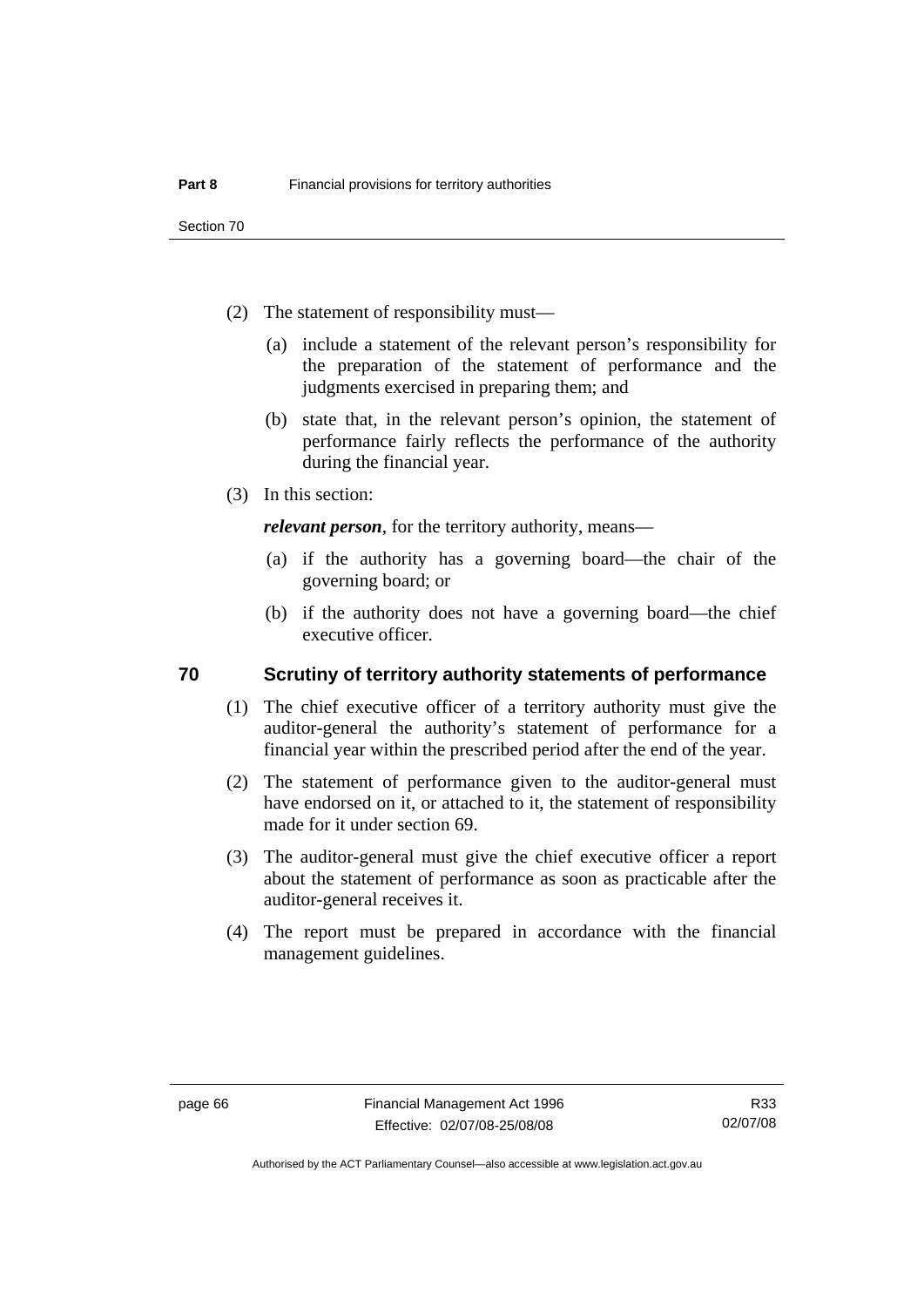(2) The statement of responsibility must—

   (a) include a statement of the relevant person's responsibility for the preparation of the statement of performance and the judgments exercised in preparing them; and

   (b) state that, in the relevant person's opinion, the statement of performance fairly reflects the performance of the authority during the financial year.

(3) In this section:

***relevant person***, for the territory authority, means—

   (a) if the authority has a governing board—the chair of the governing board; or

   (b) if the authority does not have a governing board—the chief executive officer.

## 70 Scrutiny of territory authority statements of performance

(1) The chief executive officer of a territory authority must give the auditor-general the authority's statement of performance for a financial year within the prescribed period after the end of the year.

(2) The statement of performance given to the auditor-general must have endorsed on it, or attached to it, the statement of responsibility made for it under section 69.

(3) The auditor-general must give the chief executive officer a report about the statement of performance as soon as practicable after the auditor-general receives it.

(4) The report must be prepared in accordance with the financial management guidelines.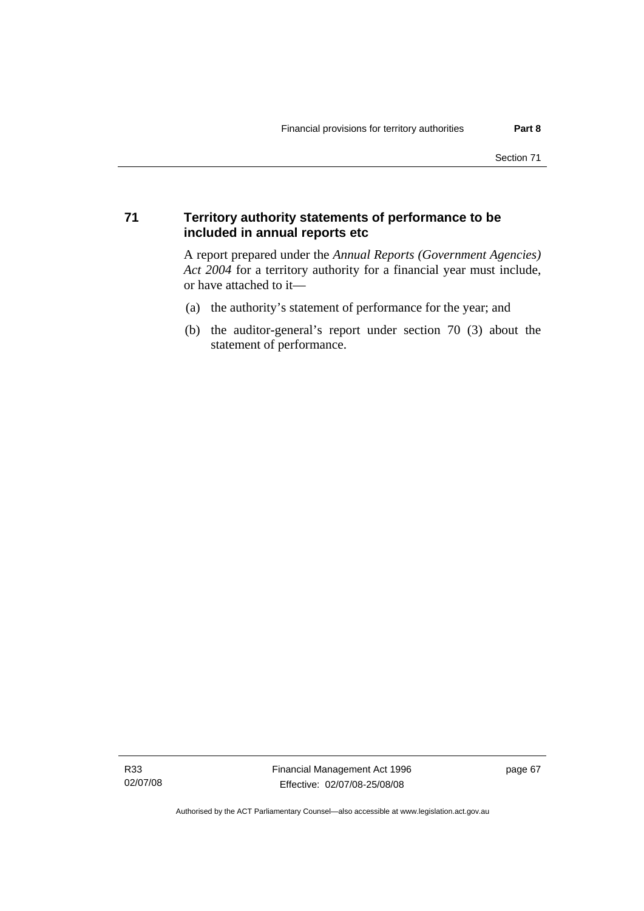## 71 Territory authority statements of performance to be included in annual reports etc

A report prepared under the *Annual Reports (Government Agencies) Act 2004* for a territory authority for a financial year must include, or have attached to it—

(a) the authority's statement of performance for the year; and

(b) the auditor-general's report under section 70 (3) about the statement of performance.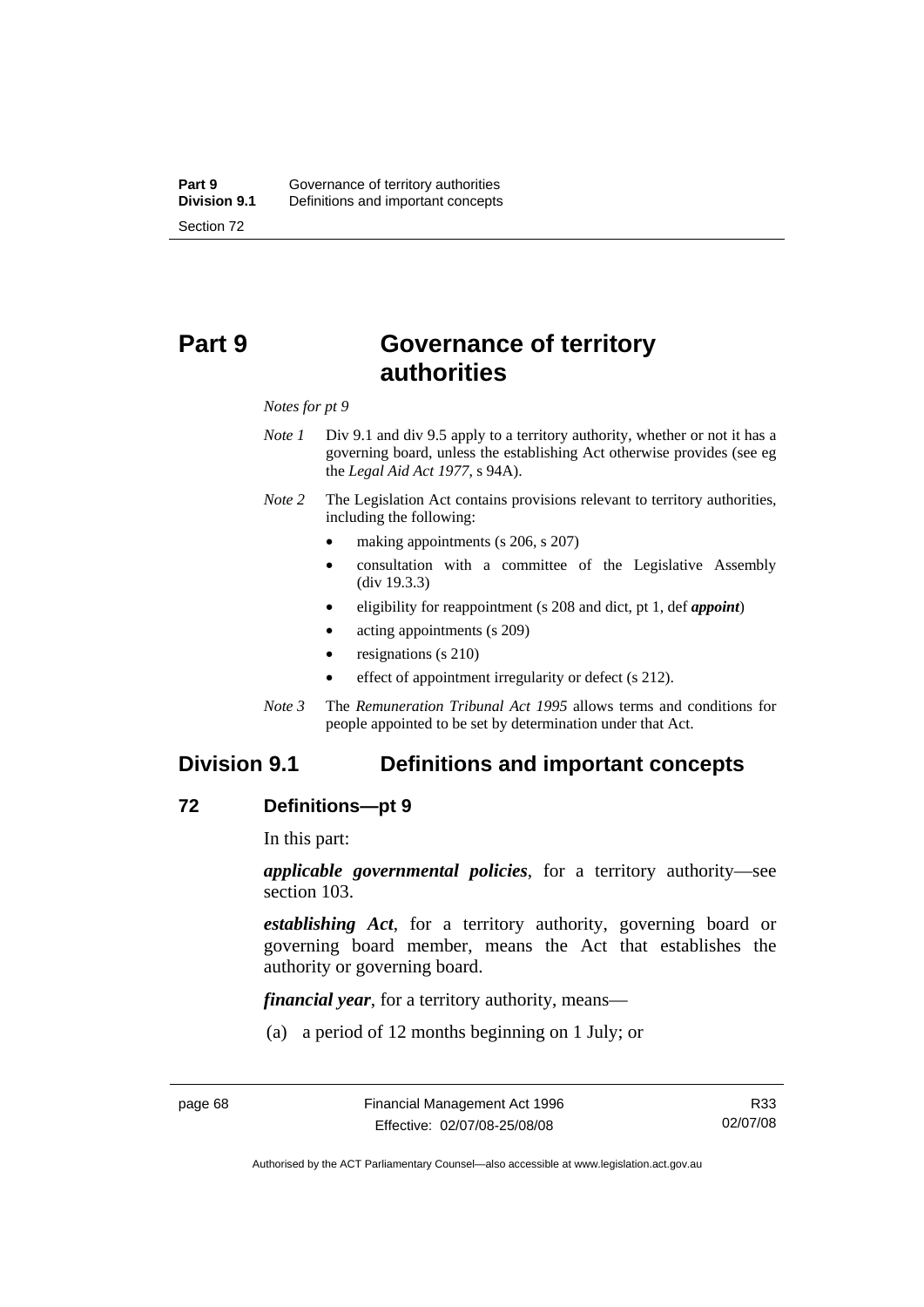# Part 9 Governance of territory authorities

*Notes for pt 9*

*Note 1* Div 9.1 and div 9.5 apply to a territory authority, whether or not it has a governing board, unless the establishing Act otherwise provides (see eg the *Legal Aid Act 1977*, s 94A).

*Note 2* The Legislation Act contains provisions relevant to territory authorities, including the following:

- making appointments (s 206, s 207)
- consultation with a committee of the Legislative Assembly (div 19.3.3)
- eligibility for reappointment (s 208 and dict, pt 1, def ***appoint***)
- acting appointments (s 209)
- resignations (s 210)
- effect of appointment irregularity or defect (s 212).

*Note 3* The *Remuneration Tribunal Act 1995* allows terms and conditions for people appointed to be set by determination under that Act.

## Division 9.1 Definitions and important concepts

### 72 Definitions—pt 9

In this part:

***applicable governmental policies***, for a territory authority—see section 103.

***establishing Act***, for a territory authority, governing board or governing board member, means the Act that establishes the authority or governing board.

***financial year***, for a territory authority, means—

(a) a period of 12 months beginning on 1 July; or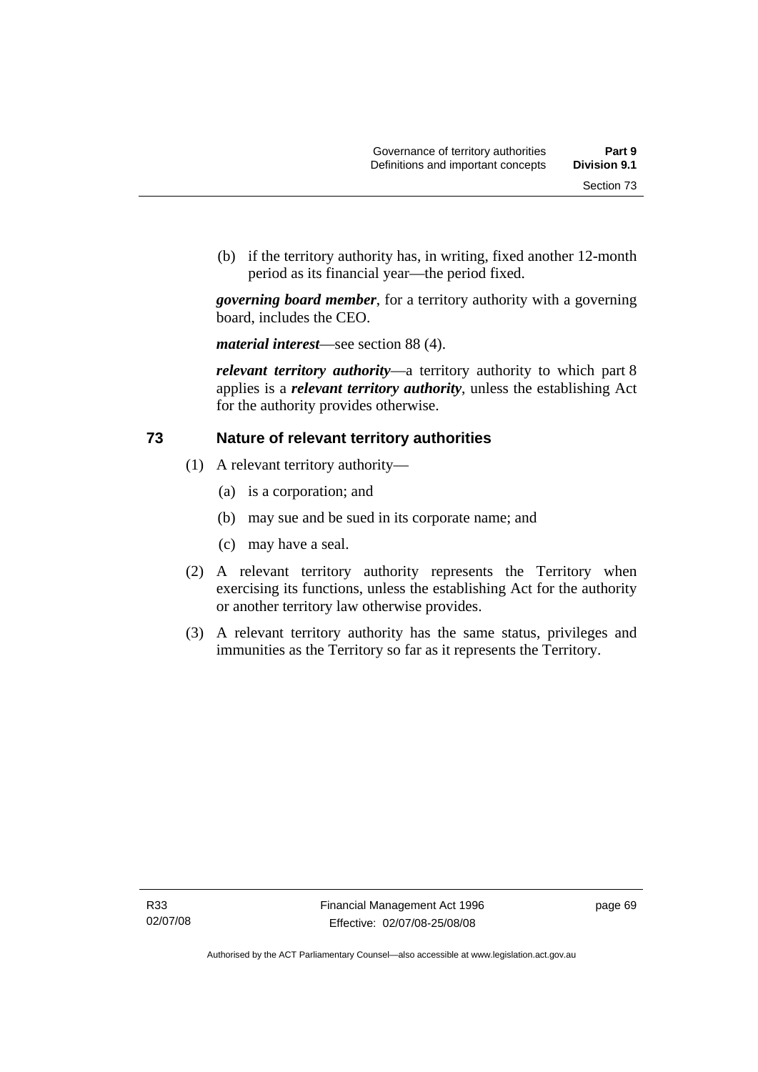(b) if the territory authority has, in writing, fixed another 12-month period as its financial year—the period fixed.

***governing board member***, for a territory authority with a governing board, includes the CEO.

***material interest***—see section 88 (4).

***relevant territory authority***—a territory authority to which part 8 applies is a ***relevant territory authority***, unless the establishing Act for the authority provides otherwise.

## 73 Nature of relevant territory authorities

(1) A relevant territory authority—

(a) is a corporation; and

(b) may sue and be sued in its corporate name; and

(c) may have a seal.

(2) A relevant territory authority represents the Territory when exercising its functions, unless the establishing Act for the authority or another territory law otherwise provides.

(3) A relevant territory authority has the same status, privileges and immunities as the Territory so far as it represents the Territory.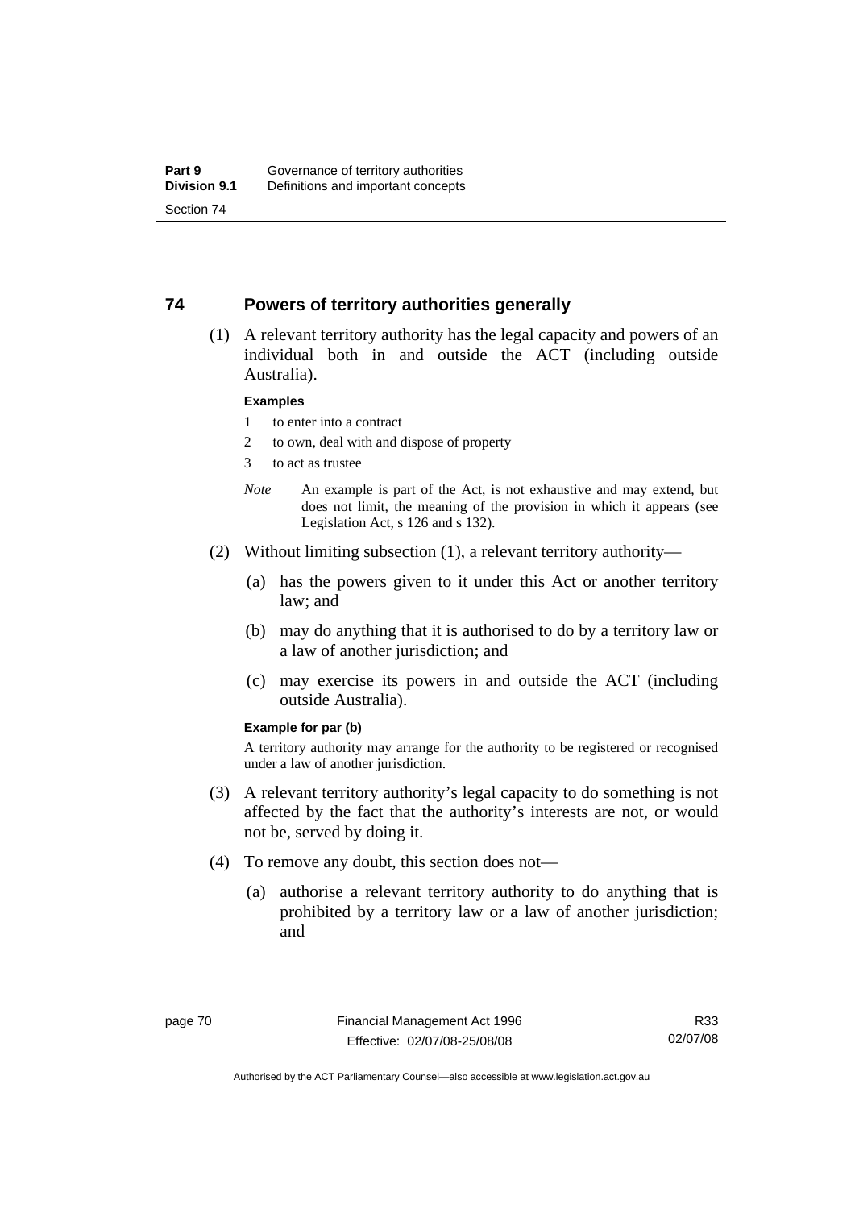## 74 Powers of territory authorities generally

(1) A relevant territory authority has the legal capacity and powers of an individual both in and outside the ACT (including outside Australia).

**Examples**

1 to enter into a contract

2 to own, deal with and dispose of property

3 to act as trustee

*Note* An example is part of the Act, is not exhaustive and may extend, but does not limit, the meaning of the provision in which it appears (see Legislation Act, s 126 and s 132).

(2) Without limiting subsection (1), a relevant territory authority—

(a) has the powers given to it under this Act or another territory law; and

(b) may do anything that it is authorised to do by a territory law or a law of another jurisdiction; and

(c) may exercise its powers in and outside the ACT (including outside Australia).

**Example for par (b)**

A territory authority may arrange for the authority to be registered or recognised under a law of another jurisdiction.

(3) A relevant territory authority's legal capacity to do something is not affected by the fact that the authority's interests are not, or would not be, served by doing it.

(4) To remove any doubt, this section does not—

(a) authorise a relevant territory authority to do anything that is prohibited by a territory law or a law of another jurisdiction; and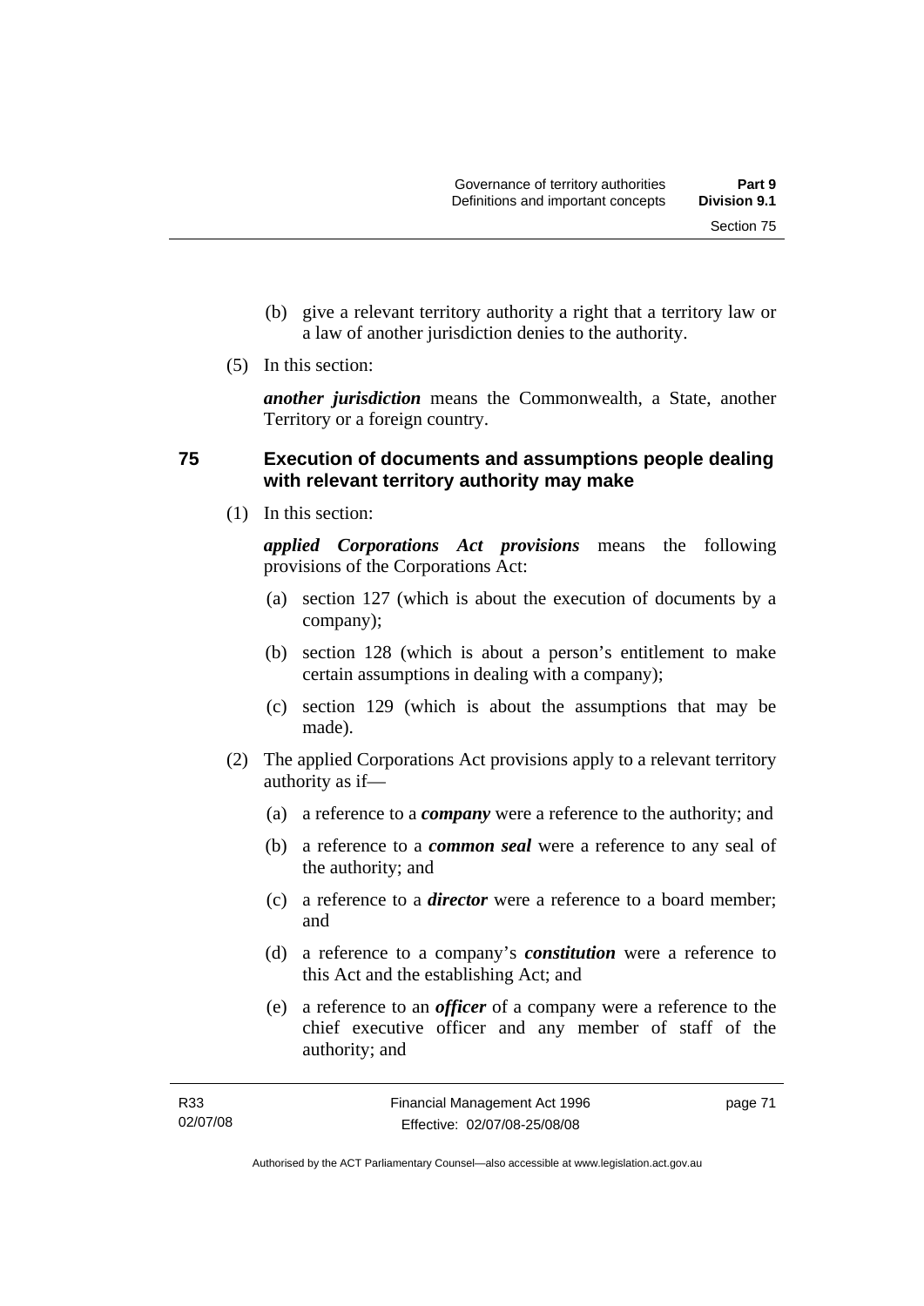(b) give a relevant territory authority a right that a territory law or a law of another jurisdiction denies to the authority.

(5) In this section:

***another jurisdiction*** means the Commonwealth, a State, another Territory or a foreign country.

## 75 Execution of documents and assumptions people dealing with relevant territory authority may make

(1) In this section:

***applied Corporations Act provisions*** means the following provisions of the Corporations Act:

(a) section 127 (which is about the execution of documents by a company);

(b) section 128 (which is about a person's entitlement to make certain assumptions in dealing with a company);

(c) section 129 (which is about the assumptions that may be made).

(2) The applied Corporations Act provisions apply to a relevant territory authority as if—

(a) a reference to a ***company*** were a reference to the authority; and

(b) a reference to a ***common seal*** were a reference to any seal of the authority; and

(c) a reference to a ***director*** were a reference to a board member; and

(d) a reference to a company's ***constitution*** were a reference to this Act and the establishing Act; and

(e) a reference to an ***officer*** of a company were a reference to the chief executive officer and any member of staff of the authority; and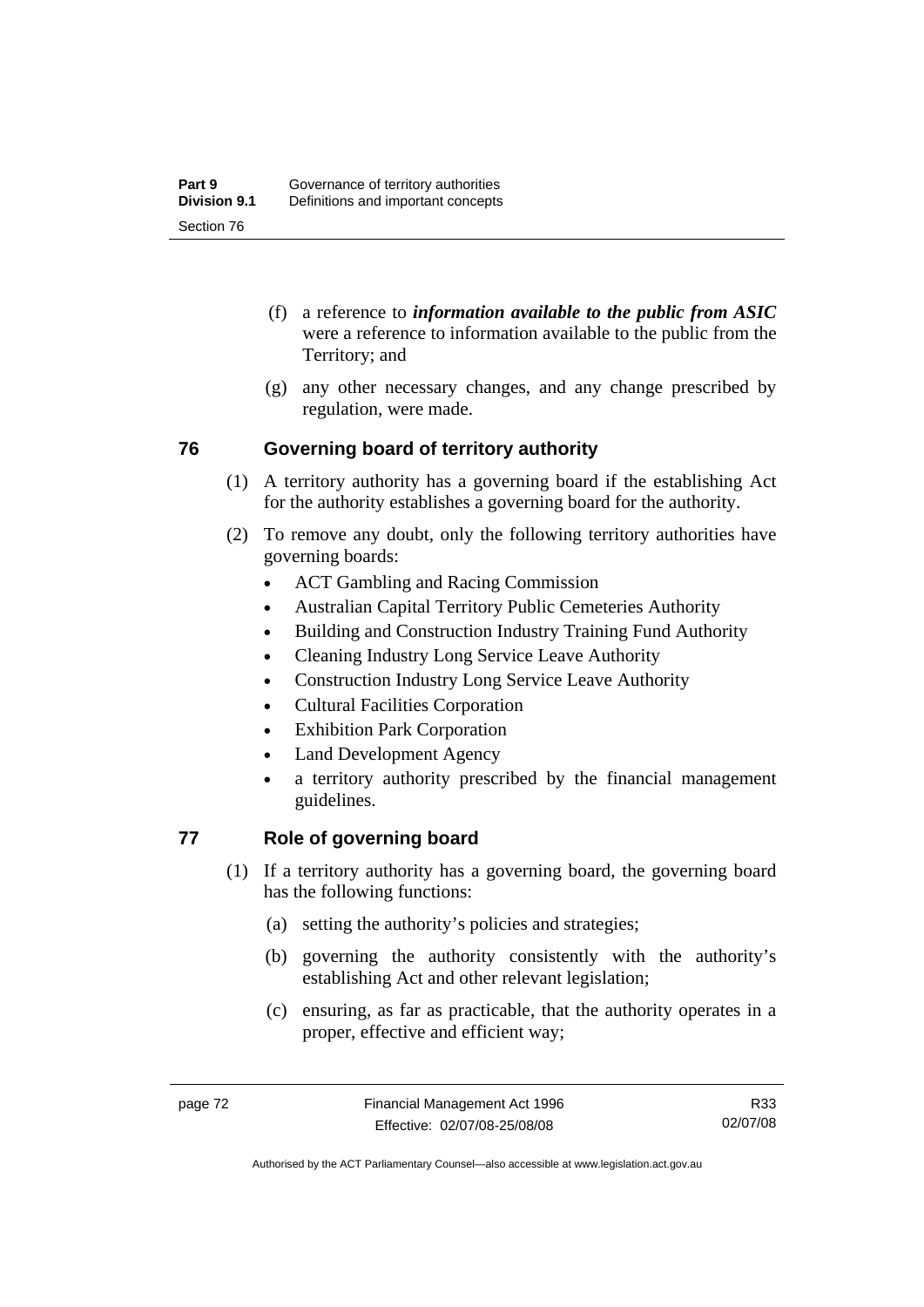(f) a reference to ***information available to the public from ASIC*** were a reference to information available to the public from the Territory; and

(g) any other necessary changes, and any change prescribed by regulation, were made.

## 76 Governing board of territory authority

(1) A territory authority has a governing board if the establishing Act for the authority establishes a governing board for the authority.

(2) To remove any doubt, only the following territory authorities have governing boards:

- ACT Gambling and Racing Commission
- Australian Capital Territory Public Cemeteries Authority
- Building and Construction Industry Training Fund Authority
- Cleaning Industry Long Service Leave Authority
- Construction Industry Long Service Leave Authority
- Cultural Facilities Corporation
- Exhibition Park Corporation
- Land Development Agency
- a territory authority prescribed by the financial management guidelines.

## 77 Role of governing board

(1) If a territory authority has a governing board, the governing board has the following functions:

(a) setting the authority's policies and strategies;

(b) governing the authority consistently with the authority's establishing Act and other relevant legislation;

(c) ensuring, as far as practicable, that the authority operates in a proper, effective and efficient way;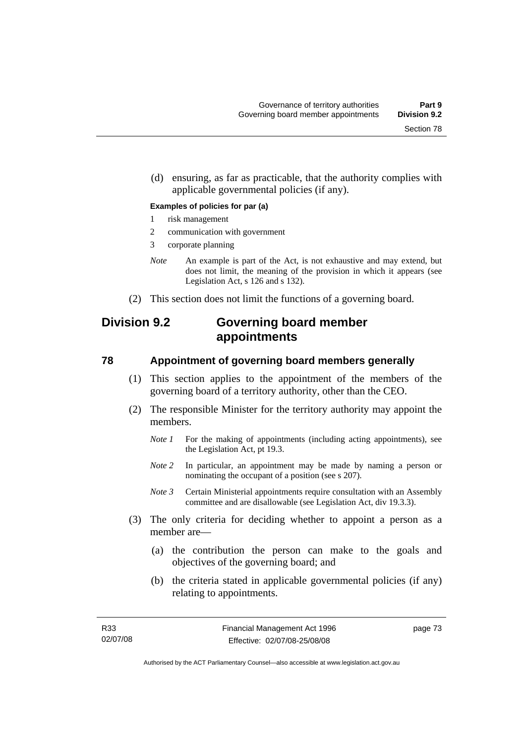(d) ensuring, as far as practicable, that the authority complies with applicable governmental policies (if any).

**Examples of policies for par (a)**

1 risk management

2 communication with government

3 corporate planning

*Note* An example is part of the Act, is not exhaustive and may extend, but does not limit, the meaning of the provision in which it appears (see Legislation Act, s 126 and s 132).

(2) This section does not limit the functions of a governing board.

## Division 9.2 Governing board member appointments

### 78 Appointment of governing board members generally

(1) This section applies to the appointment of the members of the governing board of a territory authority, other than the CEO.

(2) The responsible Minister for the territory authority may appoint the members.

*Note 1* For the making of appointments (including acting appointments), see the Legislation Act, pt 19.3.

*Note 2* In particular, an appointment may be made by naming a person or nominating the occupant of a position (see s 207).

*Note 3* Certain Ministerial appointments require consultation with an Assembly committee and are disallowable (see Legislation Act, div 19.3.3).

(3) The only criteria for deciding whether to appoint a person as a member are—

(a) the contribution the person can make to the goals and objectives of the governing board; and

(b) the criteria stated in applicable governmental policies (if any) relating to appointments.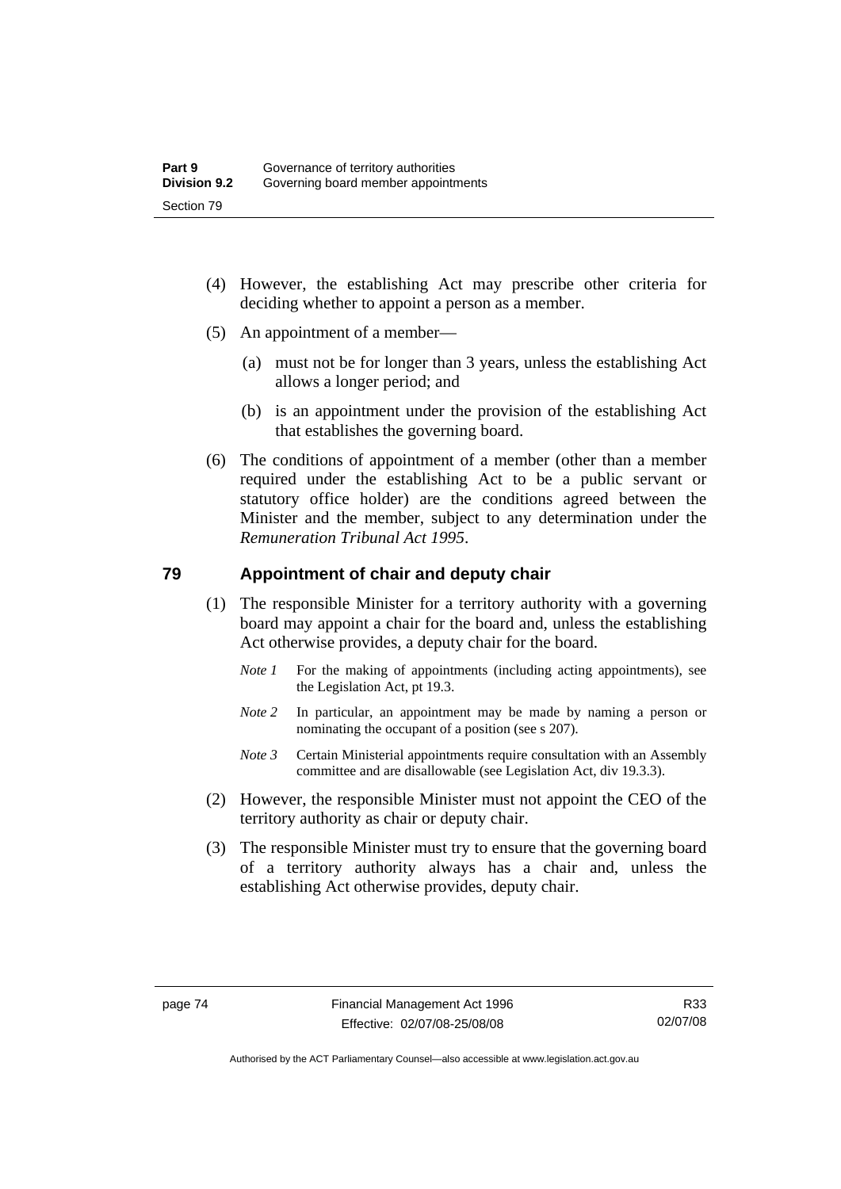(4) However, the establishing Act may prescribe other criteria for deciding whether to appoint a person as a member.

(5) An appointment of a member—

(a) must not be for longer than 3 years, unless the establishing Act allows a longer period; and

(b) is an appointment under the provision of the establishing Act that establishes the governing board.

(6) The conditions of appointment of a member (other than a member required under the establishing Act to be a public servant or statutory office holder) are the conditions agreed between the Minister and the member, subject to any determination under the *Remuneration Tribunal Act 1995*.

## 79 Appointment of chair and deputy chair

(1) The responsible Minister for a territory authority with a governing board may appoint a chair for the board and, unless the establishing Act otherwise provides, a deputy chair for the board.

*Note 1* For the making of appointments (including acting appointments), see the Legislation Act, pt 19.3.

*Note 2* In particular, an appointment may be made by naming a person or nominating the occupant of a position (see s 207).

*Note 3* Certain Ministerial appointments require consultation with an Assembly committee and are disallowable (see Legislation Act, div 19.3.3).

(2) However, the responsible Minister must not appoint the CEO of the territory authority as chair or deputy chair.

(3) The responsible Minister must try to ensure that the governing board of a territory authority always has a chair and, unless the establishing Act otherwise provides, deputy chair.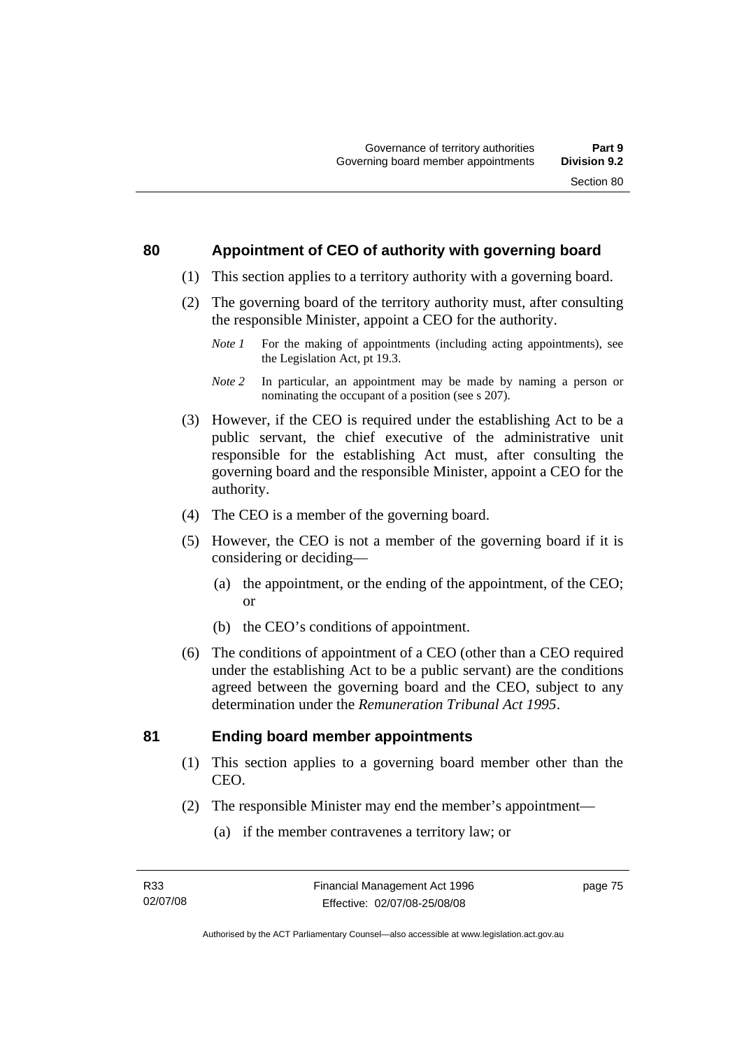## 80 Appointment of CEO of authority with governing board

(1) This section applies to a territory authority with a governing board.

(2) The governing board of the territory authority must, after consulting the responsible Minister, appoint a CEO for the authority.

*Note 1* For the making of appointments (including acting appointments), see the Legislation Act, pt 19.3.

*Note 2* In particular, an appointment may be made by naming a person or nominating the occupant of a position (see s 207).

(3) However, if the CEO is required under the establishing Act to be a public servant, the chief executive of the administrative unit responsible for the establishing Act must, after consulting the governing board and the responsible Minister, appoint a CEO for the authority.

(4) The CEO is a member of the governing board.

(5) However, the CEO is not a member of the governing board if it is considering or deciding—

(a) the appointment, or the ending of the appointment, of the CEO; or

(b) the CEO's conditions of appointment.

(6) The conditions of appointment of a CEO (other than a CEO required under the establishing Act to be a public servant) are the conditions agreed between the governing board and the CEO, subject to any determination under the *Remuneration Tribunal Act 1995*.

## 81 Ending board member appointments

(1) This section applies to a governing board member other than the CEO.

(2) The responsible Minister may end the member's appointment—

(a) if the member contravenes a territory law; or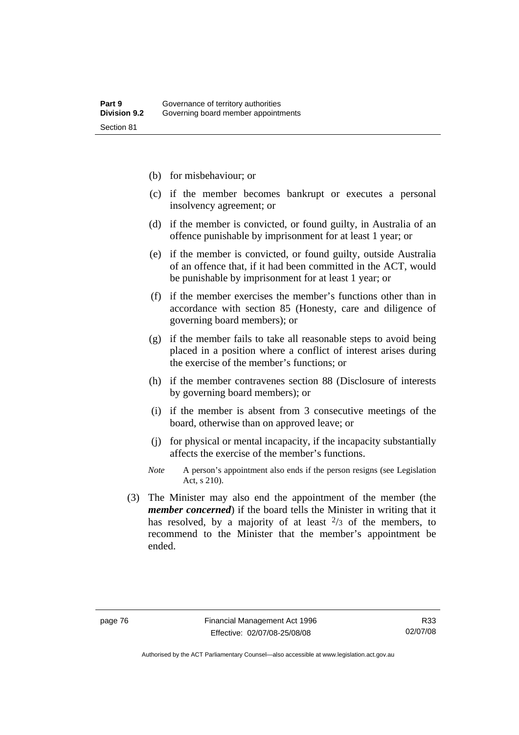(b) for misbehaviour; or

(c) if the member becomes bankrupt or executes a personal insolvency agreement; or

(d) if the member is convicted, or found guilty, in Australia of an offence punishable by imprisonment for at least 1 year; or

(e) if the member is convicted, or found guilty, outside Australia of an offence that, if it had been committed in the ACT, would be punishable by imprisonment for at least 1 year; or

(f) if the member exercises the member's functions other than in accordance with section 85 (Honesty, care and diligence of governing board members); or

(g) if the member fails to take all reasonable steps to avoid being placed in a position where a conflict of interest arises during the exercise of the member's functions; or

(h) if the member contravenes section 88 (Disclosure of interests by governing board members); or

(i) if the member is absent from 3 consecutive meetings of the board, otherwise than on approved leave; or

(j) for physical or mental incapacity, if the incapacity substantially affects the exercise of the member's functions.

*Note* A person's appointment also ends if the person resigns (see Legislation Act, s 210).

(3) The Minister may also end the appointment of the member (the ***member concerned***) if the board tells the Minister in writing that it has resolved, by a majority of at least $^{2}/_{3}$ of the members, to recommend to the Minister that the member's appointment be ended.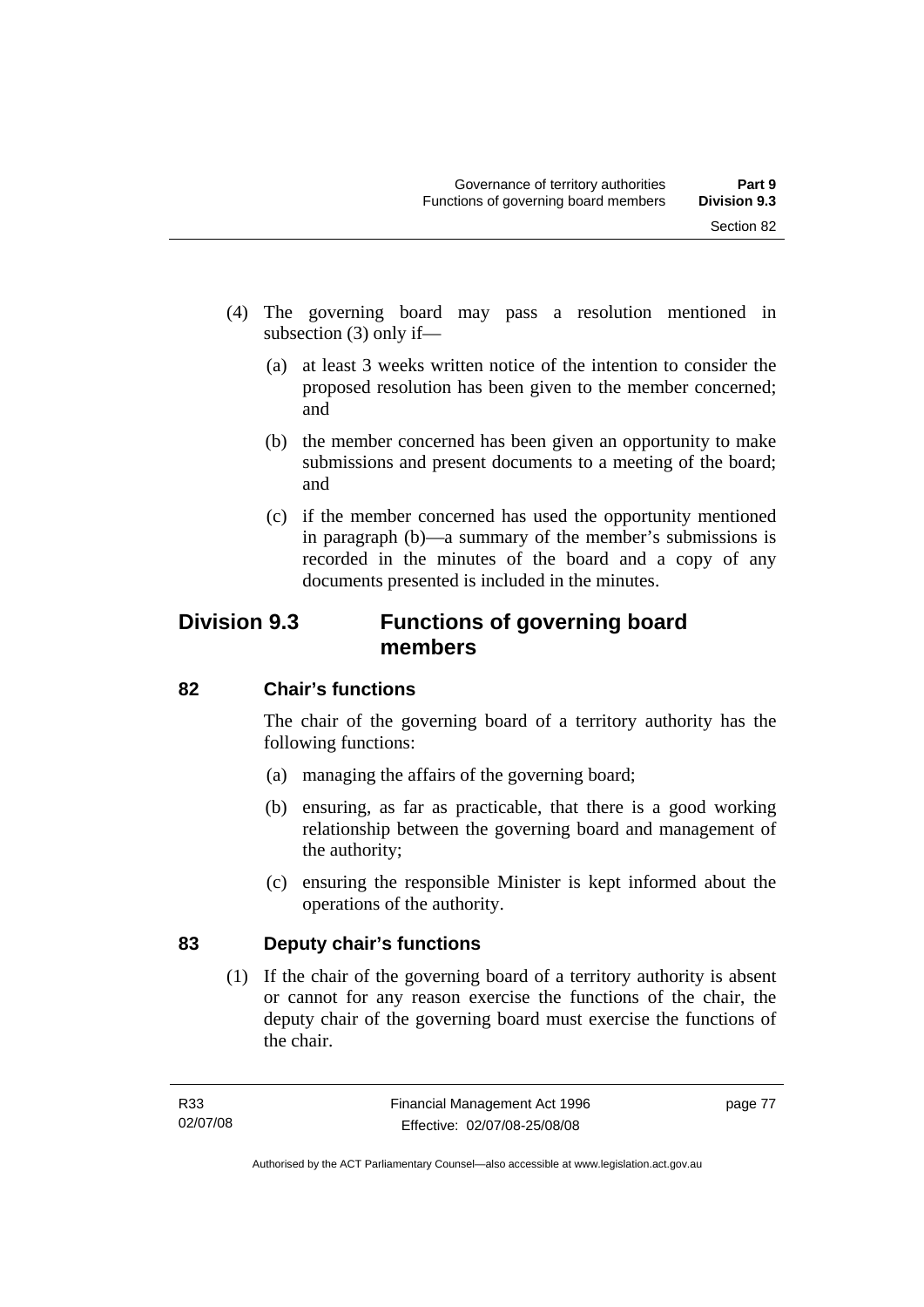(4) The governing board may pass a resolution mentioned in subsection (3) only if—

  (a) at least 3 weeks written notice of the intention to consider the proposed resolution has been given to the member concerned; and

  (b) the member concerned has been given an opportunity to make submissions and present documents to a meeting of the board; and

  (c) if the member concerned has used the opportunity mentioned in paragraph (b)—a summary of the member's submissions is recorded in the minutes of the board and a copy of any documents presented is included in the minutes.

## Division 9.3 Functions of governing board members

### 82 Chair's functions

The chair of the governing board of a territory authority has the following functions:

  (a) managing the affairs of the governing board;

  (b) ensuring, as far as practicable, that there is a good working relationship between the governing board and management of the authority;

  (c) ensuring the responsible Minister is kept informed about the operations of the authority.

### 83 Deputy chair's functions

(1) If the chair of the governing board of a territory authority is absent or cannot for any reason exercise the functions of the chair, the deputy chair of the governing board must exercise the functions of the chair.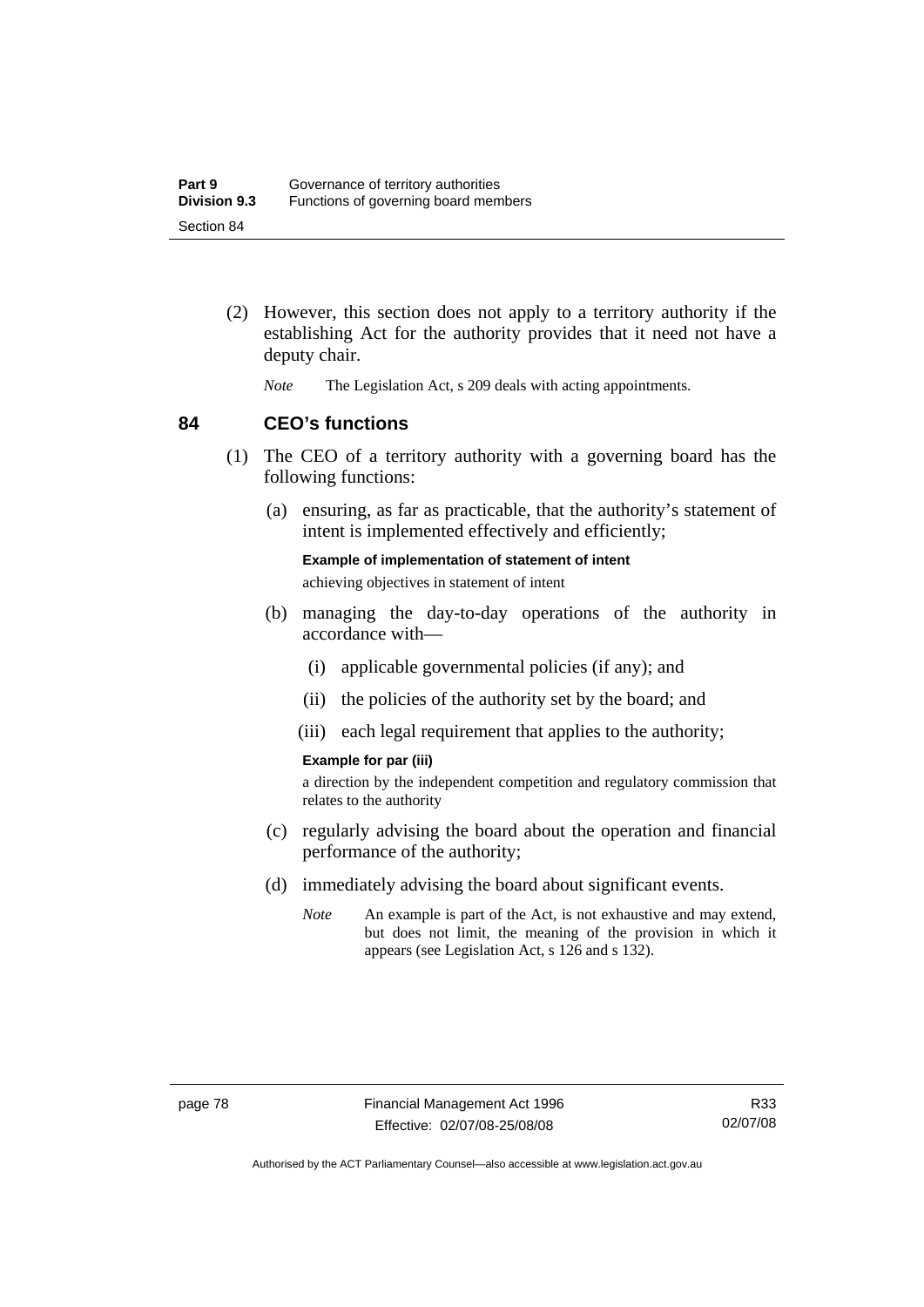(2) However, this section does not apply to a territory authority if the establishing Act for the authority provides that it need not have a deputy chair.

*Note* The Legislation Act, s 209 deals with acting appointments.

## 84 CEO's functions

(1) The CEO of a territory authority with a governing board has the following functions:

(a) ensuring, as far as practicable, that the authority's statement of intent is implemented effectively and efficiently;

**Example of implementation of statement of intent**

achieving objectives in statement of intent

(b) managing the day-to-day operations of the authority in accordance with—

(i) applicable governmental policies (if any); and

(ii) the policies of the authority set by the board; and

(iii) each legal requirement that applies to the authority;

**Example for par (iii)**

a direction by the independent competition and regulatory commission that relates to the authority

(c) regularly advising the board about the operation and financial performance of the authority;

(d) immediately advising the board about significant events.

*Note* An example is part of the Act, is not exhaustive and may extend, but does not limit, the meaning of the provision in which it appears (see Legislation Act, s 126 and s 132).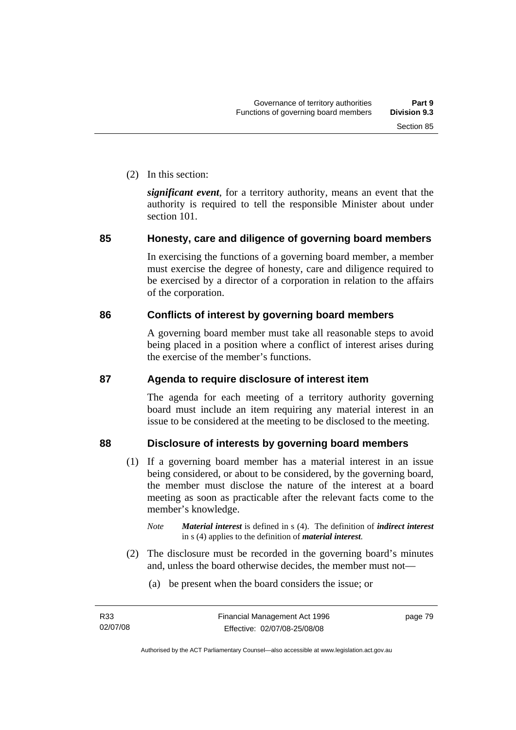(2) In this section:

***significant event***, for a territory authority, means an event that the authority is required to tell the responsible Minister about under section 101.

## 85 Honesty, care and diligence of governing board members

In exercising the functions of a governing board member, a member must exercise the degree of honesty, care and diligence required to be exercised by a director of a corporation in relation to the affairs of the corporation.

## 86 Conflicts of interest by governing board members

A governing board member must take all reasonable steps to avoid being placed in a position where a conflict of interest arises during the exercise of the member's functions.

## 87 Agenda to require disclosure of interest item

The agenda for each meeting of a territory authority governing board must include an item requiring any material interest in an issue to be considered at the meeting to be disclosed to the meeting.

## 88 Disclosure of interests by governing board members

(1) If a governing board member has a material interest in an issue being considered, or about to be considered, by the governing board, the member must disclose the nature of the interest at a board meeting as soon as practicable after the relevant facts come to the member's knowledge.

*Note* ***Material interest*** is defined in s (4). The definition of ***indirect interest*** in s (4) applies to the definition of ***material interest***.

(2) The disclosure must be recorded in the governing board's minutes and, unless the board otherwise decides, the member must not—

(a) be present when the board considers the issue; or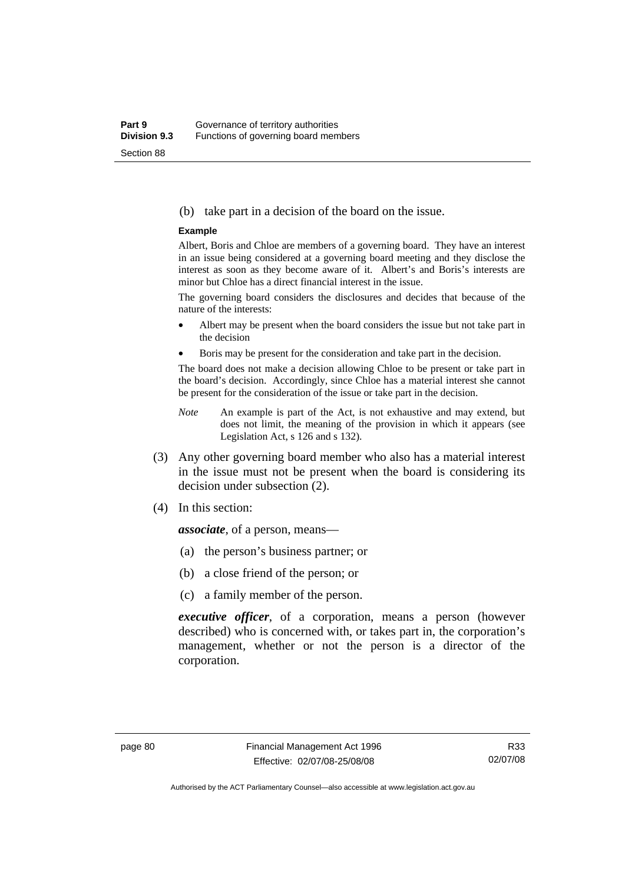(b) take part in a decision of the board on the issue.

**Example**

Albert, Boris and Chloe are members of a governing board. They have an interest in an issue being considered at a governing board meeting and they disclose the interest as soon as they become aware of it. Albert's and Boris's interests are minor but Chloe has a direct financial interest in the issue.

The governing board considers the disclosures and decides that because of the nature of the interests:

- Albert may be present when the board considers the issue but not take part in the decision
- Boris may be present for the consideration and take part in the decision.

The board does not make a decision allowing Chloe to be present or take part in the board's decision. Accordingly, since Chloe has a material interest she cannot be present for the consideration of the issue or take part in the decision.

*Note* An example is part of the Act, is not exhaustive and may extend, but does not limit, the meaning of the provision in which it appears (see Legislation Act, s 126 and s 132).

(3) Any other governing board member who also has a material interest in the issue must not be present when the board is considering its decision under subsection (2).

(4) In this section:

***associate***, of a person, means—

(a) the person's business partner; or

(b) a close friend of the person; or

(c) a family member of the person.

***executive officer***, of a corporation, means a person (however described) who is concerned with, or takes part in, the corporation's management, whether or not the person is a director of the corporation.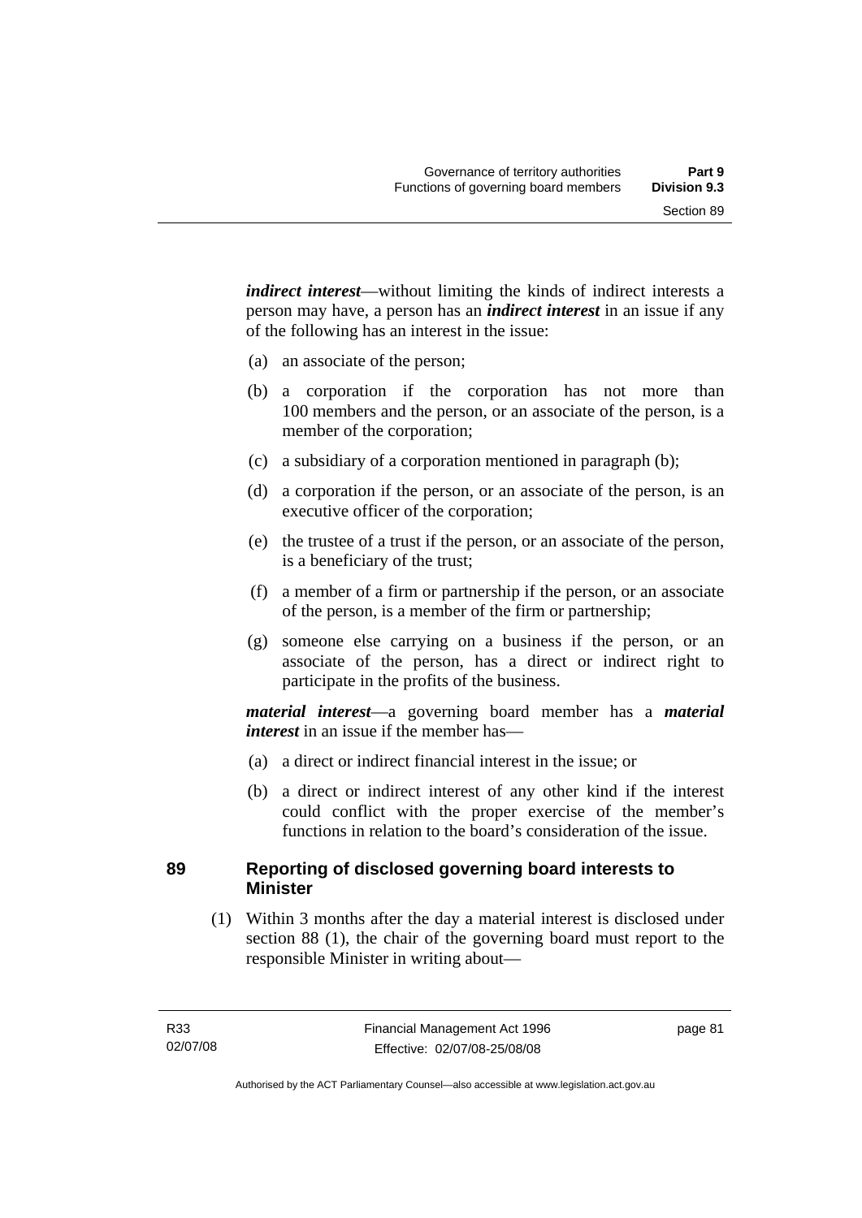***indirect interest***—without limiting the kinds of indirect interests a person may have, a person has an ***indirect interest*** in an issue if any of the following has an interest in the issue:

(a) an associate of the person;

(b) a corporation if the corporation has not more than 100 members and the person, or an associate of the person, is a member of the corporation;

(c) a subsidiary of a corporation mentioned in paragraph (b);

(d) a corporation if the person, or an associate of the person, is an executive officer of the corporation;

(e) the trustee of a trust if the person, or an associate of the person, is a beneficiary of the trust;

(f) a member of a firm or partnership if the person, or an associate of the person, is a member of the firm or partnership;

(g) someone else carrying on a business if the person, or an associate of the person, has a direct or indirect right to participate in the profits of the business.

***material interest***—a governing board member has a ***material interest*** in an issue if the member has—

(a) a direct or indirect financial interest in the issue; or

(b) a direct or indirect interest of any other kind if the interest could conflict with the proper exercise of the member's functions in relation to the board's consideration of the issue.

## 89 Reporting of disclosed governing board interests to Minister

(1) Within 3 months after the day a material interest is disclosed under section 88 (1), the chair of the governing board must report to the responsible Minister in writing about—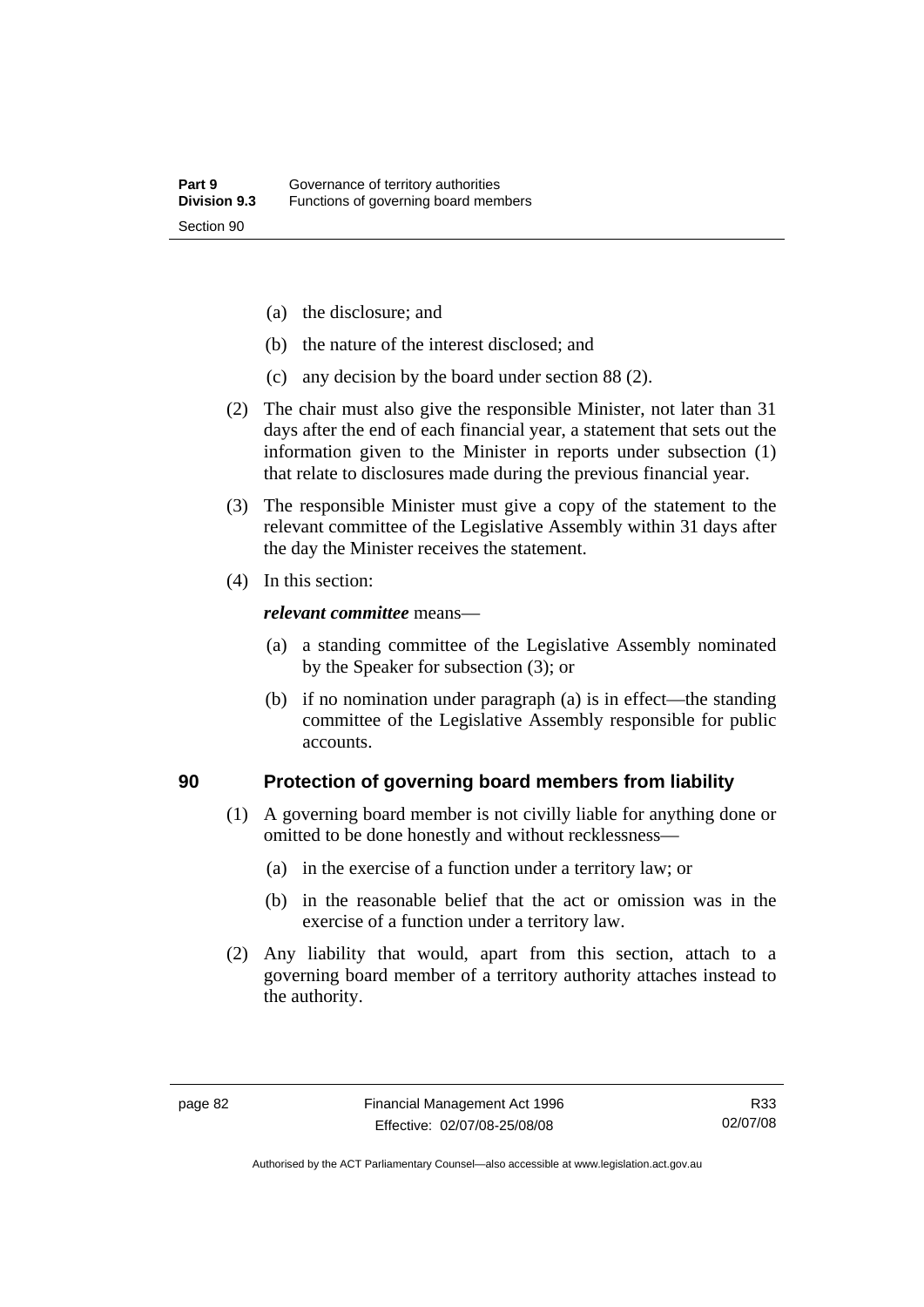(a) the disclosure; and

(b) the nature of the interest disclosed; and

(c) any decision by the board under section 88 (2).

(2) The chair must also give the responsible Minister, not later than 31 days after the end of each financial year, a statement that sets out the information given to the Minister in reports under subsection (1) that relate to disclosures made during the previous financial year.

(3) The responsible Minister must give a copy of the statement to the relevant committee of the Legislative Assembly within 31 days after the day the Minister receives the statement.

(4) In this section:

***relevant committee*** means—

(a) a standing committee of the Legislative Assembly nominated by the Speaker for subsection (3); or

(b) if no nomination under paragraph (a) is in effect—the standing committee of the Legislative Assembly responsible for public accounts.

## 90 Protection of governing board members from liability

(1) A governing board member is not civilly liable for anything done or omitted to be done honestly and without recklessness—

(a) in the exercise of a function under a territory law; or

(b) in the reasonable belief that the act or omission was in the exercise of a function under a territory law.

(2) Any liability that would, apart from this section, attach to a governing board member of a territory authority attaches instead to the authority.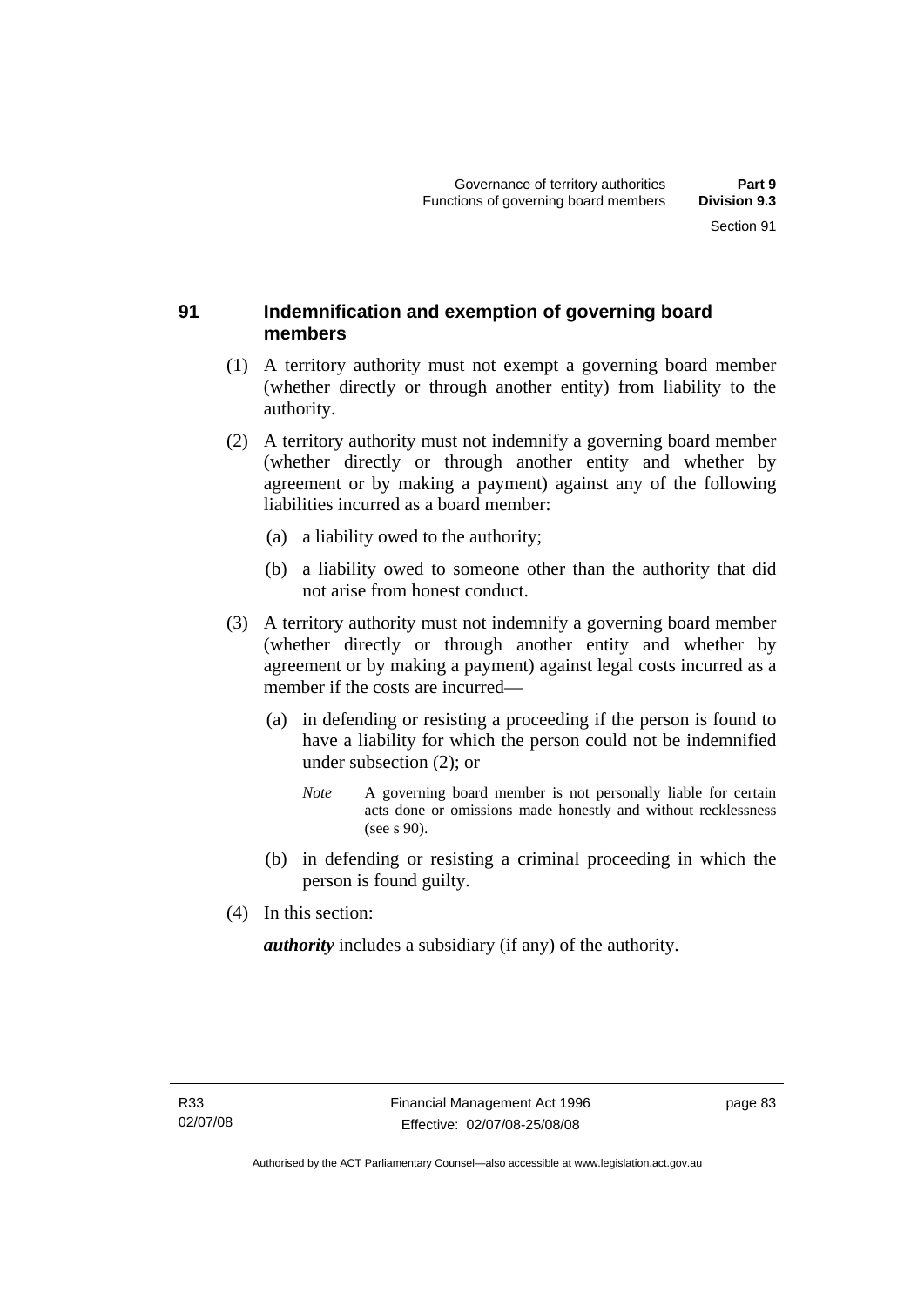## 91 Indemnification and exemption of governing board members

(1) A territory authority must not exempt a governing board member (whether directly or through another entity) from liability to the authority.

(2) A territory authority must not indemnify a governing board member (whether directly or through another entity and whether by agreement or by making a payment) against any of the following liabilities incurred as a board member:

- (a) a liability owed to the authority;
- (b) a liability owed to someone other than the authority that did not arise from honest conduct.

(3) A territory authority must not indemnify a governing board member (whether directly or through another entity and whether by agreement or by making a payment) against legal costs incurred as a member if the costs are incurred—

- (a) in defending or resisting a proceeding if the person is found to have a liability for which the person could not be indemnified under subsection (2); or

  *Note* A governing board member is not personally liable for certain acts done or omissions made honestly and without recklessness (see s 90).

- (b) in defending or resisting a criminal proceeding in which the person is found guilty.

(4) In this section:

***authority*** includes a subsidiary (if any) of the authority.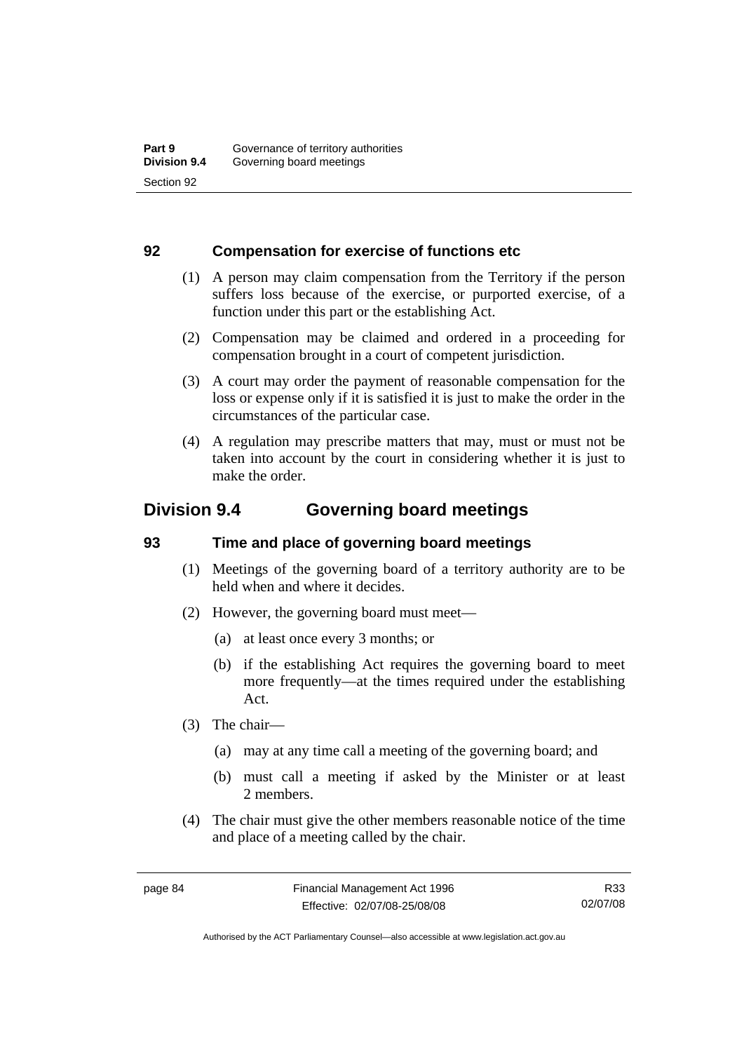### 92 Compensation for exercise of functions etc

(1) A person may claim compensation from the Territory if the person suffers loss because of the exercise, or purported exercise, of a function under this part or the establishing Act.

(2) Compensation may be claimed and ordered in a proceeding for compensation brought in a court of competent jurisdiction.

(3) A court may order the payment of reasonable compensation for the loss or expense only if it is satisfied it is just to make the order in the circumstances of the particular case.

(4) A regulation may prescribe matters that may, must or must not be taken into account by the court in considering whether it is just to make the order.

## Division 9.4 Governing board meetings

### 93 Time and place of governing board meetings

(1) Meetings of the governing board of a territory authority are to be held when and where it decides.

(2) However, the governing board must meet—

(a) at least once every 3 months; or

(b) if the establishing Act requires the governing board to meet more frequently—at the times required under the establishing Act.

(3) The chair—

(a) may at any time call a meeting of the governing board; and

(b) must call a meeting if asked by the Minister or at least 2 members.

(4) The chair must give the other members reasonable notice of the time and place of a meeting called by the chair.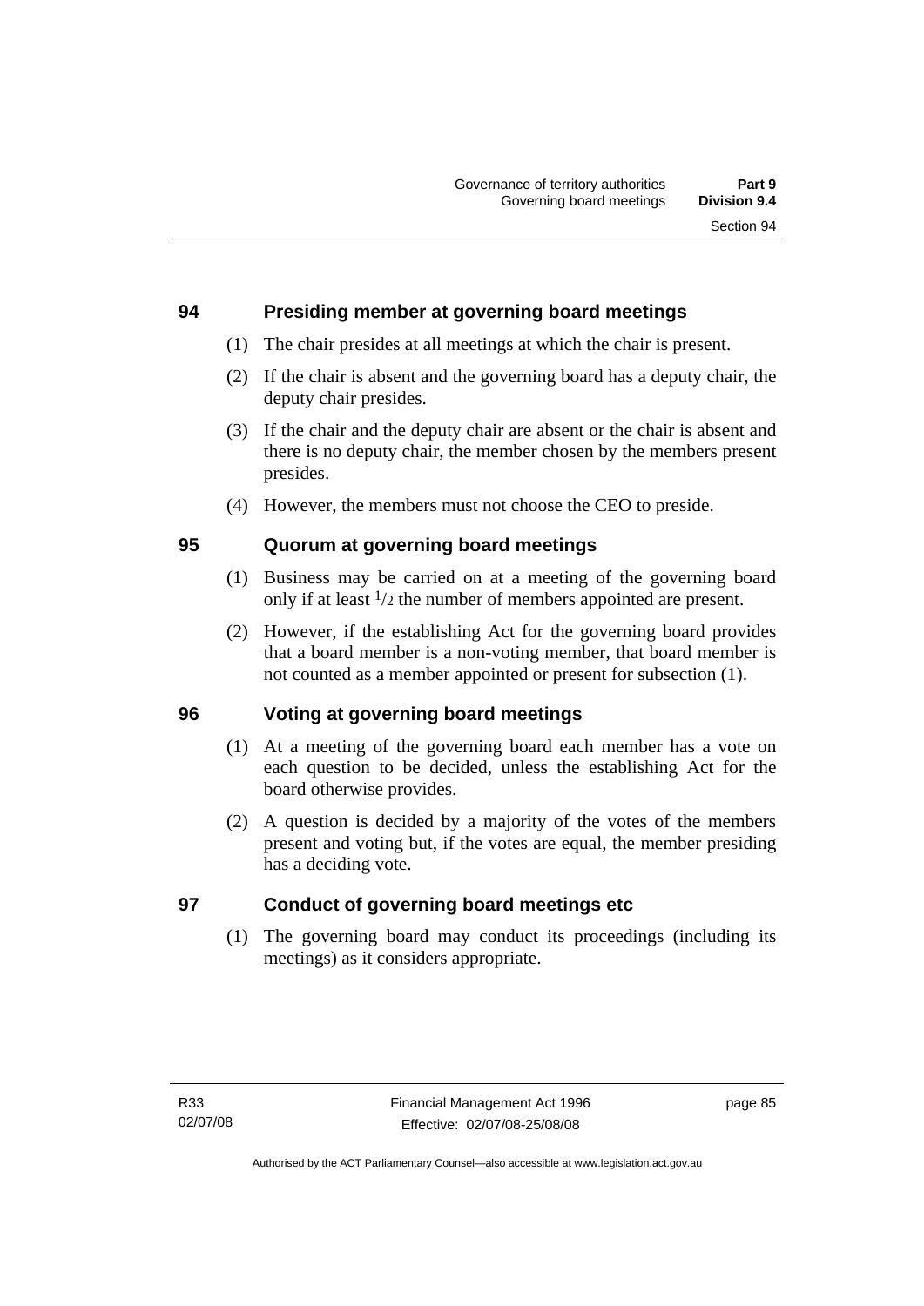## 94 Presiding member at governing board meetings

(1) The chair presides at all meetings at which the chair is present.

(2) If the chair is absent and the governing board has a deputy chair, the deputy chair presides.

(3) If the chair and the deputy chair are absent or the chair is absent and there is no deputy chair, the member chosen by the members present presides.

(4) However, the members must not choose the CEO to preside.

## 95 Quorum at governing board meetings

(1) Business may be carried on at a meeting of the governing board only if at least $^{1}/_{2}$ the number of members appointed are present.

(2) However, if the establishing Act for the governing board provides that a board member is a non-voting member, that board member is not counted as a member appointed or present for subsection (1).

## 96 Voting at governing board meetings

(1) At a meeting of the governing board each member has a vote on each question to be decided, unless the establishing Act for the board otherwise provides.

(2) A question is decided by a majority of the votes of the members present and voting but, if the votes are equal, the member presiding has a deciding vote.

## 97 Conduct of governing board meetings etc

(1) The governing board may conduct its proceedings (including its meetings) as it considers appropriate.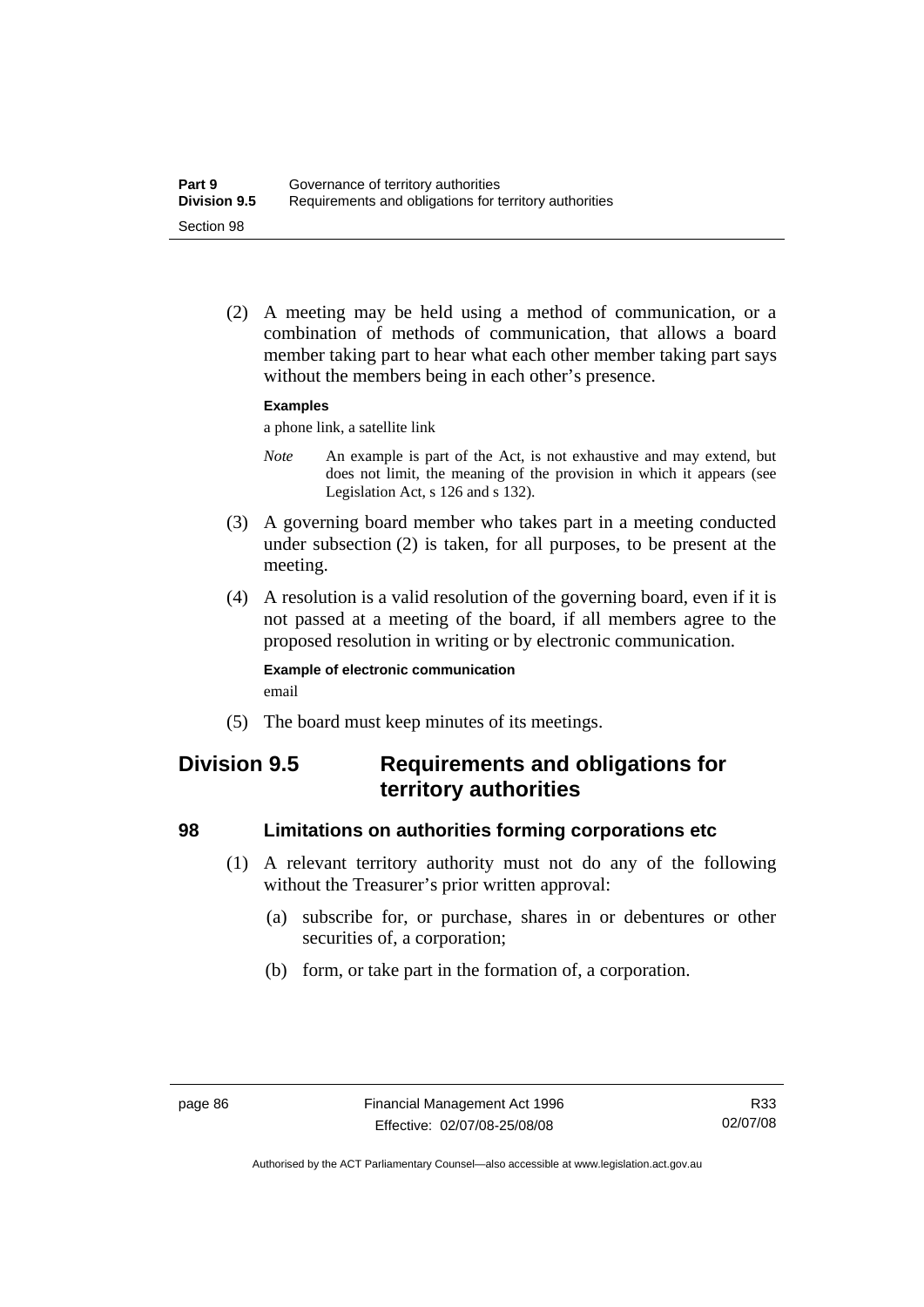(2) A meeting may be held using a method of communication, or a combination of methods of communication, that allows a board member taking part to hear what each other member taking part says without the members being in each other's presence.

**Examples**

a phone link, a satellite link

*Note* An example is part of the Act, is not exhaustive and may extend, but does not limit, the meaning of the provision in which it appears (see Legislation Act, s 126 and s 132).

(3) A governing board member who takes part in a meeting conducted under subsection (2) is taken, for all purposes, to be present at the meeting.

(4) A resolution is a valid resolution of the governing board, even if it is not passed at a meeting of the board, if all members agree to the proposed resolution in writing or by electronic communication.

**Example of electronic communication**

email

(5) The board must keep minutes of its meetings.

## Division 9.5 Requirements and obligations for territory authorities

### 98 Limitations on authorities forming corporations etc

(1) A relevant territory authority must not do any of the following without the Treasurer's prior written approval:

(a) subscribe for, or purchase, shares in or debentures or other securities of, a corporation;

(b) form, or take part in the formation of, a corporation.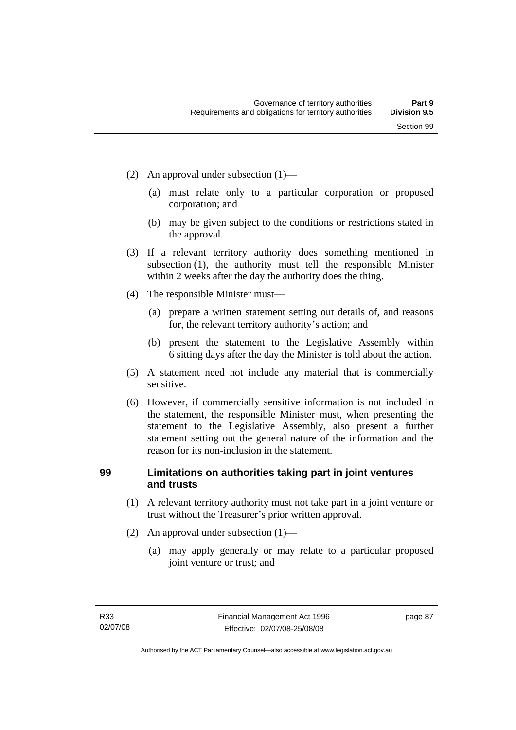(2) An approval under subsection (1)—

(a) must relate only to a particular corporation or proposed corporation; and

(b) may be given subject to the conditions or restrictions stated in the approval.

(3) If a relevant territory authority does something mentioned in subsection (1), the authority must tell the responsible Minister within 2 weeks after the day the authority does the thing.

(4) The responsible Minister must—

(a) prepare a written statement setting out details of, and reasons for, the relevant territory authority's action; and

(b) present the statement to the Legislative Assembly within 6 sitting days after the day the Minister is told about the action.

(5) A statement need not include any material that is commercially sensitive.

(6) However, if commercially sensitive information is not included in the statement, the responsible Minister must, when presenting the statement to the Legislative Assembly, also present a further statement setting out the general nature of the information and the reason for its non-inclusion in the statement.

## 99 Limitations on authorities taking part in joint ventures and trusts

(1) A relevant territory authority must not take part in a joint venture or trust without the Treasurer's prior written approval.

(2) An approval under subsection (1)—

(a) may apply generally or may relate to a particular proposed joint venture or trust; and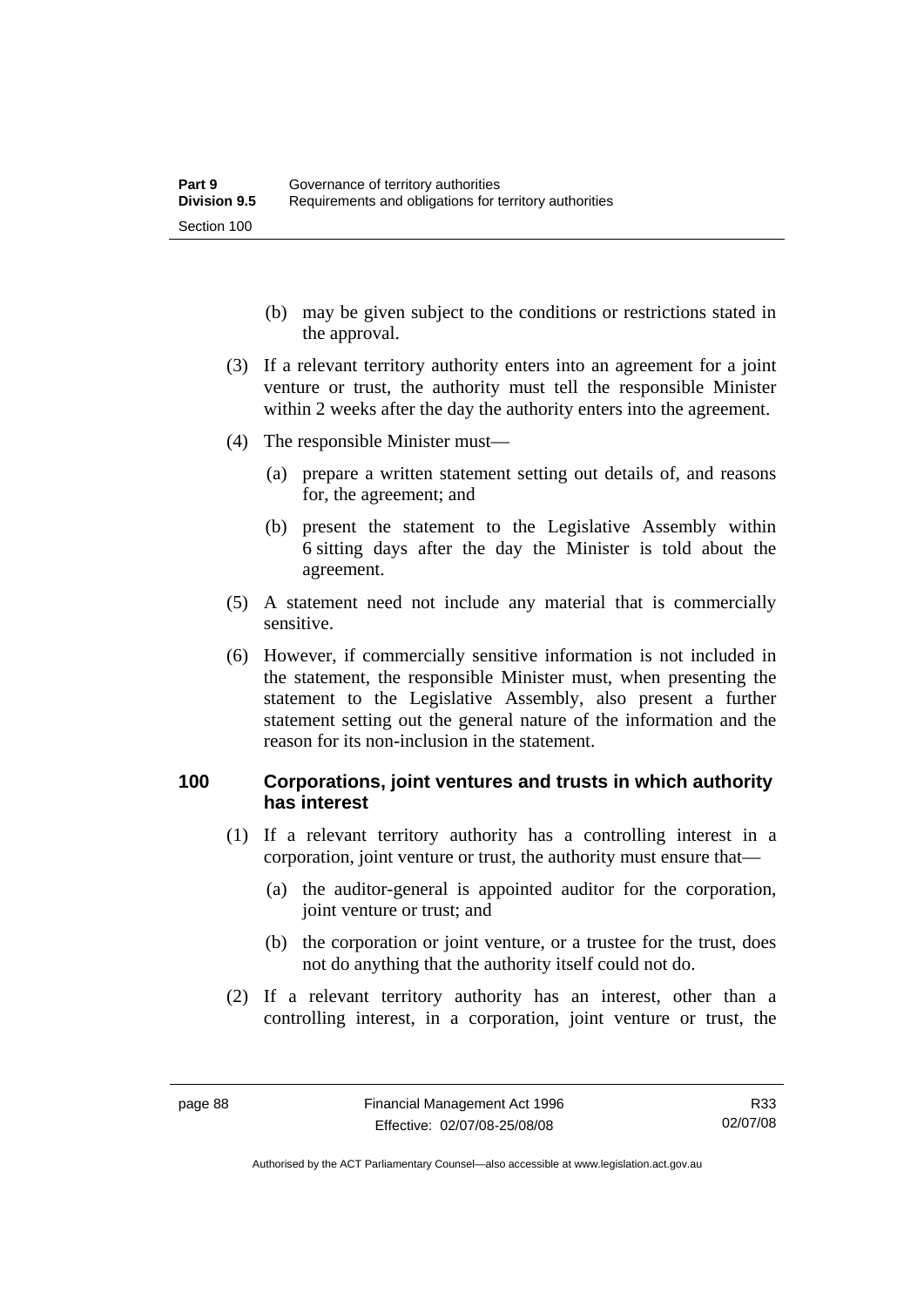(b) may be given subject to the conditions or restrictions stated in the approval.

(3) If a relevant territory authority enters into an agreement for a joint venture or trust, the authority must tell the responsible Minister within 2 weeks after the day the authority enters into the agreement.

(4) The responsible Minister must—

(a) prepare a written statement setting out details of, and reasons for, the agreement; and

(b) present the statement to the Legislative Assembly within 6 sitting days after the day the Minister is told about the agreement.

(5) A statement need not include any material that is commercially sensitive.

(6) However, if commercially sensitive information is not included in the statement, the responsible Minister must, when presenting the statement to the Legislative Assembly, also present a further statement setting out the general nature of the information and the reason for its non-inclusion in the statement.

## 100 Corporations, joint ventures and trusts in which authority has interest

(1) If a relevant territory authority has a controlling interest in a corporation, joint venture or trust, the authority must ensure that—

(a) the auditor-general is appointed auditor for the corporation, joint venture or trust; and

(b) the corporation or joint venture, or a trustee for the trust, does not do anything that the authority itself could not do.

(2) If a relevant territory authority has an interest, other than a controlling interest, in a corporation, joint venture or trust, the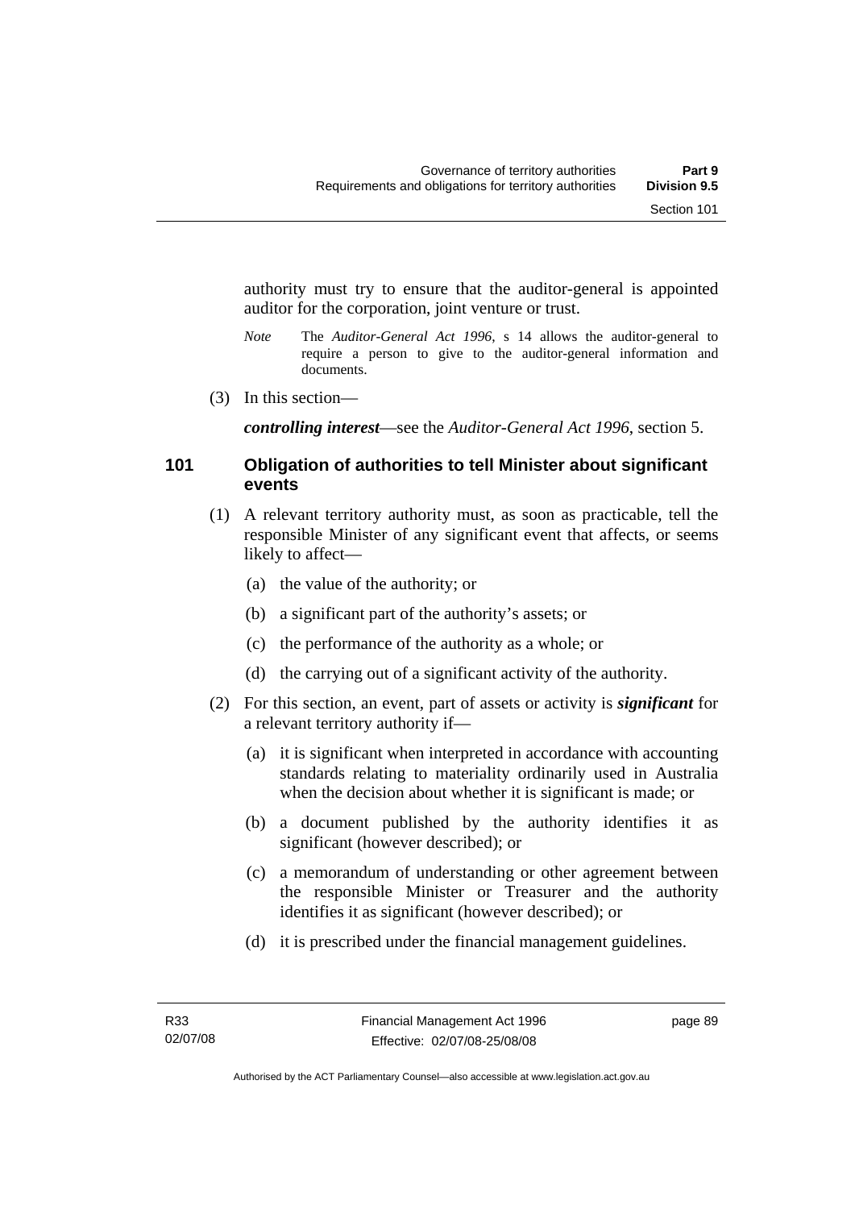authority must try to ensure that the auditor-general is appointed auditor for the corporation, joint venture or trust.

*Note* The *Auditor-General Act 1996*, s 14 allows the auditor-general to require a person to give to the auditor-general information and documents.

(3) In this section—

***controlling interest***—see the *Auditor-General Act 1996*, section 5.

## 101 Obligation of authorities to tell Minister about significant events

(1) A relevant territory authority must, as soon as practicable, tell the responsible Minister of any significant event that affects, or seems likely to affect—

(a) the value of the authority; or

(b) a significant part of the authority's assets; or

(c) the performance of the authority as a whole; or

(d) the carrying out of a significant activity of the authority.

(2) For this section, an event, part of assets or activity is ***significant*** for a relevant territory authority if—

(a) it is significant when interpreted in accordance with accounting standards relating to materiality ordinarily used in Australia when the decision about whether it is significant is made; or

(b) a document published by the authority identifies it as significant (however described); or

(c) a memorandum of understanding or other agreement between the responsible Minister or Treasurer and the authority identifies it as significant (however described); or

(d) it is prescribed under the financial management guidelines.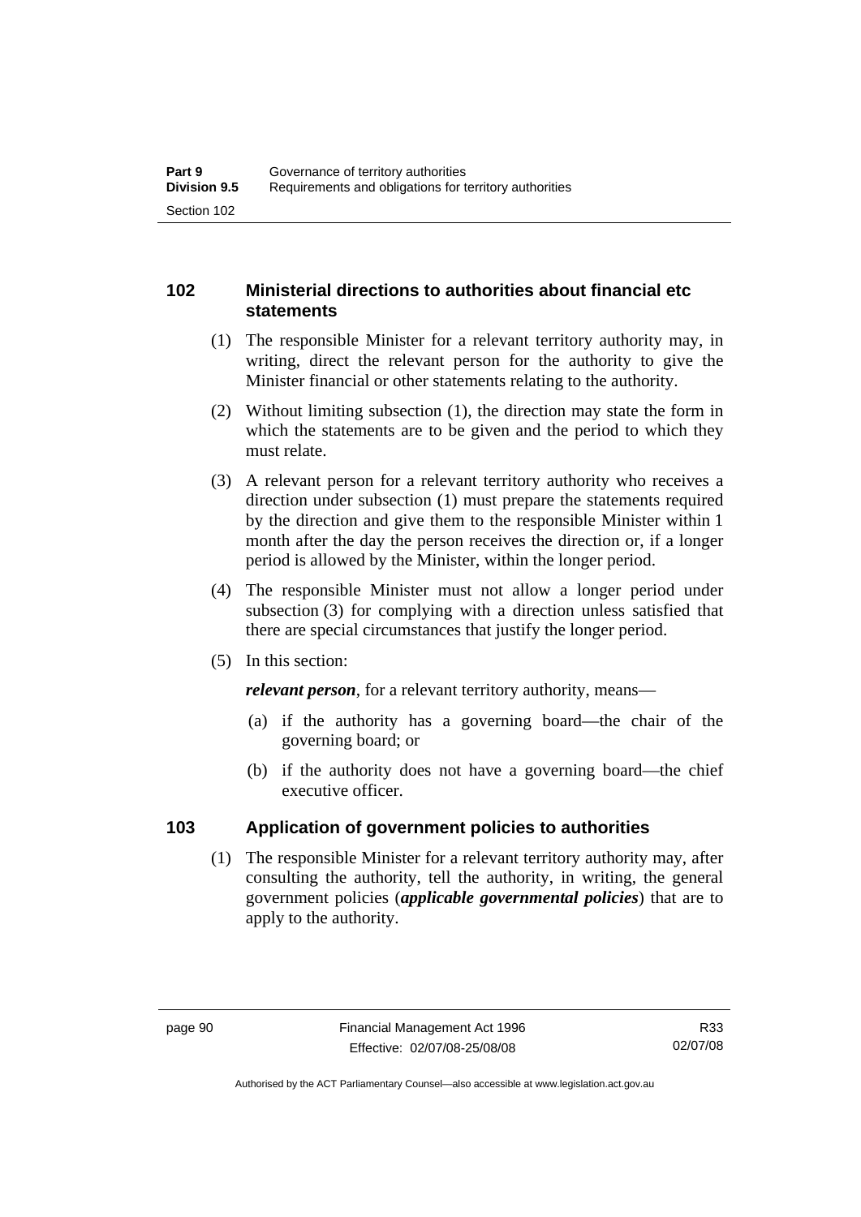## 102 Ministerial directions to authorities about financial etc statements

(1) The responsible Minister for a relevant territory authority may, in writing, direct the relevant person for the authority to give the Minister financial or other statements relating to the authority.

(2) Without limiting subsection (1), the direction may state the form in which the statements are to be given and the period to which they must relate.

(3) A relevant person for a relevant territory authority who receives a direction under subsection (1) must prepare the statements required by the direction and give them to the responsible Minister within 1 month after the day the person receives the direction or, if a longer period is allowed by the Minister, within the longer period.

(4) The responsible Minister must not allow a longer period under subsection (3) for complying with a direction unless satisfied that there are special circumstances that justify the longer period.

(5) In this section:

***relevant person***, for a relevant territory authority, means—

(a) if the authority has a governing board—the chair of the governing board; or

(b) if the authority does not have a governing board—the chief executive officer.

## 103 Application of government policies to authorities

(1) The responsible Minister for a relevant territory authority may, after consulting the authority, tell the authority, in writing, the general government policies (***applicable governmental policies***) that are to apply to the authority.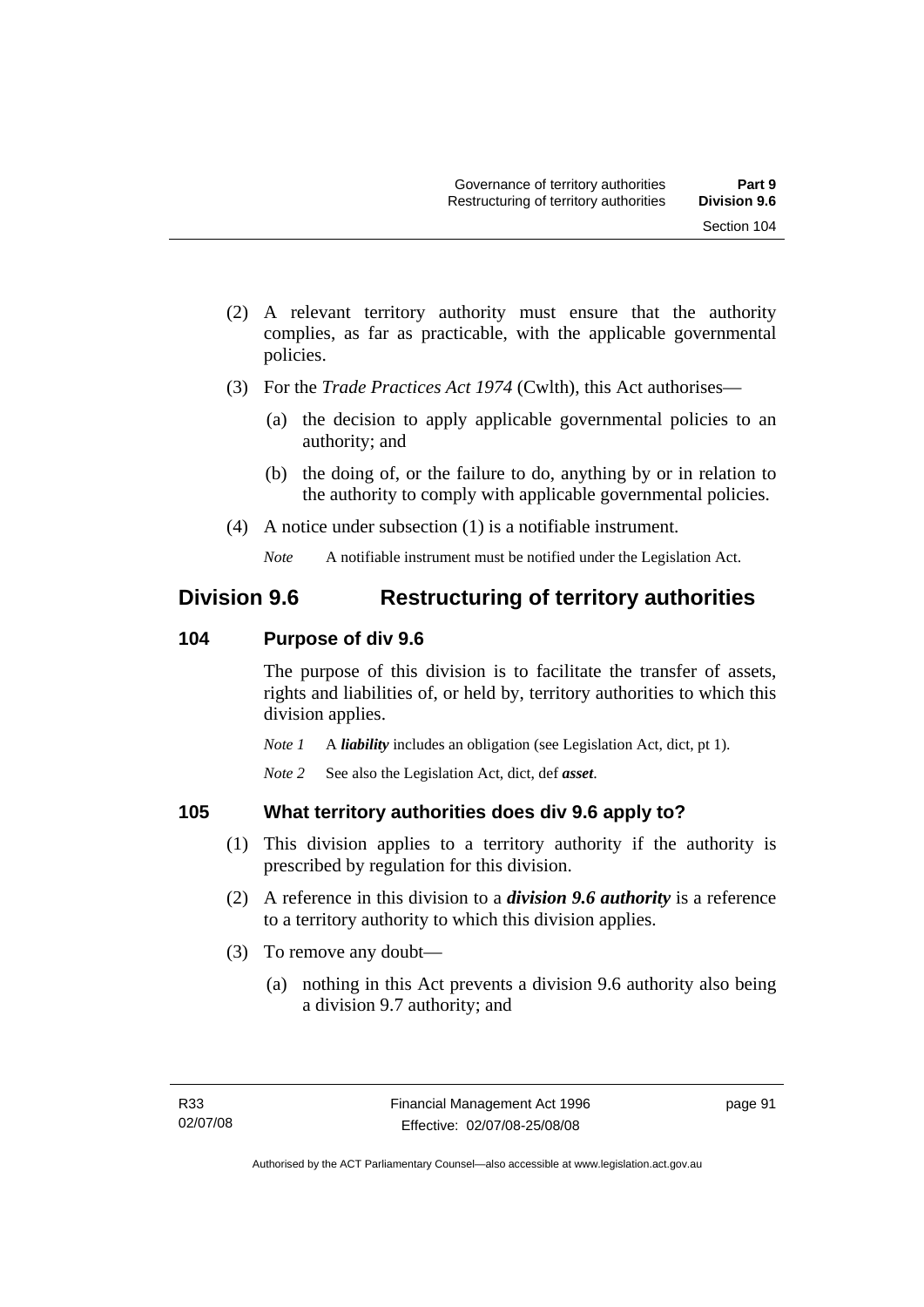(2) A relevant territory authority must ensure that the authority complies, as far as practicable, with the applicable governmental policies.

(3) For the *Trade Practices Act 1974* (Cwlth), this Act authorises—

(a) the decision to apply applicable governmental policies to an authority; and

(b) the doing of, or the failure to do, anything by or in relation to the authority to comply with applicable governmental policies.

(4) A notice under subsection (1) is a notifiable instrument.

*Note* A notifiable instrument must be notified under the Legislation Act.

## Division 9.6 Restructuring of territory authorities

### 104 Purpose of div 9.6

The purpose of this division is to facilitate the transfer of assets, rights and liabilities of, or held by, territory authorities to which this division applies.

*Note 1* A ***liability*** includes an obligation (see Legislation Act, dict, pt 1).

*Note 2* See also the Legislation Act, dict, def ***asset***.

### 105 What territory authorities does div 9.6 apply to?

(1) This division applies to a territory authority if the authority is prescribed by regulation for this division.

(2) A reference in this division to a ***division 9.6 authority*** is a reference to a territory authority to which this division applies.

(3) To remove any doubt—

(a) nothing in this Act prevents a division 9.6 authority also being a division 9.7 authority; and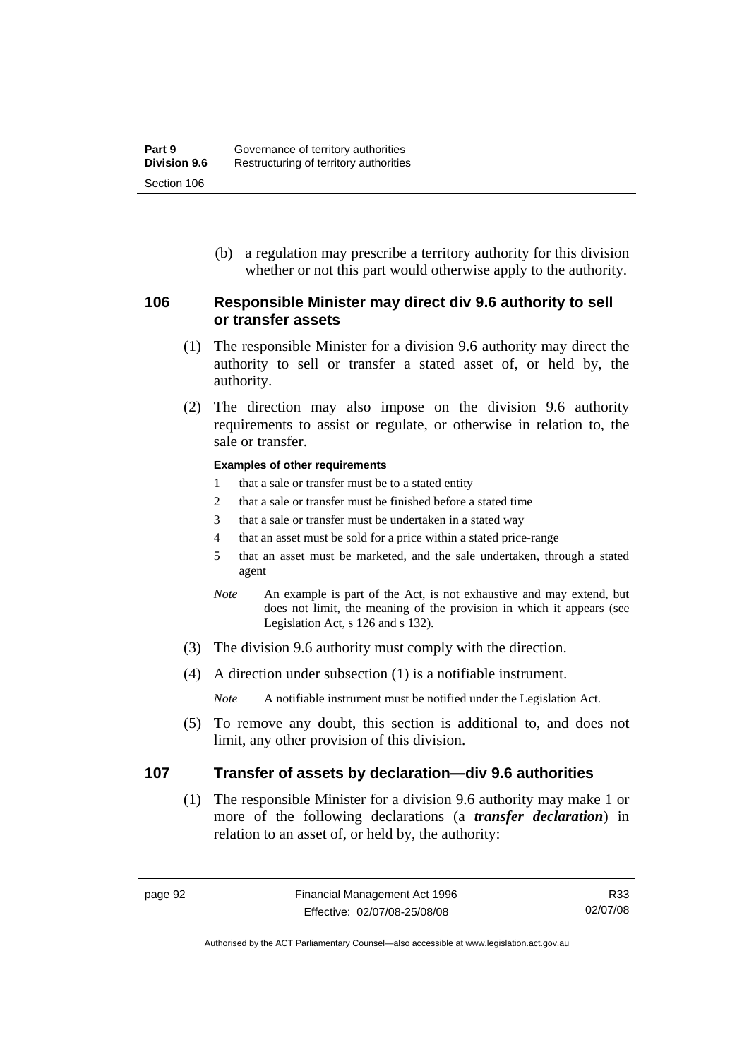(b) a regulation may prescribe a territory authority for this division whether or not this part would otherwise apply to the authority.

### 106 Responsible Minister may direct div 9.6 authority to sell or transfer assets

(1) The responsible Minister for a division 9.6 authority may direct the authority to sell or transfer a stated asset of, or held by, the authority.

(2) The direction may also impose on the division 9.6 authority requirements to assist or regulate, or otherwise in relation to, the sale or transfer.

**Examples of other requirements**

1 that a sale or transfer must be to a stated entity

2 that a sale or transfer must be finished before a stated time

3 that a sale or transfer must be undertaken in a stated way

4 that an asset must be sold for a price within a stated price-range

5 that an asset must be marketed, and the sale undertaken, through a stated agent

*Note* An example is part of the Act, is not exhaustive and may extend, but does not limit, the meaning of the provision in which it appears (see Legislation Act, s 126 and s 132).

(3) The division 9.6 authority must comply with the direction.

(4) A direction under subsection (1) is a notifiable instrument.

*Note* A notifiable instrument must be notified under the Legislation Act.

(5) To remove any doubt, this section is additional to, and does not limit, any other provision of this division.

### 107 Transfer of assets by declaration—div 9.6 authorities

(1) The responsible Minister for a division 9.6 authority may make 1 or more of the following declarations (a ***transfer declaration***) in relation to an asset of, or held by, the authority: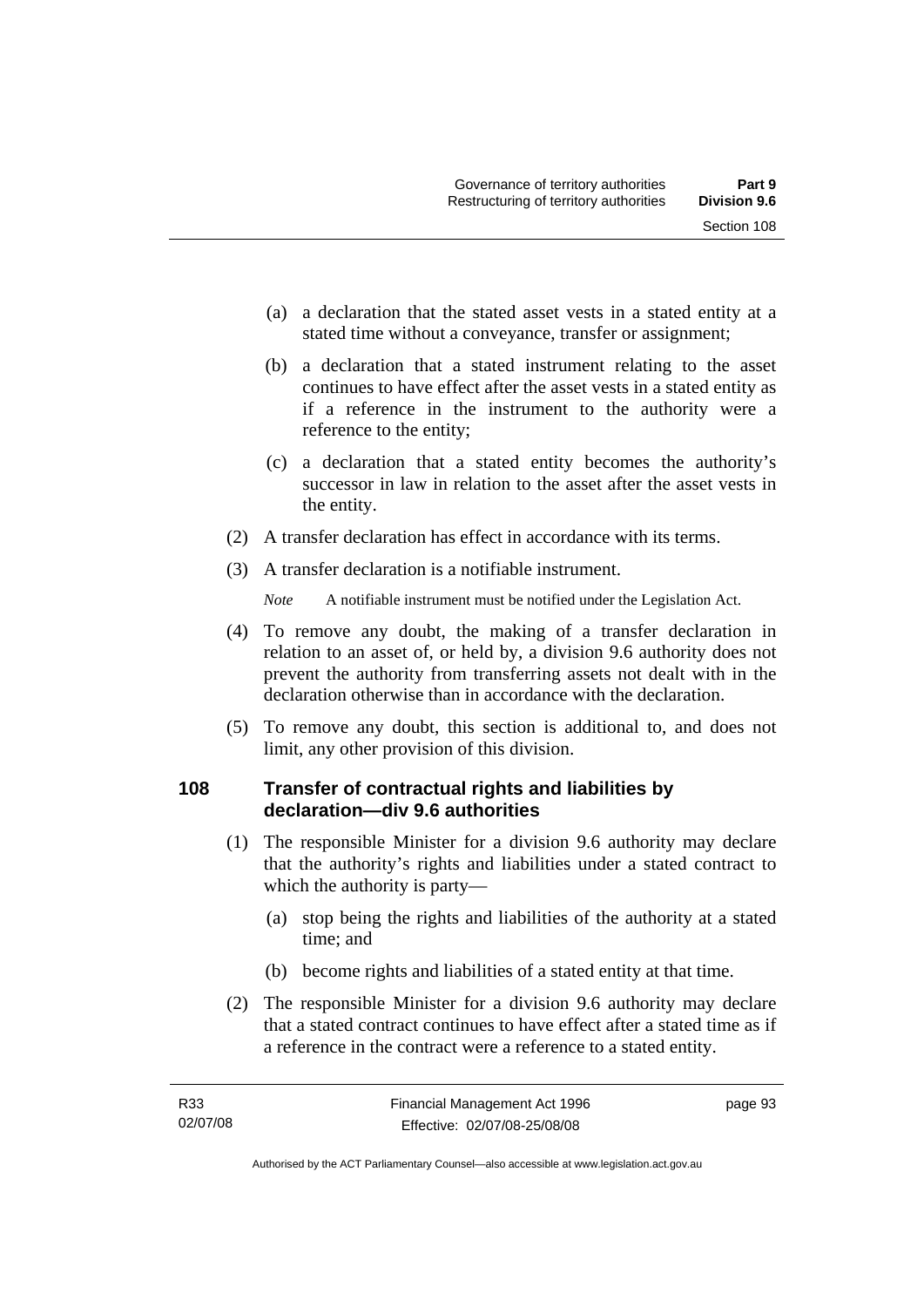(a) a declaration that the stated asset vests in a stated entity at a stated time without a conveyance, transfer or assignment;

(b) a declaration that a stated instrument relating to the asset continues to have effect after the asset vests in a stated entity as if a reference in the instrument to the authority were a reference to the entity;

(c) a declaration that a stated entity becomes the authority's successor in law in relation to the asset after the asset vests in the entity.

(2) A transfer declaration has effect in accordance with its terms.

(3) A transfer declaration is a notifiable instrument.

*Note* A notifiable instrument must be notified under the Legislation Act.

(4) To remove any doubt, the making of a transfer declaration in relation to an asset of, or held by, a division 9.6 authority does not prevent the authority from transferring assets not dealt with in the declaration otherwise than in accordance with the declaration.

(5) To remove any doubt, this section is additional to, and does not limit, any other provision of this division.

### 108 Transfer of contractual rights and liabilities by declaration—div 9.6 authorities

(1) The responsible Minister for a division 9.6 authority may declare that the authority's rights and liabilities under a stated contract to which the authority is party—

(a) stop being the rights and liabilities of the authority at a stated time; and

(b) become rights and liabilities of a stated entity at that time.

(2) The responsible Minister for a division 9.6 authority may declare that a stated contract continues to have effect after a stated time as if a reference in the contract were a reference to a stated entity.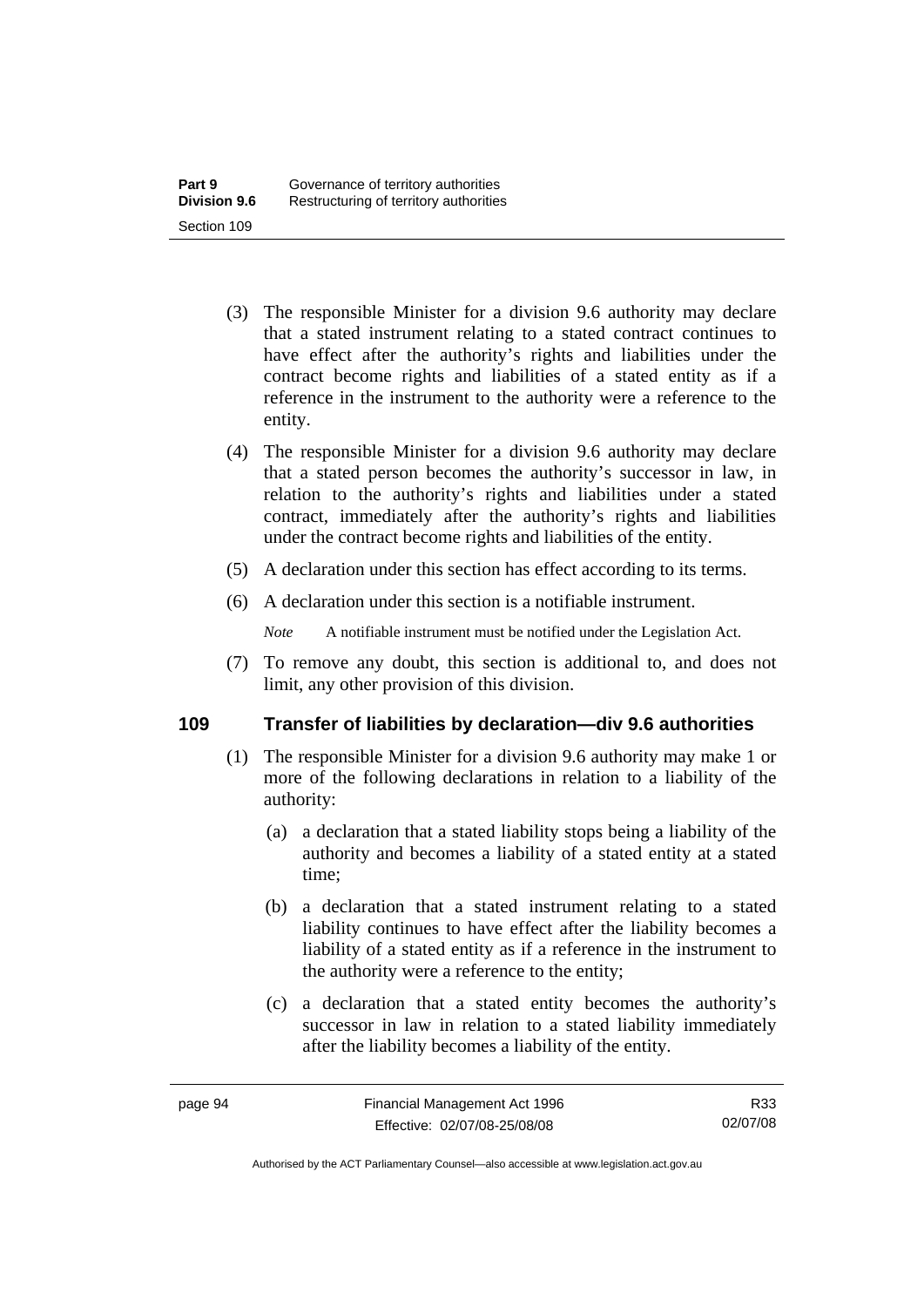(3) The responsible Minister for a division 9.6 authority may declare that a stated instrument relating to a stated contract continues to have effect after the authority's rights and liabilities under the contract become rights and liabilities of a stated entity as if a reference in the instrument to the authority were a reference to the entity.

(4) The responsible Minister for a division 9.6 authority may declare that a stated person becomes the authority's successor in law, in relation to the authority's rights and liabilities under a stated contract, immediately after the authority's rights and liabilities under the contract become rights and liabilities of the entity.

(5) A declaration under this section has effect according to its terms.

(6) A declaration under this section is a notifiable instrument.

*Note* A notifiable instrument must be notified under the Legislation Act.

(7) To remove any doubt, this section is additional to, and does not limit, any other provision of this division.

## 109 Transfer of liabilities by declaration—div 9.6 authorities

(1) The responsible Minister for a division 9.6 authority may make 1 or more of the following declarations in relation to a liability of the authority:

(a) a declaration that a stated liability stops being a liability of the authority and becomes a liability of a stated entity at a stated time;

(b) a declaration that a stated instrument relating to a stated liability continues to have effect after the liability becomes a liability of a stated entity as if a reference in the instrument to the authority were a reference to the entity;

(c) a declaration that a stated entity becomes the authority's successor in law in relation to a stated liability immediately after the liability becomes a liability of the entity.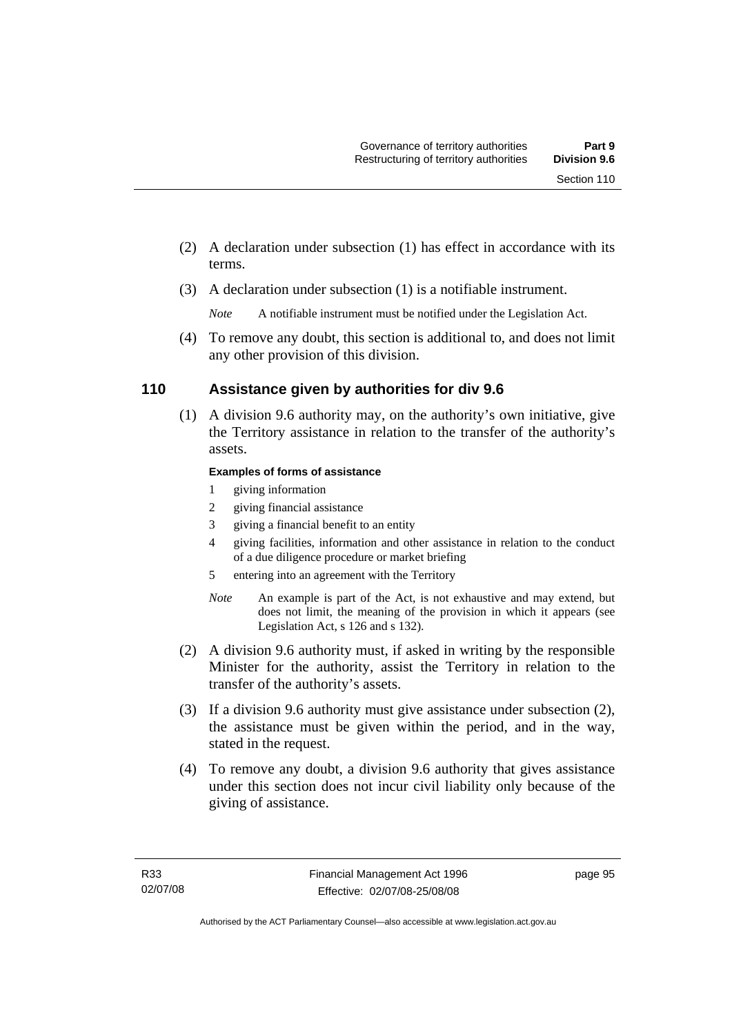(2) A declaration under subsection (1) has effect in accordance with its terms.

(3) A declaration under subsection (1) is a notifiable instrument.

*Note* A notifiable instrument must be notified under the Legislation Act.

(4) To remove any doubt, this section is additional to, and does not limit any other provision of this division.

## 110 Assistance given by authorities for div 9.6

(1) A division 9.6 authority may, on the authority's own initiative, give the Territory assistance in relation to the transfer of the authority's assets.

**Examples of forms of assistance**

1 giving information
2 giving financial assistance
3 giving a financial benefit to an entity
4 giving facilities, information and other assistance in relation to the conduct of a due diligence procedure or market briefing
5 entering into an agreement with the Territory

*Note* An example is part of the Act, is not exhaustive and may extend, but does not limit, the meaning of the provision in which it appears (see Legislation Act, s 126 and s 132).

(2) A division 9.6 authority must, if asked in writing by the responsible Minister for the authority, assist the Territory in relation to the transfer of the authority's assets.

(3) If a division 9.6 authority must give assistance under subsection (2), the assistance must be given within the period, and in the way, stated in the request.

(4) To remove any doubt, a division 9.6 authority that gives assistance under this section does not incur civil liability only because of the giving of assistance.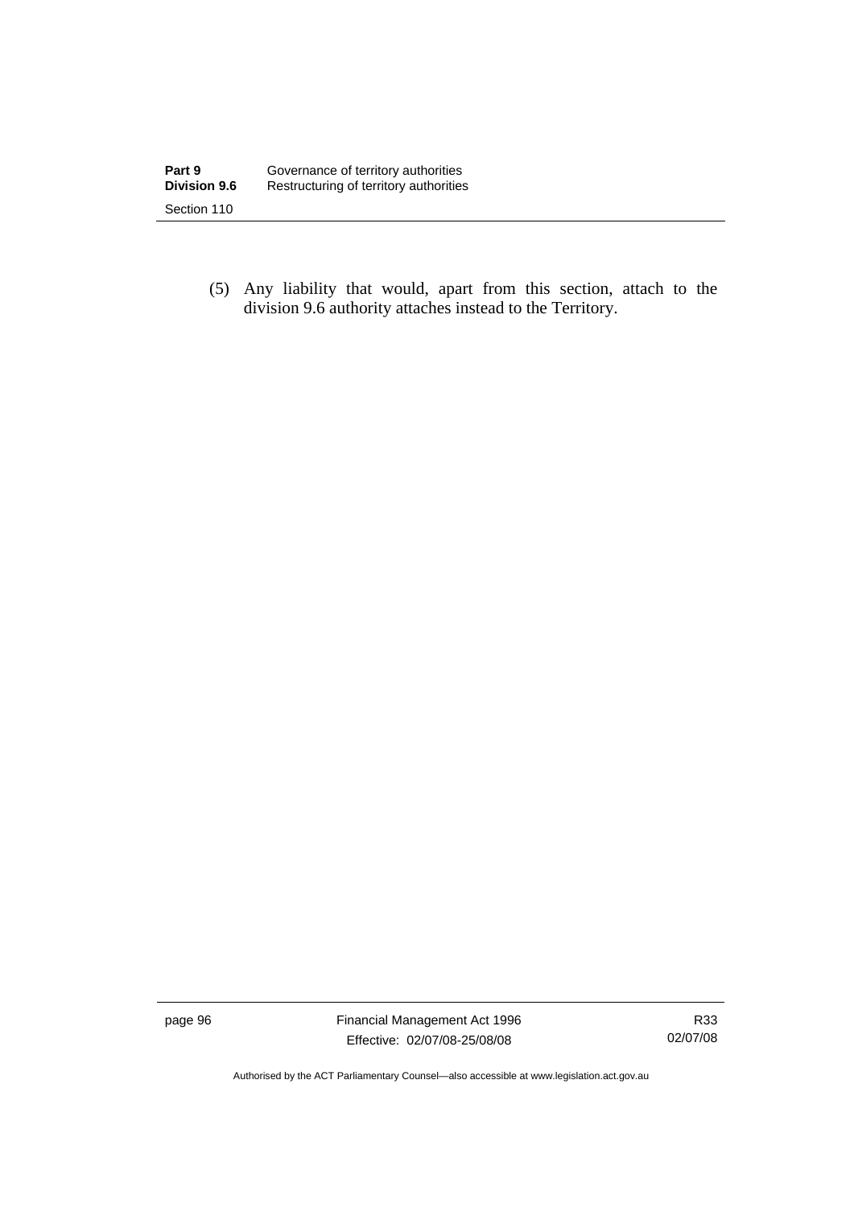(5) Any liability that would, apart from this section, attach to the division 9.6 authority attaches instead to the Territory.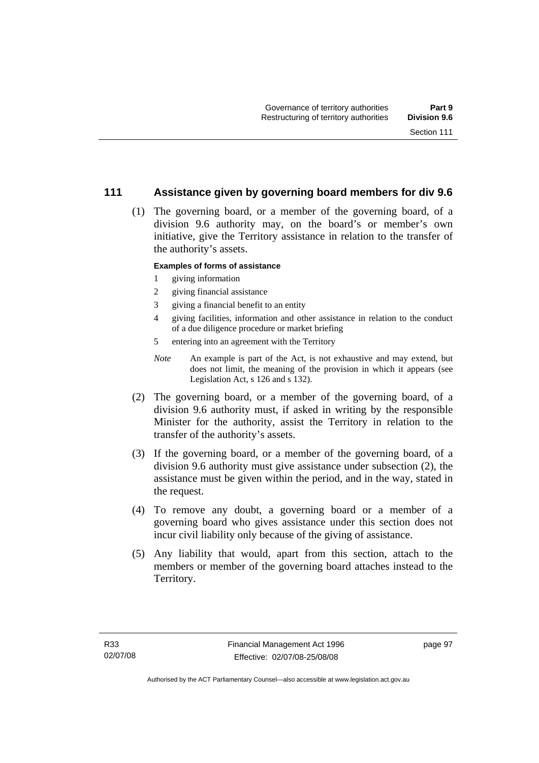## 111 Assistance given by governing board members for div 9.6

(1) The governing board, or a member of the governing board, of a division 9.6 authority may, on the board's or member's own initiative, give the Territory assistance in relation to the transfer of the authority's assets.

**Examples of forms of assistance**

1 giving information
2 giving financial assistance
3 giving a financial benefit to an entity
4 giving facilities, information and other assistance in relation to the conduct of a due diligence procedure or market briefing
5 entering into an agreement with the Territory

*Note* An example is part of the Act, is not exhaustive and may extend, but does not limit, the meaning of the provision in which it appears (see Legislation Act, s 126 and s 132).

(2) The governing board, or a member of the governing board, of a division 9.6 authority must, if asked in writing by the responsible Minister for the authority, assist the Territory in relation to the transfer of the authority's assets.

(3) If the governing board, or a member of the governing board, of a division 9.6 authority must give assistance under subsection (2), the assistance must be given within the period, and in the way, stated in the request.

(4) To remove any doubt, a governing board or a member of a governing board who gives assistance under this section does not incur civil liability only because of the giving of assistance.

(5) Any liability that would, apart from this section, attach to the members or member of the governing board attaches instead to the Territory.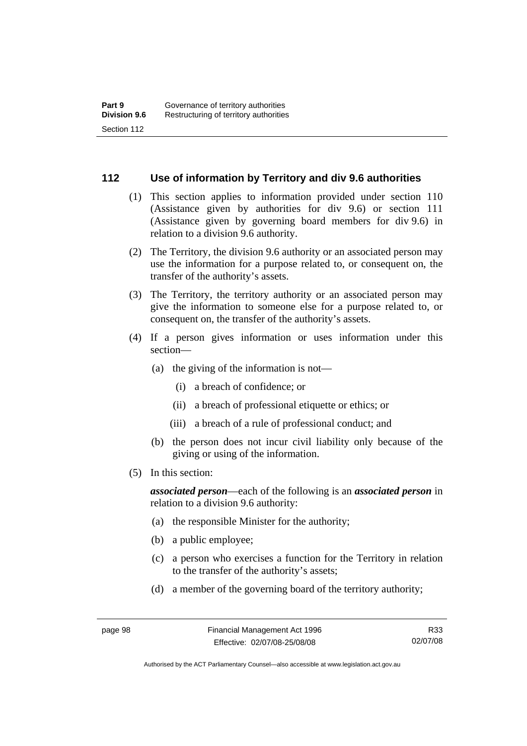## 112 Use of information by Territory and div 9.6 authorities

(1) This section applies to information provided under section 110 (Assistance given by authorities for div 9.6) or section 111 (Assistance given by governing board members for div 9.6) in relation to a division 9.6 authority.

(2) The Territory, the division 9.6 authority or an associated person may use the information for a purpose related to, or consequent on, the transfer of the authority's assets.

(3) The Territory, the territory authority or an associated person may give the information to someone else for a purpose related to, or consequent on, the transfer of the authority's assets.

(4) If a person gives information or uses information under this section—

- (a) the giving of the information is not—
  - (i) a breach of confidence; or
  - (ii) a breach of professional etiquette or ethics; or
  - (iii) a breach of a rule of professional conduct; and
- (b) the person does not incur civil liability only because of the giving or using of the information.

(5) In this section:

***associated person***—each of the following is an ***associated person*** in relation to a division 9.6 authority:

- (a) the responsible Minister for the authority;
- (b) a public employee;
- (c) a person who exercises a function for the Territory in relation to the transfer of the authority's assets;
- (d) a member of the governing board of the territory authority;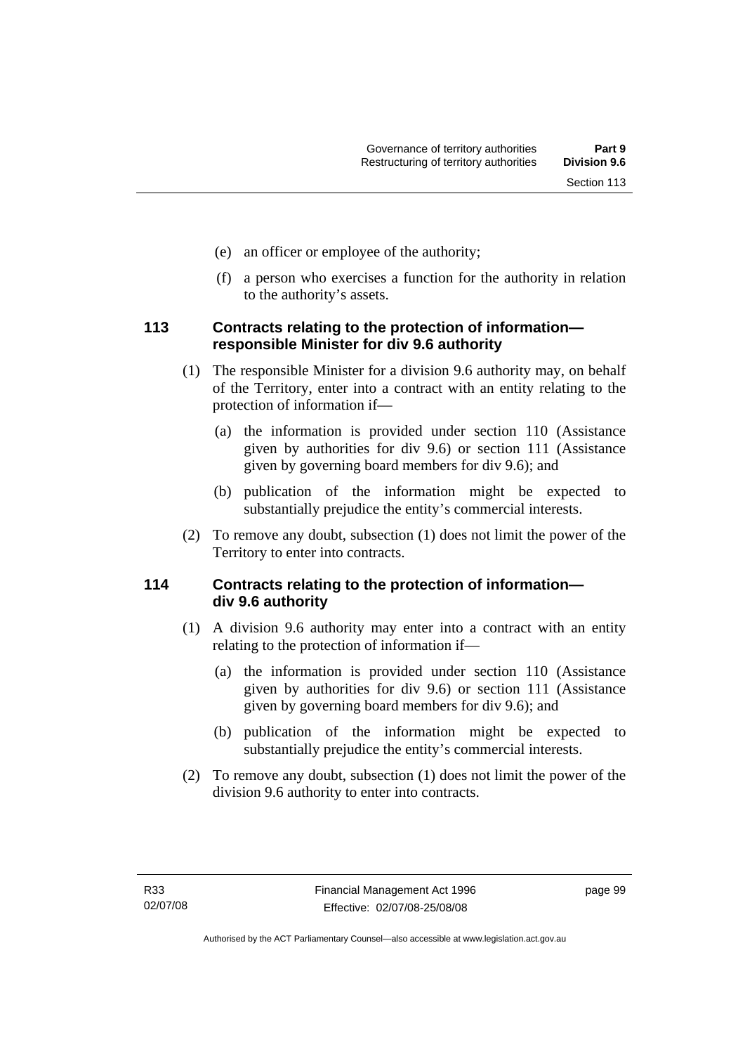(e) an officer or employee of the authority;

(f) a person who exercises a function for the authority in relation to the authority's assets.

### 113 Contracts relating to the protection of information—responsible Minister for div 9.6 authority

(1) The responsible Minister for a division 9.6 authority may, on behalf of the Territory, enter into a contract with an entity relating to the protection of information if—

(a) the information is provided under section 110 (Assistance given by authorities for div 9.6) or section 111 (Assistance given by governing board members for div 9.6); and

(b) publication of the information might be expected to substantially prejudice the entity's commercial interests.

(2) To remove any doubt, subsection (1) does not limit the power of the Territory to enter into contracts.

### 114 Contracts relating to the protection of information—div 9.6 authority

(1) A division 9.6 authority may enter into a contract with an entity relating to the protection of information if—

(a) the information is provided under section 110 (Assistance given by authorities for div 9.6) or section 111 (Assistance given by governing board members for div 9.6); and

(b) publication of the information might be expected to substantially prejudice the entity's commercial interests.

(2) To remove any doubt, subsection (1) does not limit the power of the division 9.6 authority to enter into contracts.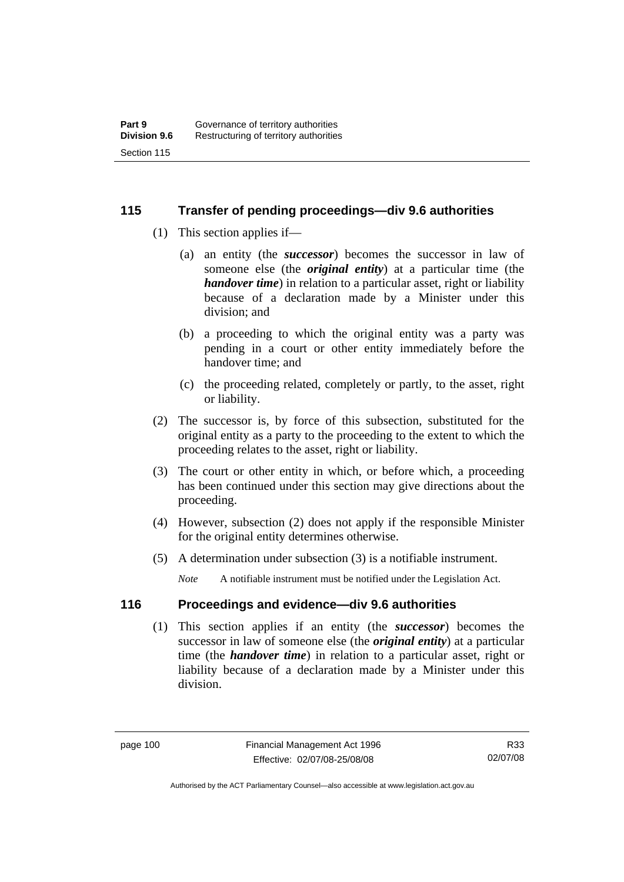## 115 Transfer of pending proceedings—div 9.6 authorities

(1) This section applies if—

(a) an entity (the ***successor***) becomes the successor in law of someone else (the ***original entity***) at a particular time (the ***handover time***) in relation to a particular asset, right or liability because of a declaration made by a Minister under this division; and

(b) a proceeding to which the original entity was a party was pending in a court or other entity immediately before the handover time; and

(c) the proceeding related, completely or partly, to the asset, right or liability.

(2) The successor is, by force of this subsection, substituted for the original entity as a party to the proceeding to the extent to which the proceeding relates to the asset, right or liability.

(3) The court or other entity in which, or before which, a proceeding has been continued under this section may give directions about the proceeding.

(4) However, subsection (2) does not apply if the responsible Minister for the original entity determines otherwise.

(5) A determination under subsection (3) is a notifiable instrument.

*Note* A notifiable instrument must be notified under the Legislation Act.

## 116 Proceedings and evidence—div 9.6 authorities

(1) This section applies if an entity (the ***successor***) becomes the successor in law of someone else (the ***original entity***) at a particular time (the ***handover time***) in relation to a particular asset, right or liability because of a declaration made by a Minister under this division.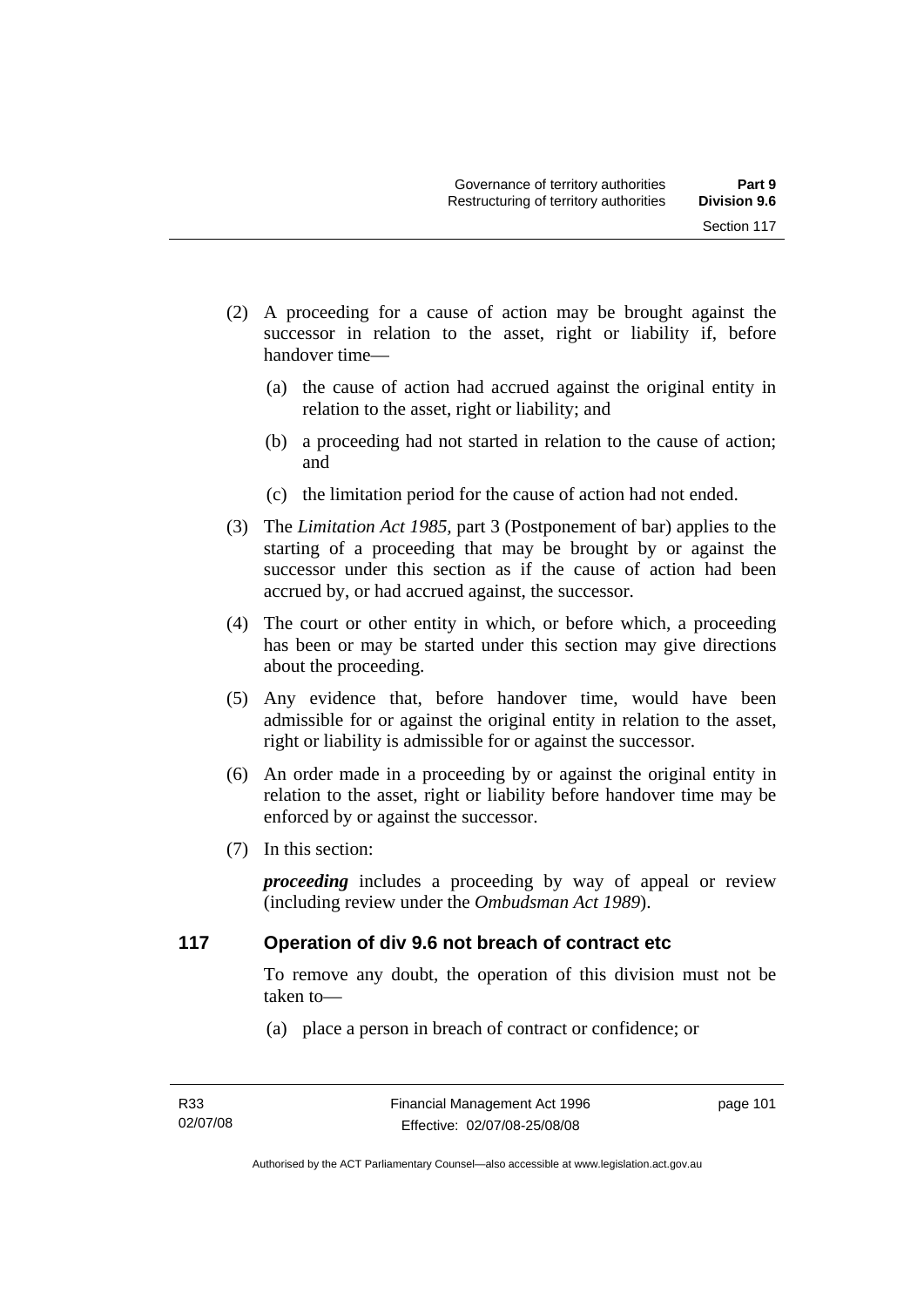(2) A proceeding for a cause of action may be brought against the successor in relation to the asset, right or liability if, before handover time—

(a) the cause of action had accrued against the original entity in relation to the asset, right or liability; and

(b) a proceeding had not started in relation to the cause of action; and

(c) the limitation period for the cause of action had not ended.

(3) The *Limitation Act 1985*, part 3 (Postponement of bar) applies to the starting of a proceeding that may be brought by or against the successor under this section as if the cause of action had been accrued by, or had accrued against, the successor.

(4) The court or other entity in which, or before which, a proceeding has been or may be started under this section may give directions about the proceeding.

(5) Any evidence that, before handover time, would have been admissible for or against the original entity in relation to the asset, right or liability is admissible for or against the successor.

(6) An order made in a proceeding by or against the original entity in relation to the asset, right or liability before handover time may be enforced by or against the successor.

(7) In this section:

***proceeding*** includes a proceeding by way of appeal or review (including review under the *Ombudsman Act 1989*).

## 117 Operation of div 9.6 not breach of contract etc

To remove any doubt, the operation of this division must not be taken to—

(a) place a person in breach of contract or confidence; or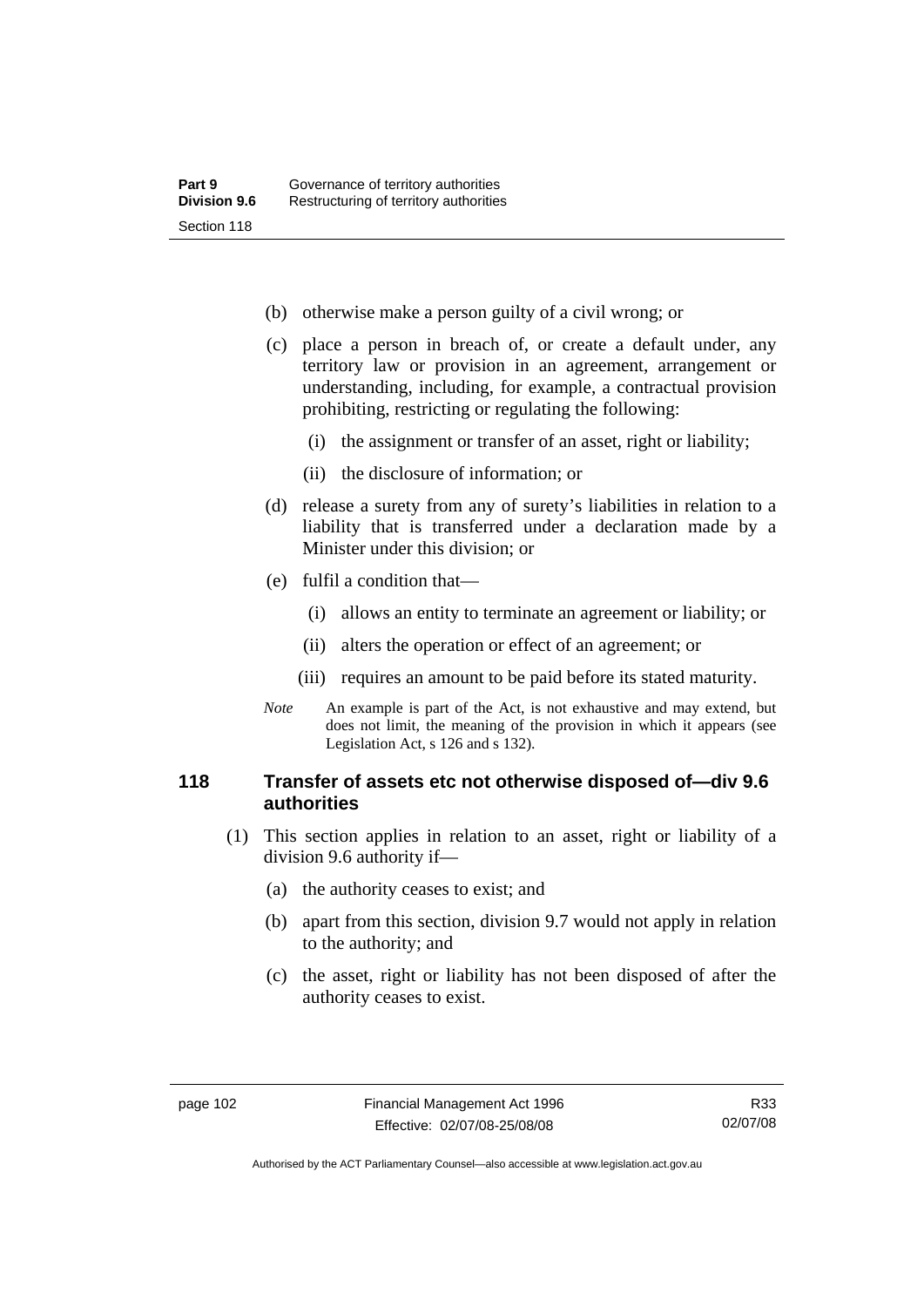(b) otherwise make a person guilty of a civil wrong; or

(c) place a person in breach of, or create a default under, any territory law or provision in an agreement, arrangement or understanding, including, for example, a contractual provision prohibiting, restricting or regulating the following:

(i) the assignment or transfer of an asset, right or liability;

(ii) the disclosure of information; or

(d) release a surety from any of surety's liabilities in relation to a liability that is transferred under a declaration made by a Minister under this division; or

(e) fulfil a condition that—

(i) allows an entity to terminate an agreement or liability; or

(ii) alters the operation or effect of an agreement; or

(iii) requires an amount to be paid before its stated maturity.

*Note* An example is part of the Act, is not exhaustive and may extend, but does not limit, the meaning of the provision in which it appears (see Legislation Act, s 126 and s 132).

## 118 Transfer of assets etc not otherwise disposed of—div 9.6 authorities

(1) This section applies in relation to an asset, right or liability of a division 9.6 authority if—

(a) the authority ceases to exist; and

(b) apart from this section, division 9.7 would not apply in relation to the authority; and

(c) the asset, right or liability has not been disposed of after the authority ceases to exist.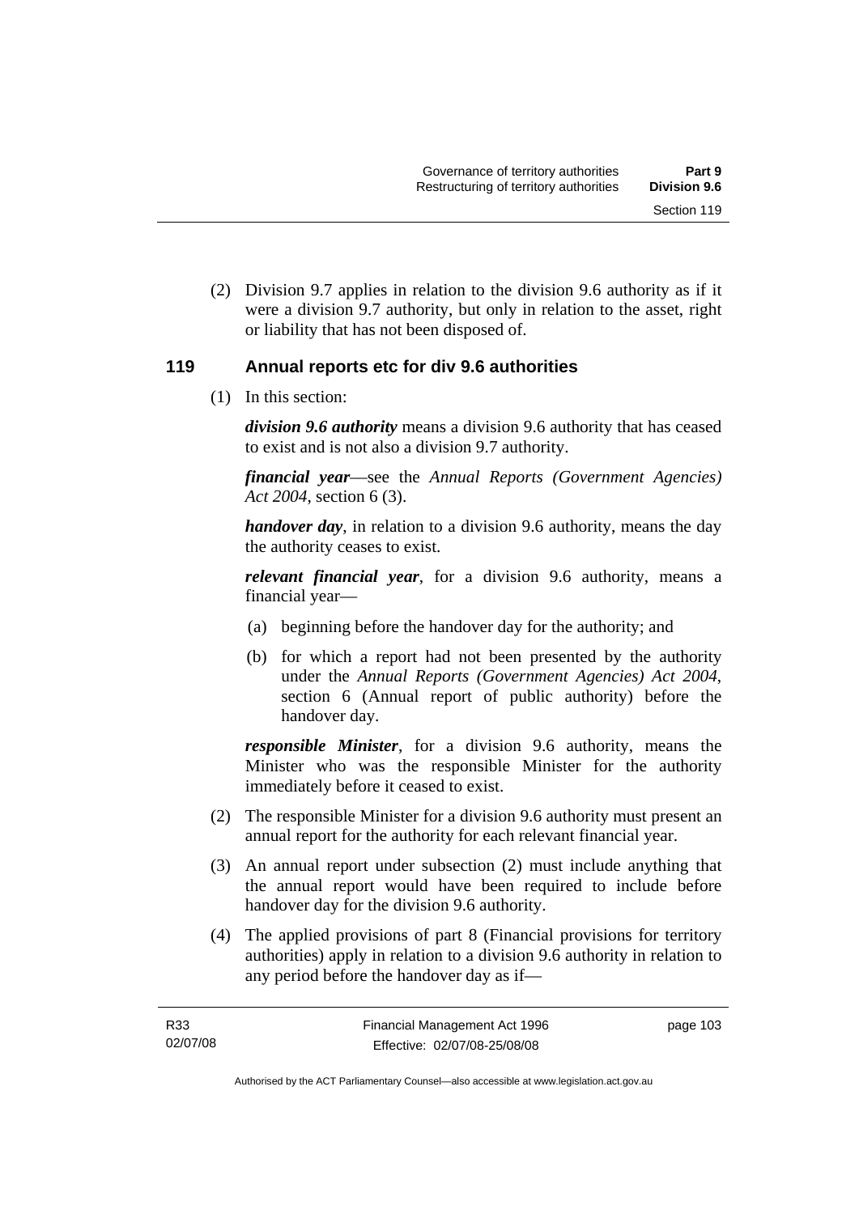(2) Division 9.7 applies in relation to the division 9.6 authority as if it were a division 9.7 authority, but only in relation to the asset, right or liability that has not been disposed of.

## 119 Annual reports etc for div 9.6 authorities

(1) In this section:

***division 9.6 authority*** means a division 9.6 authority that has ceased to exist and is not also a division 9.7 authority.

***financial year***—see the *Annual Reports (Government Agencies) Act 2004*, section 6 (3).

***handover day***, in relation to a division 9.6 authority, means the day the authority ceases to exist.

***relevant financial year***, for a division 9.6 authority, means a financial year—

(a) beginning before the handover day for the authority; and

(b) for which a report had not been presented by the authority under the *Annual Reports (Government Agencies) Act 2004*, section 6 (Annual report of public authority) before the handover day.

***responsible Minister***, for a division 9.6 authority, means the Minister who was the responsible Minister for the authority immediately before it ceased to exist.

(2) The responsible Minister for a division 9.6 authority must present an annual report for the authority for each relevant financial year.

(3) An annual report under subsection (2) must include anything that the annual report would have been required to include before handover day for the division 9.6 authority.

(4) The applied provisions of part 8 (Financial provisions for territory authorities) apply in relation to a division 9.6 authority in relation to any period before the handover day as if—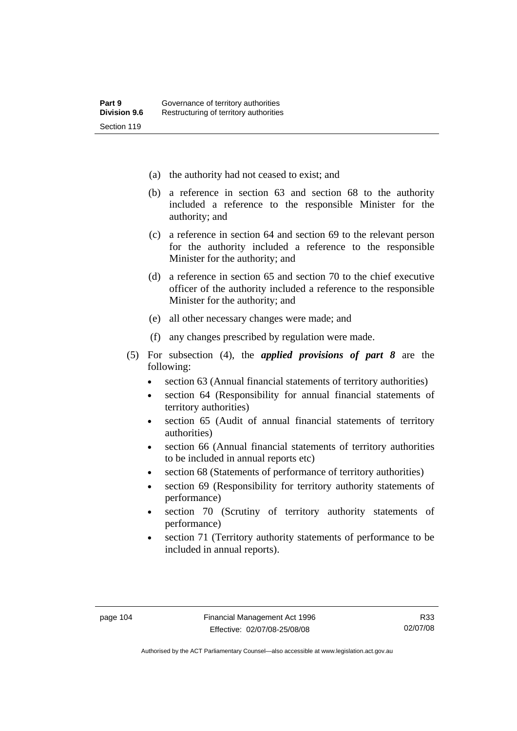(a) the authority had not ceased to exist; and

(b) a reference in section 63 and section 68 to the authority included a reference to the responsible Minister for the authority; and

(c) a reference in section 64 and section 69 to the relevant person for the authority included a reference to the responsible Minister for the authority; and

(d) a reference in section 65 and section 70 to the chief executive officer of the authority included a reference to the responsible Minister for the authority; and

(e) all other necessary changes were made; and

(f) any changes prescribed by regulation were made.

(5) For subsection (4), the ***applied provisions of part 8*** are the following:

- section 63 (Annual financial statements of territory authorities)
- section 64 (Responsibility for annual financial statements of territory authorities)
- section 65 (Audit of annual financial statements of territory authorities)
- section 66 (Annual financial statements of territory authorities to be included in annual reports etc)
- section 68 (Statements of performance of territory authorities)
- section 69 (Responsibility for territory authority statements of performance)
- section 70 (Scrutiny of territory authority statements of performance)
- section 71 (Territory authority statements of performance to be included in annual reports).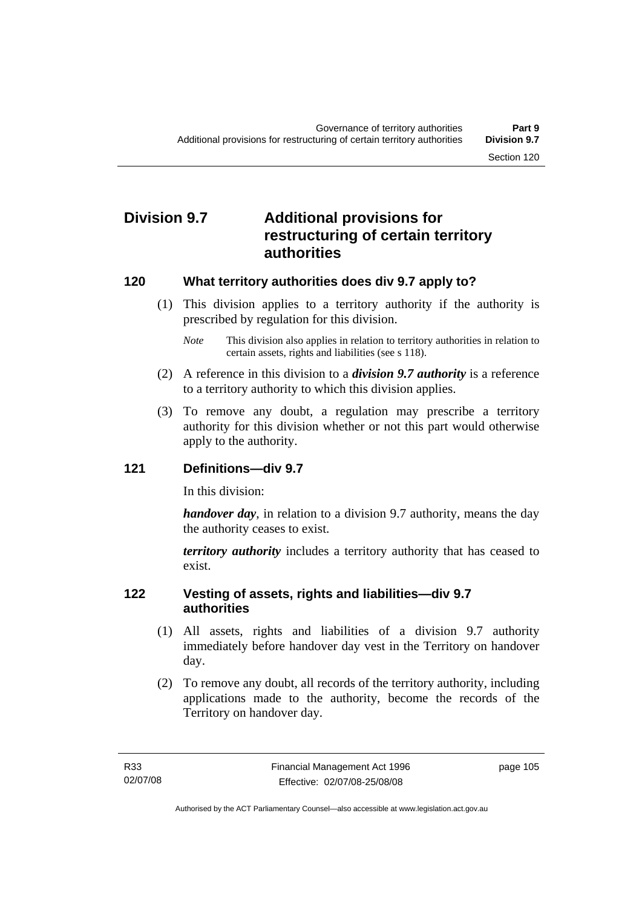## Division 9.7 Additional provisions for restructuring of certain territory authorities

### 120 What territory authorities does div 9.7 apply to?

(1) This division applies to a territory authority if the authority is prescribed by regulation for this division.

*Note* This division also applies in relation to territory authorities in relation to certain assets, rights and liabilities (see s 118).

(2) A reference in this division to a ***division 9.7 authority*** is a reference to a territory authority to which this division applies.

(3) To remove any doubt, a regulation may prescribe a territory authority for this division whether or not this part would otherwise apply to the authority.

### 121 Definitions—div 9.7

In this division:

***handover day***, in relation to a division 9.7 authority, means the day the authority ceases to exist.

***territory authority*** includes a territory authority that has ceased to exist.

### 122 Vesting of assets, rights and liabilities—div 9.7 authorities

(1) All assets, rights and liabilities of a division 9.7 authority immediately before handover day vest in the Territory on handover day.

(2) To remove any doubt, all records of the territory authority, including applications made to the authority, become the records of the Territory on handover day.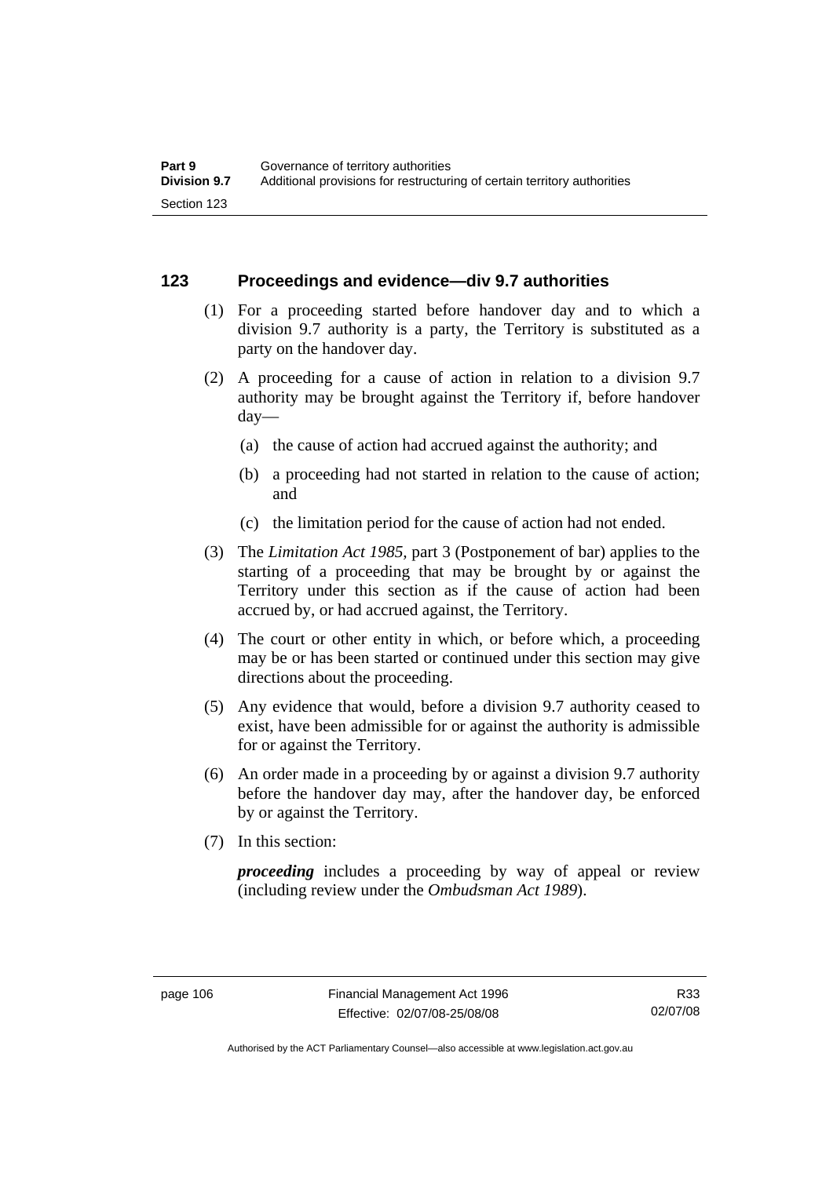## 123 Proceedings and evidence—div 9.7 authorities

(1) For a proceeding started before handover day and to which a division 9.7 authority is a party, the Territory is substituted as a party on the handover day.

(2) A proceeding for a cause of action in relation to a division 9.7 authority may be brought against the Territory if, before handover day—

(a) the cause of action had accrued against the authority; and

(b) a proceeding had not started in relation to the cause of action; and

(c) the limitation period for the cause of action had not ended.

(3) The *Limitation Act 1985*, part 3 (Postponement of bar) applies to the starting of a proceeding that may be brought by or against the Territory under this section as if the cause of action had been accrued by, or had accrued against, the Territory.

(4) The court or other entity in which, or before which, a proceeding may be or has been started or continued under this section may give directions about the proceeding.

(5) Any evidence that would, before a division 9.7 authority ceased to exist, have been admissible for or against the authority is admissible for or against the Territory.

(6) An order made in a proceeding by or against a division 9.7 authority before the handover day may, after the handover day, be enforced by or against the Territory.

(7) In this section:

***proceeding*** includes a proceeding by way of appeal or review (including review under the *Ombudsman Act 1989*).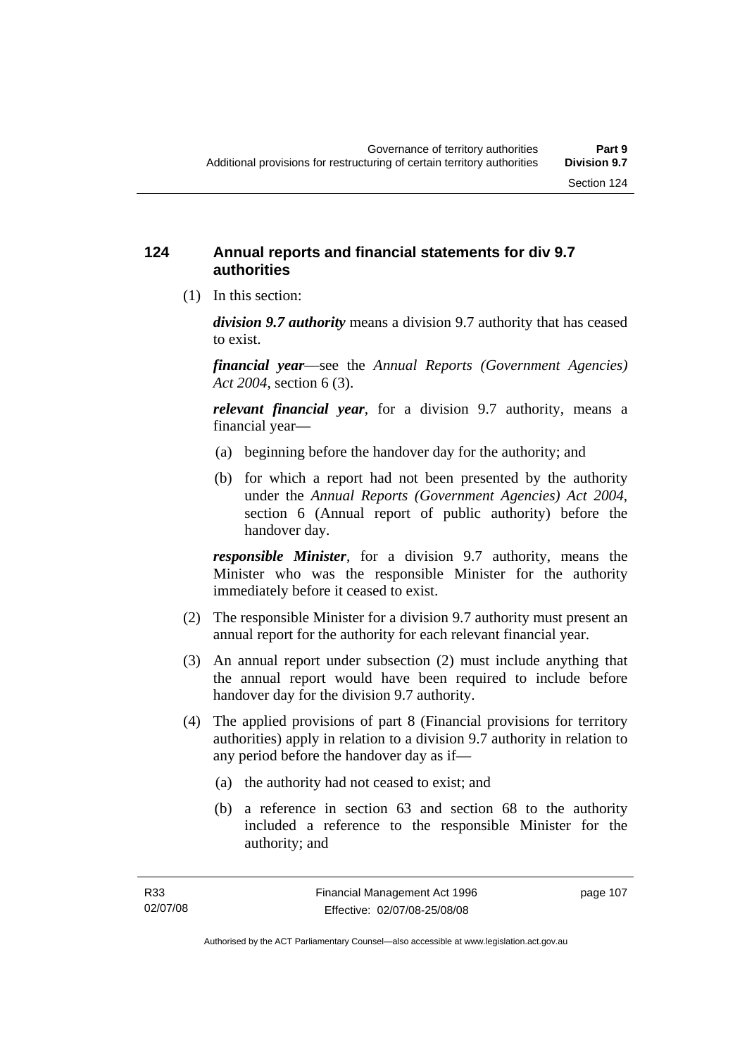## 124 Annual reports and financial statements for div 9.7 authorities

(1) In this section:

***division 9.7 authority*** means a division 9.7 authority that has ceased to exist.

***financial year***—see the *Annual Reports (Government Agencies) Act 2004*, section 6 (3).

***relevant financial year***, for a division 9.7 authority, means a financial year—

(a) beginning before the handover day for the authority; and

(b) for which a report had not been presented by the authority under the *Annual Reports (Government Agencies) Act 2004*, section 6 (Annual report of public authority) before the handover day.

***responsible Minister***, for a division 9.7 authority, means the Minister who was the responsible Minister for the authority immediately before it ceased to exist.

(2) The responsible Minister for a division 9.7 authority must present an annual report for the authority for each relevant financial year.

(3) An annual report under subsection (2) must include anything that the annual report would have been required to include before handover day for the division 9.7 authority.

(4) The applied provisions of part 8 (Financial provisions for territory authorities) apply in relation to a division 9.7 authority in relation to any period before the handover day as if—

(a) the authority had not ceased to exist; and

(b) a reference in section 63 and section 68 to the authority included a reference to the responsible Minister for the authority; and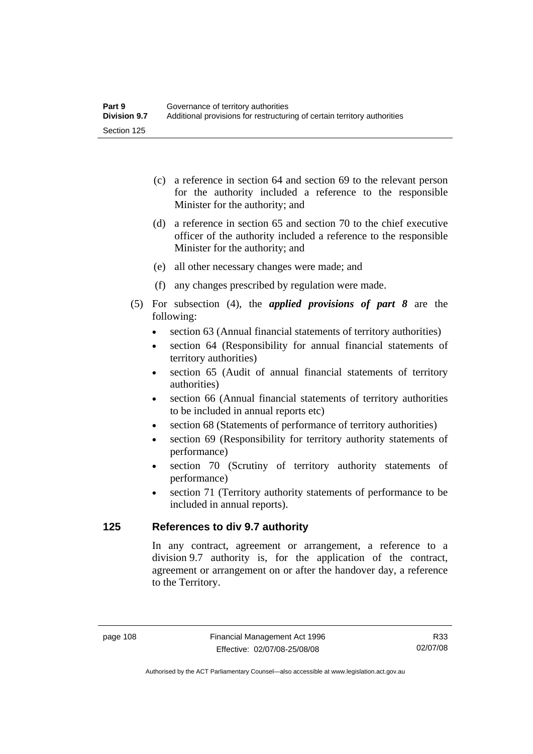(c) a reference in section 64 and section 69 to the relevant person for the authority included a reference to the responsible Minister for the authority; and

(d) a reference in section 65 and section 70 to the chief executive officer of the authority included a reference to the responsible Minister for the authority; and

(e) all other necessary changes were made; and

(f) any changes prescribed by regulation were made.

(5) For subsection (4), the ***applied provisions of part 8*** are the following:

- section 63 (Annual financial statements of territory authorities)
- section 64 (Responsibility for annual financial statements of territory authorities)
- section 65 (Audit of annual financial statements of territory authorities)
- section 66 (Annual financial statements of territory authorities to be included in annual reports etc)
- section 68 (Statements of performance of territory authorities)
- section 69 (Responsibility for territory authority statements of performance)
- section 70 (Scrutiny of territory authority statements of performance)
- section 71 (Territory authority statements of performance to be included in annual reports).

## 125 References to div 9.7 authority

In any contract, agreement or arrangement, a reference to a division 9.7 authority is, for the application of the contract, agreement or arrangement on or after the handover day, a reference to the Territory.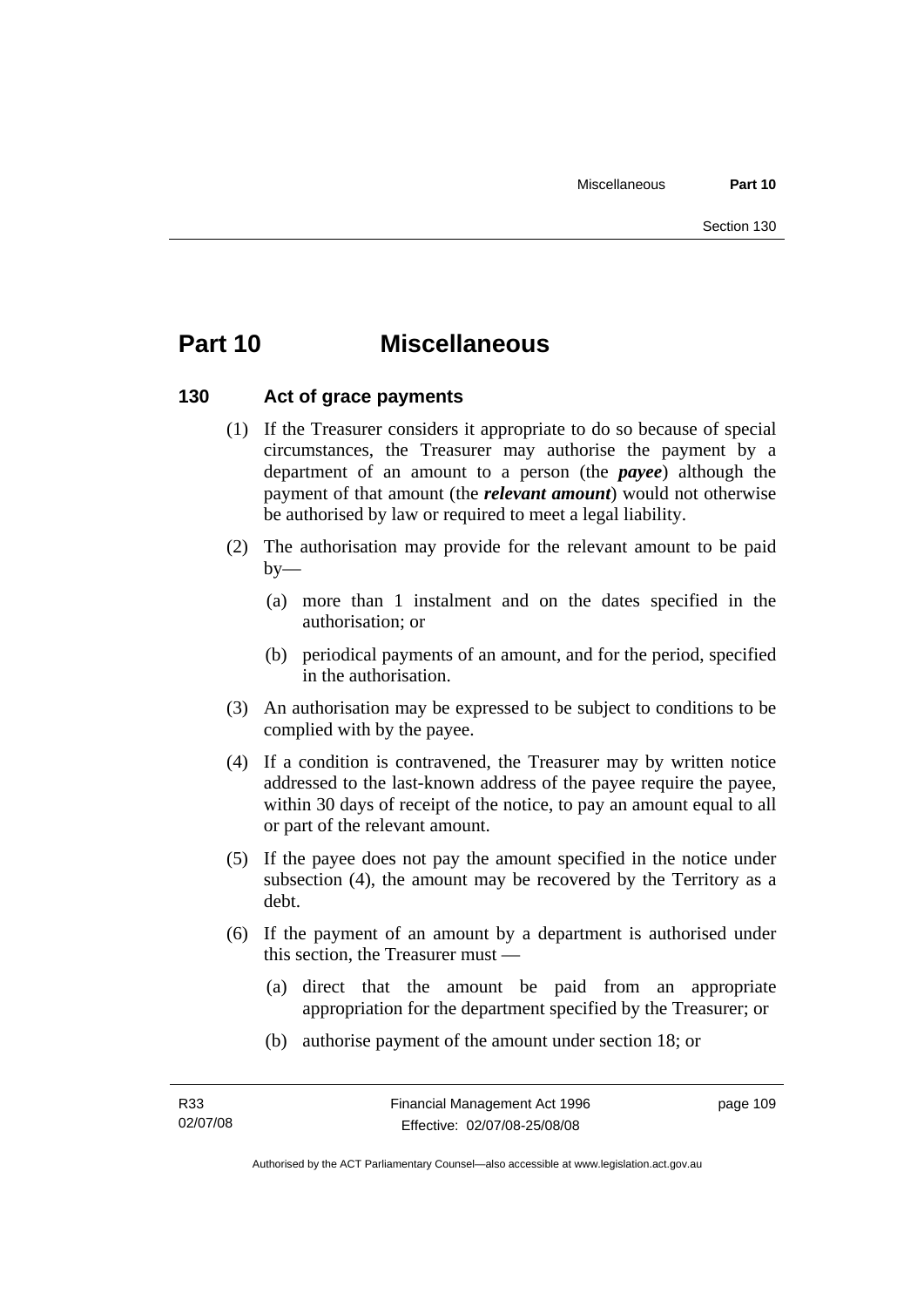# Part 10 Miscellaneous

## 130 Act of grace payments

(1) If the Treasurer considers it appropriate to do so because of special circumstances, the Treasurer may authorise the payment by a department of an amount to a person (the ***payee***) although the payment of that amount (the ***relevant amount***) would not otherwise be authorised by law or required to meet a legal liability.

(2) The authorisation may provide for the relevant amount to be paid by—

(a) more than 1 instalment and on the dates specified in the authorisation; or

(b) periodical payments of an amount, and for the period, specified in the authorisation.

(3) An authorisation may be expressed to be subject to conditions to be complied with by the payee.

(4) If a condition is contravened, the Treasurer may by written notice addressed to the last-known address of the payee require the payee, within 30 days of receipt of the notice, to pay an amount equal to all or part of the relevant amount.

(5) If the payee does not pay the amount specified in the notice under subsection (4), the amount may be recovered by the Territory as a debt.

(6) If the payment of an amount by a department is authorised under this section, the Treasurer must —

(a) direct that the amount be paid from an appropriate appropriation for the department specified by the Treasurer; or

(b) authorise payment of the amount under section 18; or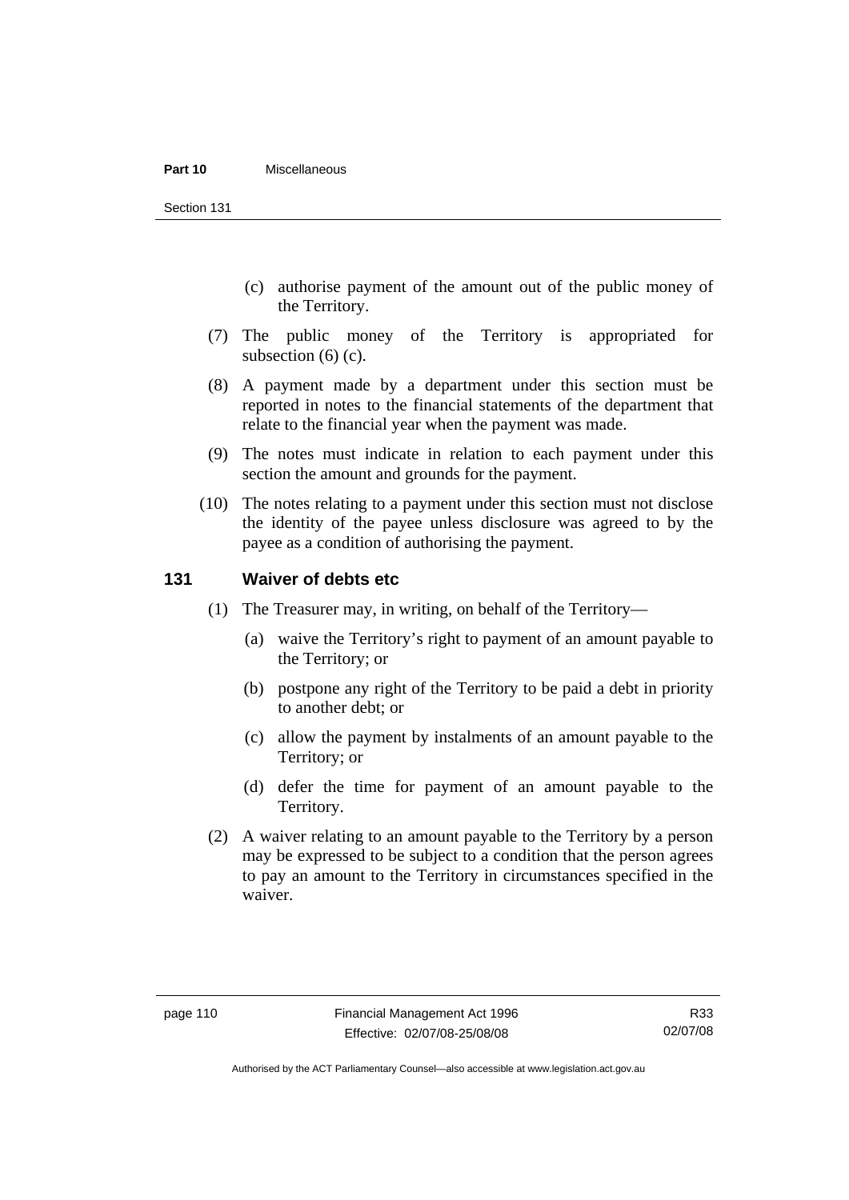(c) authorise payment of the amount out of the public money of the Territory.

(7) The public money of the Territory is appropriated for subsection (6) (c).

(8) A payment made by a department under this section must be reported in notes to the financial statements of the department that relate to the financial year when the payment was made.

(9) The notes must indicate in relation to each payment under this section the amount and grounds for the payment.

(10) The notes relating to a payment under this section must not disclose the identity of the payee unless disclosure was agreed to by the payee as a condition of authorising the payment.

## 131 Waiver of debts etc

(1) The Treasurer may, in writing, on behalf of the Territory—

(a) waive the Territory's right to payment of an amount payable to the Territory; or

(b) postpone any right of the Territory to be paid a debt in priority to another debt; or

(c) allow the payment by instalments of an amount payable to the Territory; or

(d) defer the time for payment of an amount payable to the Territory.

(2) A waiver relating to an amount payable to the Territory by a person may be expressed to be subject to a condition that the person agrees to pay an amount to the Territory in circumstances specified in the waiver.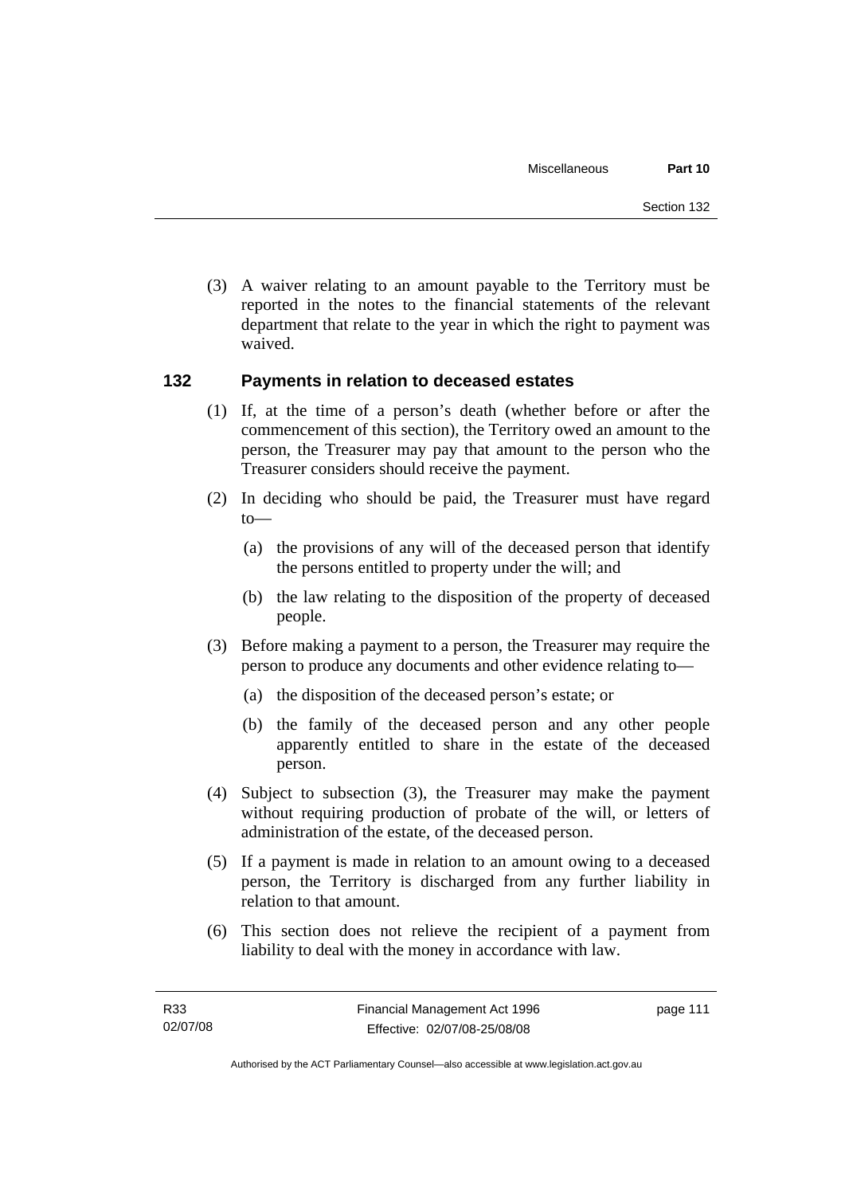(3) A waiver relating to an amount payable to the Territory must be reported in the notes to the financial statements of the relevant department that relate to the year in which the right to payment was waived.

## 132 Payments in relation to deceased estates

(1) If, at the time of a person's death (whether before or after the commencement of this section), the Territory owed an amount to the person, the Treasurer may pay that amount to the person who the Treasurer considers should receive the payment.

(2) In deciding who should be paid, the Treasurer must have regard to—

(a) the provisions of any will of the deceased person that identify the persons entitled to property under the will; and

(b) the law relating to the disposition of the property of deceased people.

(3) Before making a payment to a person, the Treasurer may require the person to produce any documents and other evidence relating to—

(a) the disposition of the deceased person's estate; or

(b) the family of the deceased person and any other people apparently entitled to share in the estate of the deceased person.

(4) Subject to subsection (3), the Treasurer may make the payment without requiring production of probate of the will, or letters of administration of the estate, of the deceased person.

(5) If a payment is made in relation to an amount owing to a deceased person, the Territory is discharged from any further liability in relation to that amount.

(6) This section does not relieve the recipient of a payment from liability to deal with the money in accordance with law.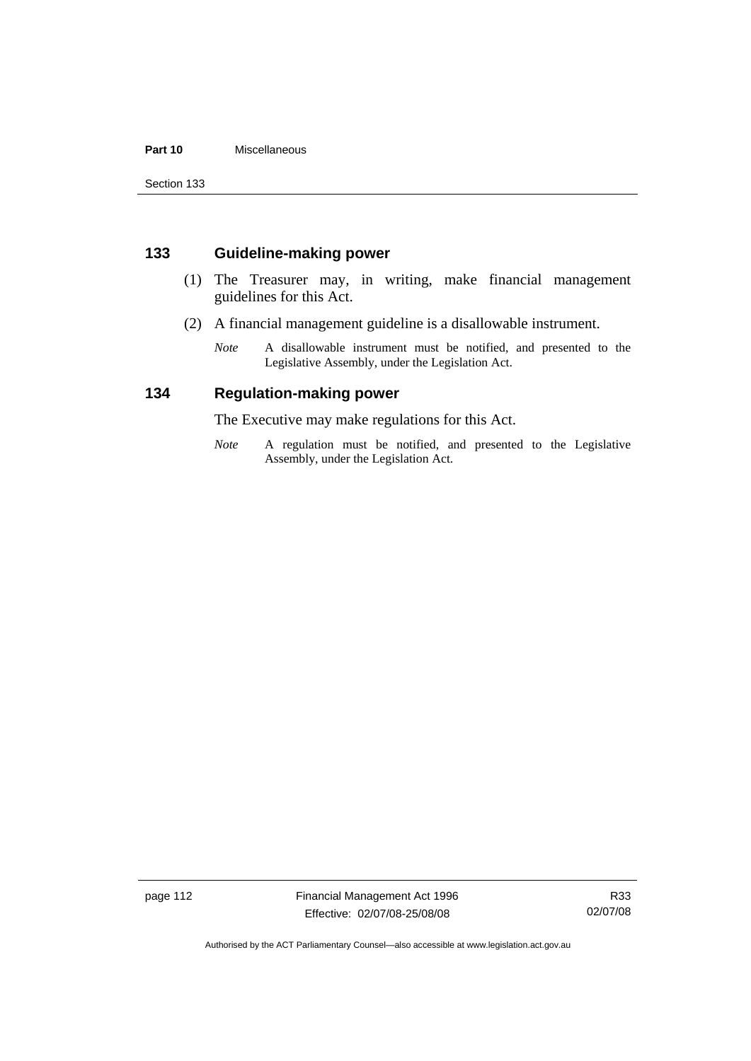## 133 Guideline-making power

(1) The Treasurer may, in writing, make financial management guidelines for this Act.

(2) A financial management guideline is a disallowable instrument.

*Note* A disallowable instrument must be notified, and presented to the Legislative Assembly, under the Legislation Act.

## 134 Regulation-making power

The Executive may make regulations for this Act.

*Note* A regulation must be notified, and presented to the Legislative Assembly, under the Legislation Act.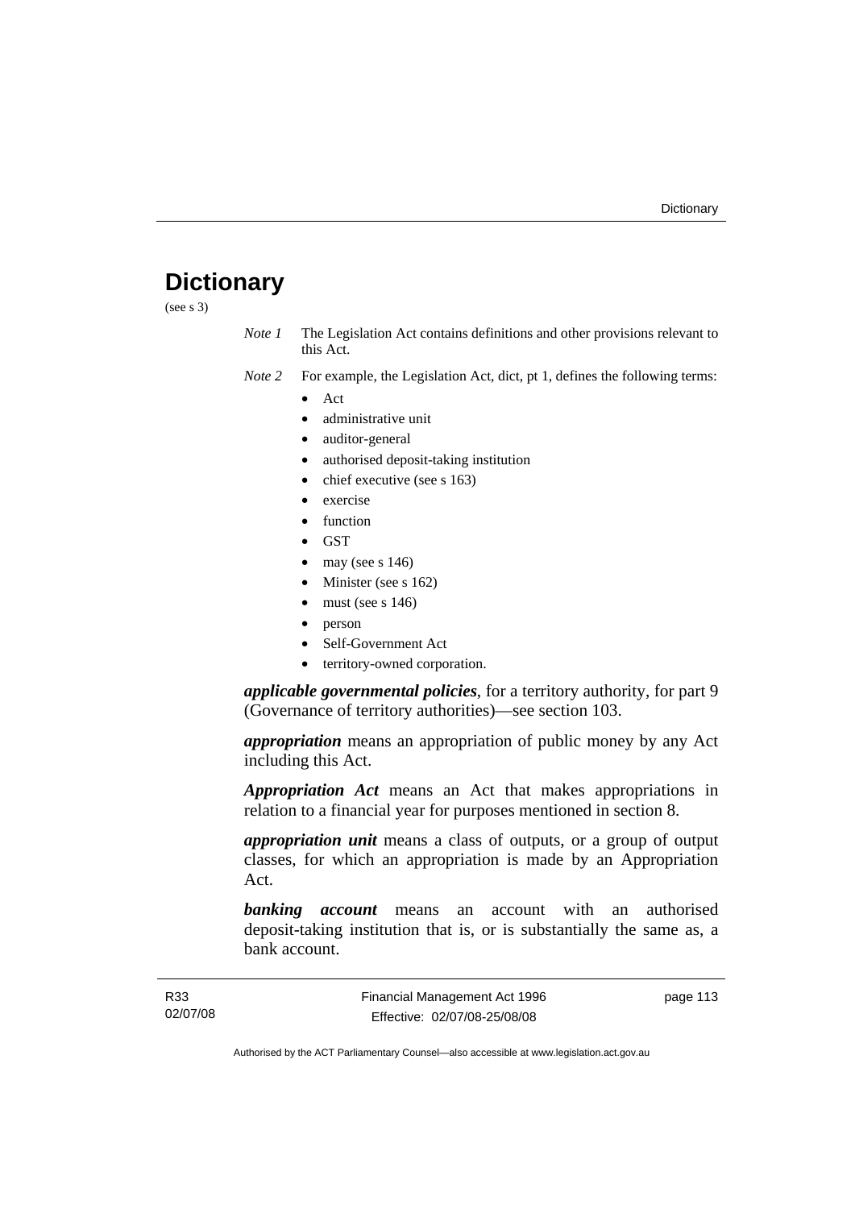# Dictionary

(see s 3)

*Note 1* The Legislation Act contains definitions and other provisions relevant to this Act.

*Note 2* For example, the Legislation Act, dict, pt 1, defines the following terms:

- Act
- administrative unit
- auditor-general
- authorised deposit-taking institution
- chief executive (see s 163)
- exercise
- function
- GST
- may (see s 146)
- Minister (see s 162)
- must (see s 146)
- person
- Self-Government Act
- territory-owned corporation.

***applicable governmental policies***, for a territory authority, for part 9 (Governance of territory authorities)—see section 103.

***appropriation*** means an appropriation of public money by any Act including this Act.

***Appropriation Act*** means an Act that makes appropriations in relation to a financial year for purposes mentioned in section 8.

***appropriation unit*** means a class of outputs, or a group of output classes, for which an appropriation is made by an Appropriation Act.

***banking account*** means an account with an authorised deposit-taking institution that is, or is substantially the same as, a bank account.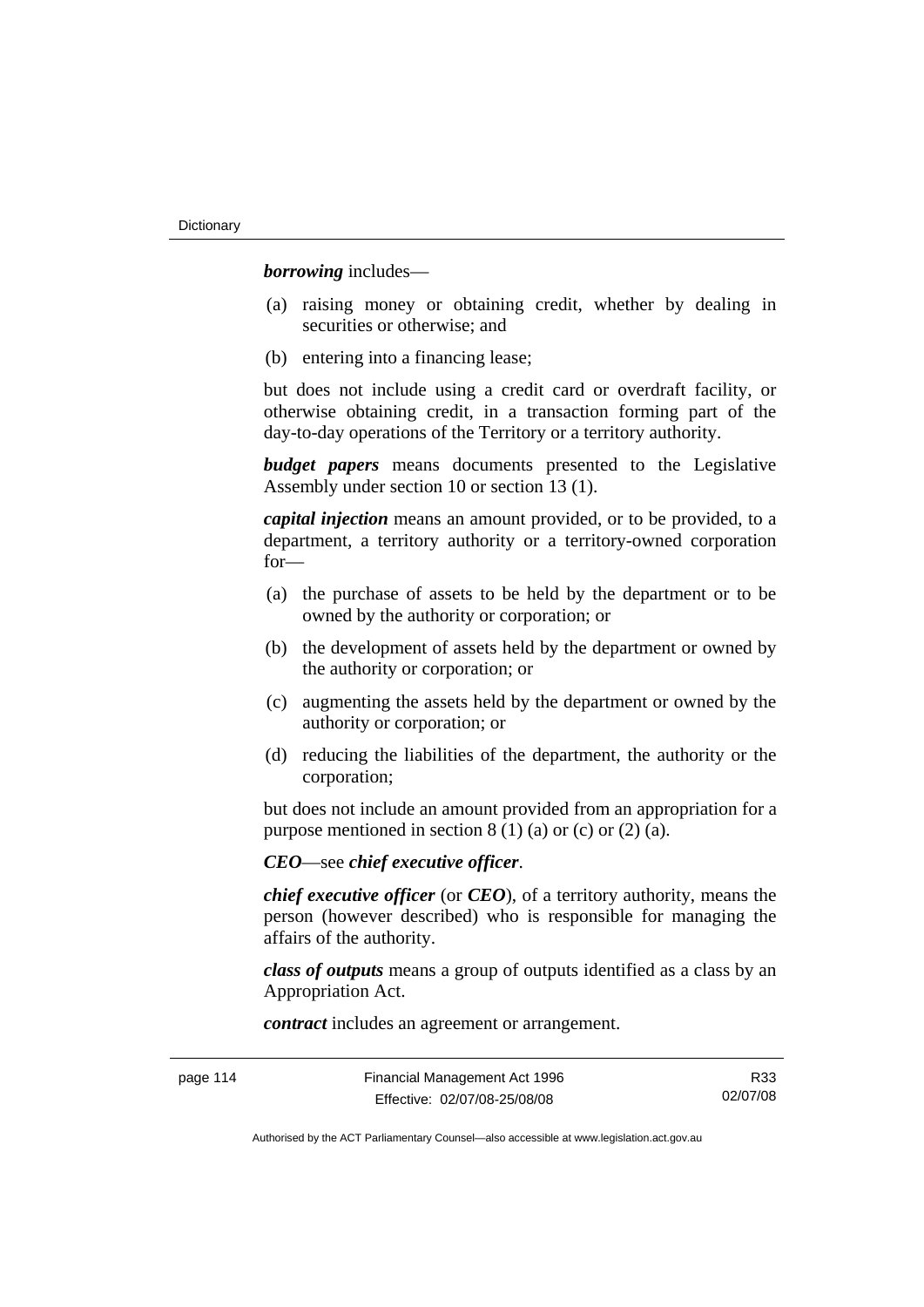***borrowing*** includes—

(a) raising money or obtaining credit, whether by dealing in securities or otherwise; and

(b) entering into a financing lease;

but does not include using a credit card or overdraft facility, or otherwise obtaining credit, in a transaction forming part of the day-to-day operations of the Territory or a territory authority.

***budget papers*** means documents presented to the Legislative Assembly under section 10 or section 13 (1).

***capital injection*** means an amount provided, or to be provided, to a department, a territory authority or a territory-owned corporation for—

(a) the purchase of assets to be held by the department or to be owned by the authority or corporation; or

(b) the development of assets held by the department or owned by the authority or corporation; or

(c) augmenting the assets held by the department or owned by the authority or corporation; or

(d) reducing the liabilities of the department, the authority or the corporation;

but does not include an amount provided from an appropriation for a purpose mentioned in section 8 (1) (a) or (c) or (2) (a).

***CEO***—see ***chief executive officer***.

***chief executive officer*** (or ***CEO***), of a territory authority, means the person (however described) who is responsible for managing the affairs of the authority.

***class of outputs*** means a group of outputs identified as a class by an Appropriation Act.

***contract*** includes an agreement or arrangement.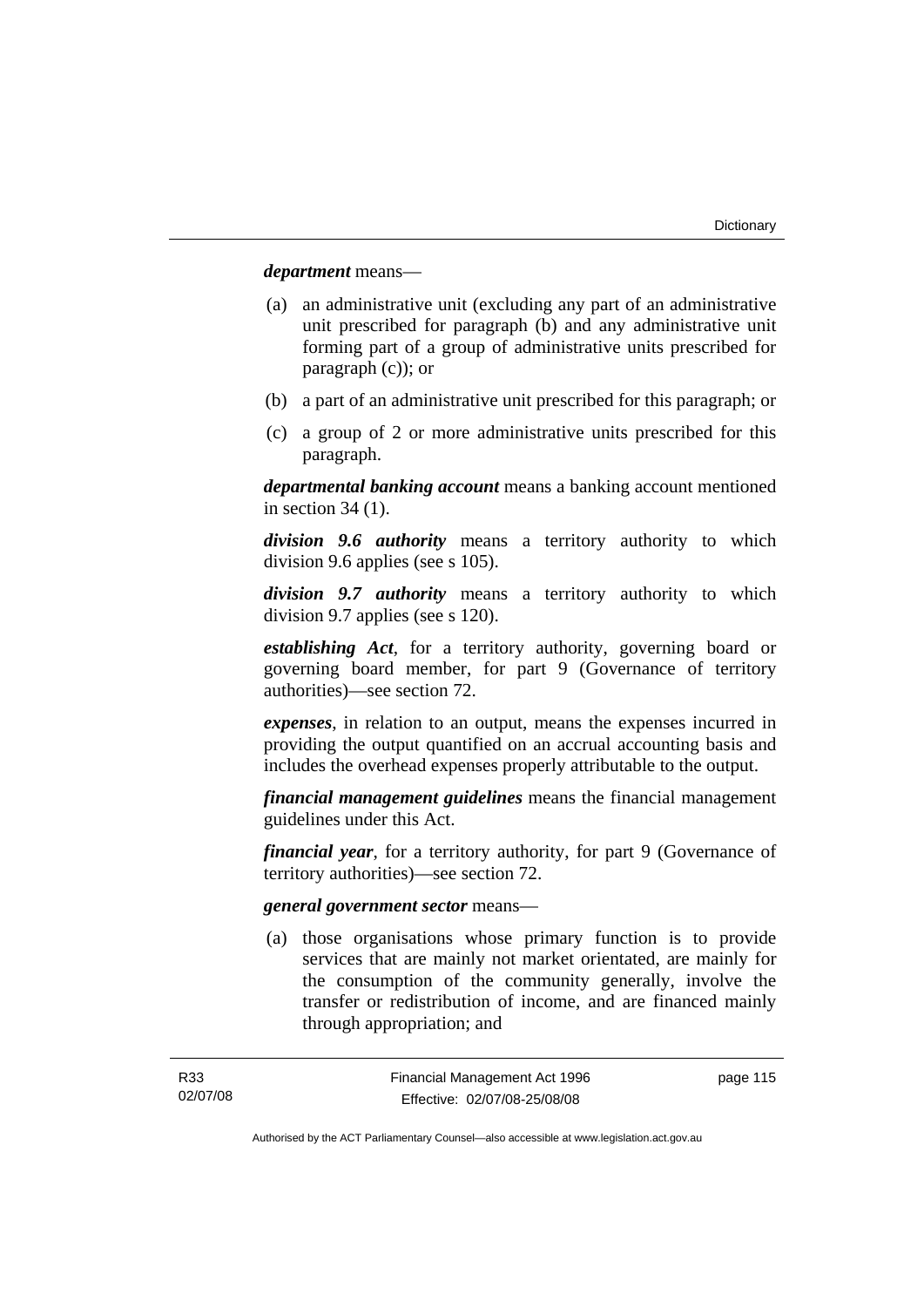***department*** means—

(a) an administrative unit (excluding any part of an administrative unit prescribed for paragraph (b) and any administrative unit forming part of a group of administrative units prescribed for paragraph (c)); or

(b) a part of an administrative unit prescribed for this paragraph; or

(c) a group of 2 or more administrative units prescribed for this paragraph.

***departmental banking account*** means a banking account mentioned in section 34 (1).

***division 9.6 authority*** means a territory authority to which division 9.6 applies (see s 105).

***division 9.7 authority*** means a territory authority to which division 9.7 applies (see s 120).

***establishing Act***, for a territory authority, governing board or governing board member, for part 9 (Governance of territory authorities)—see section 72.

***expenses***, in relation to an output, means the expenses incurred in providing the output quantified on an accrual accounting basis and includes the overhead expenses properly attributable to the output.

***financial management guidelines*** means the financial management guidelines under this Act.

***financial year***, for a territory authority, for part 9 (Governance of territory authorities)—see section 72.

***general government sector*** means—

(a) those organisations whose primary function is to provide services that are mainly not market orientated, are mainly for the consumption of the community generally, involve the transfer or redistribution of income, and are financed mainly through appropriation; and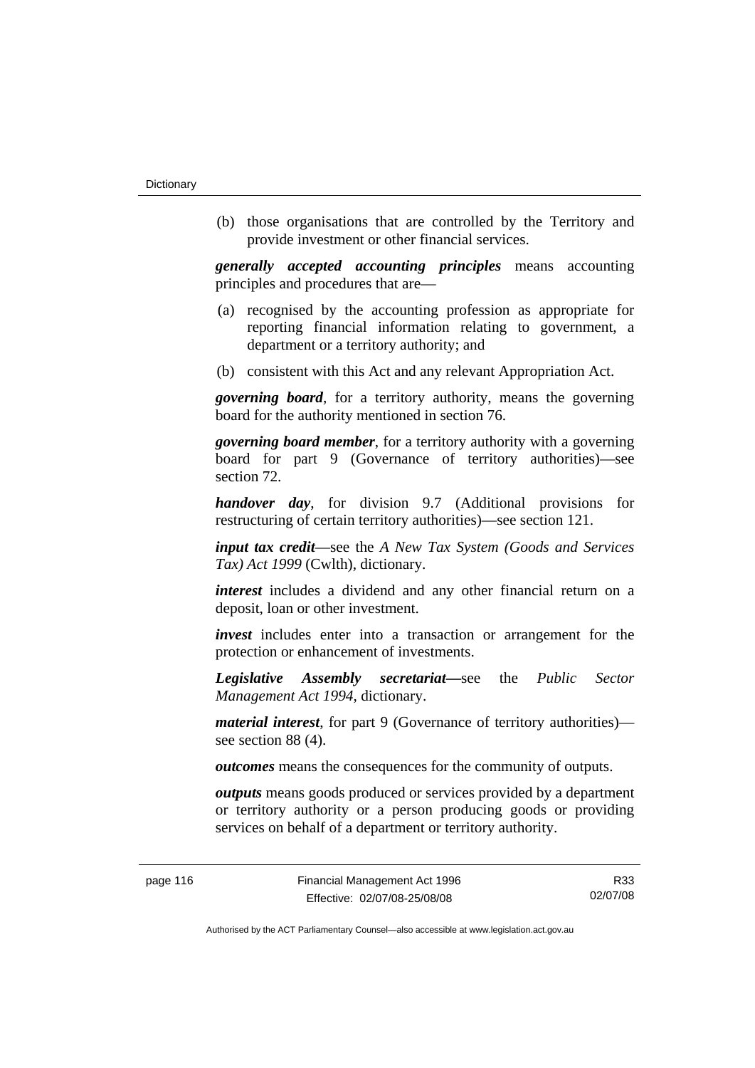(b) those organisations that are controlled by the Territory and provide investment or other financial services.

***generally accepted accounting principles*** means accounting principles and procedures that are—

(a) recognised by the accounting profession as appropriate for reporting financial information relating to government, a department or a territory authority; and

(b) consistent with this Act and any relevant Appropriation Act.

***governing board***, for a territory authority, means the governing board for the authority mentioned in section 76.

***governing board member***, for a territory authority with a governing board for part 9 (Governance of territory authorities)—see section 72.

***handover day***, for division 9.7 (Additional provisions for restructuring of certain territory authorities)—see section 121.

***input tax credit***—see the *A New Tax System (Goods and Services Tax) Act 1999* (Cwlth), dictionary.

***interest*** includes a dividend and any other financial return on a deposit, loan or other investment.

***invest*** includes enter into a transaction or arrangement for the protection or enhancement of investments.

***Legislative Assembly secretariat***—see the *Public Sector Management Act 1994*, dictionary.

***material interest***, for part 9 (Governance of territory authorities)—see section 88 (4).

***outcomes*** means the consequences for the community of outputs.

***outputs*** means goods produced or services provided by a department or territory authority or a person producing goods or providing services on behalf of a department or territory authority.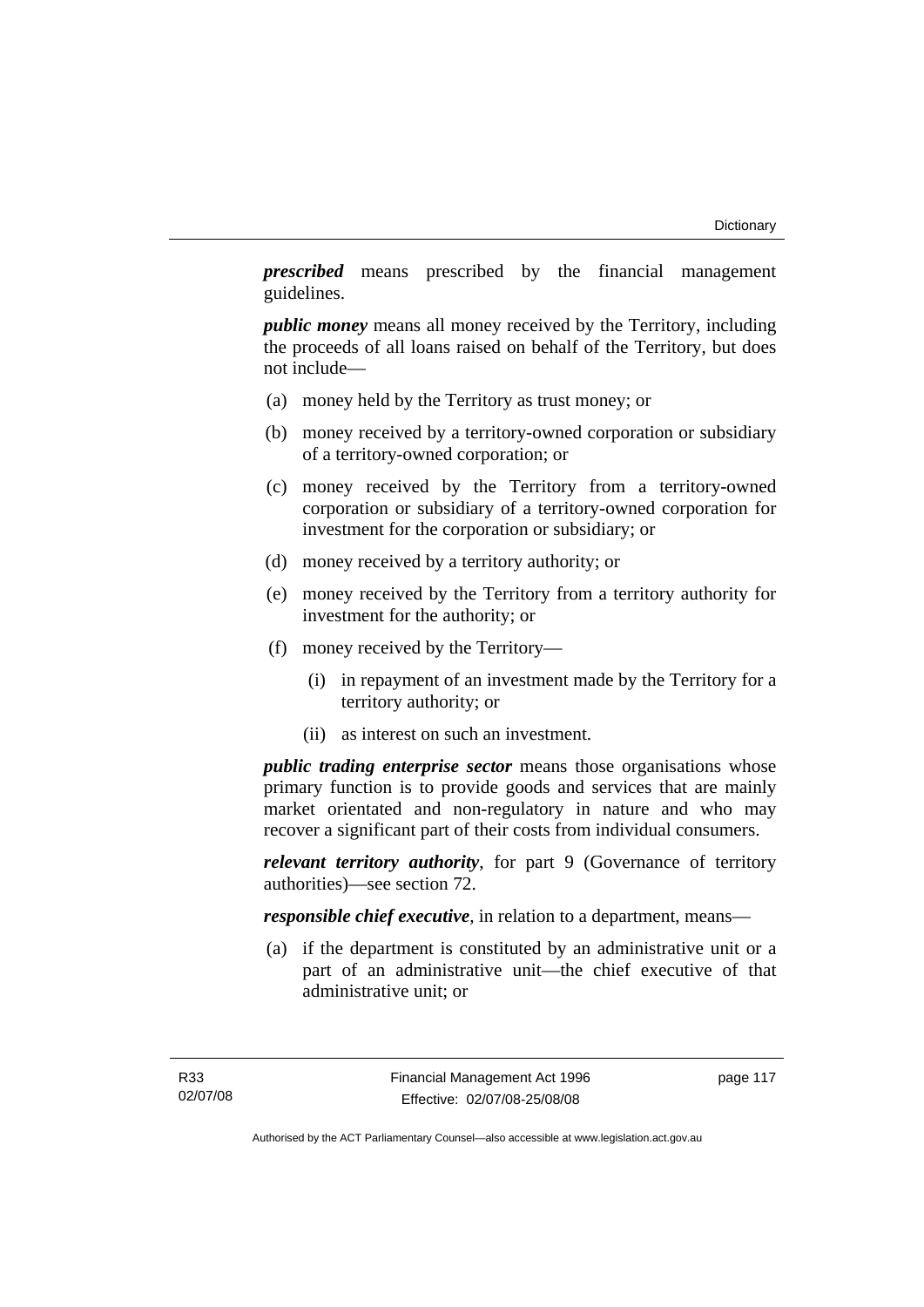***prescribed*** means prescribed by the financial management guidelines.

***public money*** means all money received by the Territory, including the proceeds of all loans raised on behalf of the Territory, but does not include—

(a) money held by the Territory as trust money; or

(b) money received by a territory-owned corporation or subsidiary of a territory-owned corporation; or

(c) money received by the Territory from a territory-owned corporation or subsidiary of a territory-owned corporation for investment for the corporation or subsidiary; or

(d) money received by a territory authority; or

(e) money received by the Territory from a territory authority for investment for the authority; or

(f) money received by the Territory—

  (i) in repayment of an investment made by the Territory for a territory authority; or

  (ii) as interest on such an investment.

***public trading enterprise sector*** means those organisations whose primary function is to provide goods and services that are mainly market orientated and non-regulatory in nature and who may recover a significant part of their costs from individual consumers.

***relevant territory authority***, for part 9 (Governance of territory authorities)—see section 72.

***responsible chief executive***, in relation to a department, means—

(a) if the department is constituted by an administrative unit or a part of an administrative unit—the chief executive of that administrative unit; or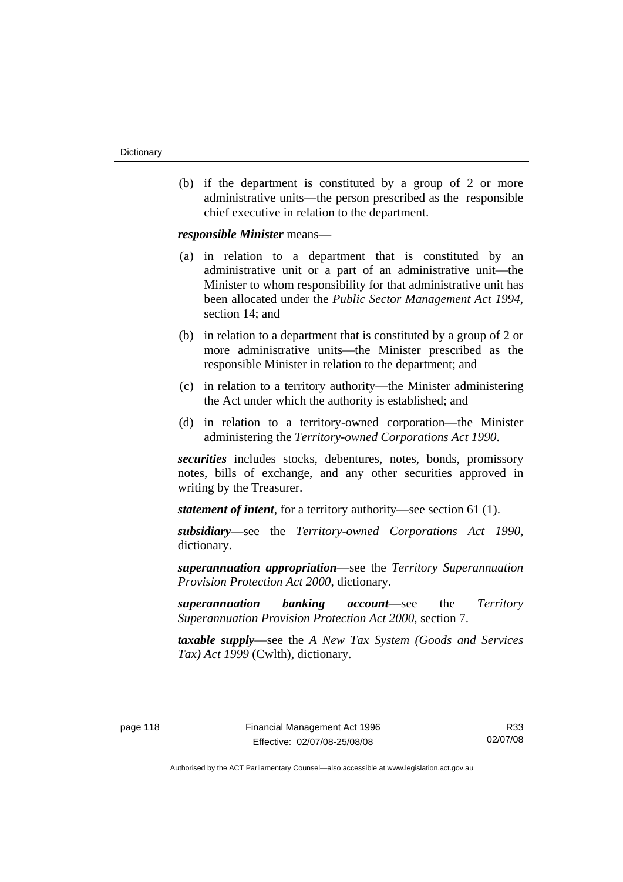(b) if the department is constituted by a group of 2 or more administrative units—the person prescribed as the responsible chief executive in relation to the department.

***responsible Minister*** means—

(a) in relation to a department that is constituted by an administrative unit or a part of an administrative unit—the Minister to whom responsibility for that administrative unit has been allocated under the *Public Sector Management Act 1994*, section 14; and

(b) in relation to a department that is constituted by a group of 2 or more administrative units—the Minister prescribed as the responsible Minister in relation to the department; and

(c) in relation to a territory authority—the Minister administering the Act under which the authority is established; and

(d) in relation to a territory-owned corporation—the Minister administering the *Territory-owned Corporations Act 1990*.

***securities*** includes stocks, debentures, notes, bonds, promissory notes, bills of exchange, and any other securities approved in writing by the Treasurer.

***statement of intent***, for a territory authority—see section 61 (1).

***subsidiary***—see the *Territory-owned Corporations Act 1990*, dictionary.

***superannuation appropriation***—see the *Territory Superannuation Provision Protection Act 2000*, dictionary.

***superannuation banking account***—see the *Territory Superannuation Provision Protection Act 2000*, section 7.

***taxable supply***—see the *A New Tax System (Goods and Services Tax) Act 1999* (Cwlth), dictionary.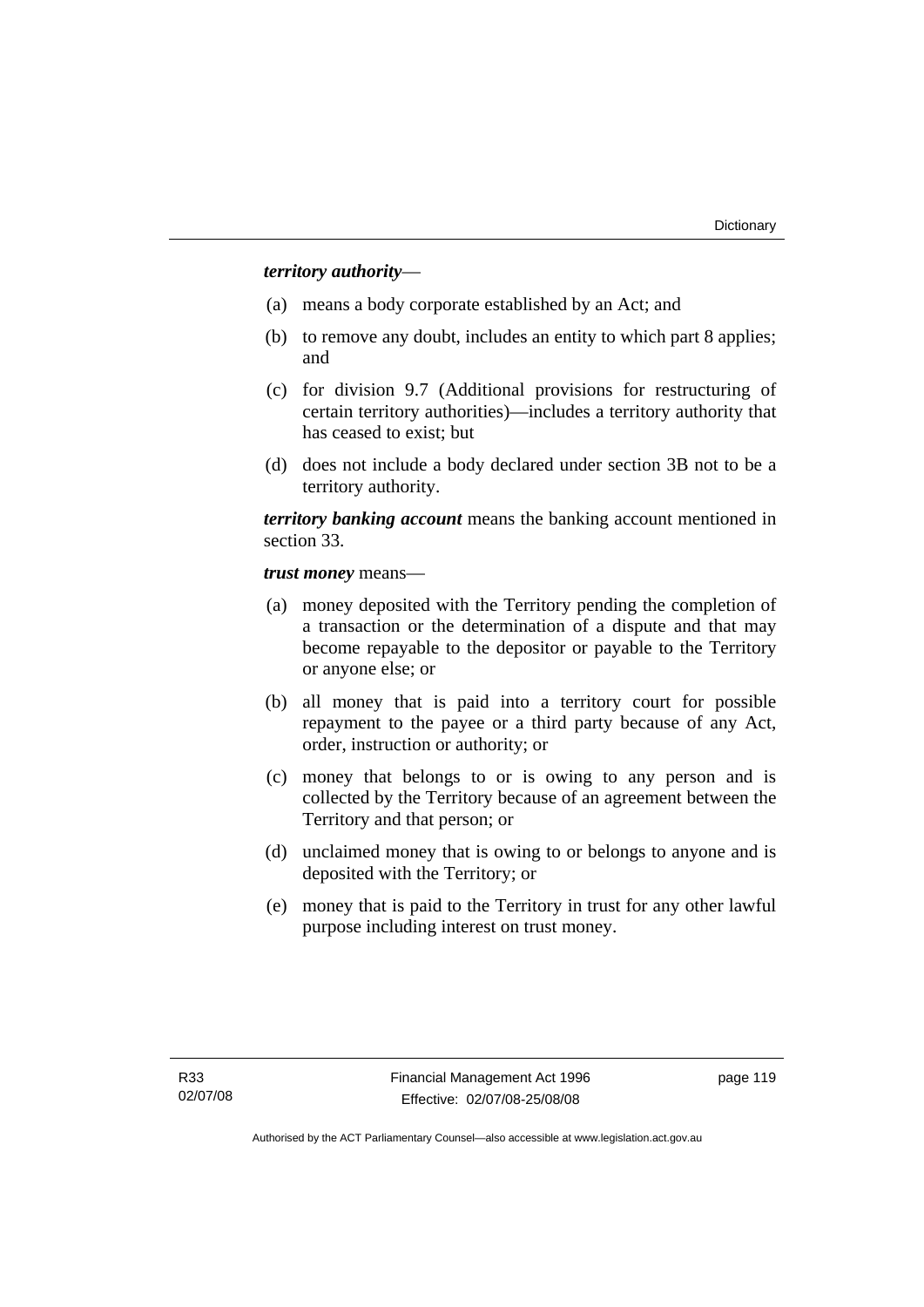***territory authority***—

(a) means a body corporate established by an Act; and

(b) to remove any doubt, includes an entity to which part 8 applies; and

(c) for division 9.7 (Additional provisions for restructuring of certain territory authorities)—includes a territory authority that has ceased to exist; but

(d) does not include a body declared under section 3B not to be a territory authority.

***territory banking account*** means the banking account mentioned in section 33.

***trust money*** means—

(a) money deposited with the Territory pending the completion of a transaction or the determination of a dispute and that may become repayable to the depositor or payable to the Territory or anyone else; or

(b) all money that is paid into a territory court for possible repayment to the payee or a third party because of any Act, order, instruction or authority; or

(c) money that belongs to or is owing to any person and is collected by the Territory because of an agreement between the Territory and that person; or

(d) unclaimed money that is owing to or belongs to anyone and is deposited with the Territory; or

(e) money that is paid to the Territory in trust for any other lawful purpose including interest on trust money.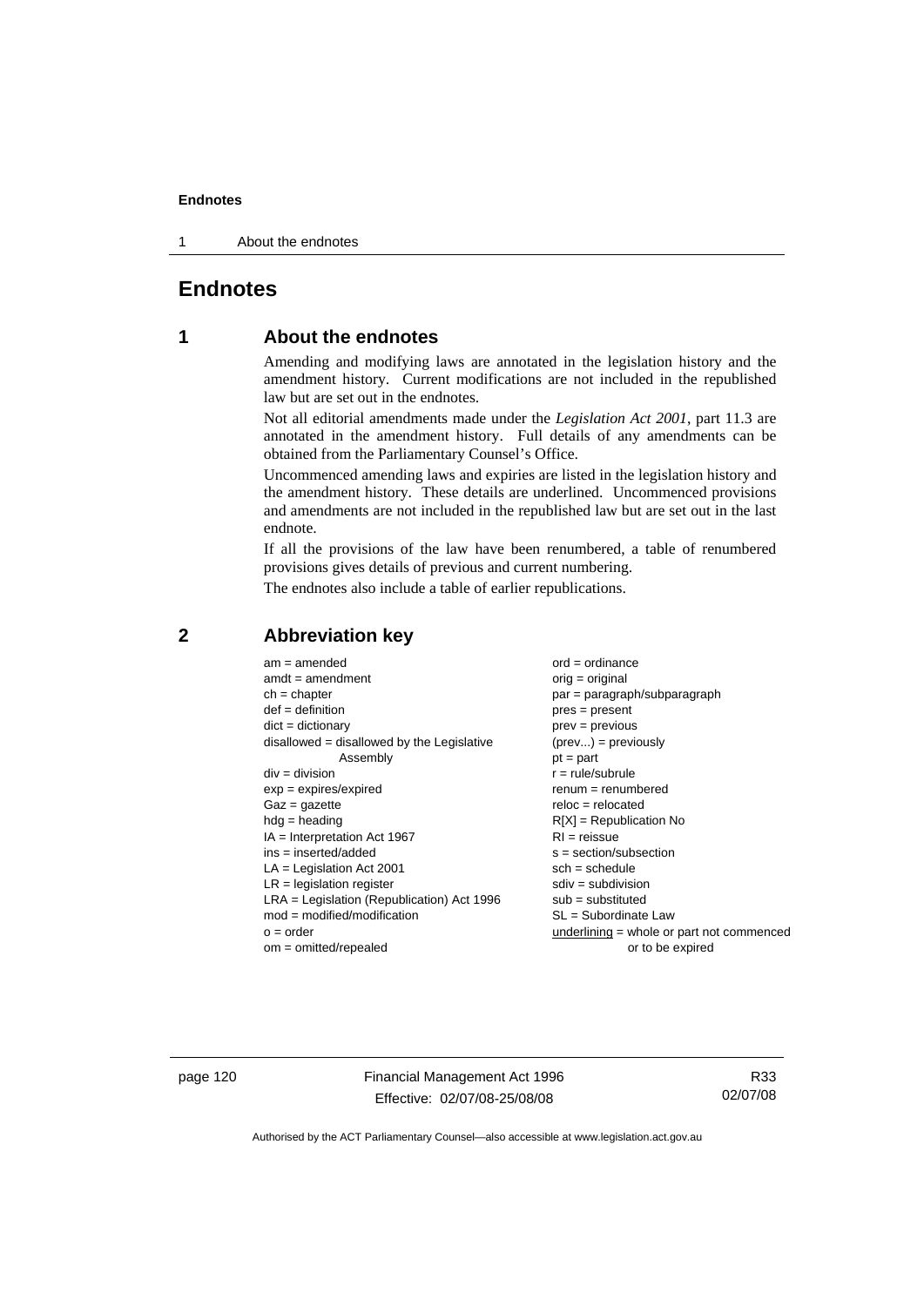# Endnotes

## 1 About the endnotes

Amending and modifying laws are annotated in the legislation history and the amendment history. Current modifications are not included in the republished law but are set out in the endnotes.

Not all editorial amendments made under the *Legislation Act 2001*, part 11.3 are annotated in the amendment history. Full details of any amendments can be obtained from the Parliamentary Counsel's Office.

Uncommenced amending laws and expiries are listed in the legislation history and the amendment history. These details are underlined. Uncommenced provisions and amendments are not included in the republished law but are set out in the last endnote.

If all the provisions of the law have been renumbered, a table of renumbered provisions gives details of previous and current numbering.

The endnotes also include a table of earlier republications.

## 2 Abbreviation key

am = amended
amdt = amendment
ch = chapter
def = definition
dict = dictionary
disallowed = disallowed by the Legislative Assembly
div = division
exp = expires/expired
Gaz = gazette
hdg = heading
IA = Interpretation Act 1967
ins = inserted/added
LA = Legislation Act 2001
LR = legislation register
LRA = Legislation (Republication) Act 1996
mod = modified/modification
o = order
om = omitted/repealed
ord = ordinance
orig = original
par = paragraph/subparagraph
pres = present
prev = previous
(prev...) = previously
pt = part
r = rule/subrule
renum = renumbered
reloc = relocated
R[X] = Republication No
RI = reissue
s = section/subsection
sch = schedule
sdiv = subdivision
sub = substituted
SL = Subordinate Law
underlining = whole or part not commenced or to be expired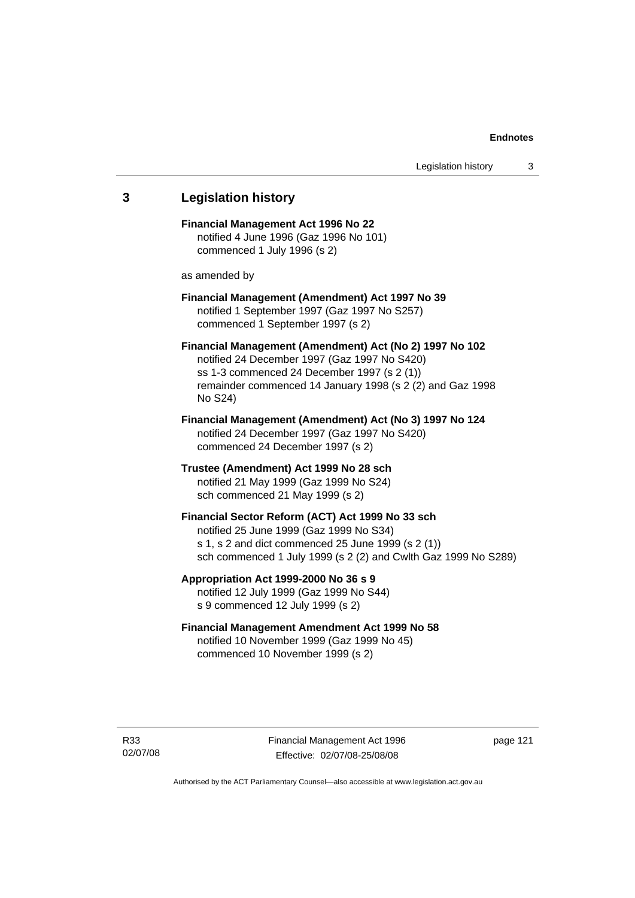## 3 Legislation history

**Financial Management Act 1996 No 22**
notified 4 June 1996 (Gaz 1996 No 101)
commenced 1 July 1996 (s 2)

as amended by

**Financial Management (Amendment) Act 1997 No 39**
notified 1 September 1997 (Gaz 1997 No S257)
commenced 1 September 1997 (s 2)

**Financial Management (Amendment) Act (No 2) 1997 No 102**
notified 24 December 1997 (Gaz 1997 No S420)
ss 1-3 commenced 24 December 1997 (s 2 (1))
remainder commenced 14 January 1998 (s 2 (2) and Gaz 1998 No S24)

**Financial Management (Amendment) Act (No 3) 1997 No 124**
notified 24 December 1997 (Gaz 1997 No S420)
commenced 24 December 1997 (s 2)

**Trustee (Amendment) Act 1999 No 28 sch**
notified 21 May 1999 (Gaz 1999 No S24)
sch commenced 21 May 1999 (s 2)

**Financial Sector Reform (ACT) Act 1999 No 33 sch**
notified 25 June 1999 (Gaz 1999 No S34)
s 1, s 2 and dict commenced 25 June 1999 (s 2 (1))
sch commenced 1 July 1999 (s 2 (2) and Cwlth Gaz 1999 No S289)

**Appropriation Act 1999-2000 No 36 s 9**
notified 12 July 1999 (Gaz 1999 No S44)
s 9 commenced 12 July 1999 (s 2)

**Financial Management Amendment Act 1999 No 58**
notified 10 November 1999 (Gaz 1999 No 45)
commenced 10 November 1999 (s 2)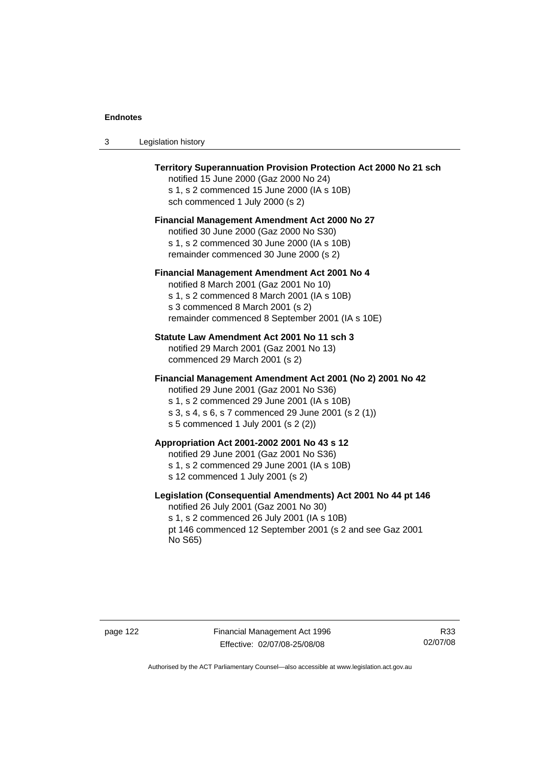**Territory Superannuation Provision Protection Act 2000 No 21 sch**
notified 15 June 2000 (Gaz 2000 No 24)
s 1, s 2 commenced 15 June 2000 (IA s 10B)
sch commenced 1 July 2000 (s 2)

**Financial Management Amendment Act 2000 No 27**
notified 30 June 2000 (Gaz 2000 No S30)
s 1, s 2 commenced 30 June 2000 (IA s 10B)
remainder commenced 30 June 2000 (s 2)

**Financial Management Amendment Act 2001 No 4**
notified 8 March 2001 (Gaz 2001 No 10)
s 1, s 2 commenced 8 March 2001 (IA s 10B)
s 3 commenced 8 March 2001 (s 2)
remainder commenced 8 September 2001 (IA s 10E)

**Statute Law Amendment Act 2001 No 11 sch 3**
notified 29 March 2001 (Gaz 2001 No 13)
commenced 29 March 2001 (s 2)

**Financial Management Amendment Act 2001 (No 2) 2001 No 42**
notified 29 June 2001 (Gaz 2001 No S36)
s 1, s 2 commenced 29 June 2001 (IA s 10B)
s 3, s 4, s 6, s 7 commenced 29 June 2001 (s 2 (1))
s 5 commenced 1 July 2001 (s 2 (2))

**Appropriation Act 2001-2002 2001 No 43 s 12**
notified 29 June 2001 (Gaz 2001 No S36)
s 1, s 2 commenced 29 June 2001 (IA s 10B)
s 12 commenced 1 July 2001 (s 2)

**Legislation (Consequential Amendments) Act 2001 No 44 pt 146**
notified 26 July 2001 (Gaz 2001 No 30)
s 1, s 2 commenced 26 July 2001 (IA s 10B)
pt 146 commenced 12 September 2001 (s 2 and see Gaz 2001 No S65)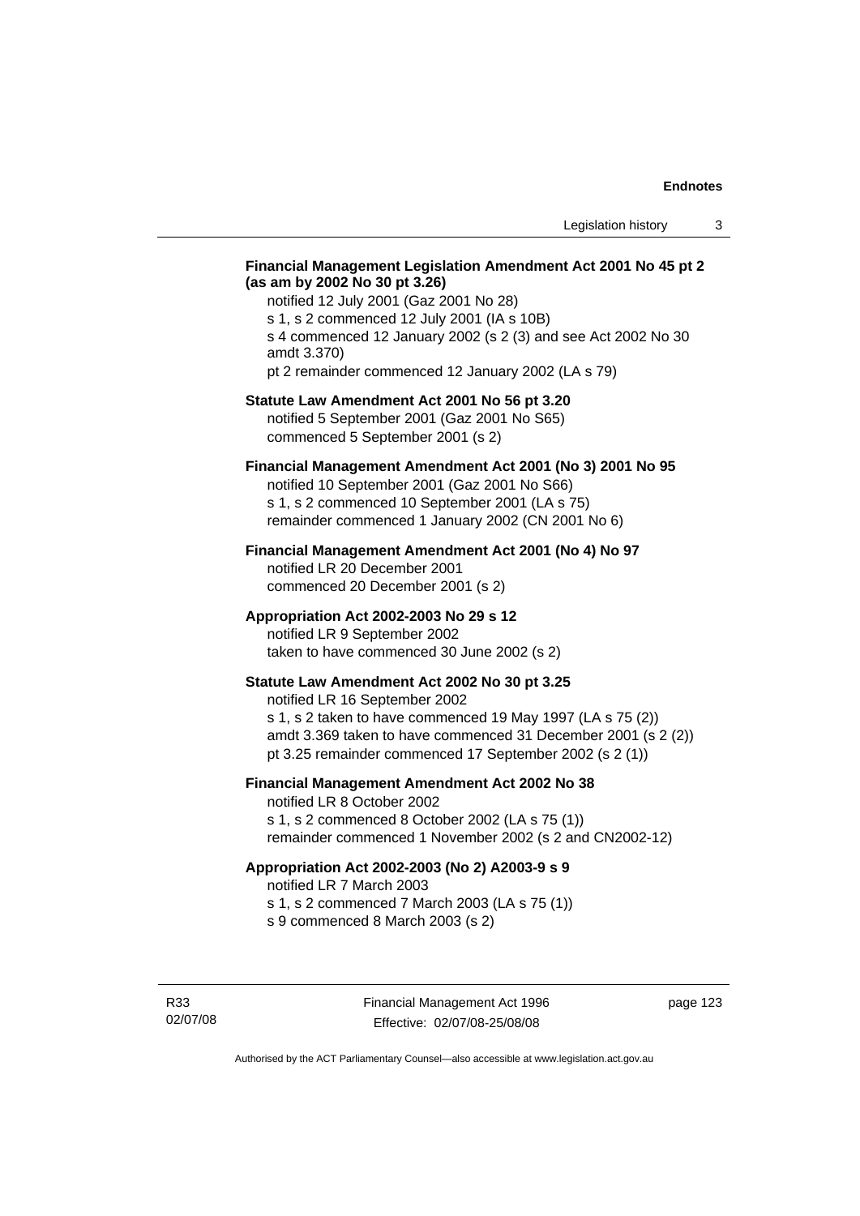**Financial Management Legislation Amendment Act 2001 No 45 pt 2 (as am by 2002 No 30 pt 3.26)**

notified 12 July 2001 (Gaz 2001 No 28)
s 1, s 2 commenced 12 July 2001 (IA s 10B)
s 4 commenced 12 January 2002 (s 2 (3) and see Act 2002 No 30 amdt 3.370)
pt 2 remainder commenced 12 January 2002 (LA s 79)

**Statute Law Amendment Act 2001 No 56 pt 3.20**

notified 5 September 2001 (Gaz 2001 No S65)
commenced 5 September 2001 (s 2)

**Financial Management Amendment Act 2001 (No 3) 2001 No 95**

notified 10 September 2001 (Gaz 2001 No S66)
s 1, s 2 commenced 10 September 2001 (LA s 75)
remainder commenced 1 January 2002 (CN 2001 No 6)

**Financial Management Amendment Act 2001 (No 4) No 97**

notified LR 20 December 2001
commenced 20 December 2001 (s 2)

**Appropriation Act 2002-2003 No 29 s 12**

notified LR 9 September 2002
taken to have commenced 30 June 2002 (s 2)

**Statute Law Amendment Act 2002 No 30 pt 3.25**

notified LR 16 September 2002
s 1, s 2 taken to have commenced 19 May 1997 (LA s 75 (2))
amdt 3.369 taken to have commenced 31 December 2001 (s 2 (2))
pt 3.25 remainder commenced 17 September 2002 (s 2 (1))

**Financial Management Amendment Act 2002 No 38**

notified LR 8 October 2002
s 1, s 2 commenced 8 October 2002 (LA s 75 (1))
remainder commenced 1 November 2002 (s 2 and CN2002-12)

**Appropriation Act 2002-2003 (No 2) A2003-9 s 9**

notified LR 7 March 2003
s 1, s 2 commenced 7 March 2003 (LA s 75 (1))
s 9 commenced 8 March 2003 (s 2)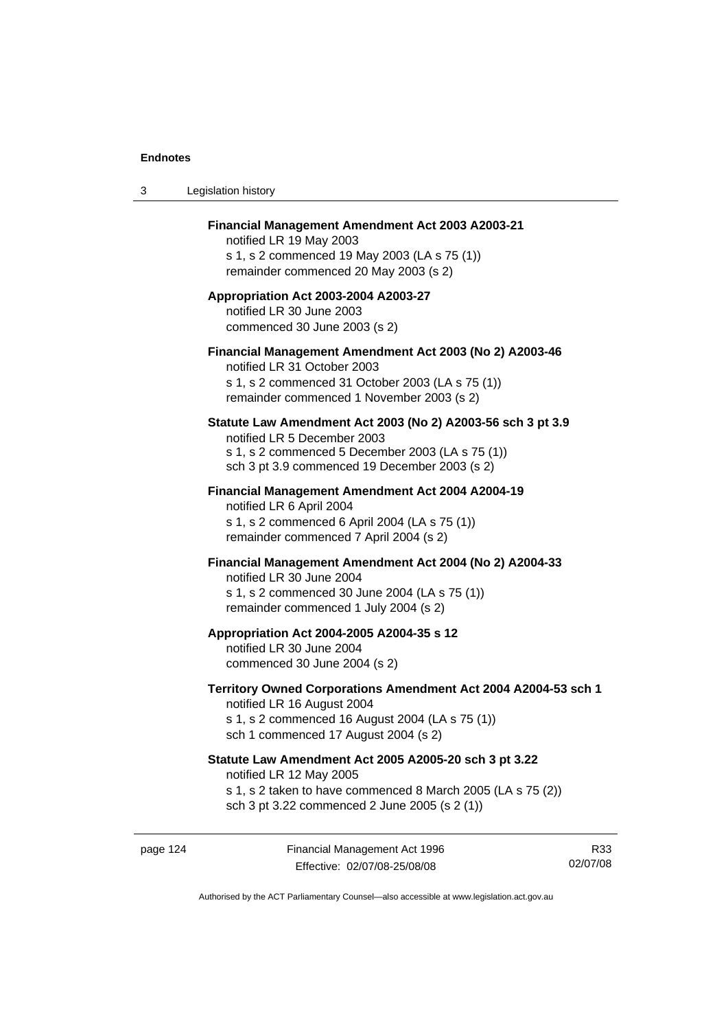**Financial Management Amendment Act 2003 A2003-21**
notified LR 19 May 2003
s 1, s 2 commenced 19 May 2003 (LA s 75 (1))
remainder commenced 20 May 2003 (s 2)

**Appropriation Act 2003-2004 A2003-27**
notified LR 30 June 2003
commenced 30 June 2003 (s 2)

**Financial Management Amendment Act 2003 (No 2) A2003-46**
notified LR 31 October 2003
s 1, s 2 commenced 31 October 2003 (LA s 75 (1))
remainder commenced 1 November 2003 (s 2)

**Statute Law Amendment Act 2003 (No 2) A2003-56 sch 3 pt 3.9**
notified LR 5 December 2003
s 1, s 2 commenced 5 December 2003 (LA s 75 (1))
sch 3 pt 3.9 commenced 19 December 2003 (s 2)

**Financial Management Amendment Act 2004 A2004-19**
notified LR 6 April 2004
s 1, s 2 commenced 6 April 2004 (LA s 75 (1))
remainder commenced 7 April 2004 (s 2)

**Financial Management Amendment Act 2004 (No 2) A2004-33**
notified LR 30 June 2004
s 1, s 2 commenced 30 June 2004 (LA s 75 (1))
remainder commenced 1 July 2004 (s 2)

**Appropriation Act 2004-2005 A2004-35 s 12**
notified LR 30 June 2004
commenced 30 June 2004 (s 2)

**Territory Owned Corporations Amendment Act 2004 A2004-53 sch 1**
notified LR 16 August 2004
s 1, s 2 commenced 16 August 2004 (LA s 75 (1))
sch 1 commenced 17 August 2004 (s 2)

**Statute Law Amendment Act 2005 A2005-20 sch 3 pt 3.22**
notified LR 12 May 2005
s 1, s 2 taken to have commenced 8 March 2005 (LA s 75 (2))
sch 3 pt 3.22 commenced 2 June 2005 (s 2 (1))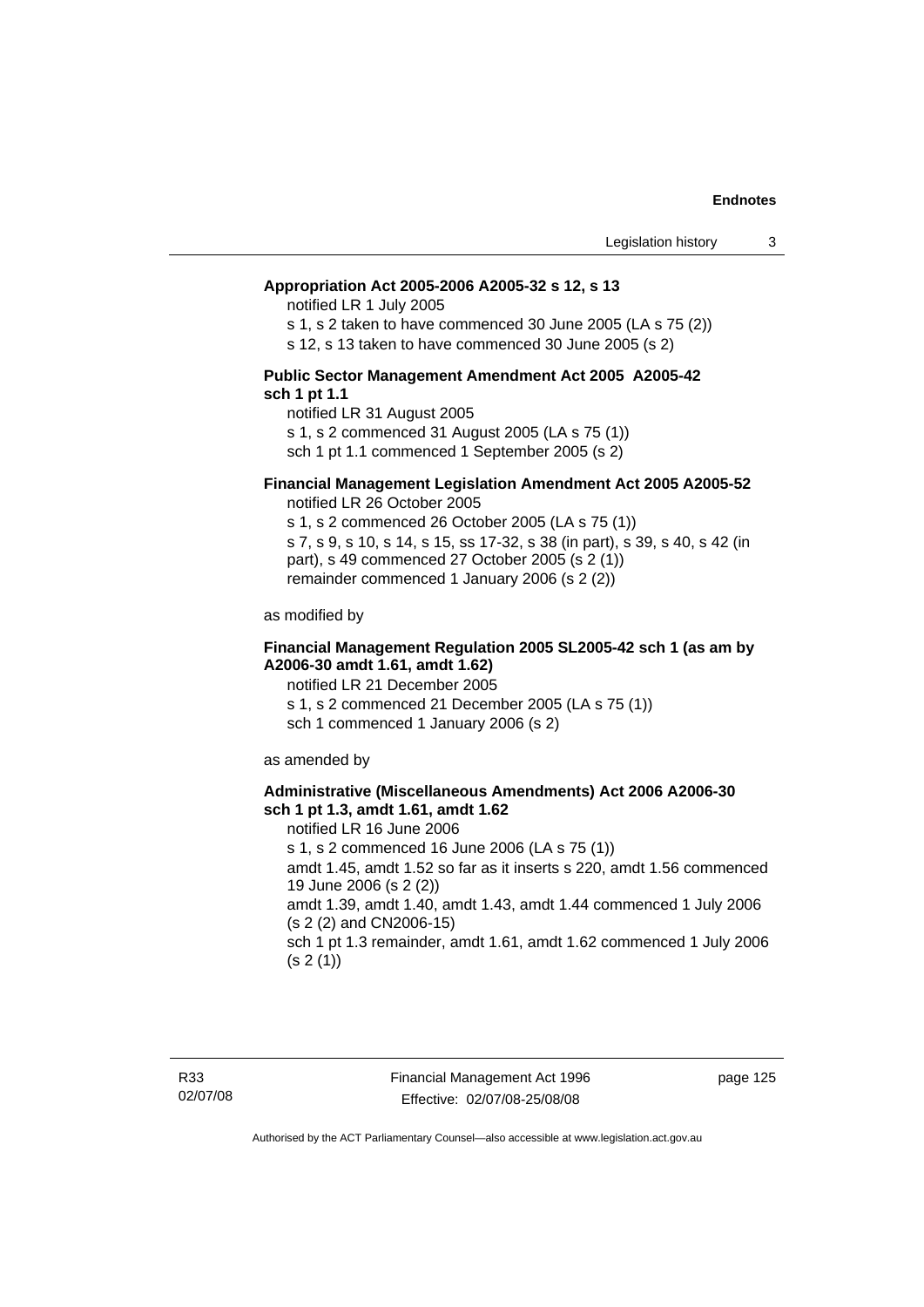**Appropriation Act 2005-2006 A2005-32 s 12, s 13**

notified LR 1 July 2005

s 1, s 2 taken to have commenced 30 June 2005 (LA s 75 (2))

s 12, s 13 taken to have commenced 30 June 2005 (s 2)

**Public Sector Management Amendment Act 2005 A2005-42 sch 1 pt 1.1**

notified LR 31 August 2005

s 1, s 2 commenced 31 August 2005 (LA s 75 (1))

sch 1 pt 1.1 commenced 1 September 2005 (s 2)

**Financial Management Legislation Amendment Act 2005 A2005-52**

notified LR 26 October 2005

s 1, s 2 commenced 26 October 2005 (LA s 75 (1))

s 7, s 9, s 10, s 14, s 15, ss 17-32, s 38 (in part), s 39, s 40, s 42 (in part), s 49 commenced 27 October 2005 (s 2 (1))

remainder commenced 1 January 2006 (s 2 (2))

as modified by

**Financial Management Regulation 2005 SL2005-42 sch 1 (as am by A2006-30 amdt 1.61, amdt 1.62)**

notified LR 21 December 2005

s 1, s 2 commenced 21 December 2005 (LA s 75 (1))

sch 1 commenced 1 January 2006 (s 2)

as amended by

**Administrative (Miscellaneous Amendments) Act 2006 A2006-30 sch 1 pt 1.3, amdt 1.61, amdt 1.62**

notified LR 16 June 2006

s 1, s 2 commenced 16 June 2006 (LA s 75 (1))

amdt 1.45, amdt 1.52 so far as it inserts s 220, amdt 1.56 commenced 19 June 2006 (s 2 (2))

amdt 1.39, amdt 1.40, amdt 1.43, amdt 1.44 commenced 1 July 2006 (s 2 (2) and CN2006-15)

sch 1 pt 1.3 remainder, amdt 1.61, amdt 1.62 commenced 1 July 2006 (s 2 (1))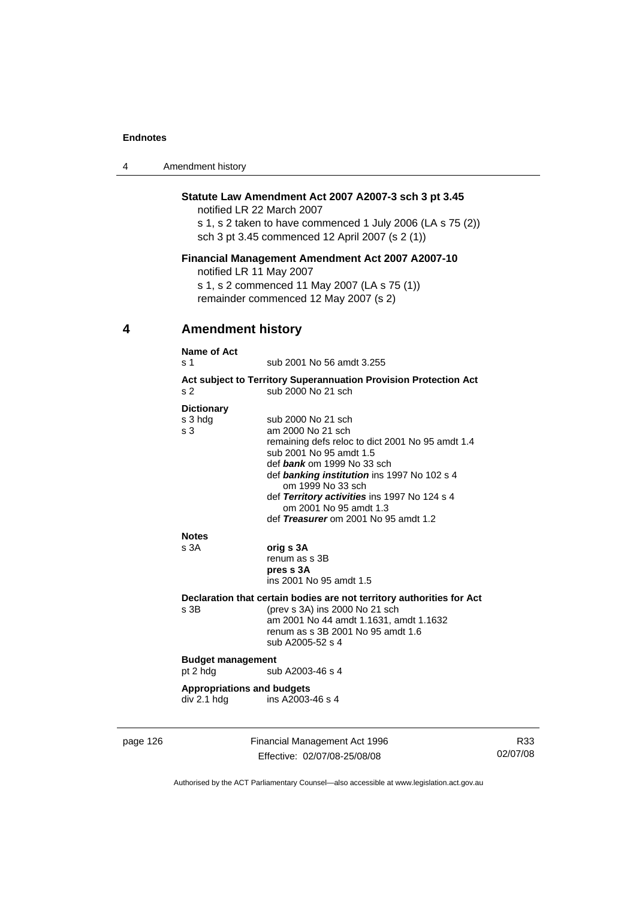**Statute Law Amendment Act 2007 A2007-3 sch 3 pt 3.45**

notified LR 22 March 2007

s 1, s 2 taken to have commenced 1 July 2006 (LA s 75 (2))

sch 3 pt 3.45 commenced 12 April 2007 (s 2 (1))

**Financial Management Amendment Act 2007 A2007-10**

notified LR 11 May 2007

s 1, s 2 commenced 11 May 2007 (LA s 75 (1))

remainder commenced 12 May 2007 (s 2)

## 4 Amendment history

**Name of Act**

s 1 sub 2001 No 56 amdt 3.255

**Act subject to Territory Superannuation Provision Protection Act**

s 2 sub 2000 No 21 sch

**Dictionary**

s 3 hdg sub 2000 No 21 sch

s 3 am 2000 No 21 sch
remaining defs reloc to dict 2001 No 95 amdt 1.4
sub 2001 No 95 amdt 1.5
def ***bank*** om 1999 No 33 sch
def ***banking institution*** ins 1997 No 102 s 4
om 1999 No 33 sch
def ***Territory activities*** ins 1997 No 124 s 4
om 2001 No 95 amdt 1.3
def ***Treasurer*** om 2001 No 95 amdt 1.2

**Notes**

s 3A **orig s 3A**
renum as s 3B
**pres s 3A**
ins 2001 No 95 amdt 1.5

**Declaration that certain bodies are not territory authorities for Act**

s 3B (prev s 3A) ins 2000 No 21 sch
am 2001 No 44 amdt 1.1631, amdt 1.1632
renum as s 3B 2001 No 95 amdt 1.6
sub A2005-52 s 4

**Budget management**

pt 2 hdg sub A2003-46 s 4

**Appropriations and budgets**

div 2.1 hdg ins A2003-46 s 4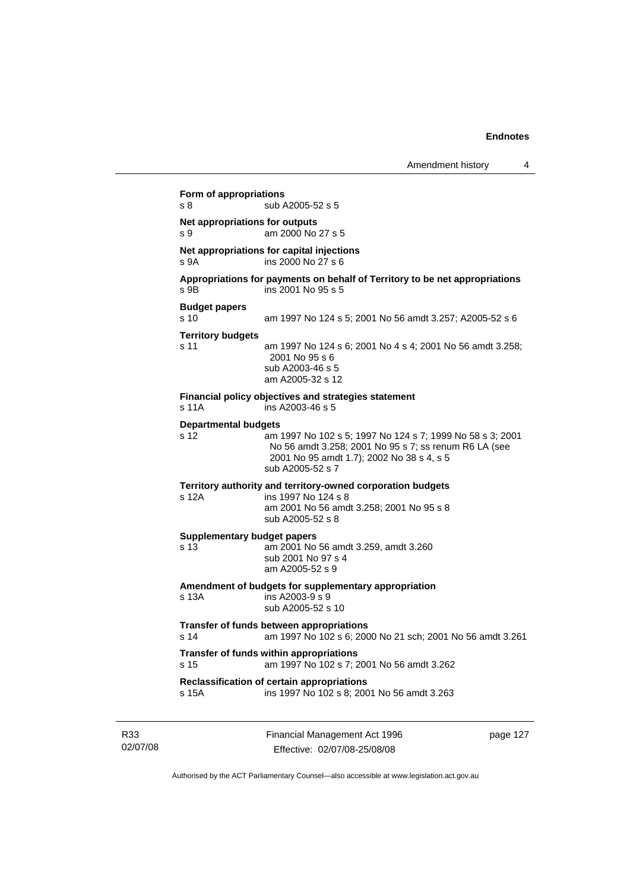**Form of appropriations**

s 8 sub A2005-52 s 5

**Net appropriations for outputs**

s 9 am 2000 No 27 s 5

**Net appropriations for capital injections**

s 9A ins 2000 No 27 s 6

**Appropriations for payments on behalf of Territory to be net appropriations**

s 9B ins 2001 No 95 s 5

**Budget papers**

s 10 am 1997 No 124 s 5; 2001 No 56 amdt 3.257; A2005-52 s 6

**Territory budgets**

s 11 am 1997 No 124 s 6; 2001 No 4 s 4; 2001 No 56 amdt 3.258; 2001 No 95 s 6
sub A2003-46 s 5
am A2005-32 s 12

**Financial policy objectives and strategies statement**

s 11A ins A2003-46 s 5

**Departmental budgets**

s 12 am 1997 No 102 s 5; 1997 No 124 s 7; 1999 No 58 s 3; 2001 No 56 amdt 3.258; 2001 No 95 s 7; ss renum R6 LA (see 2001 No 95 amdt 1.7); 2002 No 38 s 4, s 5
sub A2005-52 s 7

**Territory authority and territory-owned corporation budgets**

s 12A ins 1997 No 124 s 8
am 2001 No 56 amdt 3.258; 2001 No 95 s 8
sub A2005-52 s 8

**Supplementary budget papers**

s 13 am 2001 No 56 amdt 3.259, amdt 3.260
sub 2001 No 97 s 4
am A2005-52 s 9

**Amendment of budgets for supplementary appropriation**

s 13A ins A2003-9 s 9
sub A2005-52 s 10

**Transfer of funds between appropriations**

s 14 am 1997 No 102 s 6; 2000 No 21 sch; 2001 No 56 amdt 3.261

**Transfer of funds within appropriations**

s 15 am 1997 No 102 s 7; 2001 No 56 amdt 3.262

**Reclassification of certain appropriations**

s 15A ins 1997 No 102 s 8; 2001 No 56 amdt 3.263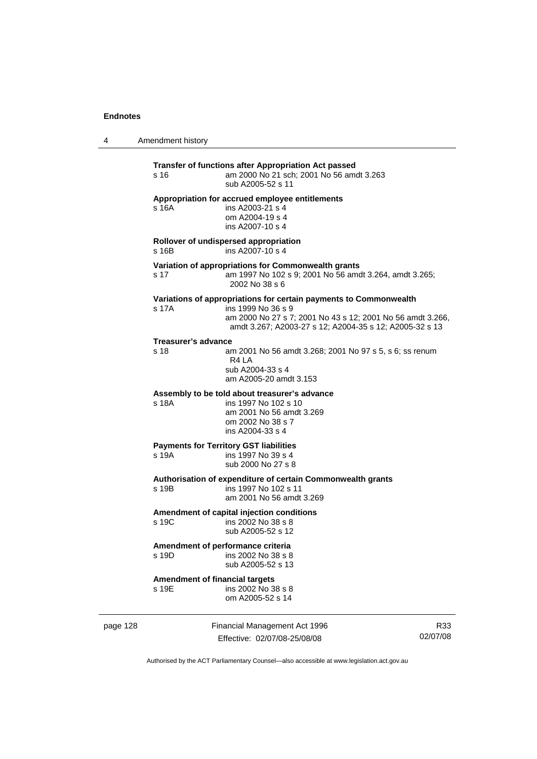**Transfer of functions after Appropriation Act passed**

s 16 — am 2000 No 21 sch; 2001 No 56 amdt 3.263
sub A2005-52 s 11

**Appropriation for accrued employee entitlements**

s 16A — ins A2003-21 s 4
om A2004-19 s 4
ins A2007-10 s 4

**Rollover of undispersed appropriation**

s 16B — ins A2007-10 s 4

**Variation of appropriations for Commonwealth grants**

s 17 — am 1997 No 102 s 9; 2001 No 56 amdt 3.264, amdt 3.265; 2002 No 38 s 6

**Variations of appropriations for certain payments to Commonwealth**

s 17A — ins 1999 No 36 s 9
am 2000 No 27 s 7; 2001 No 43 s 12; 2001 No 56 amdt 3.266, amdt 3.267; A2003-27 s 12; A2004-35 s 12; A2005-32 s 13

**Treasurer's advance**

s 18 — am 2001 No 56 amdt 3.268; 2001 No 97 s 5, s 6; ss renum R4 LA
sub A2004-33 s 4
am A2005-20 amdt 3.153

**Assembly to be told about treasurer's advance**

s 18A — ins 1997 No 102 s 10
am 2001 No 56 amdt 3.269
om 2002 No 38 s 7
ins A2004-33 s 4

**Payments for Territory GST liabilities**

s 19A — ins 1997 No 39 s 4
sub 2000 No 27 s 8

**Authorisation of expenditure of certain Commonwealth grants**

s 19B — ins 1997 No 102 s 11
am 2001 No 56 amdt 3.269

**Amendment of capital injection conditions**

s 19C — ins 2002 No 38 s 8
sub A2005-52 s 12

**Amendment of performance criteria**

s 19D — ins 2002 No 38 s 8
sub A2005-52 s 13

**Amendment of financial targets**

s 19E — ins 2002 No 38 s 8
om A2005-52 s 14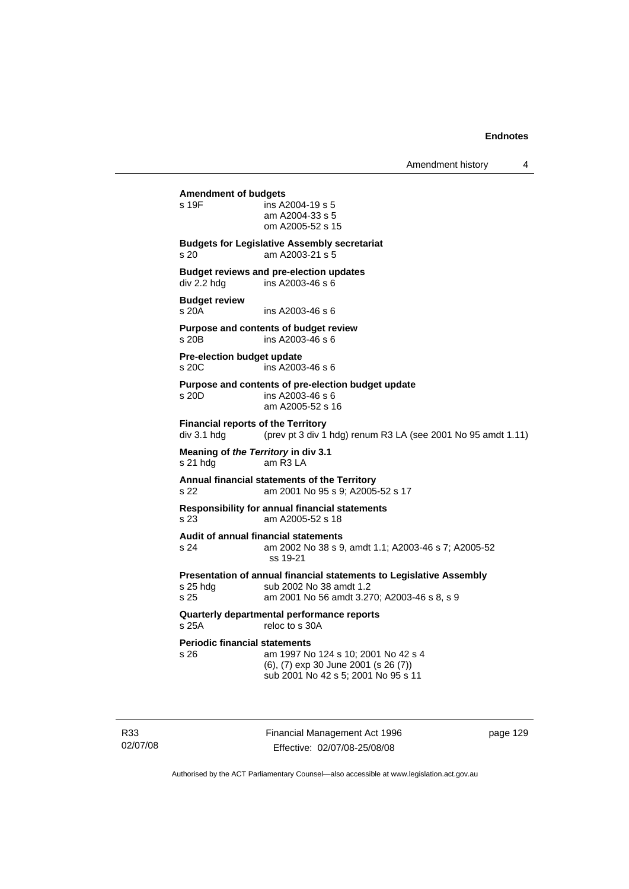**Amendment of budgets**
s 19F ins A2004-19 s 5
am A2004-33 s 5
om A2005-52 s 15

**Budgets for Legislative Assembly secretariat**
s 20 am A2003-21 s 5

**Budget reviews and pre-election updates**
div 2.2 hdg ins A2003-46 s 6

**Budget review**
s 20A ins A2003-46 s 6

**Purpose and contents of budget review**
s 20B ins A2003-46 s 6

**Pre-election budget update**
s 20C ins A2003-46 s 6

**Purpose and contents of pre-election budget update**
s 20D ins A2003-46 s 6
am A2005-52 s 16

**Financial reports of the Territory**
div 3.1 hdg (prev pt 3 div 1 hdg) renum R3 LA (see 2001 No 95 amdt 1.11)

**Meaning of *the Territory* in div 3.1**
s 21 hdg am R3 LA

**Annual financial statements of the Territory**
s 22 am 2001 No 95 s 9; A2005-52 s 17

**Responsibility for annual financial statements**
s 23 am A2005-52 s 18

**Audit of annual financial statements**
s 24 am 2002 No 38 s 9, amdt 1.1; A2003-46 s 7; A2005-52 ss 19-21

**Presentation of annual financial statements to Legislative Assembly**
s 25 hdg sub 2002 No 38 amdt 1.2
s 25 am 2001 No 56 amdt 3.270; A2003-46 s 8, s 9

**Quarterly departmental performance reports**
s 25A reloc to s 30A

**Periodic financial statements**
s 26 am 1997 No 124 s 10; 2001 No 42 s 4
(6), (7) exp 30 June 2001 (s 26 (7))
sub 2001 No 42 s 5; 2001 No 95 s 11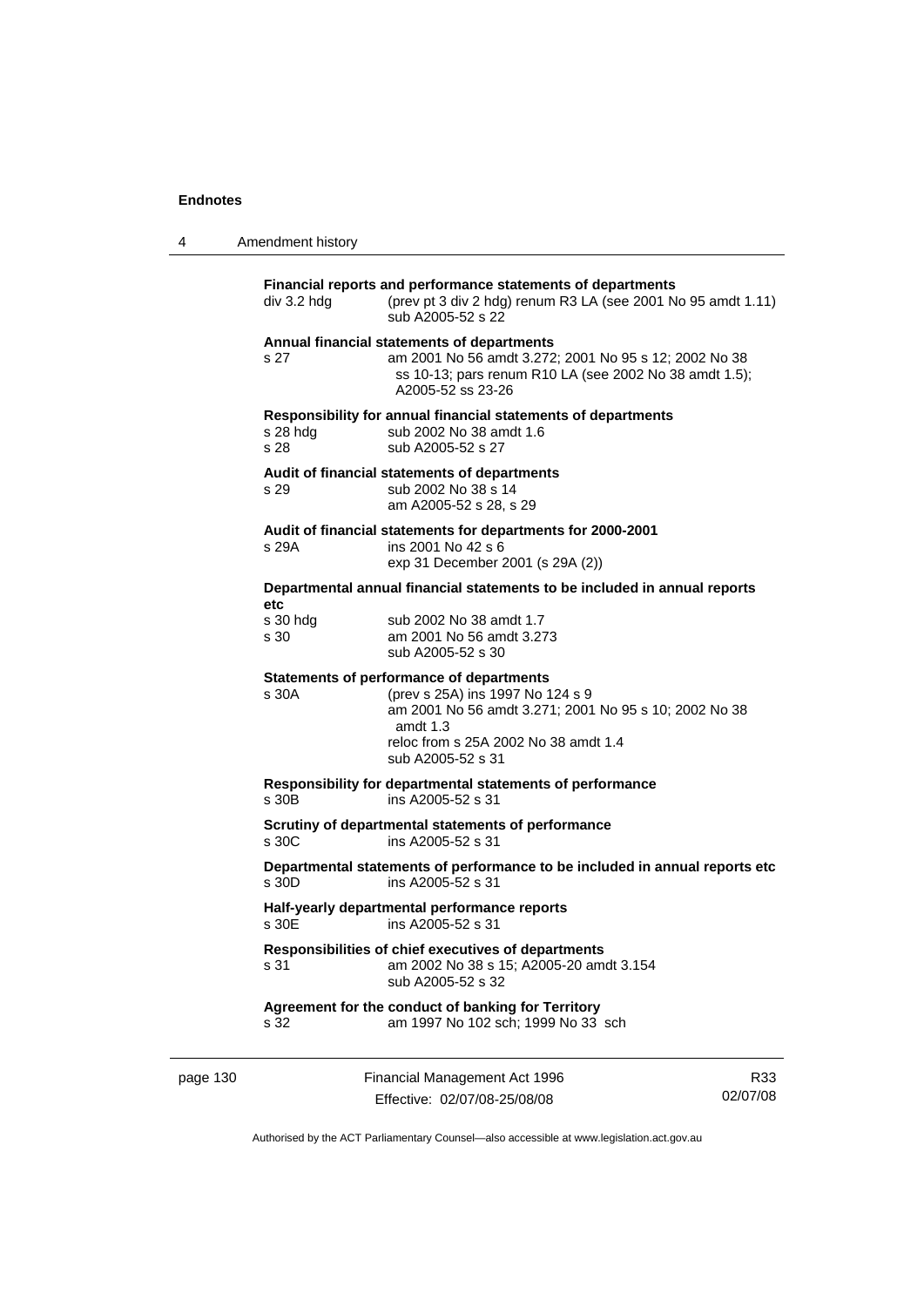**Financial reports and performance statements of departments**

div 3.2 hdg (prev pt 3 div 2 hdg) renum R3 LA (see 2001 No 95 amdt 1.11)
sub A2005-52 s 22

**Annual financial statements of departments**

s 27 am 2001 No 56 amdt 3.272; 2001 No 95 s 12; 2002 No 38 ss 10-13; pars renum R10 LA (see 2002 No 38 amdt 1.5); A2005-52 ss 23-26

**Responsibility for annual financial statements of departments**

s 28 hdg sub 2002 No 38 amdt 1.6
s 28 sub A2005-52 s 27

**Audit of financial statements of departments**

s 29 sub 2002 No 38 s 14
am A2005-52 s 28, s 29

**Audit of financial statements for departments for 2000-2001**

s 29A ins 2001 No 42 s 6
exp 31 December 2001 (s 29A (2))

**Departmental annual financial statements to be included in annual reports etc**

s 30 hdg sub 2002 No 38 amdt 1.7
s 30 am 2001 No 56 amdt 3.273
sub A2005-52 s 30

**Statements of performance of departments**

s 30A (prev s 25A) ins 1997 No 124 s 9
am 2001 No 56 amdt 3.271; 2001 No 95 s 10; 2002 No 38 amdt 1.3
reloc from s 25A 2002 No 38 amdt 1.4
sub A2005-52 s 31

**Responsibility for departmental statements of performance**

s 30B ins A2005-52 s 31

**Scrutiny of departmental statements of performance**

s 30C ins A2005-52 s 31

**Departmental statements of performance to be included in annual reports etc**

s 30D ins A2005-52 s 31

**Half-yearly departmental performance reports**

s 30E ins A2005-52 s 31

**Responsibilities of chief executives of departments**

s 31 am 2002 No 38 s 15; A2005-20 amdt 3.154
sub A2005-52 s 32

**Agreement for the conduct of banking for Territory**

s 32 am 1997 No 102 sch; 1999 No 33 sch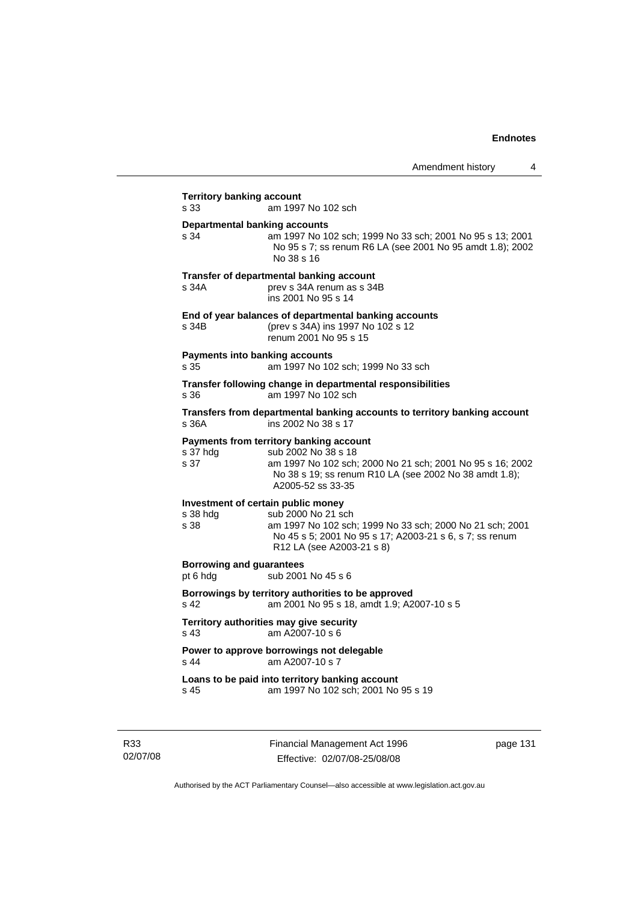**Territory banking account**

s 33 am 1997 No 102 sch

**Departmental banking accounts**

s 34 am 1997 No 102 sch; 1999 No 33 sch; 2001 No 95 s 13; 2001 No 95 s 7; ss renum R6 LA (see 2001 No 95 amdt 1.8); 2002 No 38 s 16

**Transfer of departmental banking account**

s 34A prev s 34A renum as s 34B
ins 2001 No 95 s 14

**End of year balances of departmental banking accounts**

s 34B (prev s 34A) ins 1997 No 102 s 12
renum 2001 No 95 s 15

**Payments into banking accounts**

s 35 am 1997 No 102 sch; 1999 No 33 sch

**Transfer following change in departmental responsibilities**

s 36 am 1997 No 102 sch

**Transfers from departmental banking accounts to territory banking account**

s 36A ins 2002 No 38 s 17

**Payments from territory banking account**

s 37 hdg sub 2002 No 38 s 18
s 37 am 1997 No 102 sch; 2000 No 21 sch; 2001 No 95 s 16; 2002 No 38 s 19; ss renum R10 LA (see 2002 No 38 amdt 1.8); A2005-52 ss 33-35

**Investment of certain public money**

s 38 hdg sub 2000 No 21 sch
s 38 am 1997 No 102 sch; 1999 No 33 sch; 2000 No 21 sch; 2001 No 45 s 5; 2001 No 95 s 17; A2003-21 s 6, s 7; ss renum R12 LA (see A2003-21 s 8)

**Borrowing and guarantees**

pt 6 hdg sub 2001 No 45 s 6

**Borrowings by territory authorities to be approved**

s 42 am 2001 No 95 s 18, amdt 1.9; A2007-10 s 5

**Territory authorities may give security**

s 43 am A2007-10 s 6

**Power to approve borrowings not delegable**

s 44 am A2007-10 s 7

**Loans to be paid into territory banking account**

s 45 am 1997 No 102 sch; 2001 No 95 s 19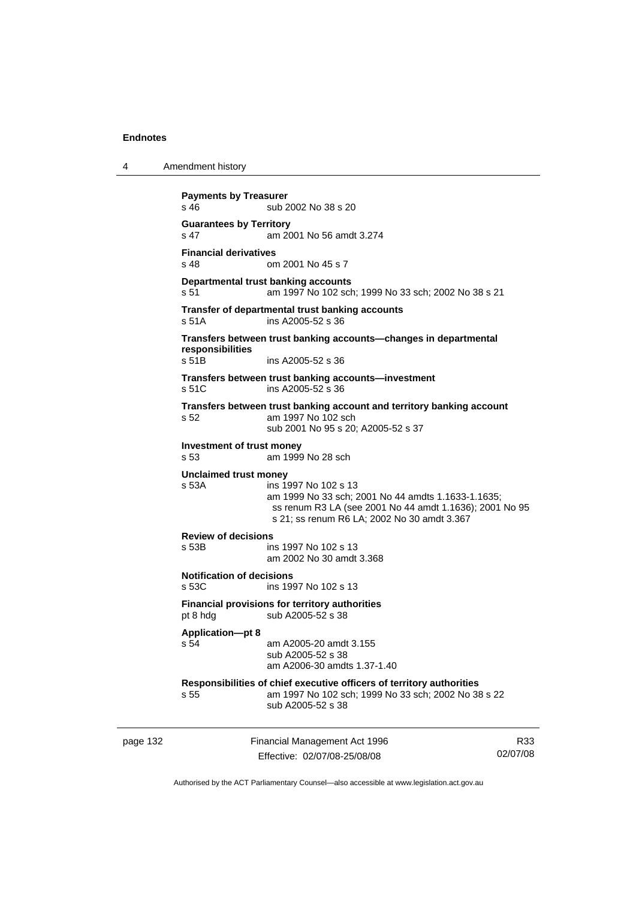**Payments by Treasurer**
s 46 sub 2002 No 38 s 20

**Guarantees by Territory**
s 47 am 2001 No 56 amdt 3.274

**Financial derivatives**
s 48 om 2001 No 45 s 7

**Departmental trust banking accounts**
s 51 am 1997 No 102 sch; 1999 No 33 sch; 2002 No 38 s 21

**Transfer of departmental trust banking accounts**
s 51A ins A2005-52 s 36

**Transfers between trust banking accounts—changes in departmental responsibilities**
s 51B ins A2005-52 s 36

**Transfers between trust banking accounts—investment**
s 51C ins A2005-52 s 36

**Transfers between trust banking account and territory banking account**
s 52 am 1997 No 102 sch
sub 2001 No 95 s 20; A2005-52 s 37

**Investment of trust money**
s 53 am 1999 No 28 sch

**Unclaimed trust money**
s 53A ins 1997 No 102 s 13
am 1999 No 33 sch; 2001 No 44 amdts 1.1633-1.1635;
ss renum R3 LA (see 2001 No 44 amdt 1.1636); 2001 No 95 s 21; ss renum R6 LA; 2002 No 30 amdt 3.367

**Review of decisions**
s 53B ins 1997 No 102 s 13
am 2002 No 30 amdt 3.368

**Notification of decisions**
s 53C ins 1997 No 102 s 13

**Financial provisions for territory authorities**
pt 8 hdg sub A2005-52 s 38

**Application—pt 8**
s 54 am A2005-20 amdt 3.155
sub A2005-52 s 38
am A2006-30 amdts 1.37-1.40

**Responsibilities of chief executive officers of territory authorities**
s 55 am 1997 No 102 sch; 1999 No 33 sch; 2002 No 38 s 22
sub A2005-52 s 38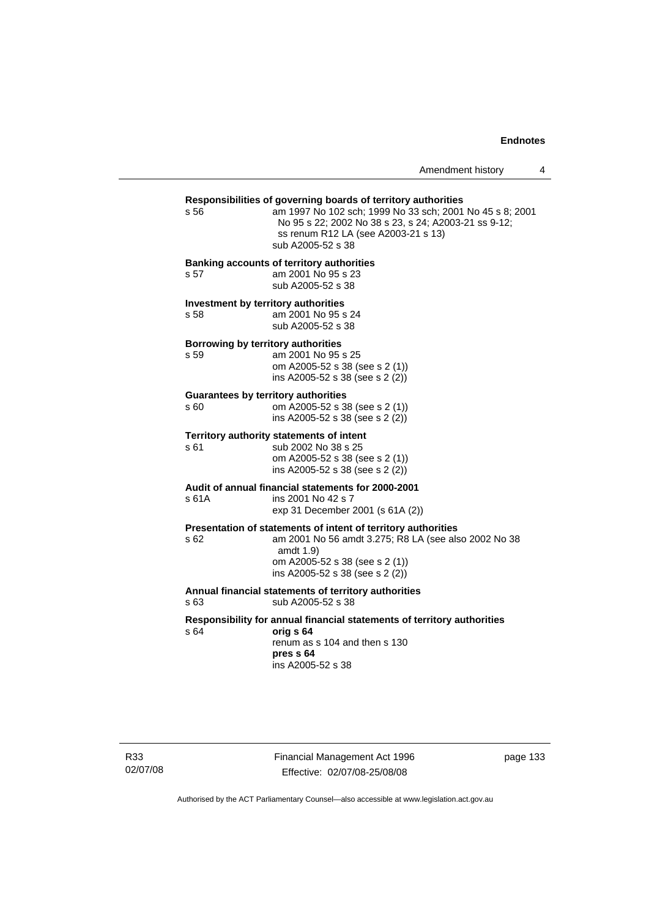**Responsibilities of governing boards of territory authorities**

s 56 am 1997 No 102 sch; 1999 No 33 sch; 2001 No 45 s 8; 2001 No 95 s 22; 2002 No 38 s 23, s 24; A2003-21 ss 9-12; ss renum R12 LA (see A2003-21 s 13)
sub A2005-52 s 38

**Banking accounts of territory authorities**

s 57 am 2001 No 95 s 23
sub A2005-52 s 38

**Investment by territory authorities**

s 58 am 2001 No 95 s 24
sub A2005-52 s 38

**Borrowing by territory authorities**

s 59 am 2001 No 95 s 25
om A2005-52 s 38 (see s 2 (1))
ins A2005-52 s 38 (see s 2 (2))

**Guarantees by territory authorities**

s 60 om A2005-52 s 38 (see s 2 (1))
ins A2005-52 s 38 (see s 2 (2))

**Territory authority statements of intent**

s 61 sub 2002 No 38 s 25
om A2005-52 s 38 (see s 2 (1))
ins A2005-52 s 38 (see s 2 (2))

**Audit of annual financial statements for 2000-2001**

s 61A ins 2001 No 42 s 7
exp 31 December 2001 (s 61A (2))

**Presentation of statements of intent of territory authorities**

s 62 am 2001 No 56 amdt 3.275; R8 LA (see also 2002 No 38 amdt 1.9)
om A2005-52 s 38 (see s 2 (1))
ins A2005-52 s 38 (see s 2 (2))

**Annual financial statements of territory authorities**

s 63 sub A2005-52 s 38

**Responsibility for annual financial statements of territory authorities**

s 64 **orig s 64**
renum as s 104 and then s 130
**pres s 64**
ins A2005-52 s 38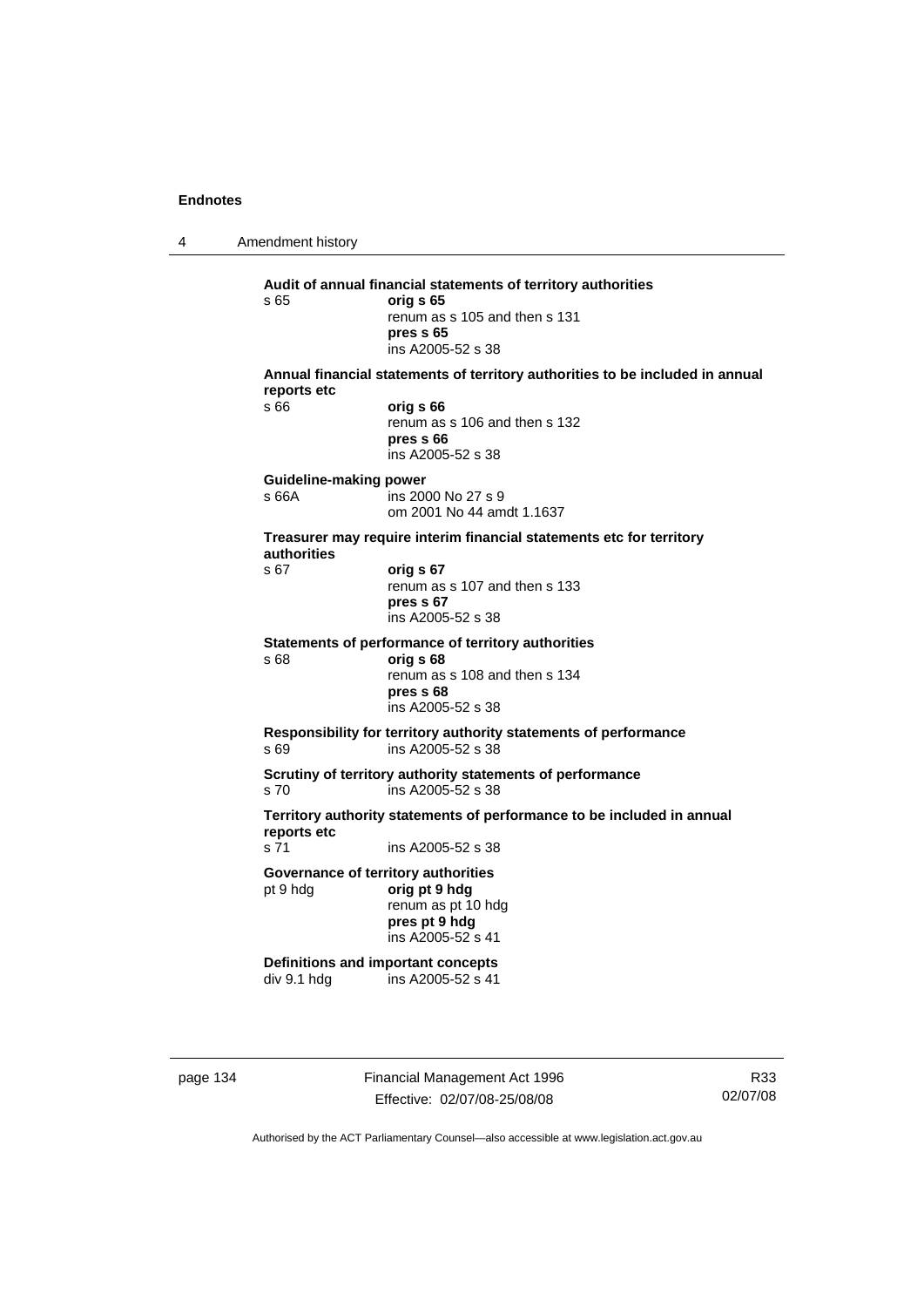**Audit of annual financial statements of territory authorities**

s 65 — **orig s 65**
renum as s 105 and then s 131
**pres s 65**
ins A2005-52 s 38

**Annual financial statements of territory authorities to be included in annual reports etc**

s 66 — **orig s 66**
renum as s 106 and then s 132
**pres s 66**
ins A2005-52 s 38

**Guideline-making power**

s 66A — ins 2000 No 27 s 9
om 2001 No 44 amdt 1.1637

**Treasurer may require interim financial statements etc for territory authorities**

s 67 — **orig s 67**
renum as s 107 and then s 133
**pres s 67**
ins A2005-52 s 38

**Statements of performance of territory authorities**

s 68 — **orig s 68**
renum as s 108 and then s 134
**pres s 68**
ins A2005-52 s 38

**Responsibility for territory authority statements of performance**

s 69 — ins A2005-52 s 38

**Scrutiny of territory authority statements of performance**

s 70 — ins A2005-52 s 38

**Territory authority statements of performance to be included in annual reports etc**

s 71 — ins A2005-52 s 38

**Governance of territory authorities**

pt 9 hdg — **orig pt 9 hdg**
renum as pt 10 hdg
**pres pt 9 hdg**
ins A2005-52 s 41

**Definitions and important concepts**

div 9.1 hdg — ins A2005-52 s 41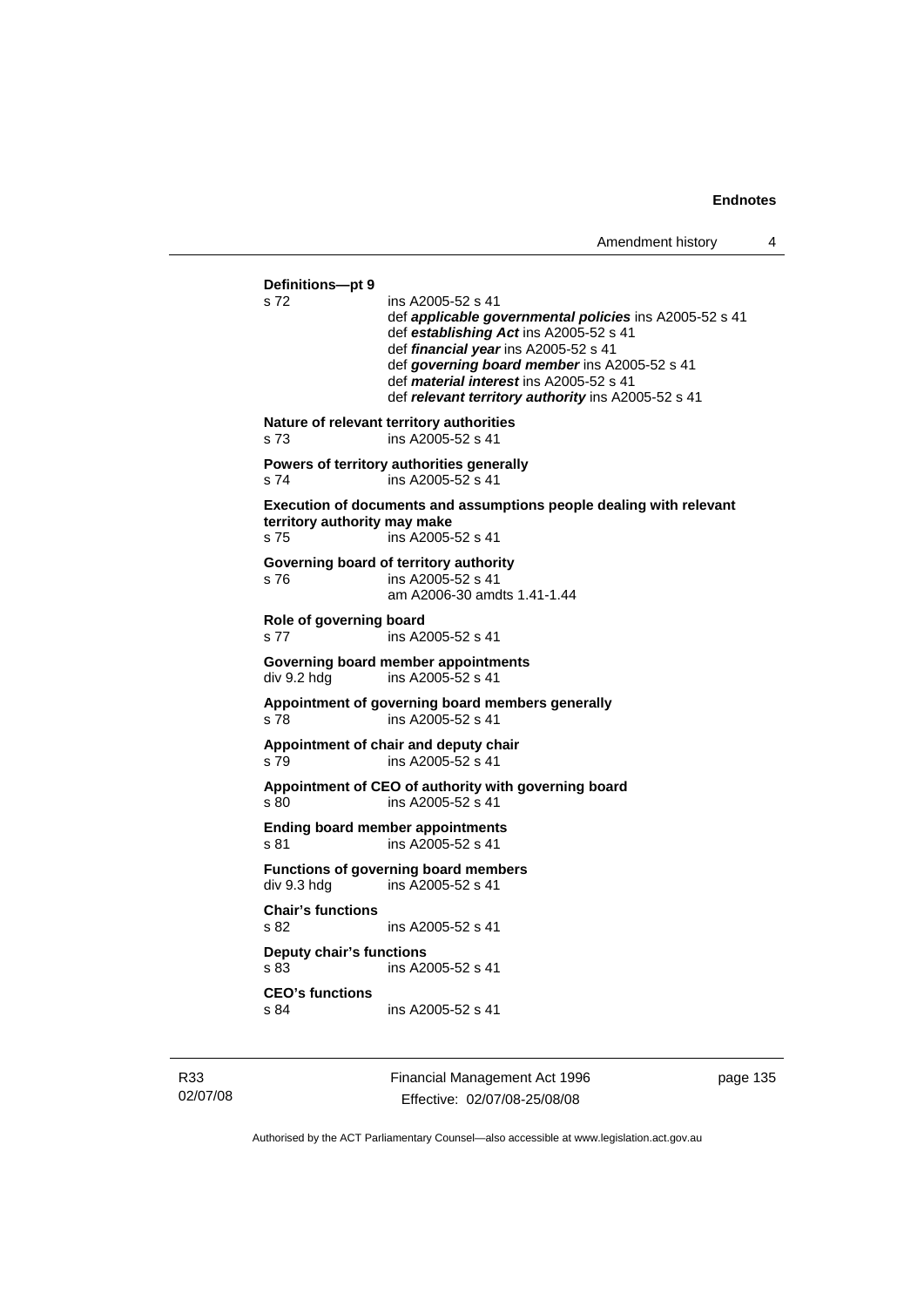**Definitions—pt 9**

s 72 ins A2005-52 s 41
def ***applicable governmental policies*** ins A2005-52 s 41
def ***establishing Act*** ins A2005-52 s 41
def ***financial year*** ins A2005-52 s 41
def ***governing board member*** ins A2005-52 s 41
def ***material interest*** ins A2005-52 s 41
def ***relevant territory authority*** ins A2005-52 s 41

**Nature of relevant territory authorities**

s 73 ins A2005-52 s 41

**Powers of territory authorities generally**

s 74 ins A2005-52 s 41

**Execution of documents and assumptions people dealing with relevant territory authority may make**

s 75 ins A2005-52 s 41

**Governing board of territory authority**

s 76 ins A2005-52 s 41
am A2006-30 amdts 1.41-1.44

**Role of governing board**

s 77 ins A2005-52 s 41

**Governing board member appointments**

div 9.2 hdg ins A2005-52 s 41

**Appointment of governing board members generally**

s 78 ins A2005-52 s 41

**Appointment of chair and deputy chair**

s 79 ins A2005-52 s 41

**Appointment of CEO of authority with governing board**

s 80 ins A2005-52 s 41

**Ending board member appointments**

s 81 ins A2005-52 s 41

**Functions of governing board members**

div 9.3 hdg ins A2005-52 s 41

**Chair's functions**

s 82 ins A2005-52 s 41

**Deputy chair's functions**

s 83 ins A2005-52 s 41

**CEO's functions**

s 84 ins A2005-52 s 41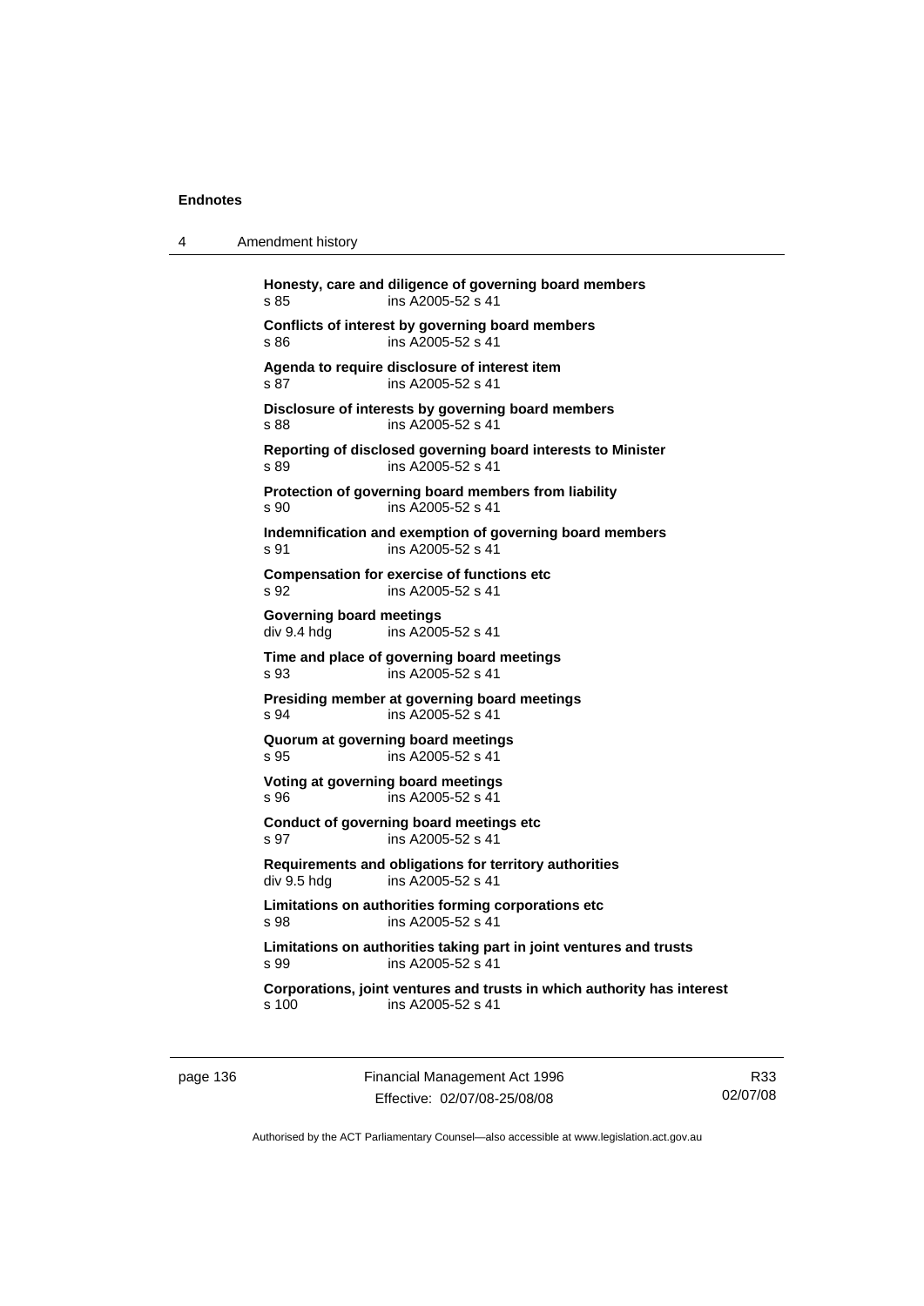**Honesty, care and diligence of governing board members**
s 85 ins A2005-52 s 41

**Conflicts of interest by governing board members**
s 86 ins A2005-52 s 41

**Agenda to require disclosure of interest item**
s 87 ins A2005-52 s 41

**Disclosure of interests by governing board members**
s 88 ins A2005-52 s 41

**Reporting of disclosed governing board interests to Minister**
s 89 ins A2005-52 s 41

**Protection of governing board members from liability**
s 90 ins A2005-52 s 41

**Indemnification and exemption of governing board members**
s 91 ins A2005-52 s 41

**Compensation for exercise of functions etc**
s 92 ins A2005-52 s 41

**Governing board meetings**
div 9.4 hdg ins A2005-52 s 41

**Time and place of governing board meetings**
s 93 ins A2005-52 s 41

**Presiding member at governing board meetings**
s 94 ins A2005-52 s 41

**Quorum at governing board meetings**
s 95 ins A2005-52 s 41

**Voting at governing board meetings**
s 96 ins A2005-52 s 41

**Conduct of governing board meetings etc**
s 97 ins A2005-52 s 41

**Requirements and obligations for territory authorities**
div 9.5 hdg ins A2005-52 s 41

**Limitations on authorities forming corporations etc**
s 98 ins A2005-52 s 41

**Limitations on authorities taking part in joint ventures and trusts**
s 99 ins A2005-52 s 41

**Corporations, joint ventures and trusts in which authority has interest**
s 100 ins A2005-52 s 41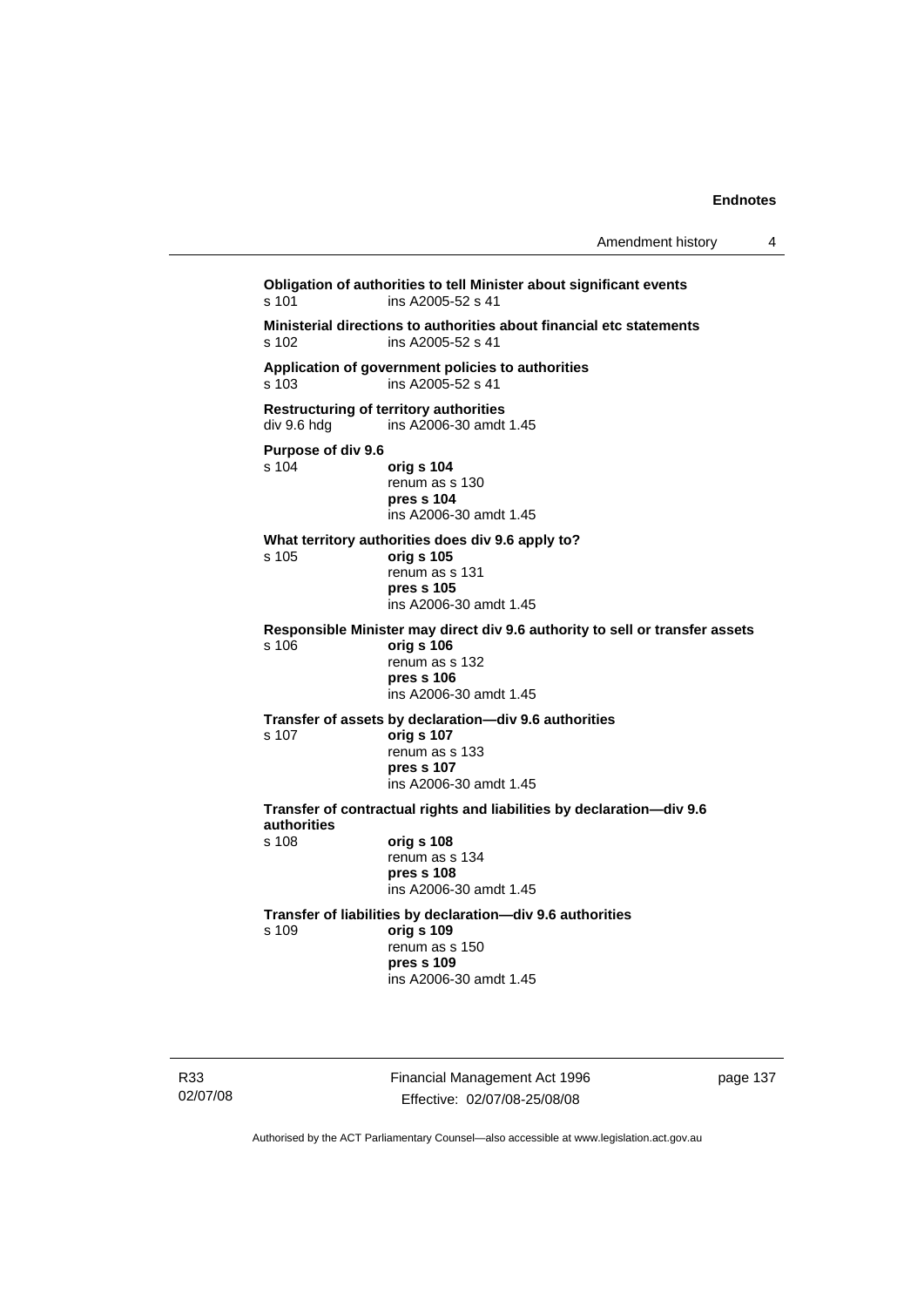**Obligation of authorities to tell Minister about significant events**
s 101 ins A2005-52 s 41

**Ministerial directions to authorities about financial etc statements**
s 102 ins A2005-52 s 41

**Application of government policies to authorities**
s 103 ins A2005-52 s 41

**Restructuring of territory authorities**
div 9.6 hdg ins A2006-30 amdt 1.45

**Purpose of div 9.6**
s 104 **orig s 104**
renum as s 130
**pres s 104**
ins A2006-30 amdt 1.45

**What territory authorities does div 9.6 apply to?**
s 105 **orig s 105**
renum as s 131
**pres s 105**
ins A2006-30 amdt 1.45

**Responsible Minister may direct div 9.6 authority to sell or transfer assets**
s 106 **orig s 106**
renum as s 132
**pres s 106**
ins A2006-30 amdt 1.45

**Transfer of assets by declaration—div 9.6 authorities**
s 107 **orig s 107**
renum as s 133
**pres s 107**
ins A2006-30 amdt 1.45

**Transfer of contractual rights and liabilities by declaration—div 9.6 authorities**
s 108 **orig s 108**
renum as s 134
**pres s 108**
ins A2006-30 amdt 1.45

**Transfer of liabilities by declaration—div 9.6 authorities**
s 109 **orig s 109**
renum as s 150
**pres s 109**
ins A2006-30 amdt 1.45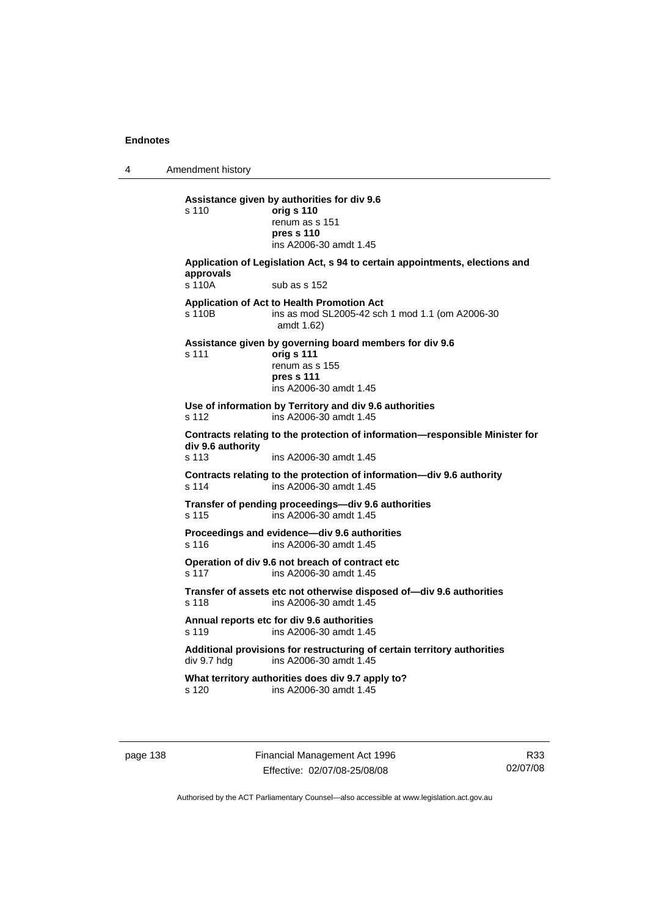**Assistance given by authorities for div 9.6**

s 110 **orig s 110**
renum as s 151
**pres s 110**
ins A2006-30 amdt 1.45

**Application of Legislation Act, s 94 to certain appointments, elections and approvals**

s 110A sub as s 152

**Application of Act to Health Promotion Act**

s 110B ins as mod SL2005-42 sch 1 mod 1.1 (om A2006-30 amdt 1.62)

**Assistance given by governing board members for div 9.6**

s 111 **orig s 111**
renum as s 155
**pres s 111**
ins A2006-30 amdt 1.45

**Use of information by Territory and div 9.6 authorities**

s 112 ins A2006-30 amdt 1.45

**Contracts relating to the protection of information—responsible Minister for div 9.6 authority**

s 113 ins A2006-30 amdt 1.45

**Contracts relating to the protection of information—div 9.6 authority**

s 114 ins A2006-30 amdt 1.45

**Transfer of pending proceedings—div 9.6 authorities**

s 115 ins A2006-30 amdt 1.45

**Proceedings and evidence—div 9.6 authorities**

s 116 ins A2006-30 amdt 1.45

**Operation of div 9.6 not breach of contract etc**

s 117 ins A2006-30 amdt 1.45

**Transfer of assets etc not otherwise disposed of—div 9.6 authorities**

s 118 ins A2006-30 amdt 1.45

**Annual reports etc for div 9.6 authorities**

s 119 ins A2006-30 amdt 1.45

**Additional provisions for restructuring of certain territory authorities**

div 9.7 hdg ins A2006-30 amdt 1.45

**What territory authorities does div 9.7 apply to?**

s 120 ins A2006-30 amdt 1.45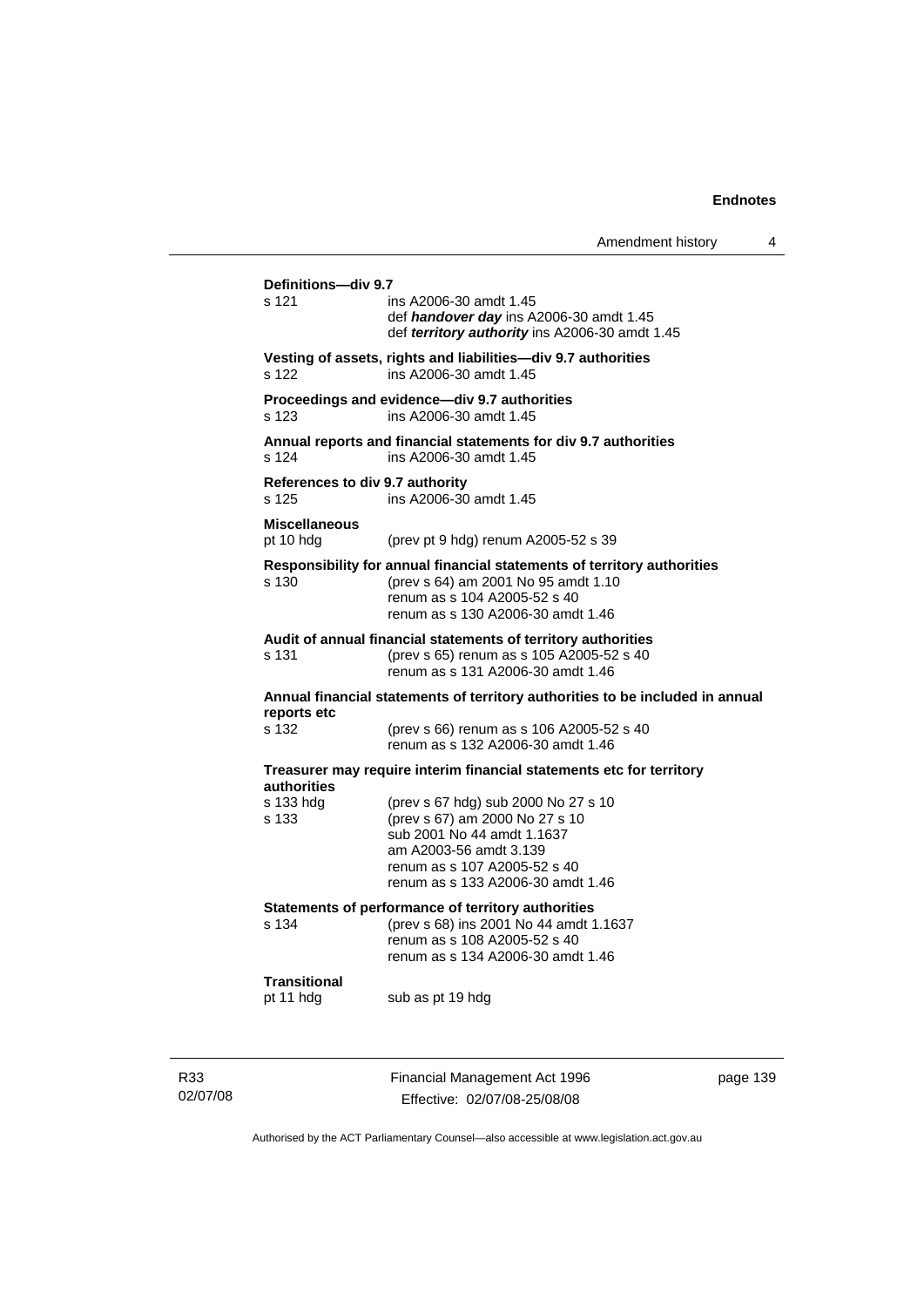**Definitions—div 9.7**

s 121 ins A2006-30 amdt 1.45
def ***handover day*** ins A2006-30 amdt 1.45
def ***territory authority*** ins A2006-30 amdt 1.45

**Vesting of assets, rights and liabilities—div 9.7 authorities**

s 122 ins A2006-30 amdt 1.45

**Proceedings and evidence—div 9.7 authorities**

s 123 ins A2006-30 amdt 1.45

**Annual reports and financial statements for div 9.7 authorities**

s 124 ins A2006-30 amdt 1.45

**References to div 9.7 authority**

s 125 ins A2006-30 amdt 1.45

**Miscellaneous**

pt 10 hdg (prev pt 9 hdg) renum A2005-52 s 39

**Responsibility for annual financial statements of territory authorities**

s 130 (prev s 64) am 2001 No 95 amdt 1.10
renum as s 104 A2005-52 s 40
renum as s 130 A2006-30 amdt 1.46

**Audit of annual financial statements of territory authorities**

s 131 (prev s 65) renum as s 105 A2005-52 s 40
renum as s 131 A2006-30 amdt 1.46

**Annual financial statements of territory authorities to be included in annual reports etc**

s 132 (prev s 66) renum as s 106 A2005-52 s 40
renum as s 132 A2006-30 amdt 1.46

**Treasurer may require interim financial statements etc for territory authorities**

s 133 hdg (prev s 67 hdg) sub 2000 No 27 s 10
s 133 (prev s 67) am 2000 No 27 s 10
sub 2001 No 44 amdt 1.1637
am A2003-56 amdt 3.139
renum as s 107 A2005-52 s 40
renum as s 133 A2006-30 amdt 1.46

**Statements of performance of territory authorities**

s 134 (prev s 68) ins 2001 No 44 amdt 1.1637
renum as s 108 A2005-52 s 40
renum as s 134 A2006-30 amdt 1.46

**Transitional**

pt 11 hdg sub as pt 19 hdg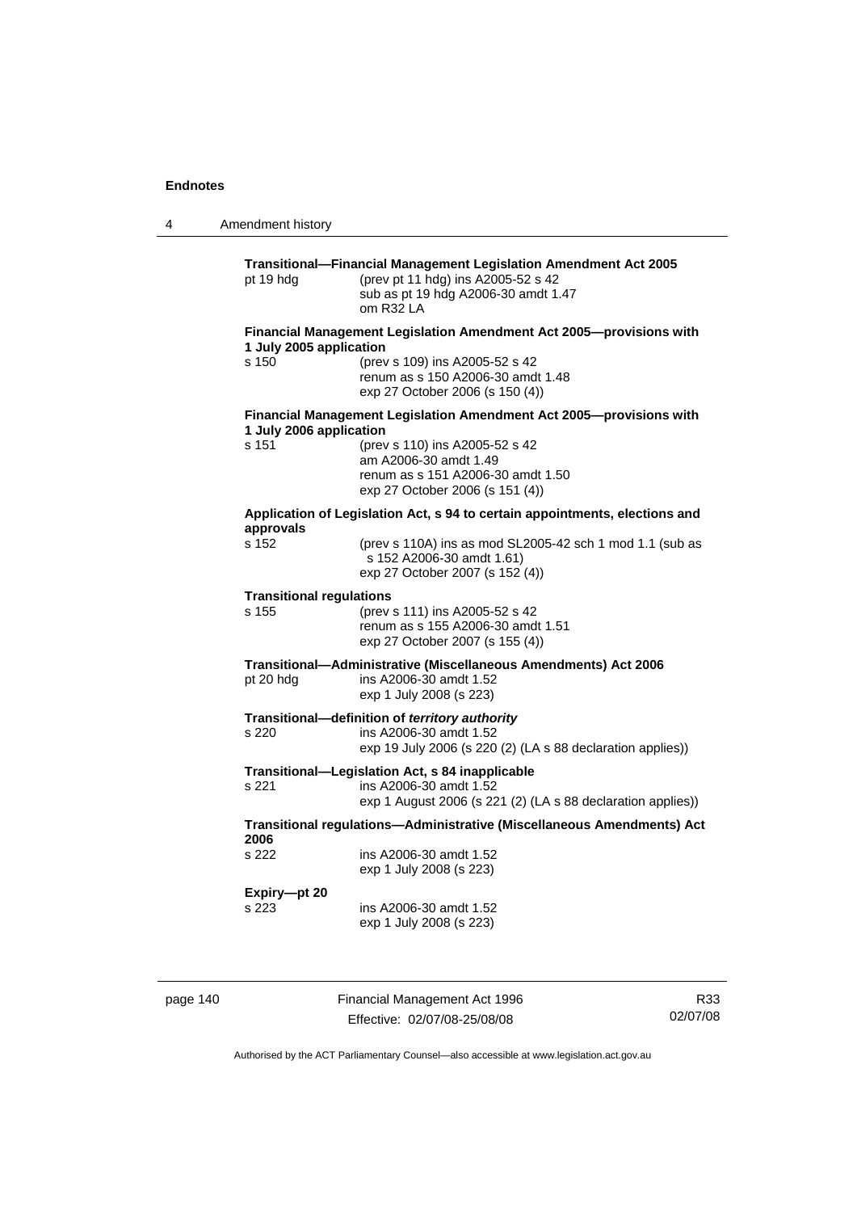**Transitional—Financial Management Legislation Amendment Act 2005**

pt 19 hdg (prev pt 11 hdg) ins A2005-52 s 42
sub as pt 19 hdg A2006-30 amdt 1.47
om R32 LA

**Financial Management Legislation Amendment Act 2005—provisions with 1 July 2005 application**

s 150 (prev s 109) ins A2005-52 s 42
renum as s 150 A2006-30 amdt 1.48
exp 27 October 2006 (s 150 (4))

**Financial Management Legislation Amendment Act 2005—provisions with 1 July 2006 application**

s 151 (prev s 110) ins A2005-52 s 42
am A2006-30 amdt 1.49
renum as s 151 A2006-30 amdt 1.50
exp 27 October 2006 (s 151 (4))

**Application of Legislation Act, s 94 to certain appointments, elections and approvals**

s 152 (prev s 110A) ins as mod SL2005-42 sch 1 mod 1.1 (sub as s 152 A2006-30 amdt 1.61)
exp 27 October 2007 (s 152 (4))

**Transitional regulations**

s 155 (prev s 111) ins A2005-52 s 42
renum as s 155 A2006-30 amdt 1.51
exp 27 October 2007 (s 155 (4))

**Transitional—Administrative (Miscellaneous Amendments) Act 2006**

pt 20 hdg ins A2006-30 amdt 1.52
exp 1 July 2008 (s 223)

**Transitional—definition of *territory authority***

s 220 ins A2006-30 amdt 1.52
exp 19 July 2006 (s 220 (2) (LA s 88 declaration applies))

**Transitional—Legislation Act, s 84 inapplicable**

s 221 ins A2006-30 amdt 1.52
exp 1 August 2006 (s 221 (2) (LA s 88 declaration applies))

**Transitional regulations—Administrative (Miscellaneous Amendments) Act 2006**

s 222 ins A2006-30 amdt 1.52
exp 1 July 2008 (s 223)

**Expiry—pt 20**

s 223 ins A2006-30 amdt 1.52
exp 1 July 2008 (s 223)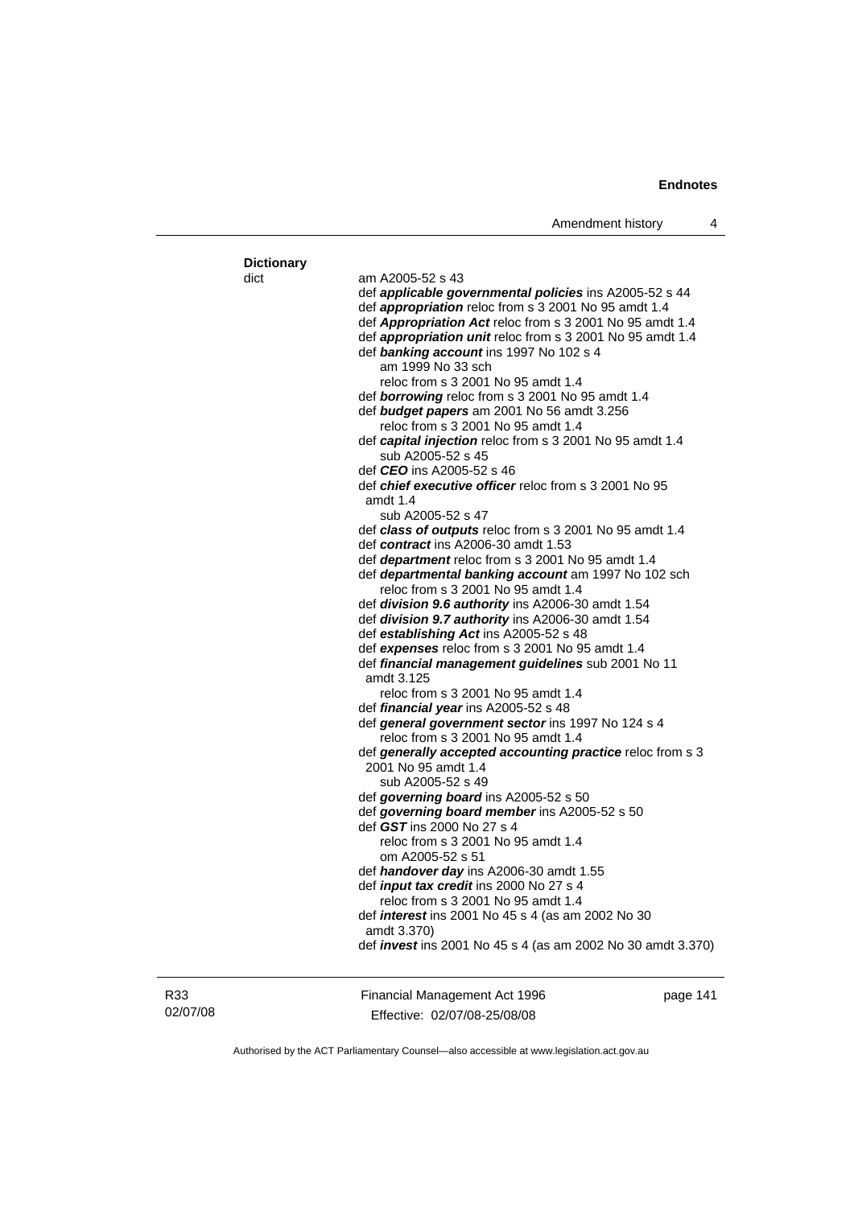**Dictionary**

dict am A2005-52 s 43

def ***applicable governmental policies*** ins A2005-52 s 44

def ***appropriation*** reloc from s 3 2001 No 95 amdt 1.4

def ***Appropriation Act*** reloc from s 3 2001 No 95 amdt 1.4

def ***appropriation unit*** reloc from s 3 2001 No 95 amdt 1.4

def ***banking account*** ins 1997 No 102 s 4
  am 1999 No 33 sch
  reloc from s 3 2001 No 95 amdt 1.4

def ***borrowing*** reloc from s 3 2001 No 95 amdt 1.4

def ***budget papers*** am 2001 No 56 amdt 3.256
  reloc from s 3 2001 No 95 amdt 1.4

def ***capital injection*** reloc from s 3 2001 No 95 amdt 1.4
  sub A2005-52 s 45

def ***CEO*** ins A2005-52 s 46

def ***chief executive officer*** reloc from s 3 2001 No 95 amdt 1.4
  sub A2005-52 s 47

def ***class of outputs*** reloc from s 3 2001 No 95 amdt 1.4

def ***contract*** ins A2006-30 amdt 1.53

def ***department*** reloc from s 3 2001 No 95 amdt 1.4

def ***departmental banking account*** am 1997 No 102 sch
  reloc from s 3 2001 No 95 amdt 1.4

def ***division 9.6 authority*** ins A2006-30 amdt 1.54

def ***division 9.7 authority*** ins A2006-30 amdt 1.54

def ***establishing Act*** ins A2005-52 s 48

def ***expenses*** reloc from s 3 2001 No 95 amdt 1.4

def ***financial management guidelines*** sub 2001 No 11 amdt 3.125
  reloc from s 3 2001 No 95 amdt 1.4

def ***financial year*** ins A2005-52 s 48

def ***general government sector*** ins 1997 No 124 s 4
  reloc from s 3 2001 No 95 amdt 1.4

def ***generally accepted accounting practice*** reloc from s 3 2001 No 95 amdt 1.4
  sub A2005-52 s 49

def ***governing board*** ins A2005-52 s 50

def ***governing board member*** ins A2005-52 s 50

def ***GST*** ins 2000 No 27 s 4
  reloc from s 3 2001 No 95 amdt 1.4
  om A2005-52 s 51

def ***handover day*** ins A2006-30 amdt 1.55

def ***input tax credit*** ins 2000 No 27 s 4
  reloc from s 3 2001 No 95 amdt 1.4

def ***interest*** ins 2001 No 45 s 4 (as am 2002 No 30 amdt 3.370)

def ***invest*** ins 2001 No 45 s 4 (as am 2002 No 30 amdt 3.370)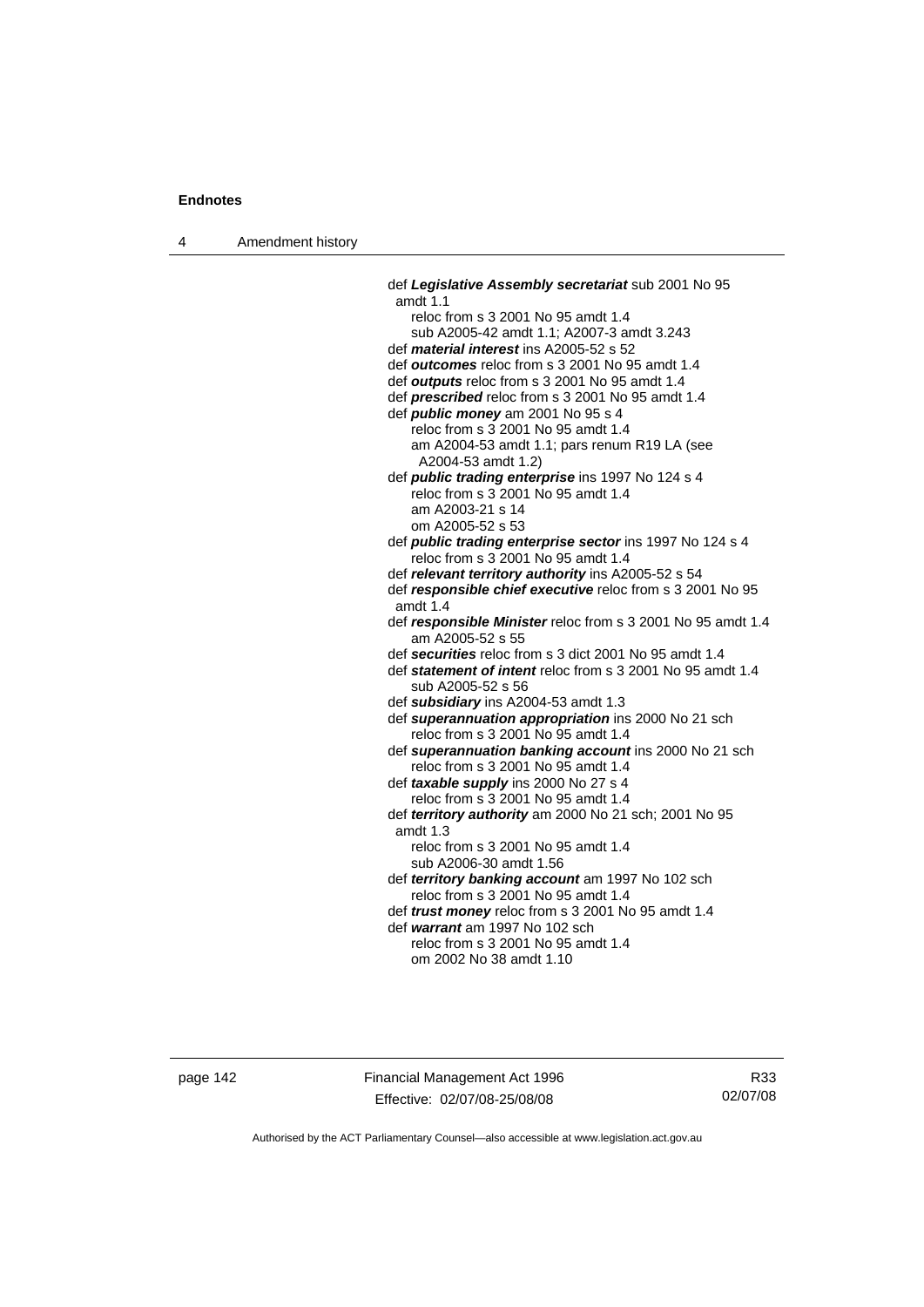def ***Legislative Assembly secretariat*** sub 2001 No 95 amdt 1.1
reloc from s 3 2001 No 95 amdt 1.4
sub A2005-42 amdt 1.1; A2007-3 amdt 3.243
def ***material interest*** ins A2005-52 s 52
def ***outcomes*** reloc from s 3 2001 No 95 amdt 1.4
def ***outputs*** reloc from s 3 2001 No 95 amdt 1.4
def ***prescribed*** reloc from s 3 2001 No 95 amdt 1.4
def ***public money*** am 2001 No 95 s 4
reloc from s 3 2001 No 95 amdt 1.4
am A2004-53 amdt 1.1; pars renum R19 LA (see A2004-53 amdt 1.2)
def ***public trading enterprise*** ins 1997 No 124 s 4
reloc from s 3 2001 No 95 amdt 1.4
am A2003-21 s 14
om A2005-52 s 53
def ***public trading enterprise sector*** ins 1997 No 124 s 4
reloc from s 3 2001 No 95 amdt 1.4
def ***relevant territory authority*** ins A2005-52 s 54
def ***responsible chief executive*** reloc from s 3 2001 No 95 amdt 1.4
def ***responsible Minister*** reloc from s 3 2001 No 95 amdt 1.4
am A2005-52 s 55
def ***securities*** reloc from s 3 dict 2001 No 95 amdt 1.4
def ***statement of intent*** reloc from s 3 2001 No 95 amdt 1.4
sub A2005-52 s 56
def ***subsidiary*** ins A2004-53 amdt 1.3
def ***superannuation appropriation*** ins 2000 No 21 sch
reloc from s 3 2001 No 95 amdt 1.4
def ***superannuation banking account*** ins 2000 No 21 sch
reloc from s 3 2001 No 95 amdt 1.4
def ***taxable supply*** ins 2000 No 27 s 4
reloc from s 3 2001 No 95 amdt 1.4
def ***territory authority*** am 2000 No 21 sch; 2001 No 95 amdt 1.3
reloc from s 3 2001 No 95 amdt 1.4
sub A2006-30 amdt 1.56
def ***territory banking account*** am 1997 No 102 sch
reloc from s 3 2001 No 95 amdt 1.4
def ***trust money*** reloc from s 3 2001 No 95 amdt 1.4
def ***warrant*** am 1997 No 102 sch
reloc from s 3 2001 No 95 amdt 1.4
om 2002 No 38 amdt 1.10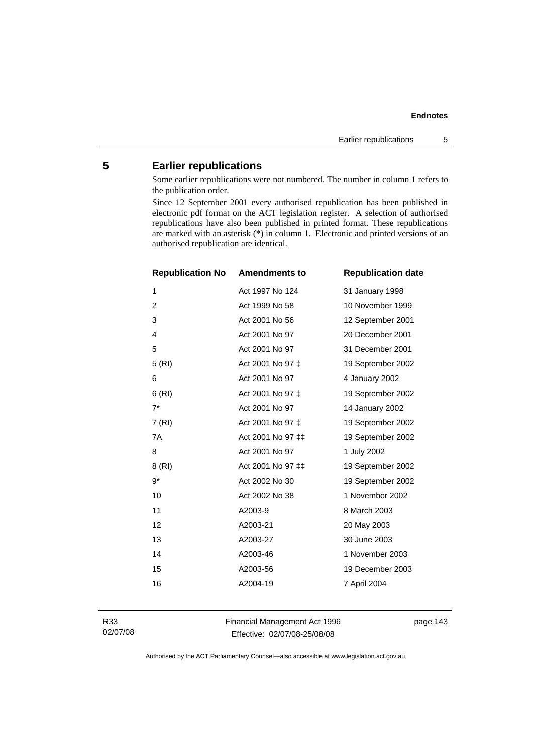## 5 Earlier republications

Some earlier republications were not numbered. The number in column 1 refers to the publication order.

Since 12 September 2001 every authorised republication has been published in electronic pdf format on the ACT legislation register. A selection of authorised republications have also been published in printed format. These republications are marked with an asterisk (*) in column 1. Electronic and printed versions of an authorised republication are identical.

| Republication No | Amendments to | Republication date |
|---|---|---|
| 1 | Act 1997 No 124 | 31 January 1998 |
| 2 | Act 1999 No 58 | 10 November 1999 |
| 3 | Act 2001 No 56 | 12 September 2001 |
| 4 | Act 2001 No 97 | 20 December 2001 |
| 5 | Act 2001 No 97 | 31 December 2001 |
| 5 (RI) | Act 2001 No 97 ‡ | 19 September 2002 |
| 6 | Act 2001 No 97 | 4 January 2002 |
| 6 (RI) | Act 2001 No 97 ‡ | 19 September 2002 |
| 7* | Act 2001 No 97 | 14 January 2002 |
| 7 (RI) | Act 2001 No 97 ‡ | 19 September 2002 |
| 7A | Act 2001 No 97 ‡‡ | 19 September 2002 |
| 8 | Act 2001 No 97 | 1 July 2002 |
| 8 (RI) | Act 2001 No 97 ‡‡ | 19 September 2002 |
| 9* | Act 2002 No 30 | 19 September 2002 |
| 10 | Act 2002 No 38 | 1 November 2002 |
| 11 | A2003-9 | 8 March 2003 |
| 12 | A2003-21 | 20 May 2003 |
| 13 | A2003-27 | 30 June 2003 |
| 14 | A2003-46 | 1 November 2003 |
| 15 | A2003-56 | 19 December 2003 |
| 16 | A2004-19 | 7 April 2004 |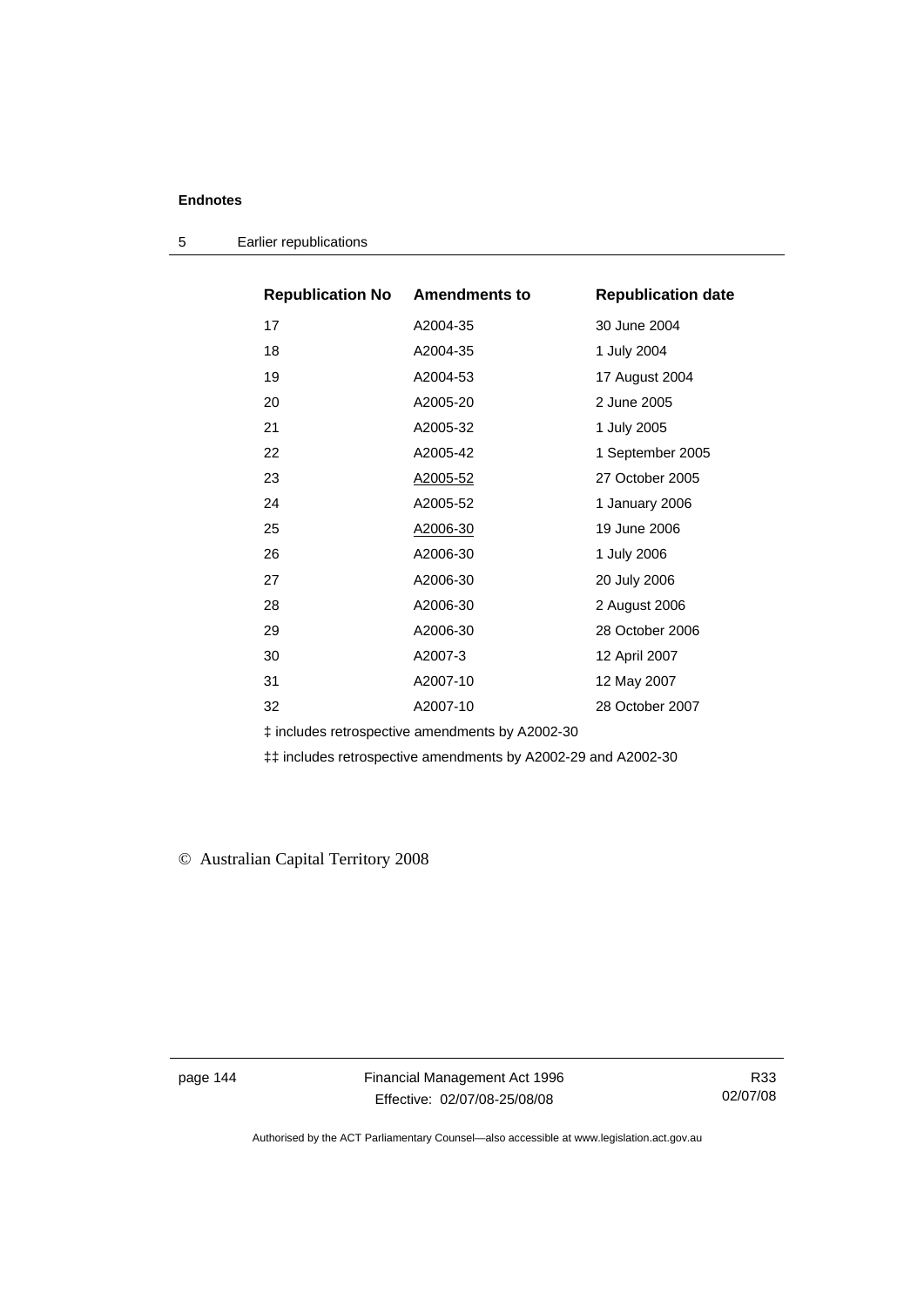## 5 Earlier republications

| Republication No | Amendments to | Republication date |
|---|---|---|
| 17 | A2004-35 | 30 June 2004 |
| 18 | A2004-35 | 1 July 2004 |
| 19 | A2004-53 | 17 August 2004 |
| 20 | A2005-20 | 2 June 2005 |
| 21 | A2005-32 | 1 July 2005 |
| 22 | A2005-42 | 1 September 2005 |
| 23 | A2005-52 | 27 October 2005 |
| 24 | A2005-52 | 1 January 2006 |
| 25 | A2006-30 | 19 June 2006 |
| 26 | A2006-30 | 1 July 2006 |
| 27 | A2006-30 | 20 July 2006 |
| 28 | A2006-30 | 2 August 2006 |
| 29 | A2006-30 | 28 October 2006 |
| 30 | A2007-3 | 12 April 2007 |
| 31 | A2007-10 | 12 May 2007 |
| 32 | A2007-10 | 28 October 2007 |

‡ includes retrospective amendments by A2002-30

‡‡ includes retrospective amendments by A2002-29 and A2002-30

© Australian Capital Territory 2008